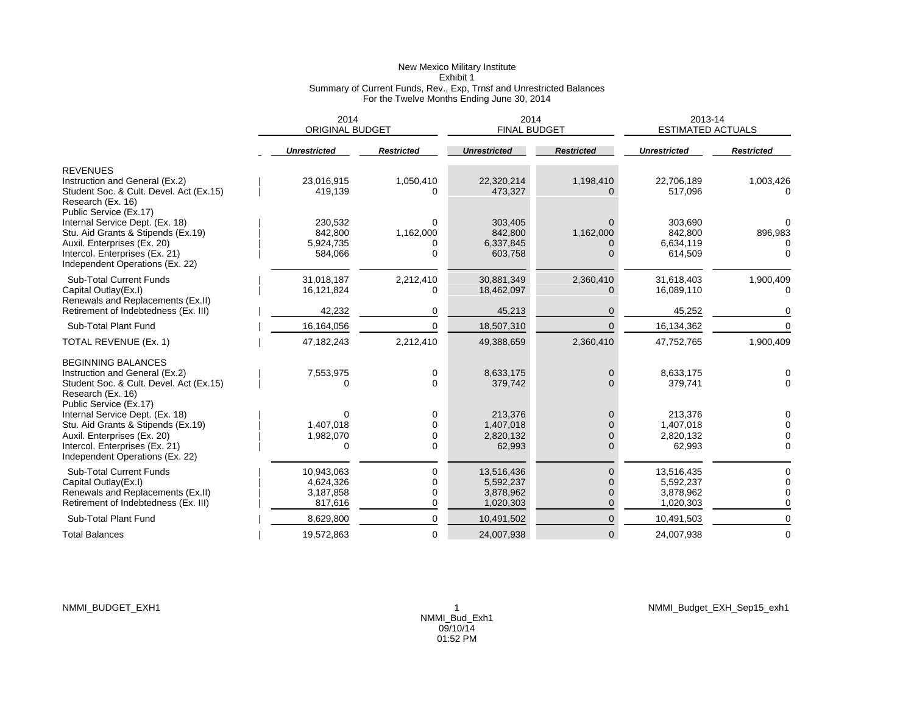# New Mexico Military Institute
## Exhibit 1
## Summary of Current Funds, Rev., Exp, Trnsf and Unrestricted Balances
## For the Twelve Months Ending June 30, 2014

| | 2014 ORIGINAL BUDGET | | 2014 FINAL BUDGET | | 2013-14 ESTIMATED ACTUALS | |
|---|---|---|---|---|---|---|
| | ***Unrestricted*** | ***Restricted*** | ***Unrestricted*** | ***Restricted*** | ***Unrestricted*** | ***Restricted*** |
| REVENUES | | | | | | |
| Instruction and General (Ex.2) | 23,016,915 | 1,050,410 | 22,320,214 | 1,198,410 | 22,706,189 | 1,003,426 |
| Student Soc. & Cult. Devel. Act (Ex.15) | 419,139 | 0 | 473,327 | 0 | 517,096 | 0 |
| Research (Ex. 16) | | | | | | |
| Public Service (Ex.17) | | | | | | |
| Internal Service Dept. (Ex. 18) | 230,532 | 0 | 303,405 | 0 | 303,690 | 0 |
| Stu. Aid Grants & Stipends (Ex.19) | 842,800 | 1,162,000 | 842,800 | 1,162,000 | 842,800 | 896,983 |
| Auxil. Enterprises (Ex. 20) | 5,924,735 | 0 | 6,337,845 | 0 | 6,634,119 | 0 |
| Intercol. Enterprises (Ex. 21) | 584,066 | 0 | 603,758 | 0 | 614,509 | 0 |
| Independent Operations (Ex. 22) | | | | | | |
| Sub-Total Current Funds | 31,018,187 | 2,212,410 | 30,881,349 | 2,360,410 | 31,618,403 | 1,900,409 |
| Capital Outlay(Ex.I) | 16,121,824 | 0 | 18,462,097 | 0 | 16,089,110 | 0 |
| Renewals and Replacements (Ex.II) | | | | | | |
| Retirement of Indebtedness (Ex. III) | 42,232 | 0 | 45,213 | 0 | 45,252 | 0 |
| Sub-Total Plant Fund | 16,164,056 | 0 | 18,507,310 | 0 | 16,134,362 | 0 |
| TOTAL REVENUE (Ex. 1) | 47,182,243 | 2,212,410 | 49,388,659 | 2,360,410 | 47,752,765 | 1,900,409 |
| BEGINNING BALANCES | | | | | | |
| Instruction and General (Ex.2) | 7,553,975 | 0 | 8,633,175 | 0 | 8,633,175 | 0 |
| Student Soc. & Cult. Devel. Act (Ex.15) | 0 | 0 | 379,742 | 0 | 379,741 | 0 |
| Research (Ex. 16) | | | | | | |
| Public Service (Ex.17) | | | | | | |
| Internal Service Dept. (Ex. 18) | 0 | 0 | 213,376 | 0 | 213,376 | 0 |
| Stu. Aid Grants & Stipends (Ex.19) | 1,407,018 | 0 | 1,407,018 | 0 | 1,407,018 | 0 |
| Auxil. Enterprises (Ex. 20) | 1,982,070 | 0 | 2,820,132 | 0 | 2,820,132 | 0 |
| Intercol. Enterprises (Ex. 21) | 0 | 0 | 62,993 | 0 | 62,993 | 0 |
| Independent Operations (Ex. 22) | | | | | | |
| Sub-Total Current Funds | 10,943,063 | 0 | 13,516,436 | 0 | 13,516,435 | 0 |
| Capital Outlay(Ex.I) | 4,624,326 | 0 | 5,592,237 | 0 | 5,592,237 | 0 |
| Renewals and Replacements (Ex.II) | 3,187,858 | 0 | 3,878,962 | 0 | 3,878,962 | 0 |
| Retirement of Indebtedness (Ex. III) | 817,616 | 0 | 1,020,303 | 0 | 1,020,303 | 0 |
| Sub-Total Plant Fund | 8,629,800 | 0 | 10,491,502 | 0 | 10,491,503 | 0 |
| Total Balances | 19,572,863 | 0 | 24,007,938 | 0 | 24,007,938 | 0 |

NMMI_BUDGET_EXH1 NMMI_Bud_Exh1 09/10/14 01:52 PM NMMI_Budget_EXH_Sep15_exh1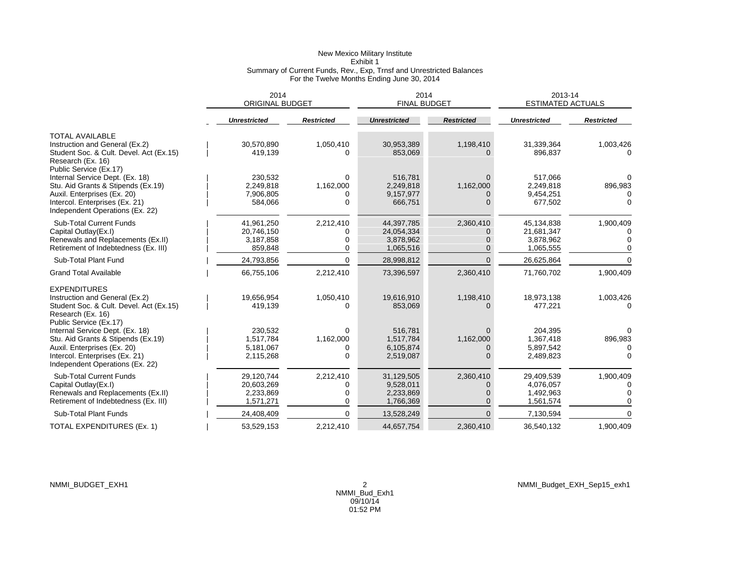New Mexico Military Institute
Exhibit 1
Summary of Current Funds, Rev., Exp, Trnsf and Unrestricted Balances
For the Twelve Months Ending June 30, 2014

| | 2014 ORIGINAL BUDGET | | 2014 FINAL BUDGET | | 2013-14 ESTIMATED ACTUALS | |
|---|---|---|---|---|---|---|
| | ***Unrestricted*** | ***Restricted*** | ***Unrestricted*** | ***Restricted*** | ***Unrestricted*** | ***Restricted*** |
| TOTAL AVAILABLE | | | | | | |
| Instruction and General (Ex.2) | 30,570,890 | 1,050,410 | 30,953,389 | 1,198,410 | 31,339,364 | 1,003,426 |
| Student Soc. & Cult. Devel. Act (Ex.15) | 419,139 | 0 | 853,069 | 0 | 896,837 | 0 |
| Research (Ex. 16) | | | | | | |
| Public Service (Ex.17) | | | | | | |
| Internal Service Dept. (Ex. 18) | 230,532 | 0 | 516,781 | 0 | 517,066 | 0 |
| Stu. Aid Grants & Stipends (Ex.19) | 2,249,818 | 1,162,000 | 2,249,818 | 1,162,000 | 2,249,818 | 896,983 |
| Auxil. Enterprises (Ex. 20) | 7,906,805 | 0 | 9,157,977 | 0 | 9,454,251 | 0 |
| Intercol. Enterprises (Ex. 21) | 584,066 | 0 | 666,751 | 0 | 677,502 | 0 |
| Independent Operations (Ex. 22) | | | | | | |
| Sub-Total Current Funds | 41,961,250 | 2,212,410 | 44,397,785 | 2,360,410 | 45,134,838 | 1,900,409 |
| Capital Outlay(Ex.I) | 20,746,150 | 0 | 24,054,334 | 0 | 21,681,347 | 0 |
| Renewals and Replacements (Ex.II) | 3,187,858 | 0 | 3,878,962 | 0 | 3,878,962 | 0 |
| Retirement of Indebtedness (Ex. III) | 859,848 | 0 | 1,065,516 | 0 | 1,065,555 | 0 |
| Sub-Total Plant Fund | 24,793,856 | 0 | 28,998,812 | 0 | 26,625,864 | 0 |
| Grand Total Available | 66,755,106 | 2,212,410 | 73,396,597 | 2,360,410 | 71,760,702 | 1,900,409 |
| EXPENDITURES | | | | | | |
| Instruction and General (Ex.2) | 19,656,954 | 1,050,410 | 19,616,910 | 1,198,410 | 18,973,138 | 1,003,426 |
| Student Soc. & Cult. Devel. Act (Ex.15) | 419,139 | 0 | 853,069 | 0 | 477,221 | 0 |
| Research (Ex. 16) | | | | | | |
| Public Service (Ex.17) | | | | | | |
| Internal Service Dept. (Ex. 18) | 230,532 | 0 | 516,781 | 0 | 204,395 | 0 |
| Stu. Aid Grants & Stipends (Ex.19) | 1,517,784 | 1,162,000 | 1,517,784 | 1,162,000 | 1,367,418 | 896,983 |
| Auxil. Enterprises (Ex. 20) | 5,181,067 | 0 | 6,105,874 | 0 | 5,897,542 | 0 |
| Intercol. Enterprises (Ex. 21) | 2,115,268 | 0 | 2,519,087 | 0 | 2,489,823 | 0 |
| Independent Operations (Ex. 22) | | | | | | |
| Sub-Total Current Funds | 29,120,744 | 2,212,410 | 31,129,505 | 2,360,410 | 29,409,539 | 1,900,409 |
| Capital Outlay(Ex.I) | 20,603,269 | 0 | 9,528,011 | 0 | 4,076,057 | 0 |
| Renewals and Replacements (Ex.II) | 2,233,869 | 0 | 2,233,869 | 0 | 1,492,963 | 0 |
| Retirement of Indebtedness (Ex. III) | 1,571,271 | 0 | 1,766,369 | 0 | 1,561,574 | 0 |
| Sub-Total Plant Funds | 24,408,409 | 0 | 13,528,249 | 0 | 7,130,594 | 0 |
| TOTAL EXPENDITURES (Ex. 1) | 53,529,153 | 2,212,410 | 44,657,754 | 2,360,410 | 36,540,132 | 1,900,409 |

NMMI_BUDGET_EXH1 NMMI_Bud_Exh1 09/10/14 01:52 PM NMMI_Budget_EXH_Sep15_exh1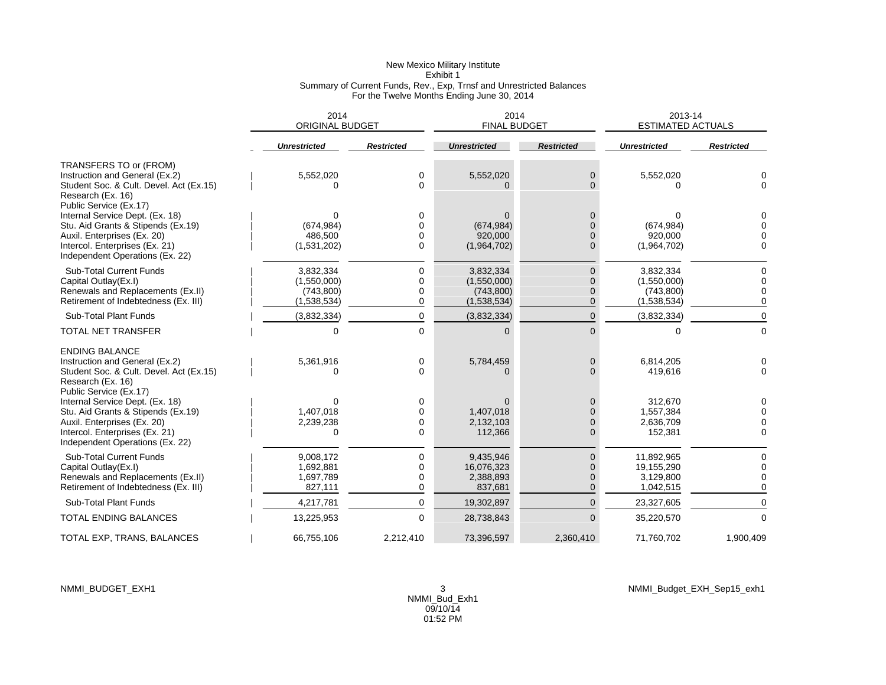New Mexico Military Institute
Exhibit 1
Summary of Current Funds, Rev., Exp, Trnsf and Unrestricted Balances
For the Twelve Months Ending June 30, 2014

| | 2014 ORIGINAL BUDGET | | 2014 FINAL BUDGET | | 2013-14 ESTIMATED ACTUALS | |
|---|---|---|---|---|---|---|
| | ***Unrestricted*** | ***Restricted*** | ***Unrestricted*** | ***Restricted*** | ***Unrestricted*** | ***Restricted*** |
| TRANSFERS TO or (FROM) | | | | | | |
| Instruction and General (Ex.2) | 5,552,020 | 0 | 5,552,020 | 0 | 5,552,020 | 0 |
| Student Soc. & Cult. Devel. Act (Ex.15) | 0 | 0 | 0 | 0 | 0 | 0 |
| Research (Ex. 16) | | | | | | |
| Public Service (Ex.17) | | | | | | |
| Internal Service Dept. (Ex. 18) | 0 | 0 | 0 | 0 | 0 | 0 |
| Stu. Aid Grants & Stipends (Ex.19) | (674,984) | 0 | (674,984) | 0 | (674,984) | 0 |
| Auxil. Enterprises (Ex. 20) | 486,500 | 0 | 920,000 | 0 | 920,000 | 0 |
| Intercol. Enterprises (Ex. 21) | (1,531,202) | 0 | (1,964,702) | 0 | (1,964,702) | 0 |
| Independent Operations (Ex. 22) | | | | | | |
| Sub-Total Current Funds | 3,832,334 | 0 | 3,832,334 | 0 | 3,832,334 | 0 |
| Capital Outlay(Ex.I) | (1,550,000) | 0 | (1,550,000) | 0 | (1,550,000) | 0 |
| Renewals and Replacements (Ex.II) | (743,800) | 0 | (743,800) | 0 | (743,800) | 0 |
| Retirement of Indebtedness (Ex. III) | (1,538,534) | 0 | (1,538,534) | 0 | (1,538,534) | 0 |
| Sub-Total Plant Funds | (3,832,334) | 0 | (3,832,334) | 0 | (3,832,334) | 0 |
| TOTAL NET TRANSFER | 0 | 0 | 0 | 0 | 0 | 0 |
| ENDING BALANCE | | | | | | |
| Instruction and General (Ex.2) | 5,361,916 | 0 | 5,784,459 | 0 | 6,814,205 | 0 |
| Student Soc. & Cult. Devel. Act (Ex.15) | 0 | 0 | 0 | 0 | 419,616 | 0 |
| Research (Ex. 16) | | | | | | |
| Public Service (Ex.17) | | | | | | |
| Internal Service Dept. (Ex. 18) | 0 | 0 | 0 | 0 | 312,670 | 0 |
| Stu. Aid Grants & Stipends (Ex.19) | 1,407,018 | 0 | 1,407,018 | 0 | 1,557,384 | 0 |
| Auxil. Enterprises (Ex. 20) | 2,239,238 | 0 | 2,132,103 | 0 | 2,636,709 | 0 |
| Intercol. Enterprises (Ex. 21) | 0 | 0 | 112,366 | 0 | 152,381 | 0 |
| Independent Operations (Ex. 22) | | | | | | |
| Sub-Total Current Funds | 9,008,172 | 0 | 9,435,946 | 0 | 11,892,965 | 0 |
| Capital Outlay(Ex.I) | 1,692,881 | 0 | 16,076,323 | 0 | 19,155,290 | 0 |
| Renewals and Replacements (Ex.II) | 1,697,789 | 0 | 2,388,893 | 0 | 3,129,800 | 0 |
| Retirement of Indebtedness (Ex. III) | 827,111 | 0 | 837,681 | 0 | 1,042,515 | 0 |
| Sub-Total Plant Funds | 4,217,781 | 0 | 19,302,897 | 0 | 23,327,605 | 0 |
| TOTAL ENDING BALANCES | 13,225,953 | 0 | 28,738,843 | 0 | 35,220,570 | 0 |
| TOTAL EXP, TRANS, BALANCES | 66,755,106 | 2,212,410 | 73,396,597 | 2,360,410 | 71,760,702 | 1,900,409 |

NMMI_BUDGET_EXH1 NMMI_Bud_Exh1 09/10/14 01:52 PM NMMI_Budget_EXH_Sep15_exh1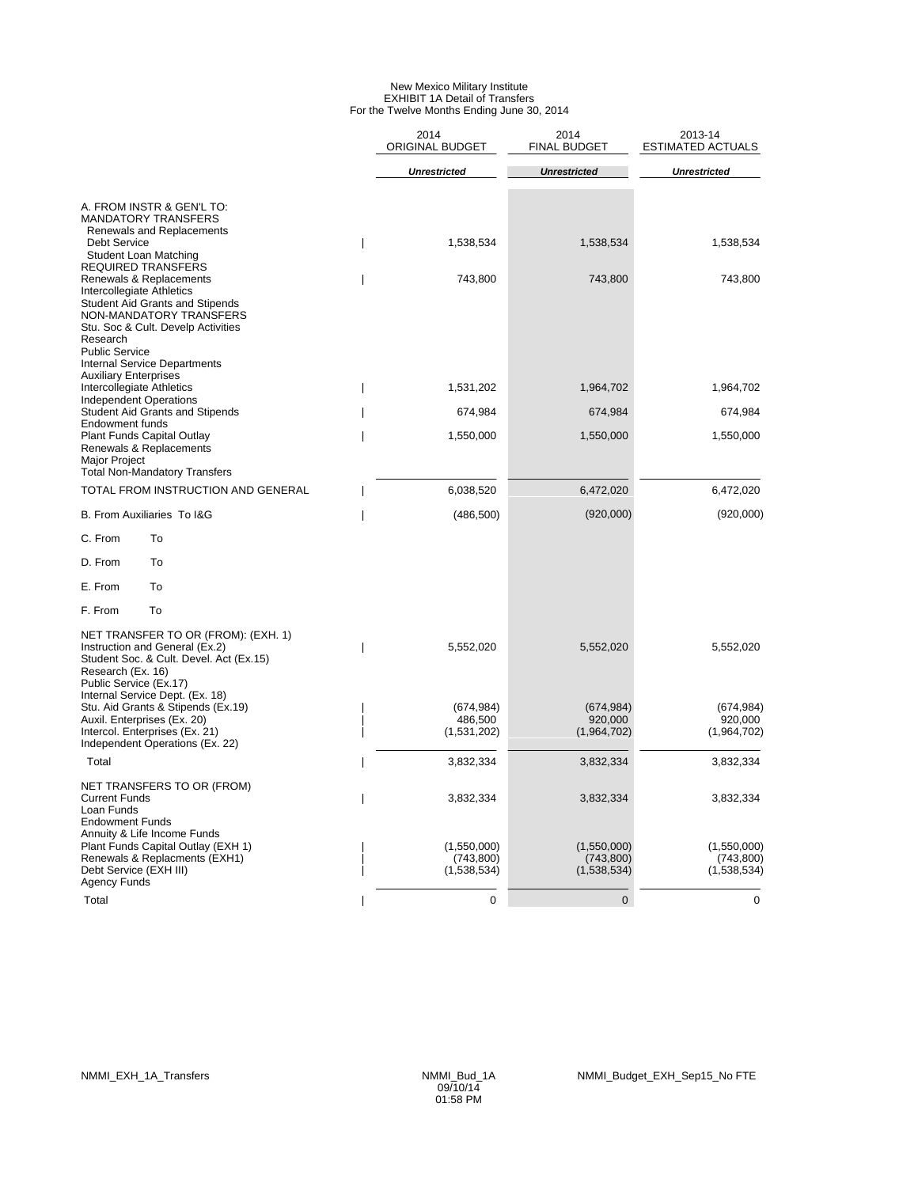New Mexico Military Institute
EXHIBIT 1A Detail of Transfers
For the Twelve Months Ending June 30, 2014

| | 2014 ORIGINAL BUDGET | 2014 FINAL BUDGET | 2013-14 ESTIMATED ACTUALS |
|---|---|---|---|
| | ***Unrestricted*** | ***Unrestricted*** | ***Unrestricted*** |
| A. FROM INSTR & GEN'L TO: | | | |
| MANDATORY TRANSFERS | | | |
| Renewals and Replacements | | | |
| Debt Service | 1,538,534 | 1,538,534 | 1,538,534 |
| Student Loan Matching | | | |
| REQUIRED TRANSFERS | | | |
| Renewals & Replacements | 743,800 | 743,800 | 743,800 |
| Intercollegiate Athletics | | | |
| Student Aid Grants and Stipends | | | |
| NON-MANDATORY TRANSFERS | | | |
| Stu. Soc & Cult. Develp Activities | | | |
| Research | | | |
| Public Service | | | |
| Internal Service Departments | | | |
| Auxiliary Enterprises | | | |
| Intercollegiate Athletics | 1,531,202 | 1,964,702 | 1,964,702 |
| Independent Operations | | | |
| Student Aid Grants and Stipends | 674,984 | 674,984 | 674,984 |
| Endowment funds | | | |
| Plant Funds Capital Outlay | 1,550,000 | 1,550,000 | 1,550,000 |
| Renewals & Replacements | | | |
| Major Project | | | |
| Total Non-Mandatory Transfers | | | |
| TOTAL FROM INSTRUCTION AND GENERAL | 6,038,520 | 6,472,020 | 6,472,020 |
| B. From Auxiliaries To I&G | (486,500) | (920,000) | (920,000) |
| C. From To | | | |
| D. From To | | | |
| E. From To | | | |
| F. From To | | | |
| NET TRANSFER TO OR (FROM): (EXH. 1) | | | |
| Instruction and General (Ex.2) | 5,552,020 | 5,552,020 | 5,552,020 |
| Student Soc. & Cult. Devel. Act (Ex.15) | | | |
| Research (Ex. 16) | | | |
| Public Service (Ex.17) | | | |
| Internal Service Dept. (Ex. 18) | | | |
| Stu. Aid Grants & Stipends (Ex.19) | (674,984) | (674,984) | (674,984) |
| Auxil. Enterprises (Ex. 20) | 486,500 | 920,000 | 920,000 |
| Intercol. Enterprises (Ex. 21) | (1,531,202) | (1,964,702) | (1,964,702) |
| Independent Operations (Ex. 22) | | | |
| Total | 3,832,334 | 3,832,334 | 3,832,334 |
| NET TRANSFERS TO OR (FROM) | | | |
| Current Funds | 3,832,334 | 3,832,334 | 3,832,334 |
| Loan Funds | | | |
| Endowment Funds | | | |
| Annuity & Life Income Funds | | | |
| Plant Funds Capital Outlay (EXH 1) | (1,550,000) | (1,550,000) | (1,550,000) |
| Renewals & Replacments (EXH1) | (743,800) | (743,800) | (743,800) |
| Debt Service (EXH III) | (1,538,534) | (1,538,534) | (1,538,534) |
| Agency Funds | | | |
| Total | 0 | 0 | 0 |

NMMI_EXH_1A_Transfers NMMI_Bud_1A 09/10/14 01:58 PM NMMI_Budget_EXH_Sep15_No FTE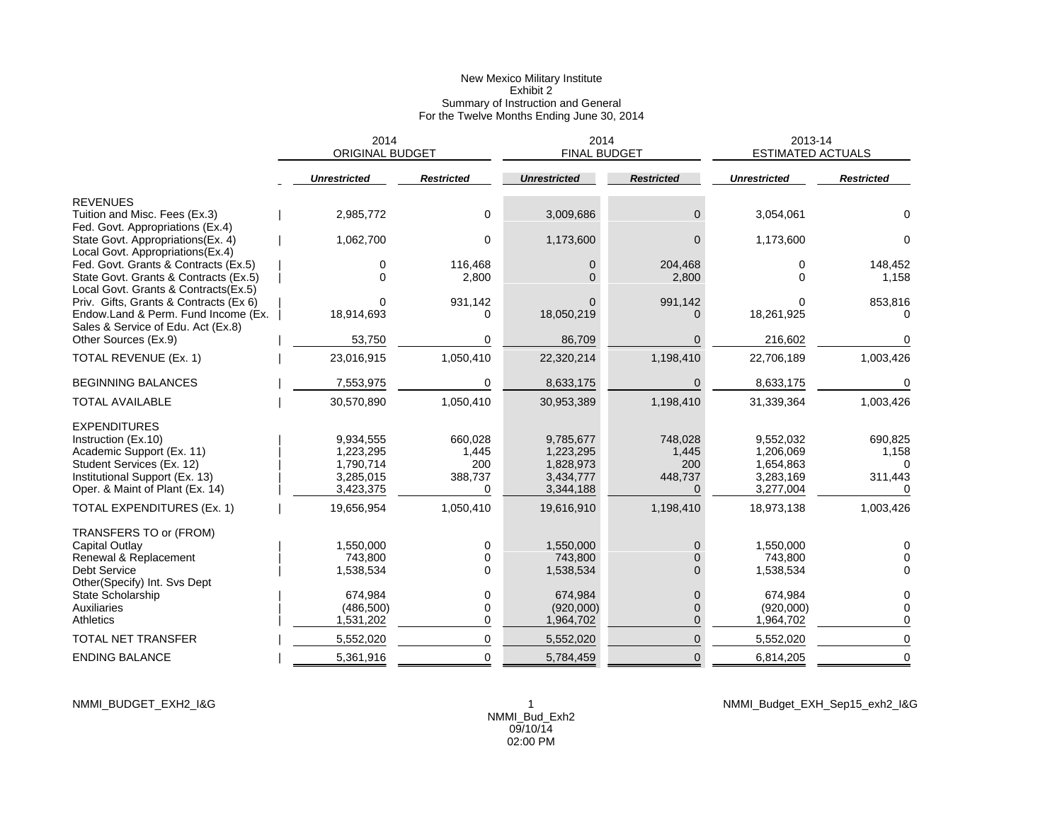# New Mexico Military Institute

## Exhibit 2

## Summary of Instruction and General

## For the Twelve Months Ending June 30, 2014

| | 2014 ORIGINAL BUDGET | | 2014 FINAL BUDGET | | 2013-14 ESTIMATED ACTUALS | |
|---|---|---|---|---|---|---|
| | ***Unrestricted*** | ***Restricted*** | ***Unrestricted*** | ***Restricted*** | ***Unrestricted*** | ***Restricted*** |
| **REVENUES** | | | | | | |
| Tuition and Misc. Fees (Ex.3) | 2,985,772 | 0 | 3,009,686 | 0 | 3,054,061 | 0 |
| Fed. Govt. Appropriations (Ex.4) | | | | | | |
| State Govt. Appropriations(Ex. 4) | 1,062,700 | 0 | 1,173,600 | 0 | 1,173,600 | 0 |
| Local Govt. Appropriations(Ex.4) | | | | | | |
| Fed. Govt. Grants & Contracts (Ex.5) | 0 | 116,468 | 0 | 204,468 | 0 | 148,452 |
| State Govt. Grants & Contracts (Ex.5) | 0 | 2,800 | 0 | 2,800 | 0 | 1,158 |
| Local Govt. Grants & Contracts(Ex.5) | | | | | | |
| Priv. Gifts, Grants & Contracts (Ex 6) | 0 | 931,142 | 0 | 991,142 | 0 | 853,816 |
| Endow.Land & Perm. Fund Income (Ex. | 18,914,693 | 0 | 18,050,219 | 0 | 18,261,925 | 0 |
| Sales & Service of Edu. Act (Ex.8) | | | | | | |
| Other Sources (Ex.9) | 53,750 | 0 | 86,709 | 0 | 216,602 | 0 |
| TOTAL REVENUE (Ex. 1) | 23,016,915 | 1,050,410 | 22,320,214 | 1,198,410 | 22,706,189 | 1,003,426 |
| BEGINNING BALANCES | 7,553,975 | 0 | 8,633,175 | 0 | 8,633,175 | 0 |
| TOTAL AVAILABLE | 30,570,890 | 1,050,410 | 30,953,389 | 1,198,410 | 31,339,364 | 1,003,426 |
| **EXPENDITURES** | | | | | | |
| Instruction (Ex.10) | 9,934,555 | 660,028 | 9,785,677 | 748,028 | 9,552,032 | 690,825 |
| Academic Support (Ex. 11) | 1,223,295 | 1,445 | 1,223,295 | 1,445 | 1,206,069 | 1,158 |
| Student Services (Ex. 12) | 1,790,714 | 200 | 1,828,973 | 200 | 1,654,863 | 0 |
| Institutional Support (Ex. 13) | 3,285,015 | 388,737 | 3,434,777 | 448,737 | 3,283,169 | 311,443 |
| Oper. & Maint of Plant (Ex. 14) | 3,423,375 | 0 | 3,344,188 | 0 | 3,277,004 | 0 |
| TOTAL EXPENDITURES (Ex. 1) | 19,656,954 | 1,050,410 | 19,616,910 | 1,198,410 | 18,973,138 | 1,003,426 |
| **TRANSFERS TO or (FROM)** | | | | | | |
| Capital Outlay | 1,550,000 | 0 | 1,550,000 | 0 | 1,550,000 | 0 |
| Renewal & Replacement | 743,800 | 0 | 743,800 | 0 | 743,800 | 0 |
| Debt Service | 1,538,534 | 0 | 1,538,534 | 0 | 1,538,534 | 0 |
| Other(Specify) Int. Svs Dept | | | | | | |
| State Scholarship | 674,984 | 0 | 674,984 | 0 | 674,984 | 0 |
| Auxiliaries | (486,500) | 0 | (920,000) | 0 | (920,000) | 0 |
| Athletics | 1,531,202 | 0 | 1,964,702 | 0 | 1,964,702 | 0 |
| TOTAL NET TRANSFER | 5,552,020 | 0 | 5,552,020 | 0 | 5,552,020 | 0 |
| ENDING BALANCE | 5,361,916 | 0 | 5,784,459 | 0 | 6,814,205 | 0 |

NMMI_BUDGET_EXH2_I&G

NMMI_Bud_Exh2
09/10/14
02:00 PM

NMMI_Budget_EXH_Sep15_exh2_I&G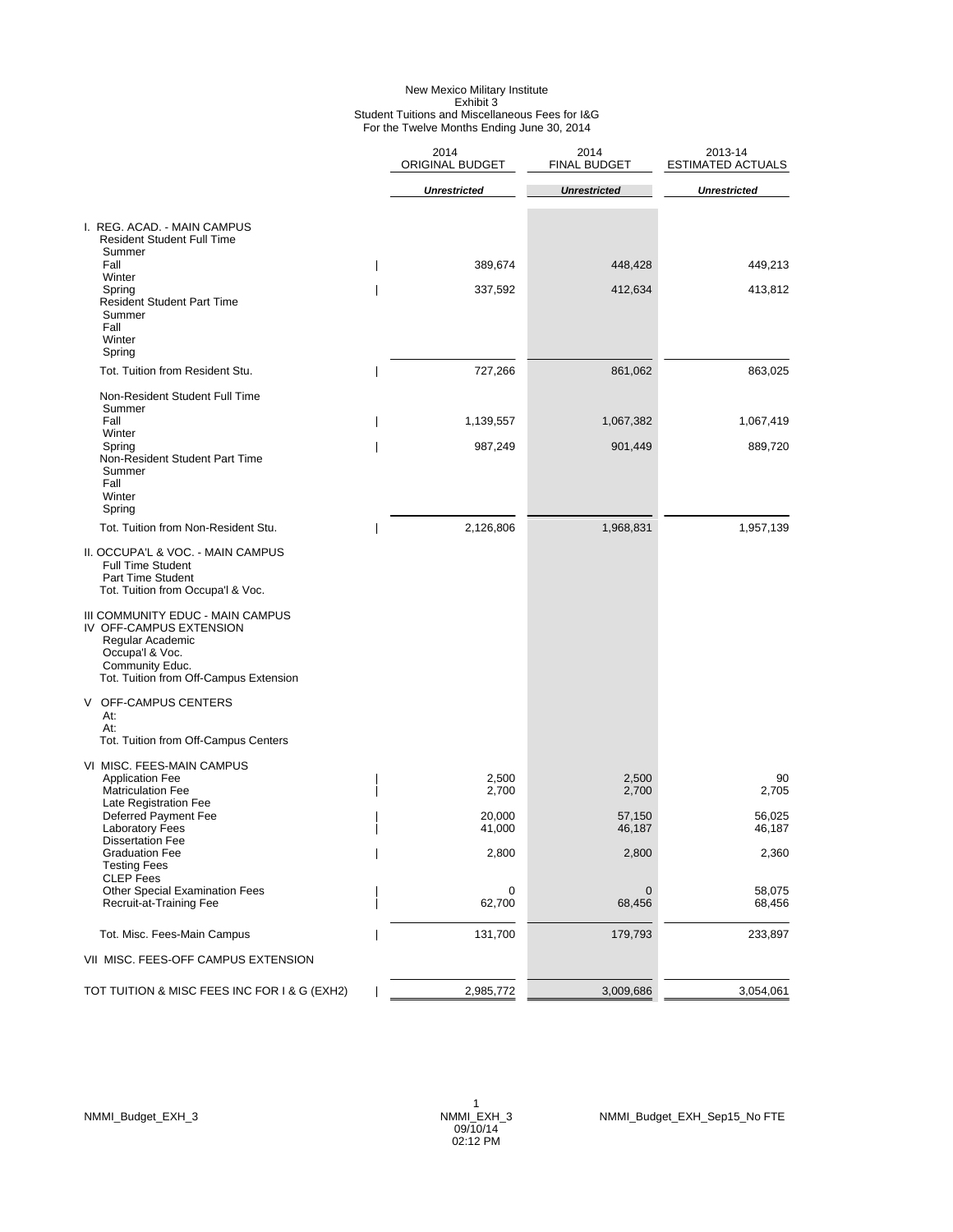# New Mexico Military Institute
## Exhibit 3
### Student Tuitions and Miscellaneous Fees for I&G
### For the Twelve Months Ending June 30, 2014

| | 2014 ORIGINAL BUDGET | 2014 FINAL BUDGET | 2013-14 ESTIMATED ACTUALS |
|---|---|---|---|
| | *Unrestricted* | *Unrestricted* | *Unrestricted* |
| I. REG. ACAD. - MAIN CAMPUS | | | |
| Resident Student Full Time | | | |
| Summer | | | |
| Fall | 389,674 | 448,428 | 449,213 |
| Winter | | | |
| Spring | 337,592 | 412,634 | 413,812 |
| Resident Student Part Time | | | |
| Summer | | | |
| Fall | | | |
| Winter | | | |
| Spring | | | |
| Tot. Tuition from Resident Stu. | 727,266 | 861,062 | 863,025 |
| Non-Resident Student Full Time | | | |
| Summer | | | |
| Fall | 1,139,557 | 1,067,382 | 1,067,419 |
| Winter | | | |
| Spring | 987,249 | 901,449 | 889,720 |
| Non-Resident Student Part Time | | | |
| Summer | | | |
| Fall | | | |
| Winter | | | |
| Spring | | | |
| Tot. Tuition from Non-Resident Stu. | 2,126,806 | 1,968,831 | 1,957,139 |
| II. OCCUPA'L & VOC. - MAIN CAMPUS | | | |
| Full Time Student | | | |
| Part Time Student | | | |
| Tot. Tuition from Occupa'l & Voc. | | | |
| III COMMUNITY EDUC - MAIN CAMPUS | | | |
| IV OFF-CAMPUS EXTENSION | | | |
| Regular Academic | | | |
| Occupa'l & Voc. | | | |
| Community Educ. | | | |
| Tot. Tuition from Off-Campus Extension | | | |
| V OFF-CAMPUS CENTERS | | | |
| At: | | | |
| At: | | | |
| Tot. Tuition from Off-Campus Centers | | | |
| VI MISC. FEES-MAIN CAMPUS | | | |
| Application Fee | 2,500 | 2,500 | 90 |
| Matriculation Fee | 2,700 | 2,700 | 2,705 |
| Late Registration Fee | | | |
| Deferred Payment Fee | 20,000 | 57,150 | 56,025 |
| Laboratory Fees | 41,000 | 46,187 | 46,187 |
| Dissertation Fee | | | |
| Graduation Fee | 2,800 | 2,800 | 2,360 |
| Testing Fees | | | |
| CLEP Fees | | | |
| Other Special Examination Fees | 0 | 0 | 58,075 |
| Recruit-at-Training Fee | 62,700 | 68,456 | 68,456 |
| Tot. Misc. Fees-Main Campus | 131,700 | 179,793 | 233,897 |
| VII MISC. FEES-OFF CAMPUS EXTENSION | | | |
| TOT TUITION & MISC FEES INC FOR I & G (EXH2) | 2,985,772 | 3,009,686 | 3,054,061 |

NMMI_Budget_EXH_3 NMMI_EXH_3 09/10/14 02:12 PM NMMI_Budget_EXH_Sep15_No FTE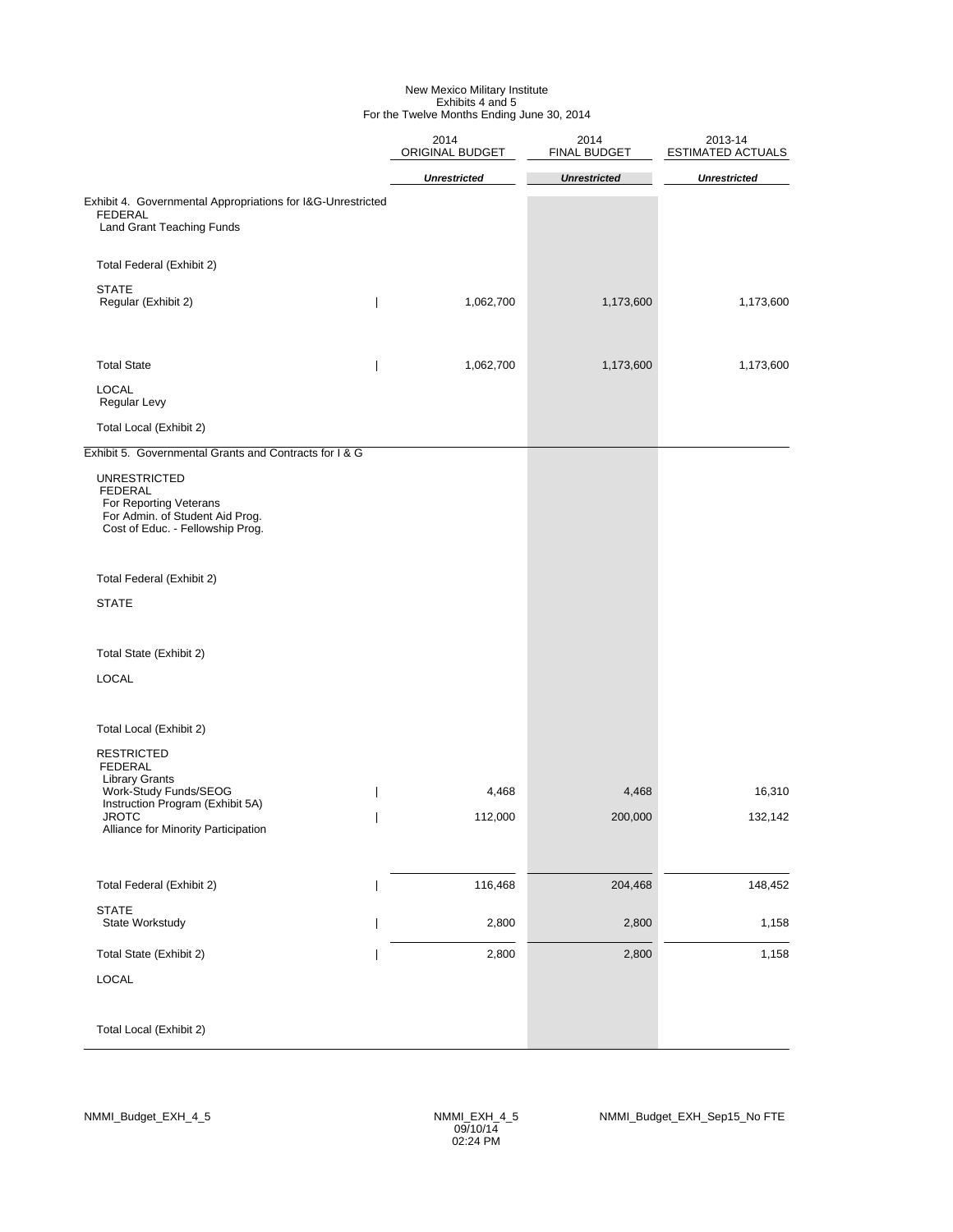New Mexico Military Institute
Exhibits 4 and 5
For the Twelve Months Ending June 30, 2014

| | 2014 ORIGINAL BUDGET | 2014 FINAL BUDGET | 2013-14 ESTIMATED ACTUALS |
|---|---|---|---|
| | *Unrestricted* | *Unrestricted* | *Unrestricted* |
| **Exhibit 4. Governmental Appropriations for I&G-Unrestricted** | | | |
| FEDERAL | | | |
| Land Grant Teaching Funds | | | |
| Total Federal (Exhibit 2) | | | |
| STATE | | | |
| Regular (Exhibit 2) | 1,062,700 | 1,173,600 | 1,173,600 |
| Total State | 1,062,700 | 1,173,600 | 1,173,600 |
| LOCAL | | | |
| Regular Levy | | | |
| Total Local (Exhibit 2) | | | |
| **Exhibit 5. Governmental Grants and Contracts for I & G** | | | |
| UNRESTRICTED | | | |
| FEDERAL | | | |
| For Reporting Veterans | | | |
| For Admin. of Student Aid Prog. | | | |
| Cost of Educ. - Fellowship Prog. | | | |
| Total Federal (Exhibit 2) | | | |
| STATE | | | |
| Total State (Exhibit 2) | | | |
| LOCAL | | | |
| Total Local (Exhibit 2) | | | |
| RESTRICTED | | | |
| FEDERAL | | | |
| Library Grants | | | |
| Work-Study Funds/SEOG | 4,468 | 4,468 | 16,310 |
| Instruction Program (Exhibit 5A) | | | |
| JROTC | 112,000 | 200,000 | 132,142 |
| Alliance for Minority Participation | | | |
| Total Federal (Exhibit 2) | 116,468 | 204,468 | 148,452 |
| STATE | | | |
| State Workstudy | 2,800 | 2,800 | 1,158 |
| Total State (Exhibit 2) | 2,800 | 2,800 | 1,158 |
| LOCAL | | | |
| Total Local (Exhibit 2) | | | |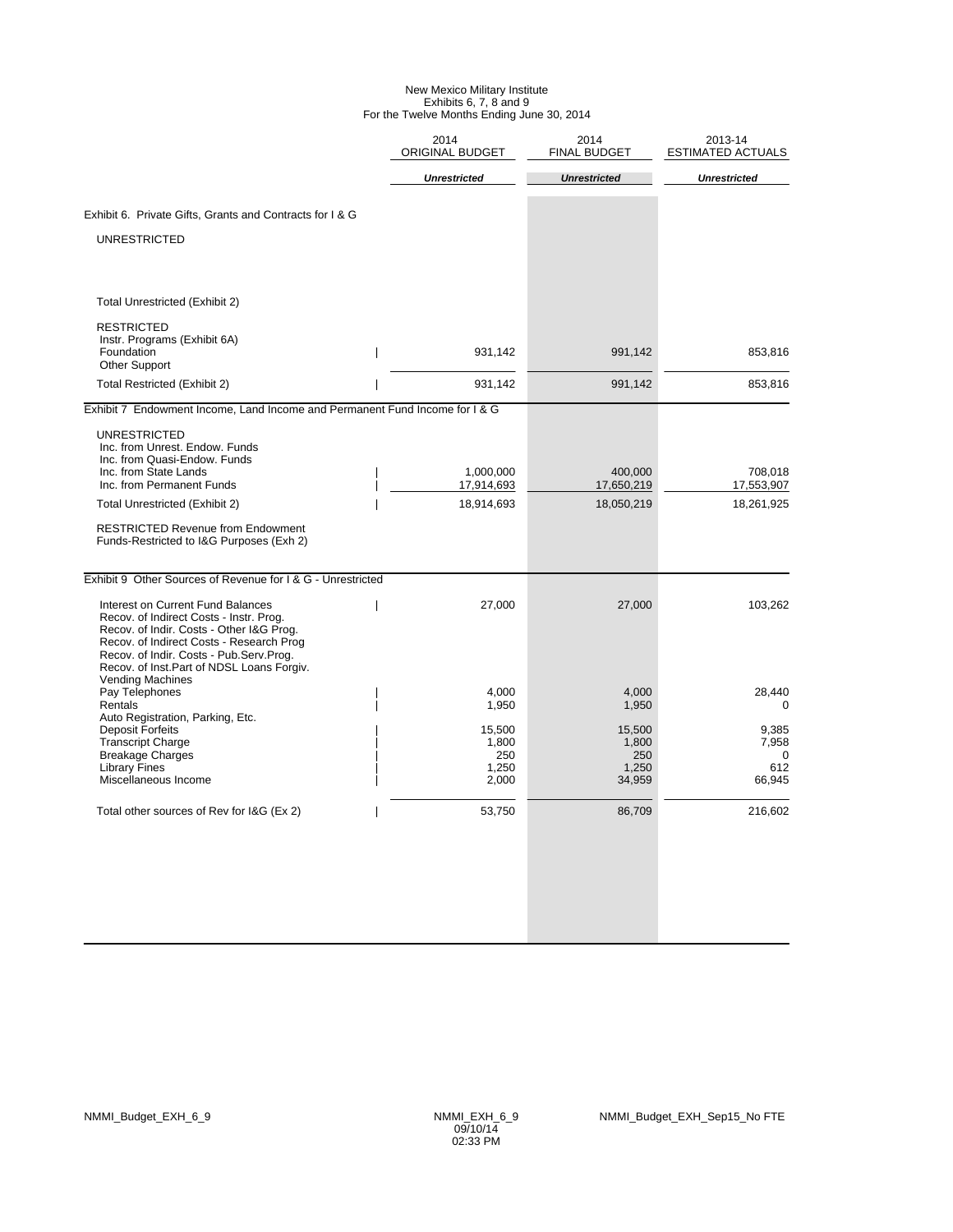# New Mexico Military Institute
## Exhibits 6, 7, 8 and 9
### For the Twelve Months Ending June 30, 2014

| | 2014 ORIGINAL BUDGET | 2014 FINAL BUDGET | 2013-14 ESTIMATED ACTUALS |
|---|---|---|---|
| | *Unrestricted* | *Unrestricted* | *Unrestricted* |
| **Exhibit 6. Private Gifts, Grants and Contracts for I & G** | | | |
| UNRESTRICTED | | | |
| Total Unrestricted (Exhibit 2) | | | |
| RESTRICTED | | | |
| Instr. Programs (Exhibit 6A) | | | |
| Foundation | 931,142 | 991,142 | 853,816 |
| Other Support | | | |
| Total Restricted (Exhibit 2) | 931,142 | 991,142 | 853,816 |
| **Exhibit 7 Endowment Income, Land Income and Permanent Fund Income for I & G** | | | |
| UNRESTRICTED | | | |
| Inc. from Unrest. Endow. Funds | | | |
| Inc. from Quasi-Endow. Funds | | | |
| Inc. from State Lands | 1,000,000 | 400,000 | 708,018 |
| Inc. from Permanent Funds | 17,914,693 | 17,650,219 | 17,553,907 |
| Total Unrestricted (Exhibit 2) | 18,914,693 | 18,050,219 | 18,261,925 |
| RESTRICTED Revenue from Endowment Funds-Restricted to I&G Purposes (Exh 2) | | | |
| **Exhibit 9 Other Sources of Revenue for I & G - Unrestricted** | | | |
| Interest on Current Fund Balances | 27,000 | 27,000 | 103,262 |
| Recov. of Indirect Costs - Instr. Prog. | | | |
| Recov. of Indir. Costs - Other I&G Prog. | | | |
| Recov. of Indirect Costs - Research Prog | | | |
| Recov. of Indir. Costs - Pub.Serv.Prog. | | | |
| Recov. of Inst.Part of NDSL Loans Forgiv. | | | |
| Vending Machines | | | |
| Pay Telephones | 4,000 | 4,000 | 28,440 |
| Rentals | 1,950 | 1,950 | 0 |
| Auto Registration, Parking, Etc. | | | |
| Deposit Forfeits | 15,500 | 15,500 | 9,385 |
| Transcript Charge | 1,800 | 1,800 | 7,958 |
| Breakage Charges | 250 | 250 | 0 |
| Library Fines | 1,250 | 1,250 | 612 |
| Miscellaneous Income | 2,000 | 34,959 | 66,945 |
| Total other sources of Rev for I&G (Ex 2) | 53,750 | 86,709 | 216,602 |

NMMI_Budget_EXH_6_9 NMMI_EXH_6_9 09/10/14 02:33 PM NMMI_Budget_EXH_Sep15_No FTE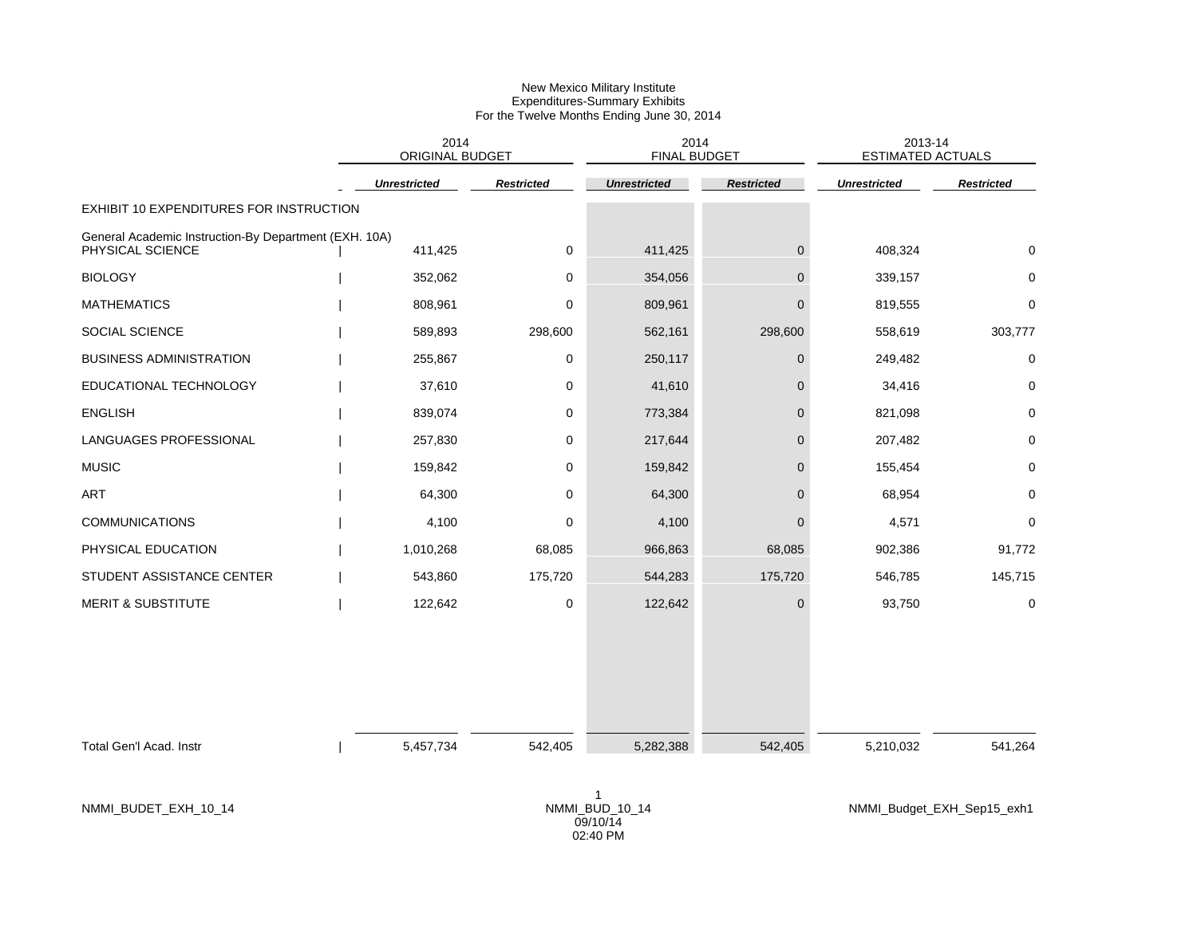New Mexico Military Institute
Expenditures-Summary Exhibits
For the Twelve Months Ending June 30, 2014

| | 2014 ORIGINAL BUDGET | | 2014 FINAL BUDGET | | 2013-14 ESTIMATED ACTUALS | |
|---|---|---|---|---|---|---|
| | ***Unrestricted*** | ***Restricted*** | ***Unrestricted*** | ***Restricted*** | ***Unrestricted*** | ***Restricted*** |
| EXHIBIT 10 EXPENDITURES FOR INSTRUCTION | | | | | | |
| General Academic Instruction-By Department (EXH. 10A) | | | | | | |
| PHYSICAL SCIENCE | 411,425 | 0 | 411,425 | 0 | 408,324 | 0 |
| BIOLOGY | 352,062 | 0 | 354,056 | 0 | 339,157 | 0 |
| MATHEMATICS | 808,961 | 0 | 809,961 | 0 | 819,555 | 0 |
| SOCIAL SCIENCE | 589,893 | 298,600 | 562,161 | 298,600 | 558,619 | 303,777 |
| BUSINESS ADMINISTRATION | 255,867 | 0 | 250,117 | 0 | 249,482 | 0 |
| EDUCATIONAL TECHNOLOGY | 37,610 | 0 | 41,610 | 0 | 34,416 | 0 |
| ENGLISH | 839,074 | 0 | 773,384 | 0 | 821,098 | 0 |
| LANGUAGES PROFESSIONAL | 257,830 | 0 | 217,644 | 0 | 207,482 | 0 |
| MUSIC | 159,842 | 0 | 159,842 | 0 | 155,454 | 0 |
| ART | 64,300 | 0 | 64,300 | 0 | 68,954 | 0 |
| COMMUNICATIONS | 4,100 | 0 | 4,100 | 0 | 4,571 | 0 |
| PHYSICAL EDUCATION | 1,010,268 | 68,085 | 966,863 | 68,085 | 902,386 | 91,772 |
| STUDENT ASSISTANCE CENTER | 543,860 | 175,720 | 544,283 | 175,720 | 546,785 | 145,715 |
| MERIT & SUBSTITUTE | 122,642 | 0 | 122,642 | 0 | 93,750 | 0 |
| Total Gen'l Acad. Instr | 5,457,734 | 542,405 | 5,282,388 | 542,405 | 5,210,032 | 541,264 |

NMMI_BUDET_EXH_10_14

NMMI_BUD_10_14
09/10/14
02:40 PM

NMMI_Budget_EXH_Sep15_exh1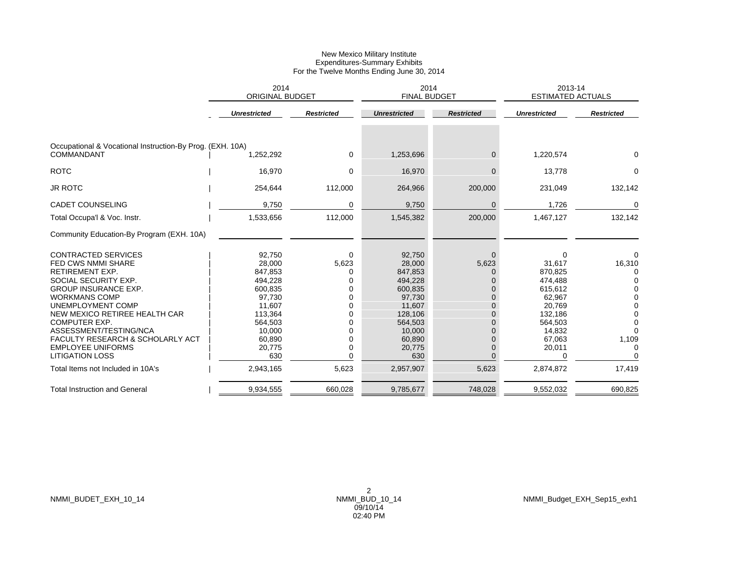New Mexico Military Institute
Expenditures-Summary Exhibits
For the Twelve Months Ending June 30, 2014

| | 2014 ORIGINAL BUDGET | | 2014 FINAL BUDGET | | 2013-14 ESTIMATED ACTUALS | |
|---|---|---|---|---|---|---|
| | ***Unrestricted*** | ***Restricted*** | ***Unrestricted*** | ***Restricted*** | ***Unrestricted*** | ***Restricted*** |
| Occupational & Vocational Instruction-By Prog. (EXH. 10A) | | | | | | |
| COMMANDANT | 1,252,292 | 0 | 1,253,696 | 0 | 1,220,574 | 0 |
| ROTC | 16,970 | 0 | 16,970 | 0 | 13,778 | 0 |
| JR ROTC | 254,644 | 112,000 | 264,966 | 200,000 | 231,049 | 132,142 |
| CADET COUNSELING | 9,750 | 0 | 9,750 | 0 | 1,726 | 0 |
| Total Occupa'l & Voc. Instr. | 1,533,656 | 112,000 | 1,545,382 | 200,000 | 1,467,127 | 132,142 |
| Community Education-By Program (EXH. 10A) | | | | | | |
| CONTRACTED SERVICES | 92,750 | 0 | 92,750 | 0 | 0 | 0 |
| FED CWS NMMI SHARE | 28,000 | 5,623 | 28,000 | 5,623 | 31,617 | 16,310 |
| RETIREMENT EXP. | 847,853 | 0 | 847,853 | 0 | 870,825 | 0 |
| SOCIAL SECURITY EXP. | 494,228 | 0 | 494,228 | 0 | 474,488 | 0 |
| GROUP INSURANCE EXP. | 600,835 | 0 | 600,835 | 0 | 615,612 | 0 |
| WORKMANS COMP | 97,730 | 0 | 97,730 | 0 | 62,967 | 0 |
| UNEMPLOYMENT COMP | 11,607 | 0 | 11,607 | 0 | 20,769 | 0 |
| NEW MEXICO RETIREE HEALTH CAR | 113,364 | 0 | 128,106 | 0 | 132,186 | 0 |
| COMPUTER EXP. | 564,503 | 0 | 564,503 | 0 | 564,503 | 0 |
| ASSESSMENT/TESTING/NCA | 10,000 | 0 | 10,000 | 0 | 14,832 | 0 |
| FACULTY RESEARCH & SCHOLARLY ACT | 60,890 | 0 | 60,890 | 0 | 67,063 | 1,109 |
| EMPLOYEE UNIFORMS | 20,775 | 0 | 20,775 | 0 | 20,011 | 0 |
| LITIGATION LOSS | 630 | 0 | 630 | 0 | 0 | 0 |
| Total Items not Included in 10A's | 2,943,165 | 5,623 | 2,957,907 | 5,623 | 2,874,872 | 17,419 |
| Total Instruction and General | 9,934,555 | 660,028 | 9,785,677 | 748,028 | 9,552,032 | 690,825 |

NMMI_BUDET_EXH_10_14 NMMI_BUD_10_14 09/10/14 02:40 PM NMMI_Budget_EXH_Sep15_exh1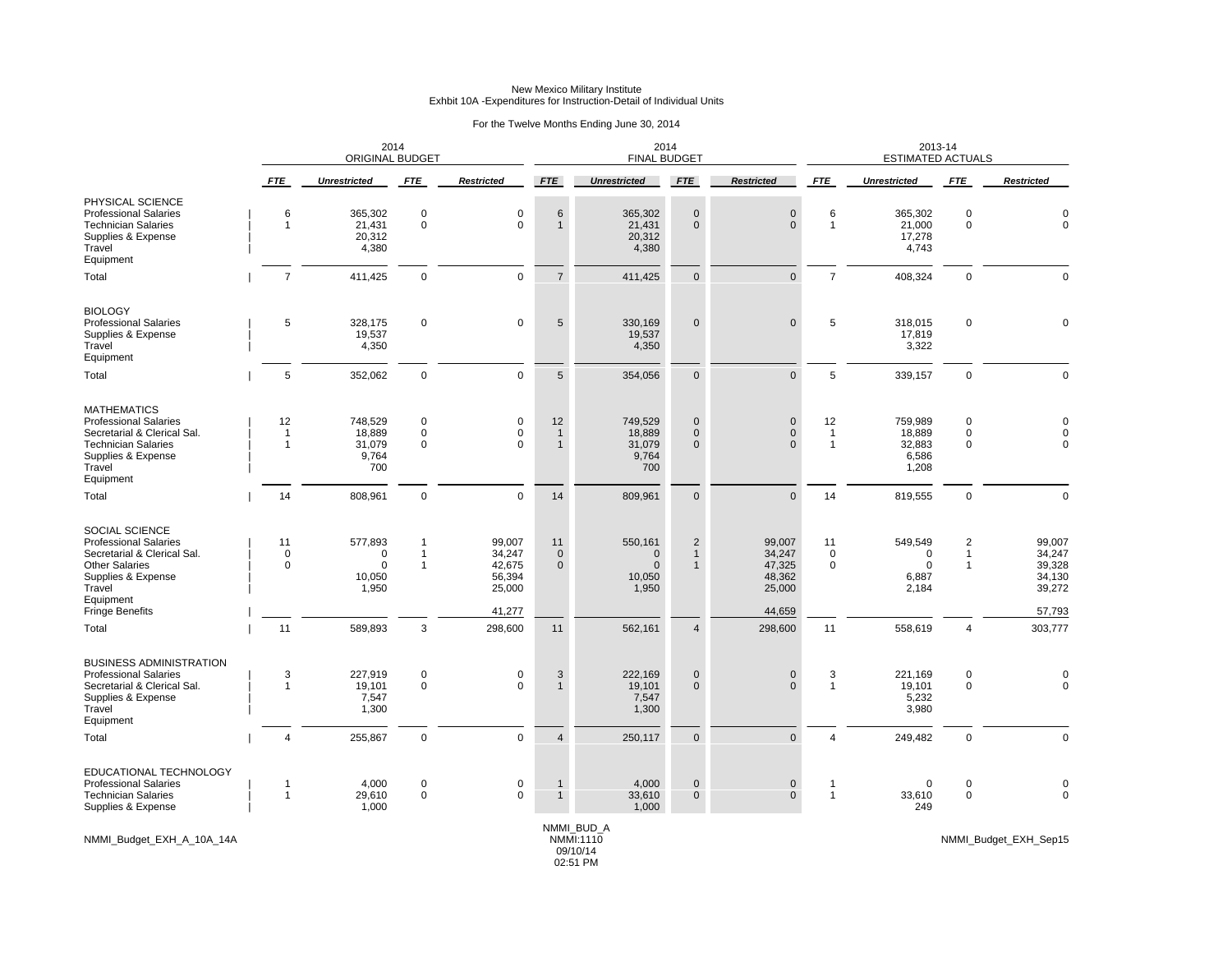New Mexico Military Institute
Exhbit 10A -Expenditures for Instruction-Detail of Individual Units

For the Twelve Months Ending June 30, 2014

| | 2014 ORIGINAL BUDGET | | | | 2014 FINAL BUDGET | | | | 2013-14 ESTIMATED ACTUALS | | | |
|---|---|---|---|---|---|---|---|---|---|---|---|---|
| | *FTE* | *Unrestricted* | *FTE* | *Restricted* | *FTE* | *Unrestricted* | *FTE* | *Restricted* | *FTE* | *Unrestricted* | *FTE* | *Restricted* |
| **PHYSICAL SCIENCE** | | | | | | | | | | | | |
| Professional Salaries | 6 | 365,302 | 0 | 0 | 6 | 365,302 | 0 | 0 | 6 | 365,302 | 0 | 0 |
| Technician Salaries | 1 | 21,431 | 0 | 0 | 1 | 21,431 | 0 | 0 | 1 | 21,000 | 0 | 0 |
| Supplies & Expense | | 20,312 | | | | 20,312 | | | | 17,278 | | |
| Travel | | 4,380 | | | | 4,380 | | | | 4,743 | | |
| Equipment | | | | | | | | | | | | |
| Total | 7 | 411,425 | 0 | 0 | 7 | 411,425 | 0 | 0 | 7 | 408,324 | 0 | 0 |
| **BIOLOGY** | | | | | | | | | | | | |
| Professional Salaries | 5 | 328,175 | 0 | 0 | 5 | 330,169 | 0 | 0 | 5 | 318,015 | 0 | 0 |
| Supplies & Expense | | 19,537 | | | | 19,537 | | | | 17,819 | | |
| Travel | | 4,350 | | | | 4,350 | | | | 3,322 | | |
| Equipment | | | | | | | | | | | | |
| Total | 5 | 352,062 | 0 | 0 | 5 | 354,056 | 0 | 0 | 5 | 339,157 | 0 | 0 |
| **MATHEMATICS** | | | | | | | | | | | | |
| Professional Salaries | 12 | 748,529 | 0 | 0 | 12 | 749,529 | 0 | 0 | 12 | 759,989 | 0 | 0 |
| Secretarial & Clerical Sal. | 1 | 18,889 | 0 | 0 | 1 | 18,889 | 0 | 0 | 1 | 18,889 | 0 | 0 |
| Technician Salaries | 1 | 31,079 | 0 | 0 | 1 | 31,079 | 0 | 0 | 1 | 32,883 | 0 | 0 |
| Supplies & Expense | | 9,764 | | | | 9,764 | | | | 6,586 | | |
| Travel | | 700 | | | | 700 | | | | 1,208 | | |
| Equipment | | | | | | | | | | | | |
| Total | 14 | 808,961 | 0 | 0 | 14 | 809,961 | 0 | 0 | 14 | 819,555 | 0 | 0 |
| **SOCIAL SCIENCE** | | | | | | | | | | | | |
| Professional Salaries | 11 | 577,893 | 1 | 99,007 | 11 | 550,161 | 2 | 99,007 | 11 | 549,549 | 2 | 99,007 |
| Secretarial & Clerical Sal. | 0 | 0 | 1 | 34,247 | 0 | 0 | 1 | 34,247 | 0 | 0 | 1 | 34,247 |
| Other Salaries | 0 | 0 | 1 | 42,675 | 0 | 0 | 1 | 47,325 | 0 | 0 | 1 | 39,328 |
| Supplies & Expense | | 10,050 | | 56,394 | | 10,050 | | 48,362 | | 6,887 | | 34,130 |
| Travel | | 1,950 | | 25,000 | | 1,950 | | 25,000 | | 2,184 | | 39,272 |
| Equipment | | | | | | | | | | | | |
| Fringe Benefits | | | | 41,277 | | | | 44,659 | | | | 57,793 |
| Total | 11 | 589,893 | 3 | 298,600 | 11 | 562,161 | 4 | 298,600 | 11 | 558,619 | 4 | 303,777 |
| **BUSINESS ADMINISTRATION** | | | | | | | | | | | | |
| Professional Salaries | 3 | 227,919 | 0 | 0 | 3 | 222,169 | 0 | 0 | 3 | 221,169 | 0 | 0 |
| Secretarial & Clerical Sal. | 1 | 19,101 | 0 | 0 | 1 | 19,101 | 0 | 0 | 1 | 19,101 | 0 | 0 |
| Supplies & Expense | | 7,547 | | | | 7,547 | | | | 5,232 | | |
| Travel | | 1,300 | | | | 1,300 | | | | 3,980 | | |
| Equipment | | | | | | | | | | | | |
| Total | 4 | 255,867 | 0 | 0 | 4 | 250,117 | 0 | 0 | 4 | 249,482 | 0 | 0 |
| **EDUCATIONAL TECHNOLOGY** | | | | | | | | | | | | |
| Professional Salaries | 1 | 4,000 | 0 | 0 | 1 | 4,000 | 0 | 0 | 1 | 0 | 0 | 0 |
| Technician Salaries | 1 | 29,610 | 0 | 0 | 1 | 33,610 | 0 | 0 | 1 | 33,610 | 0 | 0 |
| Supplies & Expense | | 1,000 | | | | 1,000 | | | | 249 | | |

NMMI_Budget_EXH_A_10A_14A

NMMI_BUD_A
NMMI:1110
09/10/14
02:51 PM

NMMI_Budget_EXH_Sep15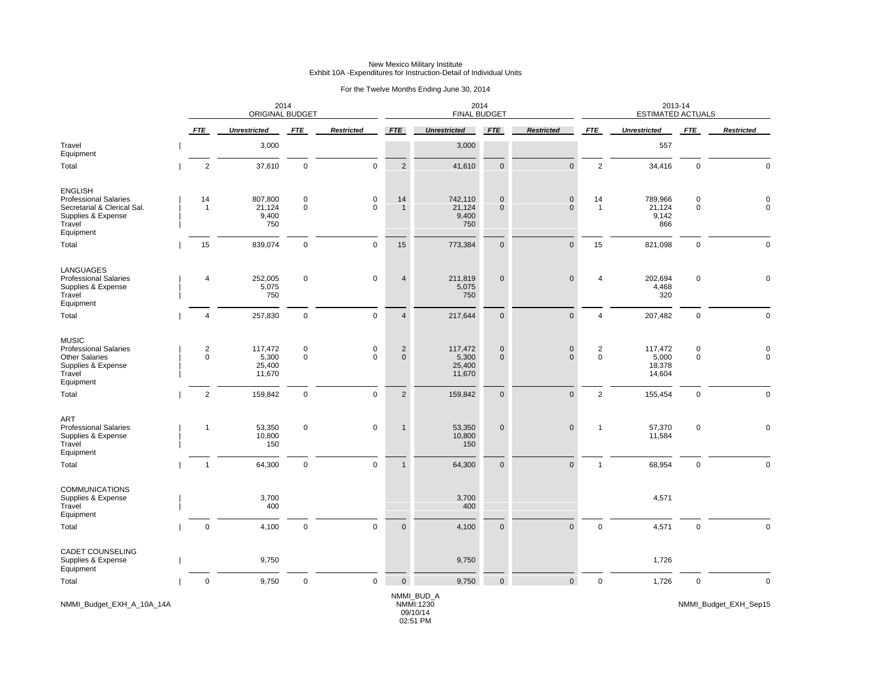New Mexico Military Institute
Exhbit 10A -Expenditures for Instruction-Detail of Individual Units

For the Twelve Months Ending June 30, 2014

| | 2014 ORIGINAL BUDGET | | | | 2014 FINAL BUDGET | | | | 2013-14 ESTIMATED ACTUALS | | | |
|---|---|---|---|---|---|---|---|---|---|---|---|---|
| | FTE | Unrestricted | FTE | Restricted | FTE | Unrestricted | FTE | Restricted | FTE | Unrestricted | FTE | Restricted |
| Travel | | 3,000 | | | | 3,000 | | | | 557 | | |
| Equipment | | | | | | | | | | | | |
| Total | 2 | 37,610 | 0 | 0 | 2 | 41,610 | 0 | 0 | 2 | 34,416 | 0 | 0 |
| **ENGLISH** | | | | | | | | | | | | |
| Professional Salaries | 14 | 807,800 | 0 | 0 | 14 | 742,110 | 0 | 0 | 14 | 789,966 | 0 | 0 |
| Secretarial & Clerical Sal. | 1 | 21,124 | 0 | 0 | 1 | 21,124 | 0 | 0 | 1 | 21,124 | 0 | 0 |
| Supplies & Expense | | 9,400 | | | | 9,400 | | | | 9,142 | | |
| Travel | | 750 | | | | 750 | | | | 866 | | |
| Equipment | | | | | | | | | | | | |
| Total | 15 | 839,074 | 0 | 0 | 15 | 773,384 | 0 | 0 | 15 | 821,098 | 0 | 0 |
| **LANGUAGES** | | | | | | | | | | | | |
| Professional Salaries | 4 | 252,005 | 0 | 0 | 4 | 211,819 | 0 | 0 | 4 | 202,694 | 0 | 0 |
| Supplies & Expense | | 5,075 | | | | 5,075 | | | | 4,468 | | |
| Travel | | 750 | | | | 750 | | | | 320 | | |
| Equipment | | | | | | | | | | | | |
| Total | 4 | 257,830 | 0 | 0 | 4 | 217,644 | 0 | 0 | 4 | 207,482 | 0 | 0 |
| **MUSIC** | | | | | | | | | | | | |
| Professional Salaries | 2 | 117,472 | 0 | 0 | 2 | 117,472 | 0 | 0 | 2 | 117,472 | 0 | 0 |
| Other Salaries | 0 | 5,300 | 0 | 0 | 0 | 5,300 | 0 | 0 | 0 | 5,000 | 0 | 0 |
| Supplies & Expense | | 25,400 | | | | 25,400 | | | | 18,378 | | |
| Travel | | 11,670 | | | | 11,670 | | | | 14,604 | | |
| Equipment | | | | | | | | | | | | |
| Total | 2 | 159,842 | 0 | 0 | 2 | 159,842 | 0 | 0 | 2 | 155,454 | 0 | 0 |
| **ART** | | | | | | | | | | | | |
| Professional Salaries | 1 | 53,350 | 0 | 0 | 1 | 53,350 | 0 | 0 | 1 | 57,370 | 0 | 0 |
| Supplies & Expense | | 10,800 | | | | 10,800 | | | | 11,584 | | |
| Travel | | 150 | | | | 150 | | | | | | |
| Equipment | | | | | | | | | | | | |
| Total | 1 | 64,300 | 0 | 0 | 1 | 64,300 | 0 | 0 | 1 | 68,954 | 0 | 0 |
| **COMMUNICATIONS** | | | | | | | | | | | | |
| Supplies & Expense | | 3,700 | | | | 3,700 | | | | 4,571 | | |
| Travel | | 400 | | | | 400 | | | | | | |
| Equipment | | | | | | | | | | | | |
| Total | 0 | 4,100 | 0 | 0 | 0 | 4,100 | 0 | 0 | 0 | 4,571 | 0 | 0 |
| **CADET COUNSELING** | | | | | | | | | | | | |
| Supplies & Expense | | 9,750 | | | | 9,750 | | | | 1,726 | | |
| Equipment | | | | | | | | | | | | |
| Total | 0 | 9,750 | 0 | 0 | 0 | 9,750 | 0 | 0 | 0 | 1,726 | 0 | 0 |

NMMI_Budget_EXH_A_10A_14A

NMMI_BUD_A
NMMI:1230
09/10/14
02:51 PM

NMMI_Budget_EXH_Sep15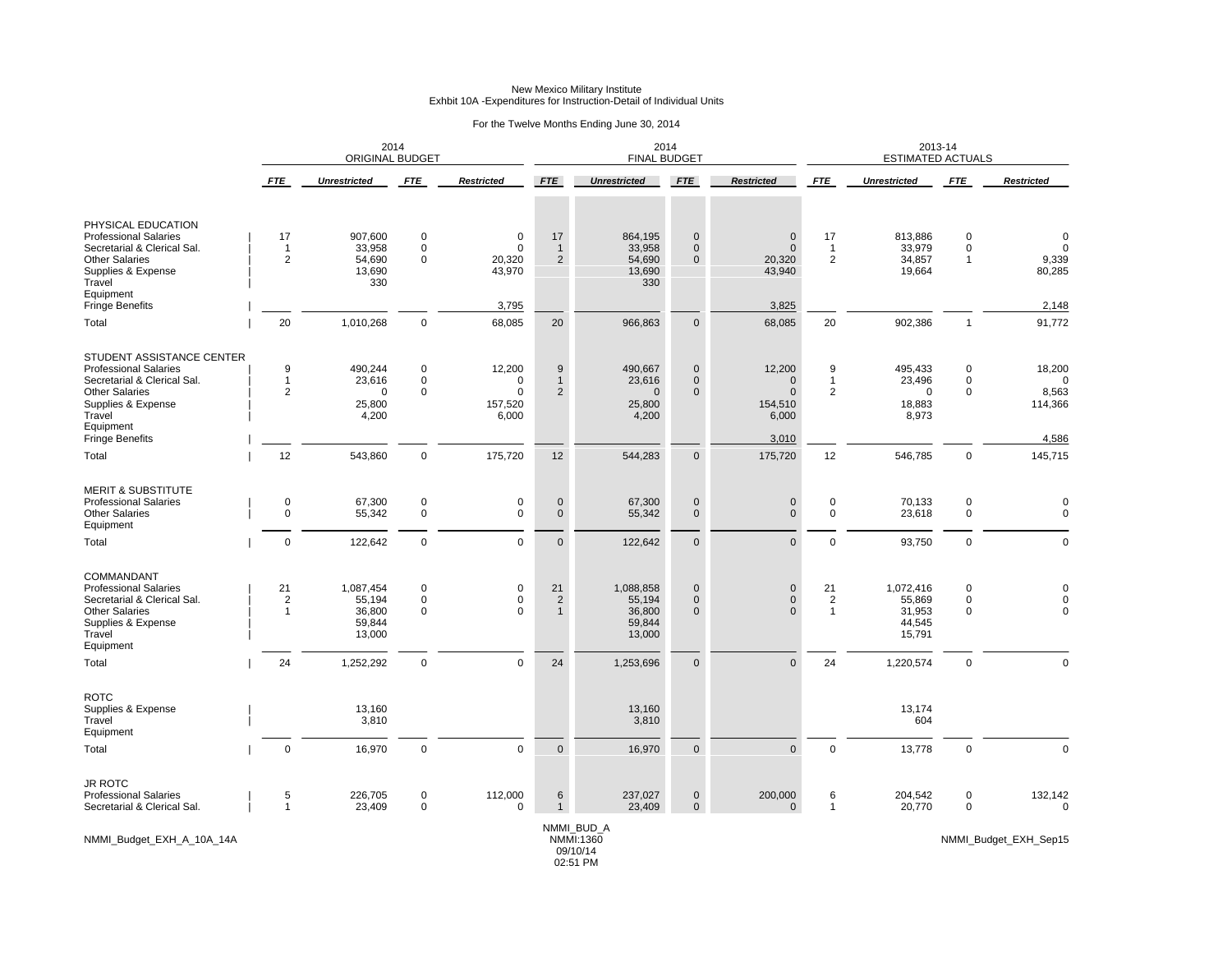New Mexico Military Institute
Exhbit 10A -Expenditures for Instruction-Detail of Individual Units

For the Twelve Months Ending June 30, 2014

| | 2014 ORIGINAL BUDGET | | | | 2014 FINAL BUDGET | | | | 2013-14 ESTIMATED ACTUALS | | | |
|---|---|---|---|---|---|---|---|---|---|---|---|---|
| | *FTE* | *Unrestricted* | *FTE* | *Restricted* | *FTE* | *Unrestricted* | *FTE* | *Restricted* | *FTE* | *Unrestricted* | *FTE* | *Restricted* |
| **PHYSICAL EDUCATION** | | | | | | | | | | | | |
| Professional Salaries | 17 | 907,600 | 0 | 0 | 17 | 864,195 | 0 | 0 | 17 | 813,886 | 0 | 0 |
| Secretarial & Clerical Sal. | 1 | 33,958 | 0 | 0 | 1 | 33,958 | 0 | 0 | 1 | 33,979 | 0 | 0 |
| Other Salaries | 2 | 54,690 | 0 | 20,320 | 2 | 54,690 | 0 | 20,320 | 2 | 34,857 | 1 | 9,339 |
| Supplies & Expense | | 13,690 | | 43,970 | | 13,690 | | 43,940 | | 19,664 | | 80,285 |
| Travel | | 330 | | | | 330 | | | | | | |
| Equipment | | | | | | | | | | | | |
| Fringe Benefits | | | | 3,795 | | | | 3,825 | | | | 2,148 |
| Total | 20 | 1,010,268 | 0 | 68,085 | 20 | 966,863 | 0 | 68,085 | 20 | 902,386 | 1 | 91,772 |
| **STUDENT ASSISTANCE CENTER** | | | | | | | | | | | | |
| Professional Salaries | 9 | 490,244 | 0 | 12,200 | 9 | 490,667 | 0 | 12,200 | 9 | 495,433 | 0 | 18,200 |
| Secretarial & Clerical Sal. | 1 | 23,616 | 0 | 0 | 1 | 23,616 | 0 | 0 | 1 | 23,496 | 0 | 0 |
| Other Salaries | 2 | 0 | 0 | 0 | 2 | 0 | 0 | 0 | 2 | 0 | 0 | 8,563 |
| Supplies & Expense | | 25,800 | | 157,520 | | 25,800 | | 154,510 | | 18,883 | | 114,366 |
| Travel | | 4,200 | | 6,000 | | 4,200 | | 6,000 | | 8,973 | | |
| Equipment | | | | | | | | | | | | |
| Fringe Benefits | | | | | | | | 3,010 | | | | 4,586 |
| Total | 12 | 543,860 | 0 | 175,720 | 12 | 544,283 | 0 | 175,720 | 12 | 546,785 | 0 | 145,715 |
| **MERIT & SUBSTITUTE** | | | | | | | | | | | | |
| Professional Salaries | 0 | 67,300 | 0 | 0 | 0 | 67,300 | 0 | 0 | 0 | 70,133 | 0 | 0 |
| Other Salaries | 0 | 55,342 | 0 | 0 | 0 | 55,342 | 0 | 0 | 0 | 23,618 | 0 | 0 |
| Equipment | | | | | | | | | | | | |
| Total | 0 | 122,642 | 0 | 0 | 0 | 122,642 | 0 | 0 | 0 | 93,750 | 0 | 0 |
| **COMMANDANT** | | | | | | | | | | | | |
| Professional Salaries | 21 | 1,087,454 | 0 | 0 | 21 | 1,088,858 | 0 | 0 | 21 | 1,072,416 | 0 | 0 |
| Secretarial & Clerical Sal. | 2 | 55,194 | 0 | 0 | 2 | 55,194 | 0 | 0 | 2 | 55,869 | 0 | 0 |
| Other Salaries | 1 | 36,800 | 0 | 0 | 1 | 36,800 | 0 | 0 | 1 | 31,953 | 0 | 0 |
| Supplies & Expense | | 59,844 | | | | 59,844 | | | | 44,545 | | |
| Travel | | 13,000 | | | | 13,000 | | | | 15,791 | | |
| Equipment | | | | | | | | | | | | |
| Total | 24 | 1,252,292 | 0 | 0 | 24 | 1,253,696 | 0 | 0 | 24 | 1,220,574 | 0 | 0 |
| **ROTC** | | | | | | | | | | | | |
| Supplies & Expense | | 13,160 | | | | 13,160 | | | | 13,174 | | |
| Travel | | 3,810 | | | | 3,810 | | | | 604 | | |
| Equipment | | | | | | | | | | | | |
| Total | 0 | 16,970 | 0 | 0 | 0 | 16,970 | 0 | 0 | 0 | 13,778 | 0 | 0 |
| **JR ROTC** | | | | | | | | | | | | |
| Professional Salaries | 5 | 226,705 | 0 | 112,000 | 6 | 237,027 | 0 | 200,000 | 6 | 204,542 | 0 | 132,142 |
| Secretarial & Clerical Sal. | 1 | 23,409 | 0 | 0 | 1 | 23,409 | 0 | 0 | 1 | 20,770 | 0 | 0 |

NMMI_Budget_EXH_A_10A_14A

NMMI_BUD_A
NMMI:1360
09/10/14
02:51 PM

NMMI_Budget_EXH_Sep15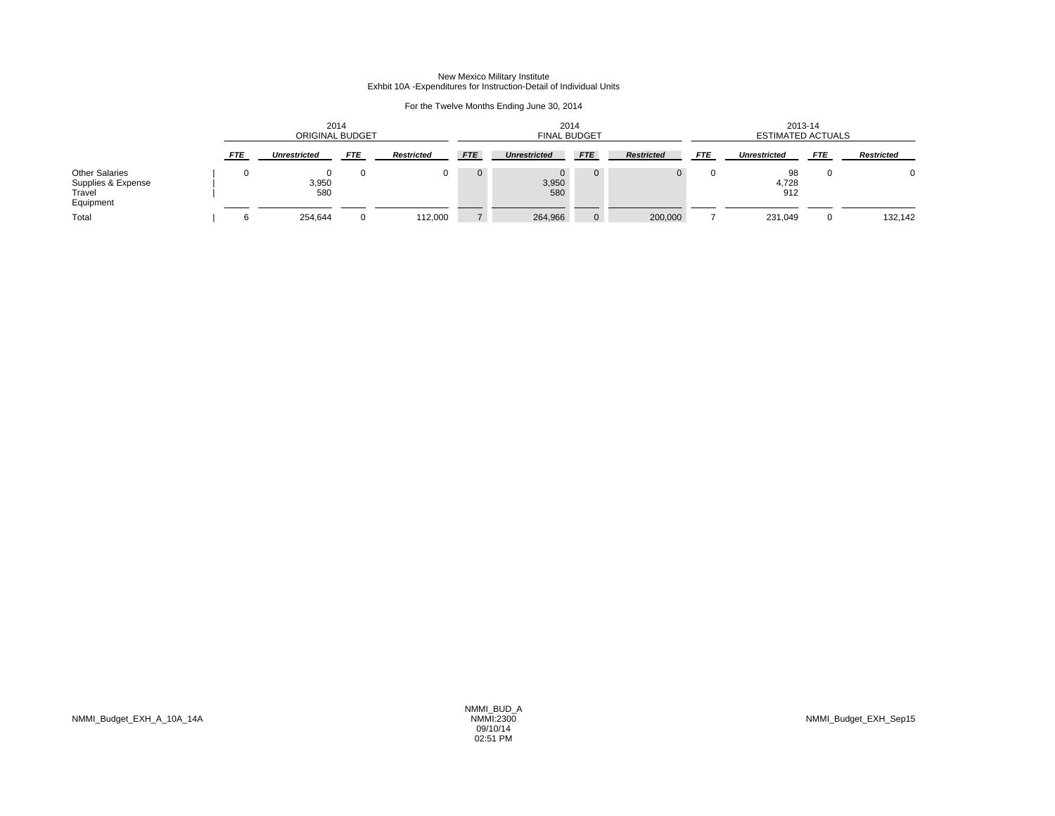New Mexico Military Institute
Exhbit 10A -Expenditures for Instruction-Detail of Individual Units

For the Twelve Months Ending June 30, 2014

| | 2014 ORIGINAL BUDGET | | | | 2014 FINAL BUDGET | | | | 2013-14 ESTIMATED ACTUALS | | | |
|---|---|---|---|---|---|---|---|---|---|---|---|---|
| | *FTE* | *Unrestricted* | *FTE* | *Restricted* | *FTE* | *Unrestricted* | *FTE* | *Restricted* | *FTE* | *Unrestricted* | *FTE* | *Restricted* |
| Other Salaries | 0 | 0 | 0 | 0 | 0 | 0 | 0 | 0 | 0 | 98 | 0 | 0 |
| Supplies & Expense | | 3,950 | | | | 3,950 | | | | 4,728 | | |
| Travel | | 580 | | | | 580 | | | | 912 | | |
| Equipment | | | | | | | | | | | | |
| Total | 6 | 254,644 | 0 | 112,000 | 7 | 264,966 | 0 | 200,000 | 7 | 231,049 | 0 | 132,142 |

NMMI_Budget_EXH_A_10A_14A

NMMI_BUD_A
NMMI:2300
09/10/14
02:51 PM

NMMI_Budget_EXH_Sep15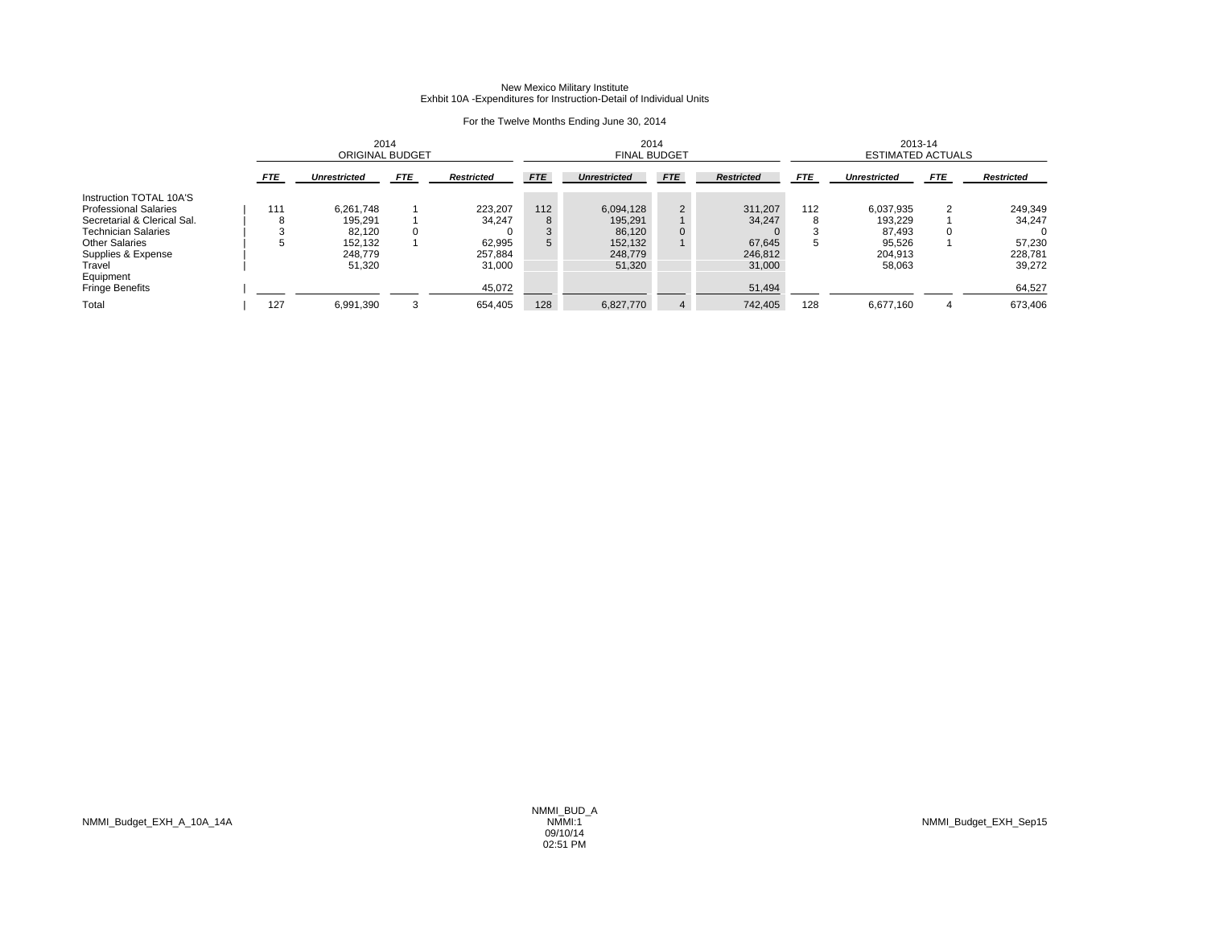New Mexico Military Institute
Exhbit 10A -Expenditures for Instruction-Detail of Individual Units

For the Twelve Months Ending June 30, 2014

| | 2014 ORIGINAL BUDGET | | | | 2014 FINAL BUDGET | | | | 2013-14 ESTIMATED ACTUALS | | | |
|---|---|---|---|---|---|---|---|---|---|---|---|---|
| | *FTE* | *Unrestricted* | *FTE* | *Restricted* | *FTE* | *Unrestricted* | *FTE* | *Restricted* | *FTE* | *Unrestricted* | *FTE* | *Restricted* |
| Instruction TOTAL 10A'S | | | | | | | | | | | | |
| Professional Salaries | 111 | 6,261,748 | 1 | 223,207 | 112 | 6,094,128 | 2 | 311,207 | 112 | 6,037,935 | 2 | 249,349 |
| Secretarial & Clerical Sal. | 8 | 195,291 | 1 | 34,247 | 8 | 195,291 | 1 | 34,247 | 8 | 193,229 | 1 | 34,247 |
| Technician Salaries | 3 | 82,120 | 0 | 0 | 3 | 86,120 | 0 | 0 | 3 | 87,493 | 0 | 0 |
| Other Salaries | 5 | 152,132 | 1 | 62,995 | 5 | 152,132 | 1 | 67,645 | 5 | 95,526 | 1 | 57,230 |
| Supplies & Expense | | 248,779 | | 257,884 | | 248,779 | | 246,812 | | 204,913 | | 228,781 |
| Travel | | 51,320 | | 31,000 | | 51,320 | | 31,000 | | 58,063 | | 39,272 |
| Equipment | | | | | | | | | | | | |
| Fringe Benefits | | | | 45,072 | | | | 51,494 | | | | 64,527 |
| Total | 127 | 6,991,390 | 3 | 654,405 | 128 | 6,827,770 | 4 | 742,405 | 128 | 6,677,160 | 4 | 673,406 |

NMMI_Budget_EXH_A_10A_14A

NMMI_BUD_A
NMMI:1
09/10/14
02:51 PM

NMMI_Budget_EXH_Sep15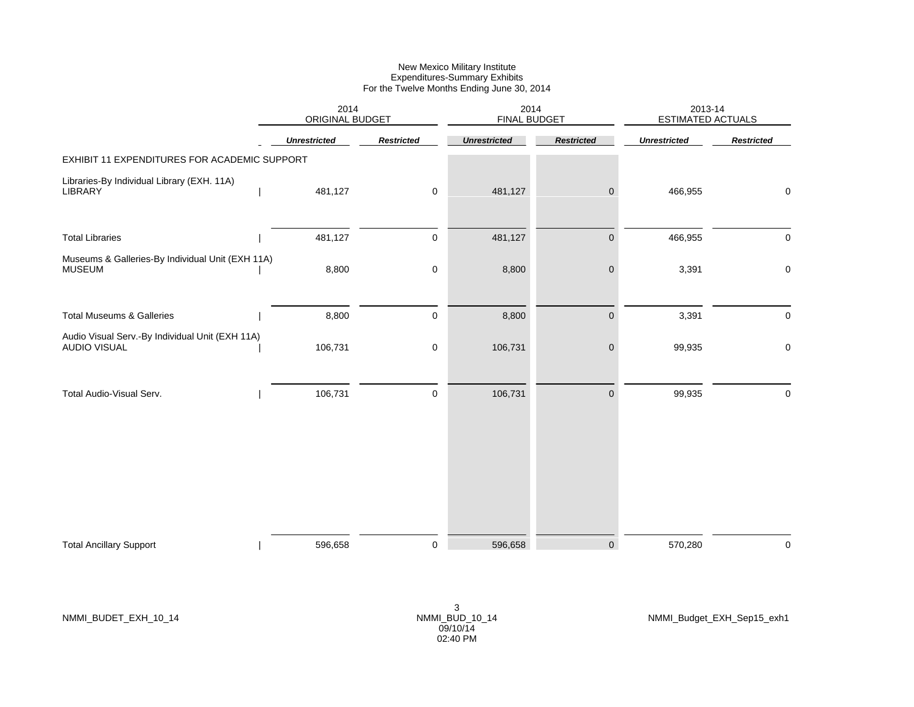New Mexico Military Institute
Expenditures-Summary Exhibits
For the Twelve Months Ending June 30, 2014

| | 2014 ORIGINAL BUDGET | | 2014 FINAL BUDGET | | 2013-14 ESTIMATED ACTUALS | |
|---|---|---|---|---|---|---|
| | ***Unrestricted*** | ***Restricted*** | ***Unrestricted*** | ***Restricted*** | ***Unrestricted*** | ***Restricted*** |
| EXHIBIT 11 EXPENDITURES FOR ACADEMIC SUPPORT | | | | | | |
| Libraries-By Individual Library (EXH. 11A) | | | | | | |
| LIBRARY | 481,127 | 0 | 481,127 | 0 | 466,955 | 0 |
| Total Libraries | 481,127 | 0 | 481,127 | 0 | 466,955 | 0 |
| Museums & Galleries-By Individual Unit (EXH 11A) | | | | | | |
| MUSEUM | 8,800 | 0 | 8,800 | 0 | 3,391 | 0 |
| Total Museums & Galleries | 8,800 | 0 | 8,800 | 0 | 3,391 | 0 |
| Audio Visual Serv.-By Individual Unit (EXH 11A) | | | | | | |
| AUDIO VISUAL | 106,731 | 0 | 106,731 | 0 | 99,935 | 0 |
| Total Audio-Visual Serv. | 106,731 | 0 | 106,731 | 0 | 99,935 | 0 |
| Total Ancillary Support | 596,658 | 0 | 596,658 | 0 | 570,280 | 0 |

NMMI_BUDET_EXH_10_14 NMMI_BUD_10_14 09/10/14 02:40 PM NMMI_Budget_EXH_Sep15_exh1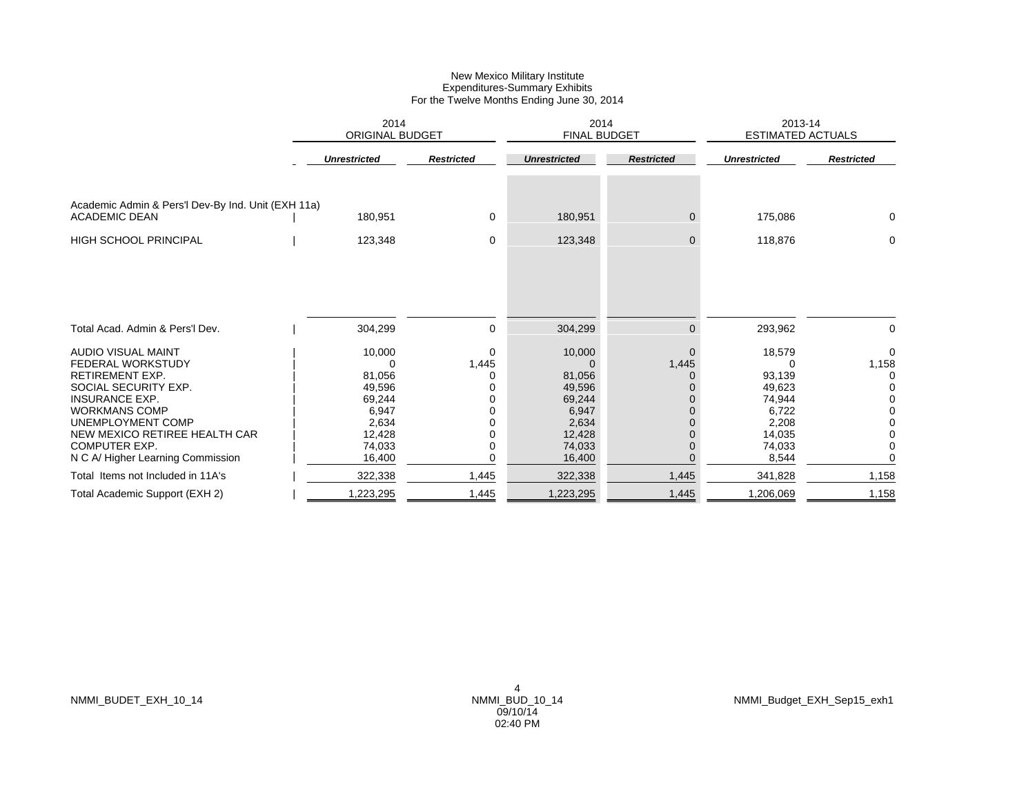New Mexico Military Institute
Expenditures-Summary Exhibits
For the Twelve Months Ending June 30, 2014

| | 2014 ORIGINAL BUDGET | | 2014 FINAL BUDGET | | 2013-14 ESTIMATED ACTUALS | |
|---|---|---|---|---|---|---|
| | ***Unrestricted*** | ***Restricted*** | ***Unrestricted*** | ***Restricted*** | ***Unrestricted*** | ***Restricted*** |
| Academic Admin & Pers'l Dev-By Ind. Unit (EXH 11a) | | | | | | |
| ACADEMIC DEAN | 180,951 | 0 | 180,951 | 0 | 175,086 | 0 |
| HIGH SCHOOL PRINCIPAL | 123,348 | 0 | 123,348 | 0 | 118,876 | 0 |
| Total Acad. Admin & Pers'l Dev. | 304,299 | 0 | 304,299 | 0 | 293,962 | 0 |
| AUDIO VISUAL MAINT | 10,000 | 0 | 10,000 | 0 | 18,579 | 0 |
| FEDERAL WORKSTUDY | 0 | 1,445 | 0 | 1,445 | 0 | 1,158 |
| RETIREMENT EXP. | 81,056 | 0 | 81,056 | 0 | 93,139 | 0 |
| SOCIAL SECURITY EXP. | 49,596 | 0 | 49,596 | 0 | 49,623 | 0 |
| INSURANCE EXP. | 69,244 | 0 | 69,244 | 0 | 74,944 | 0 |
| WORKMANS COMP | 6,947 | 0 | 6,947 | 0 | 6,722 | 0 |
| UNEMPLOYMENT COMP | 2,634 | 0 | 2,634 | 0 | 2,208 | 0 |
| NEW MEXICO RETIREE HEALTH CAR | 12,428 | 0 | 12,428 | 0 | 14,035 | 0 |
| COMPUTER EXP. | 74,033 | 0 | 74,033 | 0 | 74,033 | 0 |
| N C A/ Higher Learning Commission | 16,400 | 0 | 16,400 | 0 | 8,544 | 0 |
| Total Items not Included in 11A's | 322,338 | 1,445 | 322,338 | 1,445 | 341,828 | 1,158 |
| Total Academic Support (EXH 2) | 1,223,295 | 1,445 | 1,223,295 | 1,445 | 1,206,069 | 1,158 |

NMMI_BUDET_EXH_10_14

NMMI_BUD_10_14
09/10/14
02:40 PM

NMMI_Budget_EXH_Sep15_exh1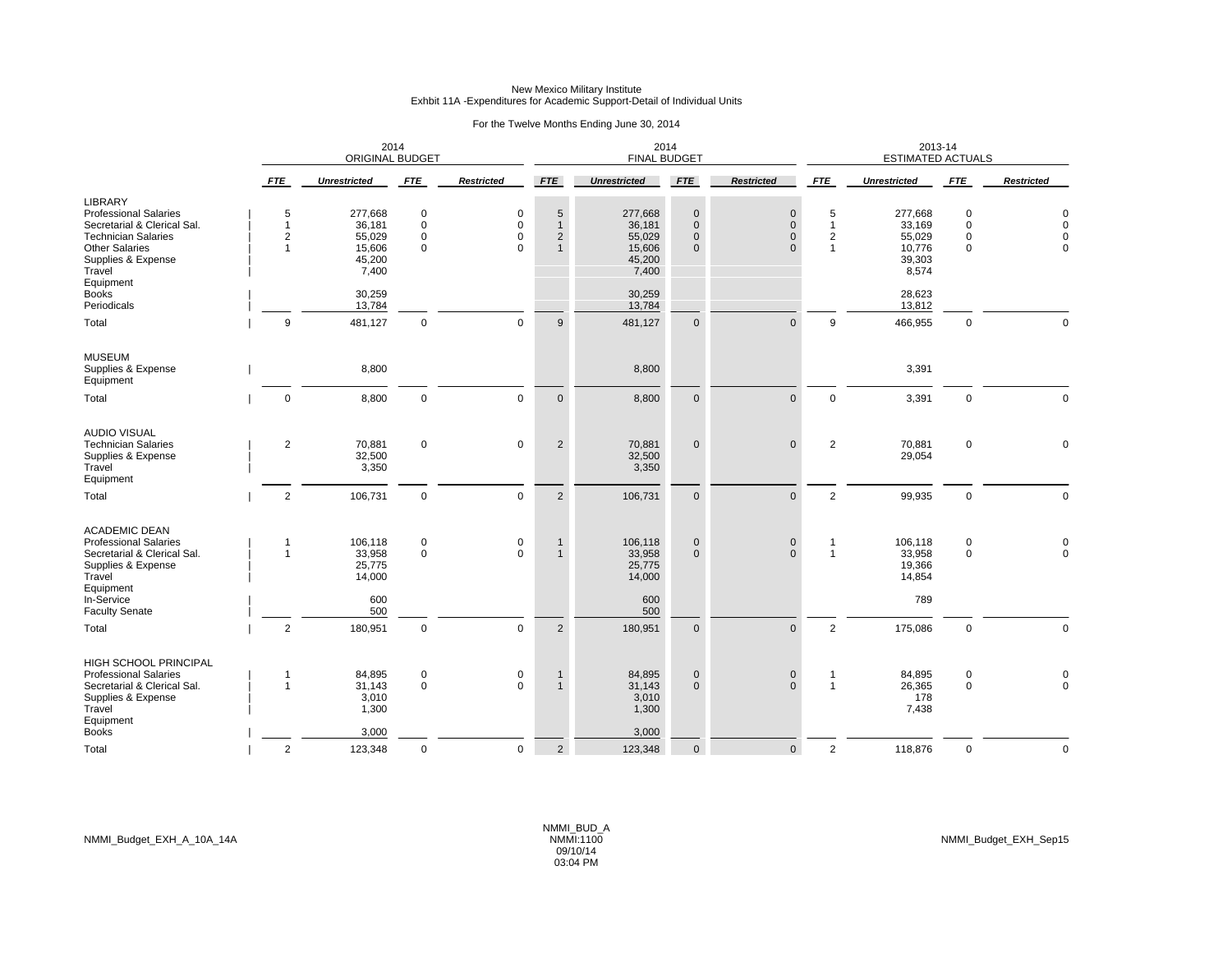New Mexico Military Institute
Exhbit 11A -Expenditures for Academic Support-Detail of Individual Units

For the Twelve Months Ending June 30, 2014

| | 2014 ORIGINAL BUDGET | | | | 2014 FINAL BUDGET | | | | 2013-14 ESTIMATED ACTUALS | | | |
|---|---|---|---|---|---|---|---|---|---|---|---|---|
| | *FTE* | *Unrestricted* | *FTE* | *Restricted* | *FTE* | *Unrestricted* | *FTE* | *Restricted* | *FTE* | *Unrestricted* | *FTE* | *Restricted* |
| **LIBRARY** | | | | | | | | | | | | |
| Professional Salaries | 5 | 277,668 | 0 | 0 | 5 | 277,668 | 0 | 0 | 5 | 277,668 | 0 | 0 |
| Secretarial & Clerical Sal. | 1 | 36,181 | 0 | 0 | 1 | 36,181 | 0 | 0 | 1 | 33,169 | 0 | 0 |
| Technician Salaries | 2 | 55,029 | 0 | 0 | 2 | 55,029 | 0 | 0 | 2 | 55,029 | 0 | 0 |
| Other Salaries | 1 | 15,606 | 0 | 0 | 1 | 15,606 | 0 | 0 | 1 | 10,776 | 0 | 0 |
| Supplies & Expense | | 45,200 | | | | 45,200 | | | | 39,303 | | |
| Travel | | 7,400 | | | | 7,400 | | | | 8,574 | | |
| Equipment | | | | | | | | | | | | |
| Books | | 30,259 | | | | 30,259 | | | | 28,623 | | |
| Periodicals | | 13,784 | | | | 13,784 | | | | 13,812 | | |
| Total | 9 | 481,127 | 0 | 0 | 9 | 481,127 | 0 | 0 | 9 | 466,955 | 0 | 0 |
| **MUSEUM** | | | | | | | | | | | | |
| Supplies & Expense | | 8,800 | | | | 8,800 | | | | 3,391 | | |
| Equipment | | | | | | | | | | | | |
| Total | 0 | 8,800 | 0 | 0 | 0 | 8,800 | 0 | 0 | 0 | 3,391 | 0 | 0 |
| **AUDIO VISUAL** | | | | | | | | | | | | |
| Technician Salaries | 2 | 70,881 | 0 | 0 | 2 | 70,881 | 0 | 0 | 2 | 70,881 | 0 | 0 |
| Supplies & Expense | | 32,500 | | | | 32,500 | | | | 29,054 | | |
| Travel | | 3,350 | | | | 3,350 | | | | | | |
| Equipment | | | | | | | | | | | | |
| Total | 2 | 106,731 | 0 | 0 | 2 | 106,731 | 0 | 0 | 2 | 99,935 | 0 | 0 |
| **ACADEMIC DEAN** | | | | | | | | | | | | |
| Professional Salaries | 1 | 106,118 | 0 | 0 | 1 | 106,118 | 0 | 0 | 1 | 106,118 | 0 | 0 |
| Secretarial & Clerical Sal. | 1 | 33,958 | 0 | 0 | 1 | 33,958 | 0 | 0 | 1 | 33,958 | 0 | 0 |
| Supplies & Expense | | 25,775 | | | | 25,775 | | | | 19,366 | | |
| Travel | | 14,000 | | | | 14,000 | | | | 14,854 | | |
| Equipment | | | | | | | | | | | | |
| In-Service | | 600 | | | | 600 | | | | 789 | | |
| Faculty Senate | | 500 | | | | 500 | | | | | | |
| Total | 2 | 180,951 | 0 | 0 | 2 | 180,951 | 0 | 0 | 2 | 175,086 | 0 | 0 |
| **HIGH SCHOOL PRINCIPAL** | | | | | | | | | | | | |
| Professional Salaries | 1 | 84,895 | 0 | 0 | 1 | 84,895 | 0 | 0 | 1 | 84,895 | 0 | 0 |
| Secretarial & Clerical Sal. | 1 | 31,143 | 0 | 0 | 1 | 31,143 | 0 | 0 | 1 | 26,365 | 0 | 0 |
| Supplies & Expense | | 3,010 | | | | 3,010 | | | | 178 | | |
| Travel | | 1,300 | | | | 1,300 | | | | 7,438 | | |
| Equipment | | | | | | | | | | | | |
| Books | | 3,000 | | | | 3,000 | | | | | | |
| Total | 2 | 123,348 | 0 | 0 | 2 | 123,348 | 0 | 0 | 2 | 118,876 | 0 | 0 |

NMMI_Budget_EXH_A_10A_14A | NMMI_BUD_A NMMI:1100 09/10/14 03:04 PM | NMMI_Budget_EXH_Sep15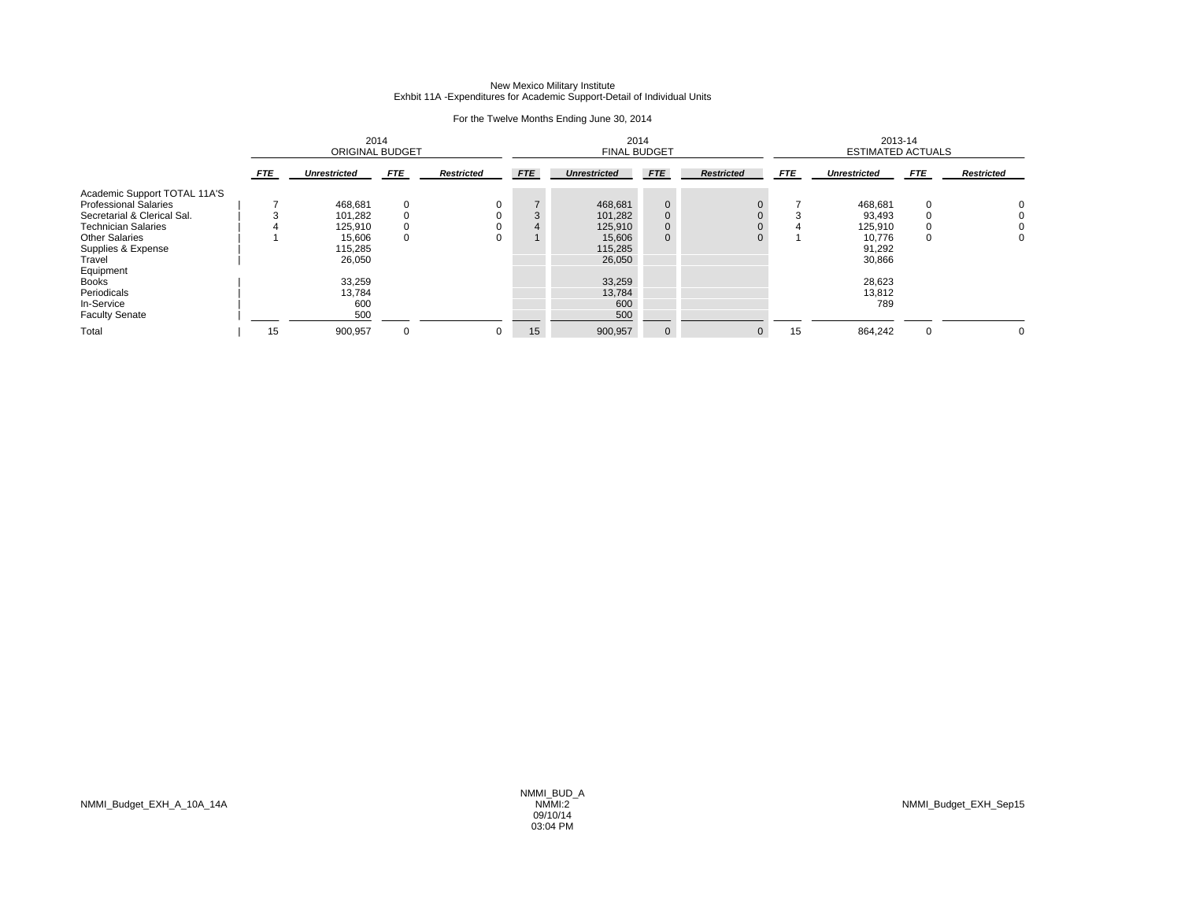New Mexico Military Institute
Exhbit 11A -Expenditures for Academic Support-Detail of Individual Units

For the Twelve Months Ending June 30, 2014

| | 2014 ORIGINAL BUDGET | | | | 2014 FINAL BUDGET | | | | 2013-14 ESTIMATED ACTUALS | | | |
|---|---|---|---|---|---|---|---|---|---|---|---|---|
| | ***FTE*** | ***Unrestricted*** | ***FTE*** | ***Restricted*** | ***FTE*** | ***Unrestricted*** | ***FTE*** | ***Restricted*** | ***FTE*** | ***Unrestricted*** | ***FTE*** | ***Restricted*** |
| Academic Support TOTAL 11A'S | | | | | | | | | | | | |
| Professional Salaries | 7 | 468,681 | 0 | 0 | 7 | 468,681 | 0 | 0 | 7 | 468,681 | 0 | 0 |
| Secretarial & Clerical Sal. | 3 | 101,282 | 0 | 0 | 3 | 101,282 | 0 | 0 | 3 | 93,493 | 0 | 0 |
| Technician Salaries | 4 | 125,910 | 0 | 0 | 4 | 125,910 | 0 | 0 | 4 | 125,910 | 0 | 0 |
| Other Salaries | 1 | 15,606 | 0 | 0 | 1 | 15,606 | 0 | 0 | 1 | 10,776 | 0 | 0 |
| Supplies & Expense | | 115,285 | | | | 115,285 | | | | 91,292 | | |
| Travel | | 26,050 | | | | 26,050 | | | | 30,866 | | |
| Equipment | | | | | | | | | | | | |
| Books | | 33,259 | | | | 33,259 | | | | 28,623 | | |
| Periodicals | | 13,784 | | | | 13,784 | | | | 13,812 | | |
| In-Service | | 600 | | | | 600 | | | | 789 | | |
| Faculty Senate | | 500 | | | | 500 | | | | | | |
| Total | 15 | 900,957 | 0 | 0 | 15 | 900,957 | 0 | 0 | 15 | 864,242 | 0 | 0 |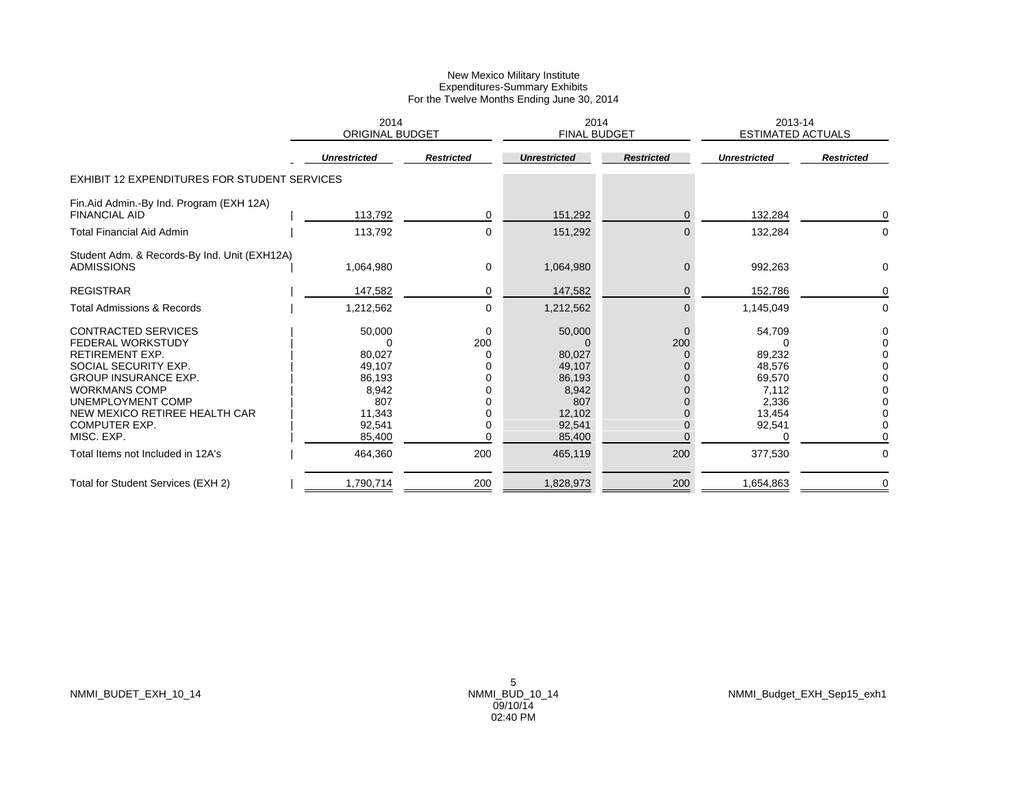New Mexico Military Institute
Expenditures-Summary Exhibits
For the Twelve Months Ending June 30, 2014

| | 2014 ORIGINAL BUDGET | | 2014 FINAL BUDGET | | 2013-14 ESTIMATED ACTUALS | |
|---|---|---|---|---|---|---|
| | ***Unrestricted*** | ***Restricted*** | ***Unrestricted*** | ***Restricted*** | ***Unrestricted*** | ***Restricted*** |
| EXHIBIT 12 EXPENDITURES FOR STUDENT SERVICES | | | | | | |
| Fin.Aid Admin.-By Ind. Program (EXH 12A) | | | | | | |
| FINANCIAL AID | 113,792 | 0 | 151,292 | 0 | 132,284 | 0 |
| Total Financial Aid Admin | 113,792 | 0 | 151,292 | 0 | 132,284 | 0 |
| Student Adm. & Records-By Ind. Unit (EXH12A) | | | | | | |
| ADMISSIONS | 1,064,980 | 0 | 1,064,980 | 0 | 992,263 | 0 |
| REGISTRAR | 147,582 | 0 | 147,582 | 0 | 152,786 | 0 |
| Total Admissions & Records | 1,212,562 | 0 | 1,212,562 | 0 | 1,145,049 | 0 |
| CONTRACTED SERVICES | 50,000 | 0 | 50,000 | 0 | 54,709 | 0 |
| FEDERAL WORKSTUDY | 0 | 200 | 0 | 200 | 0 | 0 |
| RETIREMENT EXP. | 80,027 | 0 | 80,027 | 0 | 89,232 | 0 |
| SOCIAL SECURITY EXP. | 49,107 | 0 | 49,107 | 0 | 48,576 | 0 |
| GROUP INSURANCE EXP. | 86,193 | 0 | 86,193 | 0 | 69,570 | 0 |
| WORKMANS COMP | 8,942 | 0 | 8,942 | 0 | 7,112 | 0 |
| UNEMPLOYMENT COMP | 807 | 0 | 807 | 0 | 2,336 | 0 |
| NEW MEXICO RETIREE HEALTH CAR | 11,343 | 0 | 12,102 | 0 | 13,454 | 0 |
| COMPUTER EXP. | 92,541 | 0 | 92,541 | 0 | 92,541 | 0 |
| MISC. EXP. | 85,400 | 0 | 85,400 | 0 | 0 | 0 |
| Total Items not Included in 12A's | 464,360 | 200 | 465,119 | 200 | 377,530 | 0 |
| Total for Student Services (EXH 2) | 1,790,714 | 200 | 1,828,973 | 200 | 1,654,863 | 0 |

NMMI_BUDET_EXH_10_14 NMMI_BUD_10_14 09/10/14 02:40 PM NMMI_Budget_EXH_Sep15_exh1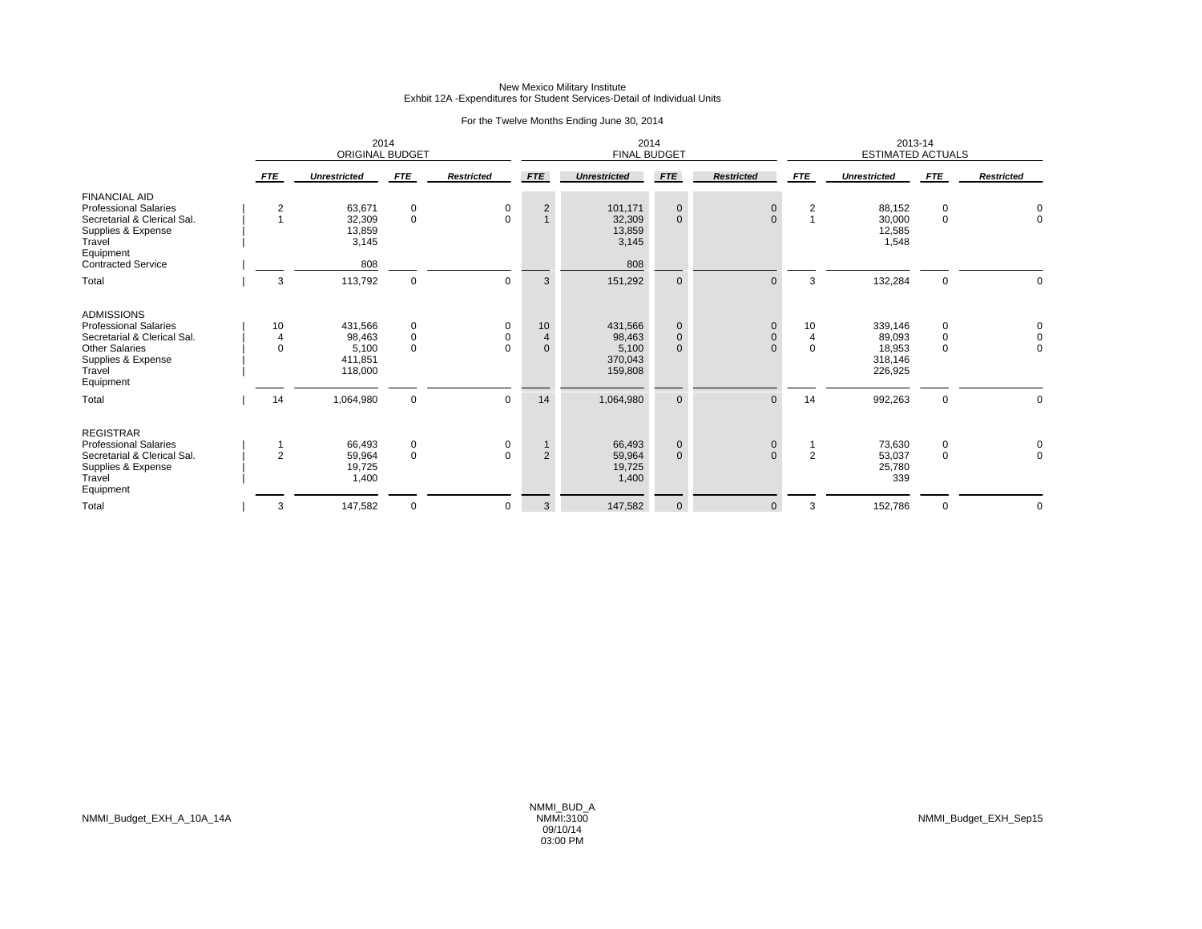New Mexico Military Institute
Exhbit 12A -Expenditures for Student Services-Detail of Individual Units

For the Twelve Months Ending June 30, 2014

| | 2014 ORIGINAL BUDGET | | | | 2014 FINAL BUDGET | | | | 2013-14 ESTIMATED ACTUALS | | | |
|---|---|---|---|---|---|---|---|---|---|---|---|---|
| | *FTE* | *Unrestricted* | *FTE* | *Restricted* | *FTE* | *Unrestricted* | *FTE* | *Restricted* | *FTE* | *Unrestricted* | *FTE* | *Restricted* |
| FINANCIAL AID | | | | | | | | | | | | |
| Professional Salaries | 2 | 63,671 | 0 | 0 | 2 | 101,171 | 0 | 0 | 2 | 88,152 | 0 | 0 |
| Secretarial & Clerical Sal. | 1 | 32,309 | 0 | 0 | 1 | 32,309 | 0 | 0 | 1 | 30,000 | 0 | 0 |
| Supplies & Expense | | 13,859 | | | | 13,859 | | | | 12,585 | | |
| Travel | | 3,145 | | | | 3,145 | | | | 1,548 | | |
| Equipment | | | | | | | | | | | | |
| Contracted Service | | 808 | | | | 808 | | | | | | |
| Total | 3 | 113,792 | 0 | 0 | 3 | 151,292 | 0 | 0 | 3 | 132,284 | 0 | 0 |
| ADMISSIONS | | | | | | | | | | | | |
| Professional Salaries | 10 | 431,566 | 0 | 0 | 10 | 431,566 | 0 | 0 | 10 | 339,146 | 0 | 0 |
| Secretarial & Clerical Sal. | 4 | 98,463 | 0 | 0 | 4 | 98,463 | 0 | 0 | 4 | 89,093 | 0 | 0 |
| Other Salaries | 0 | 5,100 | 0 | 0 | 0 | 5,100 | 0 | 0 | 0 | 18,953 | 0 | 0 |
| Supplies & Expense | | 411,851 | | | | 370,043 | | | | 318,146 | | |
| Travel | | 118,000 | | | | 159,808 | | | | 226,925 | | |
| Equipment | | | | | | | | | | | | |
| Total | 14 | 1,064,980 | 0 | 0 | 14 | 1,064,980 | 0 | 0 | 14 | 992,263 | 0 | 0 |
| REGISTRAR | | | | | | | | | | | | |
| Professional Salaries | 1 | 66,493 | 0 | 0 | 1 | 66,493 | 0 | 0 | 1 | 73,630 | 0 | 0 |
| Secretarial & Clerical Sal. | 2 | 59,964 | 0 | 0 | 2 | 59,964 | 0 | 0 | 2 | 53,037 | 0 | 0 |
| Supplies & Expense | | 19,725 | | | | 19,725 | | | | 25,780 | | |
| Travel | | 1,400 | | | | 1,400 | | | | 339 | | |
| Equipment | | | | | | | | | | | | |
| Total | 3 | 147,582 | 0 | 0 | 3 | 147,582 | 0 | 0 | 3 | 152,786 | 0 | 0 |

NMMI_Budget_EXH_A_10A_14A

NMMI_BUD_A
NMMI:3100
09/10/14
03:00 PM

NMMI_Budget_EXH_Sep15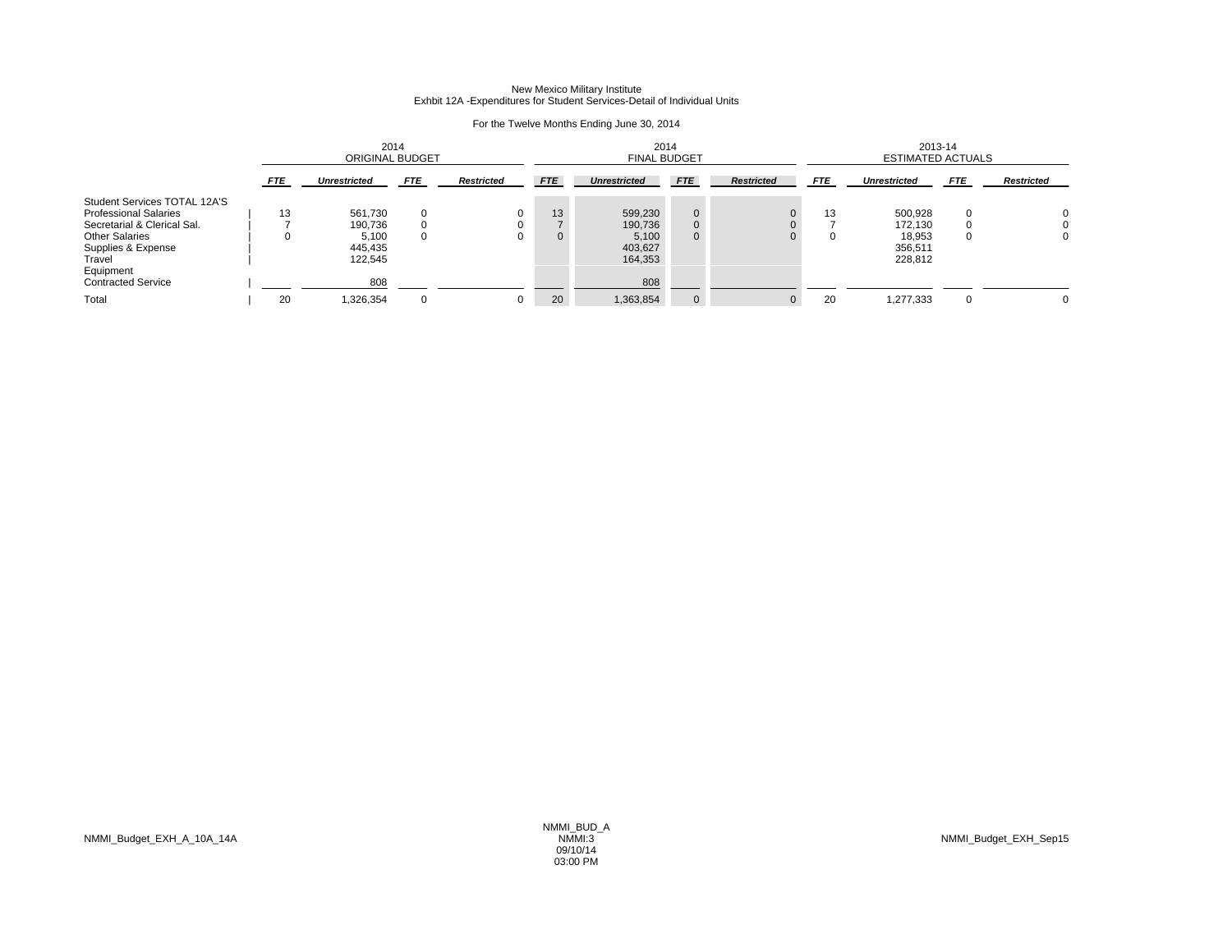New Mexico Military Institute
Exhbit 12A -Expenditures for Student Services-Detail of Individual Units

For the Twelve Months Ending June 30, 2014

| | 2014 ORIGINAL BUDGET | | | | 2014 FINAL BUDGET | | | | 2013-14 ESTIMATED ACTUALS | | | |
|---|---|---|---|---|---|---|---|---|---|---|---|---|
| | *FTE* | *Unrestricted* | *FTE* | *Restricted* | *FTE* | *Unrestricted* | *FTE* | *Restricted* | *FTE* | *Unrestricted* | *FTE* | *Restricted* |
| Student Services TOTAL 12A'S | | | | | | | | | | | | |
| Professional Salaries | 13 | 561,730 | 0 | 0 | 13 | 599,230 | 0 | 0 | 13 | 500,928 | 0 | 0 |
| Secretarial & Clerical Sal. | 7 | 190,736 | 0 | 0 | 7 | 190,736 | 0 | 0 | 7 | 172,130 | 0 | 0 |
| Other Salaries | 0 | 5,100 | 0 | 0 | 0 | 5,100 | 0 | 0 | 0 | 18,953 | 0 | 0 |
| Supplies & Expense | | 445,435 | | | | 403,627 | | | | 356,511 | | |
| Travel | | 122,545 | | | | 164,353 | | | | 228,812 | | |
| Equipment | | | | | | | | | | | | |
| Contracted Service | | 808 | | | | 808 | | | | | | |
| Total | 20 | 1,326,354 | 0 | 0 | 20 | 1,363,854 | 0 | 0 | 20 | 1,277,333 | 0 | 0 |

NMMI_Budget_EXH_A_10A_14A

NMMI_BUD_A
NMMI:3
09/10/14
03:00 PM

NMMI_Budget_EXH_Sep15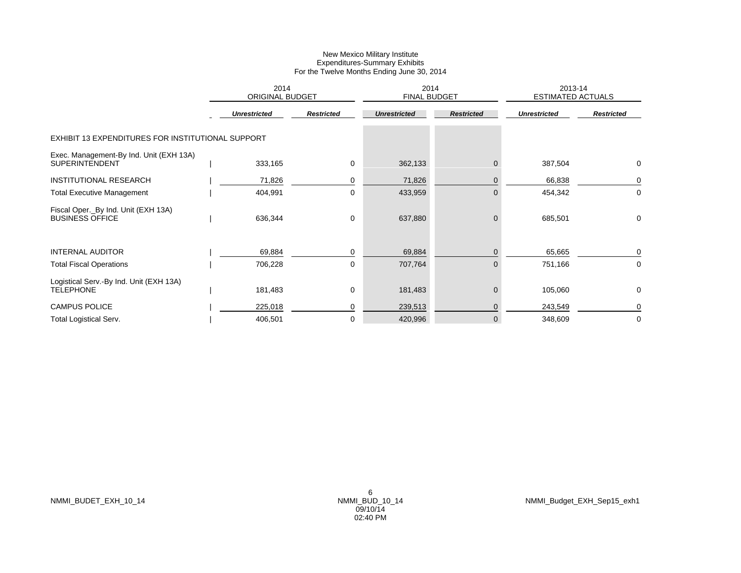New Mexico Military Institute
Expenditures-Summary Exhibits
For the Twelve Months Ending June 30, 2014

| | 2014 ORIGINAL BUDGET | | 2014 FINAL BUDGET | | 2013-14 ESTIMATED ACTUALS | |
|---|---|---|---|---|---|---|
| | ***Unrestricted*** | ***Restricted*** | ***Unrestricted*** | ***Restricted*** | ***Unrestricted*** | ***Restricted*** |
| EXHIBIT 13 EXPENDITURES FOR INSTITUTIONAL SUPPORT | | | | | | |
| Exec. Management-By Ind. Unit (EXH 13A) SUPERINTENDENT | 333,165 | 0 | 362,133 | 0 | 387,504 | 0 |
| INSTITUTIONAL RESEARCH | 71,826 | 0 | 71,826 | 0 | 66,838 | 0 |
| Total Executive Management | 404,991 | 0 | 433,959 | 0 | 454,342 | 0 |
| Fiscal Oper._By Ind. Unit (EXH 13A) BUSINESS OFFICE | 636,344 | 0 | 637,880 | 0 | 685,501 | 0 |
| INTERNAL AUDITOR | 69,884 | 0 | 69,884 | 0 | 65,665 | 0 |
| Total Fiscal Operations | 706,228 | 0 | 707,764 | 0 | 751,166 | 0 |
| Logistical Serv.-By Ind. Unit (EXH 13A) TELEPHONE | 181,483 | 0 | 181,483 | 0 | 105,060 | 0 |
| CAMPUS POLICE | 225,018 | 0 | 239,513 | 0 | 243,549 | 0 |
| Total Logistical Serv. | 406,501 | 0 | 420,996 | 0 | 348,609 | 0 |

NMMI_BUDET_EXH_10_14 NMMI_BUD_10_14 09/10/14 02:40 PM NMMI_Budget_EXH_Sep15_exh1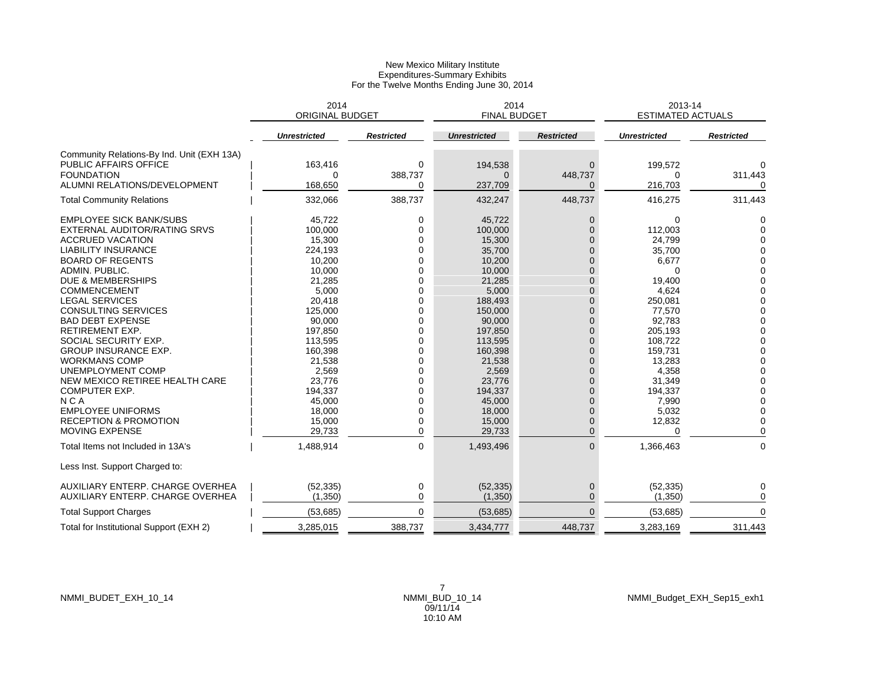New Mexico Military Institute
Expenditures-Summary Exhibits
For the Twelve Months Ending June 30, 2014

| | 2014 ORIGINAL BUDGET | | 2014 FINAL BUDGET | | 2013-14 ESTIMATED ACTUALS | |
|---|---|---|---|---|---|---|
| | *Unrestricted* | *Restricted* | *Unrestricted* | *Restricted* | *Unrestricted* | *Restricted* |
| Community Relations-By Ind. Unit (EXH 13A) | | | | | | |
| PUBLIC AFFAIRS OFFICE | 163,416 | 0 | 194,538 | 0 | 199,572 | 0 |
| FOUNDATION | 0 | 388,737 | 0 | 448,737 | 0 | 311,443 |
| ALUMNI RELATIONS/DEVELOPMENT | 168,650 | 0 | 237,709 | 0 | 216,703 | 0 |
| Total Community Relations | 332,066 | 388,737 | 432,247 | 448,737 | 416,275 | 311,443 |
| EMPLOYEE SICK BANK/SUBS | 45,722 | 0 | 45,722 | 0 | 0 | 0 |
| EXTERNAL AUDITOR/RATING SRVS | 100,000 | 0 | 100,000 | 0 | 112,003 | 0 |
| ACCRUED VACATION | 15,300 | 0 | 15,300 | 0 | 24,799 | 0 |
| LIABILITY INSURANCE | 224,193 | 0 | 35,700 | 0 | 35,700 | 0 |
| BOARD OF REGENTS | 10,200 | 0 | 10,200 | 0 | 6,677 | 0 |
| ADMIN. PUBLIC. | 10,000 | 0 | 10,000 | 0 | 0 | 0 |
| DUE & MEMBERSHIPS | 21,285 | 0 | 21,285 | 0 | 19,400 | 0 |
| COMMENCEMENT | 5,000 | 0 | 5,000 | 0 | 4,624 | 0 |
| LEGAL SERVICES | 20,418 | 0 | 188,493 | 0 | 250,081 | 0 |
| CONSULTING SERVICES | 125,000 | 0 | 150,000 | 0 | 77,570 | 0 |
| BAD DEBT EXPENSE | 90,000 | 0 | 90,000 | 0 | 92,783 | 0 |
| RETIREMENT EXP. | 197,850 | 0 | 197,850 | 0 | 205,193 | 0 |
| SOCIAL SECURITY EXP. | 113,595 | 0 | 113,595 | 0 | 108,722 | 0 |
| GROUP INSURANCE EXP. | 160,398 | 0 | 160,398 | 0 | 159,731 | 0 |
| WORKMANS COMP | 21,538 | 0 | 21,538 | 0 | 13,283 | 0 |
| UNEMPLOYMENT COMP | 2,569 | 0 | 2,569 | 0 | 4,358 | 0 |
| NEW MEXICO RETIREE HEALTH CARE | 23,776 | 0 | 23,776 | 0 | 31,349 | 0 |
| COMPUTER EXP. | 194,337 | 0 | 194,337 | 0 | 194,337 | 0 |
| N C A | 45,000 | 0 | 45,000 | 0 | 7,990 | 0 |
| EMPLOYEE UNIFORMS | 18,000 | 0 | 18,000 | 0 | 5,032 | 0 |
| RECEPTION & PROMOTION | 15,000 | 0 | 15,000 | 0 | 12,832 | 0 |
| MOVING EXPENSE | 29,733 | 0 | 29,733 | 0 | 0 | 0 |
| Total Items not Included in 13A's | 1,488,914 | 0 | 1,493,496 | 0 | 1,366,463 | 0 |
| Less Inst. Support Charged to: | | | | | | |
| AUXILIARY ENTERP. CHARGE OVERHEA | (52,335) | 0 | (52,335) | 0 | (52,335) | 0 |
| AUXILIARY ENTERP. CHARGE OVERHEA | (1,350) | 0 | (1,350) | 0 | (1,350) | 0 |
| Total Support Charges | (53,685) | 0 | (53,685) | 0 | (53,685) | 0 |
| Total for Institutional Support (EXH 2) | 3,285,015 | 388,737 | 3,434,777 | 448,737 | 3,283,169 | 311,443 |

NMMI_BUDET_EXH_10_14 NMMI_BUD_10_14 09/11/14 10:10 AM NMMI_Budget_EXH_Sep15_exh1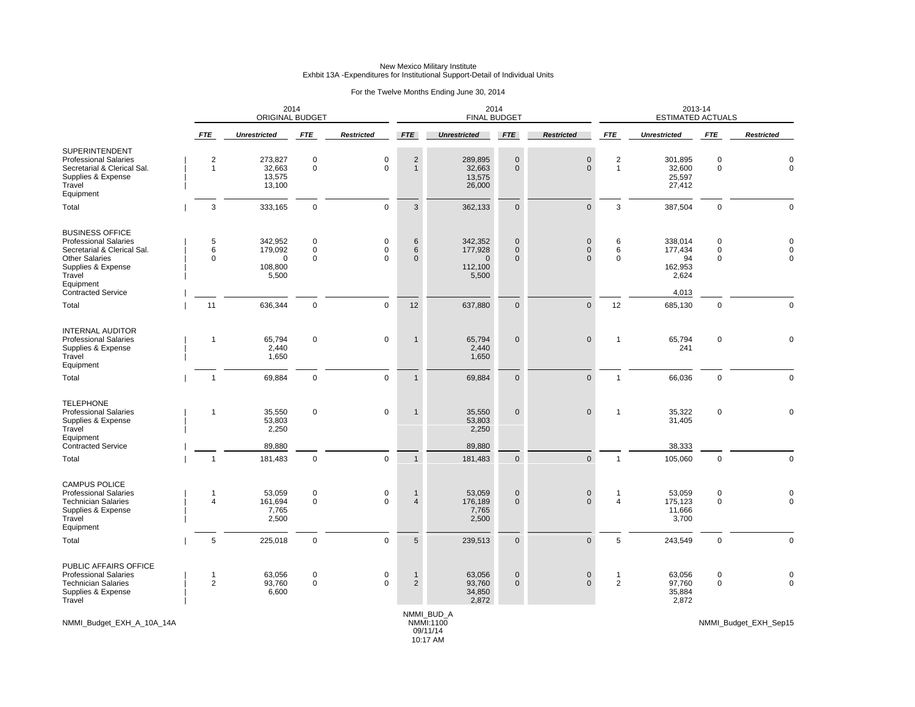New Mexico Military Institute
Exhbit 13A -Expenditures for Institutional Support-Detail of Individual Units

For the Twelve Months Ending June 30, 2014

| | 2014 ORIGINAL BUDGET | | | | 2014 FINAL BUDGET | | | | 2013-14 ESTIMATED ACTUALS | | | |
|---|---|---|---|---|---|---|---|---|---|---|---|---|
| | *FTE* | *Unrestricted* | *FTE* | *Restricted* | *FTE* | *Unrestricted* | *FTE* | *Restricted* | *FTE* | *Unrestricted* | *FTE* | *Restricted* |
| **SUPERINTENDENT** | | | | | | | | | | | | |
| Professional Salaries | 2 | 273,827 | 0 | 0 | 2 | 289,895 | 0 | 0 | 2 | 301,895 | 0 | 0 |
| Secretarial & Clerical Sal. | 1 | 32,663 | 0 | 0 | 1 | 32,663 | 0 | 0 | 1 | 32,600 | 0 | 0 |
| Supplies & Expense | | 13,575 | | | | 13,575 | | | | 25,597 | | |
| Travel | | 13,100 | | | | 26,000 | | | | 27,412 | | |
| Equipment | | | | | | | | | | | | |
| Total | 3 | 333,165 | 0 | 0 | 3 | 362,133 | 0 | 0 | 3 | 387,504 | 0 | 0 |
| **BUSINESS OFFICE** | | | | | | | | | | | | |
| Professional Salaries | 5 | 342,952 | 0 | 0 | 6 | 342,352 | 0 | 0 | 6 | 338,014 | 0 | 0 |
| Secretarial & Clerical Sal. | 6 | 179,092 | 0 | 0 | 6 | 177,928 | 0 | 0 | 6 | 177,434 | 0 | 0 |
| Other Salaries | 0 | 0 | 0 | 0 | 0 | 0 | 0 | 0 | 0 | 94 | 0 | 0 |
| Supplies & Expense | | 108,800 | | | | 112,100 | | | | 162,953 | | |
| Travel | | 5,500 | | | | 5,500 | | | | 2,624 | | |
| Equipment | | | | | | | | | | | | |
| Contracted Service | | | | | | | | | | 4,013 | | |
| Total | 11 | 636,344 | 0 | 0 | 12 | 637,880 | 0 | 0 | 12 | 685,130 | 0 | 0 |
| **INTERNAL AUDITOR** | | | | | | | | | | | | |
| Professional Salaries | 1 | 65,794 | 0 | 0 | 1 | 65,794 | 0 | 0 | 1 | 65,794 | 0 | 0 |
| Supplies & Expense | | 2,440 | | | | 2,440 | | | | 241 | | |
| Travel | | 1,650 | | | | 1,650 | | | | | | |
| Equipment | | | | | | | | | | | | |
| Total | 1 | 69,884 | 0 | 0 | 1 | 69,884 | 0 | 0 | 1 | 66,036 | 0 | 0 |
| **TELEPHONE** | | | | | | | | | | | | |
| Professional Salaries | 1 | 35,550 | 0 | 0 | 1 | 35,550 | 0 | 0 | 1 | 35,322 | 0 | 0 |
| Supplies & Expense | | 53,803 | | | | 53,803 | | | | 31,405 | | |
| Travel | | 2,250 | | | | 2,250 | | | | | | |
| Equipment | | | | | | | | | | | | |
| Contracted Service | | 89,880 | | | | 89,880 | | | | 38,333 | | |
| Total | 1 | 181,483 | 0 | 0 | 1 | 181,483 | 0 | 0 | 1 | 105,060 | 0 | 0 |
| **CAMPUS POLICE** | | | | | | | | | | | | |
| Professional Salaries | 1 | 53,059 | 0 | 0 | 1 | 53,059 | 0 | 0 | 1 | 53,059 | 0 | 0 |
| Technician Salaries | 4 | 161,694 | 0 | 0 | 4 | 176,189 | 0 | 0 | 4 | 175,123 | 0 | 0 |
| Supplies & Expense | | 7,765 | | | | 7,765 | | | | 11,666 | | |
| Travel | | 2,500 | | | | 2,500 | | | | 3,700 | | |
| Equipment | | | | | | | | | | | | |
| Total | 5 | 225,018 | 0 | 0 | 5 | 239,513 | 0 | 0 | 5 | 243,549 | 0 | 0 |
| **PUBLIC AFFAIRS OFFICE** | | | | | | | | | | | | |
| Professional Salaries | 1 | 63,056 | 0 | 0 | 1 | 63,056 | 0 | 0 | 1 | 63,056 | 0 | 0 |
| Technician Salaries | 2 | 93,760 | 0 | 0 | 2 | 93,760 | 0 | 0 | 2 | 97,760 | 0 | 0 |
| Supplies & Expense | | 6,600 | | | | 34,850 | | | | 35,884 | | |
| Travel | | | | | | 2,872 | | | | 2,872 | | |

NMMI_Budget_EXH_A_10A_14A

NMMI_BUD_A
NMMI:1100
09/11/14
10:17 AM

NMMI_Budget_EXH_Sep15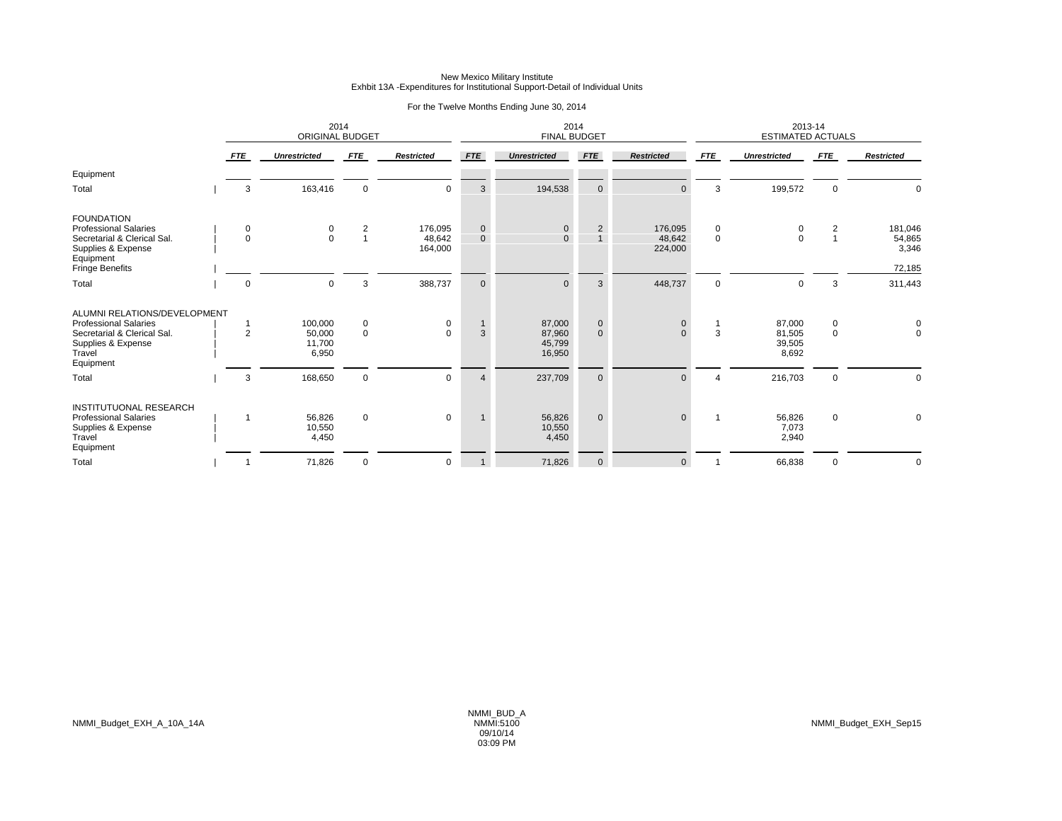New Mexico Military Institute
Exhbit 13A -Expenditures for Institutional Support-Detail of Individual Units

For the Twelve Months Ending June 30, 2014

| | 2014 ORIGINAL BUDGET | | | | 2014 FINAL BUDGET | | | | 2013-14 ESTIMATED ACTUALS | | | |
|---|---|---|---|---|---|---|---|---|---|---|---|---|
| | *FTE* | *Unrestricted* | *FTE* | *Restricted* | *FTE* | *Unrestricted* | *FTE* | *Restricted* | *FTE* | *Unrestricted* | *FTE* | *Restricted* |
| Equipment | | | | | | | | | | | | |
| Total | 3 | 163,416 | 0 | 0 | 3 | 194,538 | 0 | 0 | 3 | 199,572 | 0 | 0 |
| FOUNDATION | | | | | | | | | | | | |
| Professional Salaries | 0 | 0 | 2 | 176,095 | 0 | 0 | 2 | 176,095 | 0 | 0 | 2 | 181,046 |
| Secretarial & Clerical Sal. | 0 | 0 | 1 | 48,642 | 0 | 0 | 1 | 48,642 | 0 | 0 | 1 | 54,865 |
| Supplies & Expense | | | | 164,000 | | | | 224,000 | | | | 3,346 |
| Equipment | | | | | | | | | | | | |
| Fringe Benefits | | | | | | | | | | | | 72,185 |
| Total | 0 | 0 | 3 | 388,737 | 0 | 0 | 3 | 448,737 | 0 | 0 | 3 | 311,443 |
| ALUMNI RELATIONS/DEVELOPMENT | | | | | | | | | | | | |
| Professional Salaries | 1 | 100,000 | 0 | 0 | 1 | 87,000 | 0 | 0 | 1 | 87,000 | 0 | 0 |
| Secretarial & Clerical Sal. | 2 | 50,000 | 0 | 0 | 3 | 87,960 | 0 | 0 | 3 | 81,505 | 0 | 0 |
| Supplies & Expense | | 11,700 | | | | 45,799 | | | | 39,505 | | |
| Travel | | 6,950 | | | | 16,950 | | | | 8,692 | | |
| Equipment | | | | | | | | | | | | |
| Total | 3 | 168,650 | 0 | 0 | 4 | 237,709 | 0 | 0 | 4 | 216,703 | 0 | 0 |
| INSTITUTUONAL RESEARCH | | | | | | | | | | | | |
| Professional Salaries | 1 | 56,826 | 0 | 0 | 1 | 56,826 | 0 | 0 | 1 | 56,826 | 0 | 0 |
| Supplies & Expense | | 10,550 | | | | 10,550 | | | | 7,073 | | |
| Travel | | 4,450 | | | | 4,450 | | | | 2,940 | | |
| Equipment | | | | | | | | | | | | |
| Total | 1 | 71,826 | 0 | 0 | 1 | 71,826 | 0 | 0 | 1 | 66,838 | 0 | 0 |

NMMI_Budget_EXH_A_10A_14A

NMMI_BUD_A
NMMI:5100
09/10/14
03:09 PM

NMMI_Budget_EXH_Sep15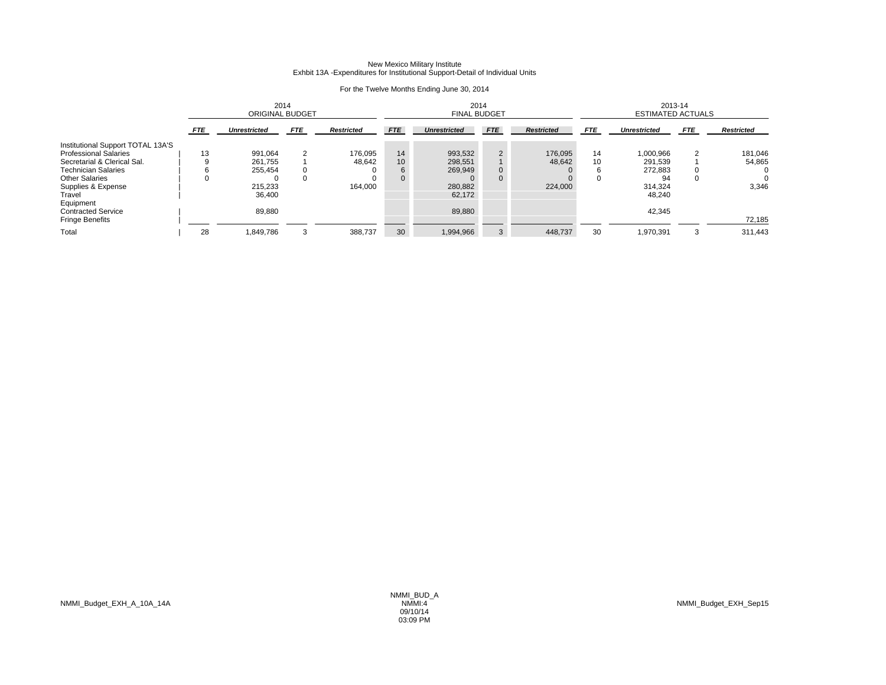New Mexico Military Institute
Exhbit 13A -Expenditures for Institutional Support-Detail of Individual Units

For the Twelve Months Ending June 30, 2014

| | 2014 ORIGINAL BUDGET | | | | 2014 FINAL BUDGET | | | | 2013-14 ESTIMATED ACTUALS | | | |
|---|---|---|---|---|---|---|---|---|---|---|---|---|
| | ***FTE*** | ***Unrestricted*** | ***FTE*** | ***Restricted*** | ***FTE*** | ***Unrestricted*** | ***FTE*** | ***Restricted*** | ***FTE*** | ***Unrestricted*** | ***FTE*** | ***Restricted*** |
| Institutional Support TOTAL 13A'S | | | | | | | | | | | | |
| Professional Salaries | 13 | 991,064 | 2 | 176,095 | 14 | 993,532 | 2 | 176,095 | 14 | 1,000,966 | 2 | 181,046 |
| Secretarial & Clerical Sal. | 9 | 261,755 | 1 | 48,642 | 10 | 298,551 | 1 | 48,642 | 10 | 291,539 | 1 | 54,865 |
| Technician Salaries | 6 | 255,454 | 0 | 0 | 6 | 269,949 | 0 | 0 | 6 | 272,883 | 0 | 0 |
| Other Salaries | 0 | 0 | 0 | 0 | 0 | 0 | 0 | 0 | 0 | 94 | 0 | 0 |
| Supplies & Expense | | 215,233 | | 164,000 | | 280,882 | | 224,000 | | 314,324 | | 3,346 |
| Travel | | 36,400 | | | | 62,172 | | | | 48,240 | | |
| Equipment | | | | | | | | | | | | |
| Contracted Service | | 89,880 | | | | 89,880 | | | | 42,345 | | |
| Fringe Benefits | | | | | | | | | | | | 72,185 |
| Total | 28 | 1,849,786 | 3 | 388,737 | 30 | 1,994,966 | 3 | 448,737 | 30 | 1,970,391 | 3 | 311,443 |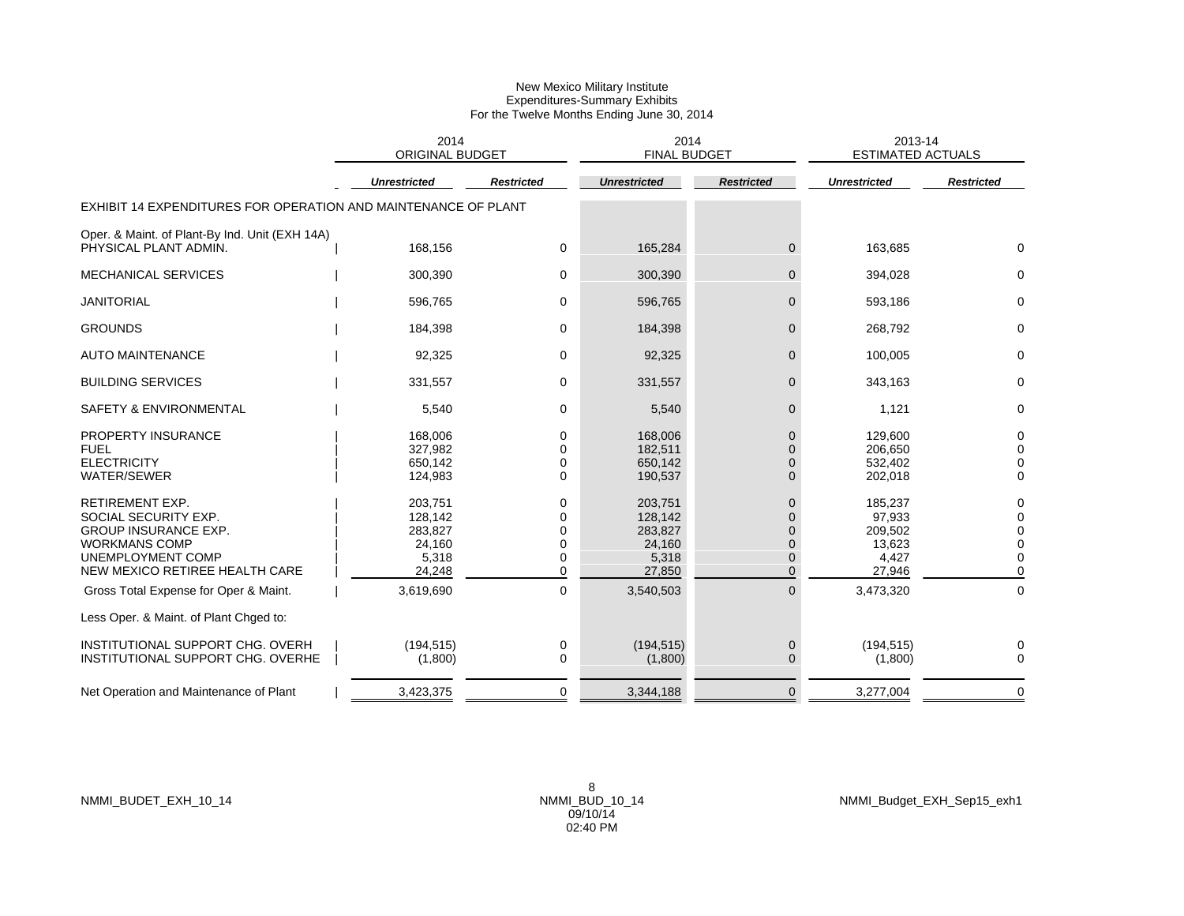New Mexico Military Institute
Expenditures-Summary Exhibits
For the Twelve Months Ending June 30, 2014

| | 2014 ORIGINAL BUDGET | | 2014 FINAL BUDGET | | 2013-14 ESTIMATED ACTUALS | |
|---|---|---|---|---|---|---|
| | *Unrestricted* | *Restricted* | *Unrestricted* | *Restricted* | *Unrestricted* | *Restricted* |
| EXHIBIT 14 EXPENDITURES FOR OPERATION AND MAINTENANCE OF PLANT | | | | | | |
| Oper. & Maint. of Plant-By Ind. Unit (EXH 14A) | | | | | | |
| PHYSICAL PLANT ADMIN. | 168,156 | 0 | 165,284 | 0 | 163,685 | 0 |
| MECHANICAL SERVICES | 300,390 | 0 | 300,390 | 0 | 394,028 | 0 |
| JANITORIAL | 596,765 | 0 | 596,765 | 0 | 593,186 | 0 |
| GROUNDS | 184,398 | 0 | 184,398 | 0 | 268,792 | 0 |
| AUTO MAINTENANCE | 92,325 | 0 | 92,325 | 0 | 100,005 | 0 |
| BUILDING SERVICES | 331,557 | 0 | 331,557 | 0 | 343,163 | 0 |
| SAFETY & ENVIRONMENTAL | 5,540 | 0 | 5,540 | 0 | 1,121 | 0 |
| PROPERTY INSURANCE | 168,006 | 0 | 168,006 | 0 | 129,600 | 0 |
| FUEL | 327,982 | 0 | 182,511 | 0 | 206,650 | 0 |
| ELECTRICITY | 650,142 | 0 | 650,142 | 0 | 532,402 | 0 |
| WATER/SEWER | 124,983 | 0 | 190,537 | 0 | 202,018 | 0 |
| RETIREMENT EXP. | 203,751 | 0 | 203,751 | 0 | 185,237 | 0 |
| SOCIAL SECURITY EXP. | 128,142 | 0 | 128,142 | 0 | 97,933 | 0 |
| GROUP INSURANCE EXP. | 283,827 | 0 | 283,827 | 0 | 209,502 | 0 |
| WORKMANS COMP | 24,160 | 0 | 24,160 | 0 | 13,623 | 0 |
| UNEMPLOYMENT COMP | 5,318 | 0 | 5,318 | 0 | 4,427 | 0 |
| NEW MEXICO RETIREE HEALTH CARE | 24,248 | 0 | 27,850 | 0 | 27,946 | 0 |
| Gross Total Expense for Oper & Maint. | 3,619,690 | 0 | 3,540,503 | 0 | 3,473,320 | 0 |
| Less Oper. & Maint. of Plant Chged to: | | | | | | |
| INSTITUTIONAL SUPPORT CHG. OVERH | (194,515) | 0 | (194,515) | 0 | (194,515) | 0 |
| INSTITUTIONAL SUPPORT CHG. OVERHE | (1,800) | 0 | (1,800) | 0 | (1,800) | 0 |
| Net Operation and Maintenance of Plant | 3,423,375 | 0 | 3,344,188 | 0 | 3,277,004 | 0 |

NMMI_BUDET_EXH_10_14 | NMMI_BUD_10_14 09/10/14 02:40 PM | NMMI_Budget_EXH_Sep15_exh1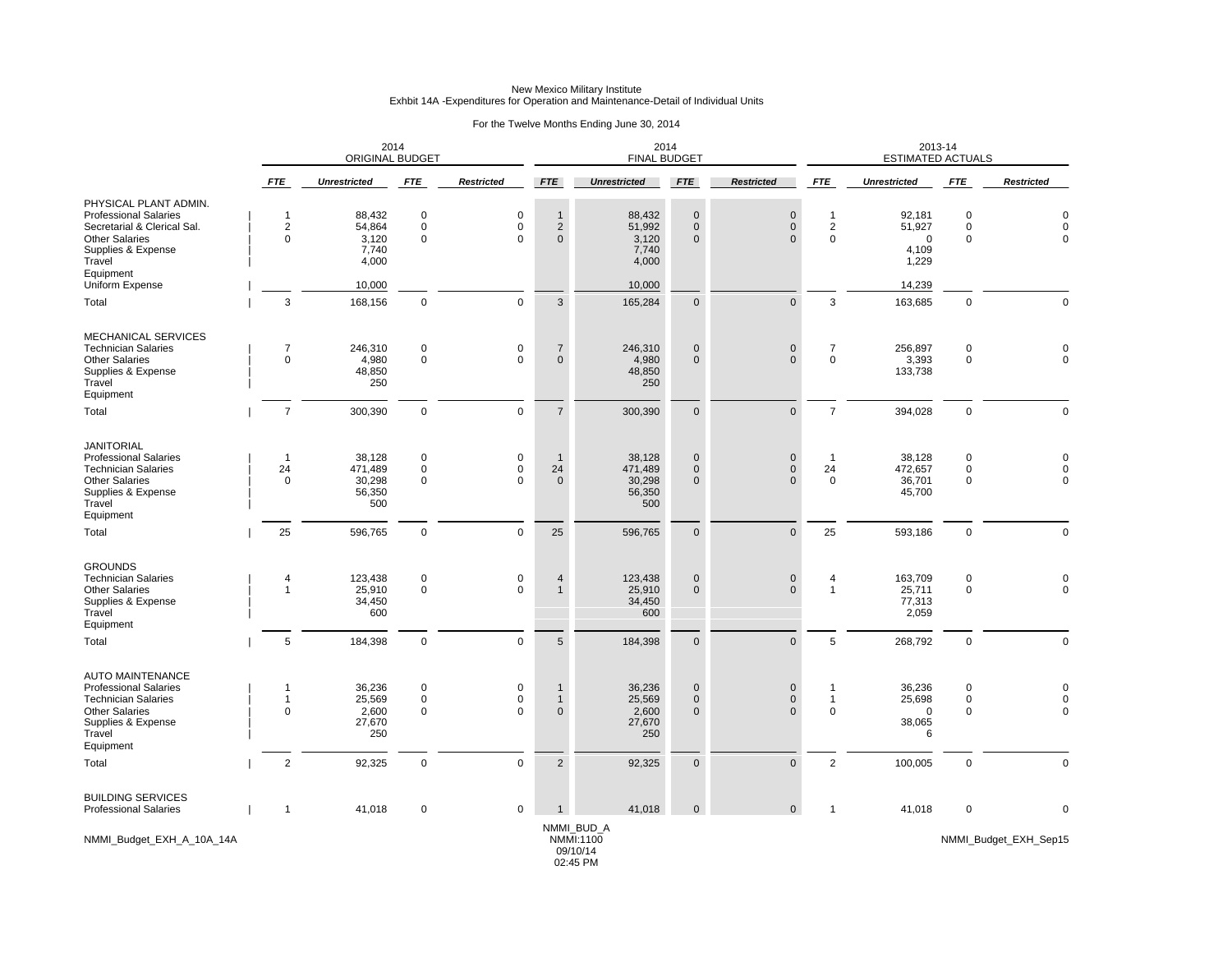New Mexico Military Institute
Exhbit 14A -Expenditures for Operation and Maintenance-Detail of Individual Units

For the Twelve Months Ending June 30, 2014

| | 2014 ORIGINAL BUDGET | | | | 2014 FINAL BUDGET | | | | 2013-14 ESTIMATED ACTUALS | | | |
|---|---|---|---|---|---|---|---|---|---|---|---|---|
| | *FTE* | *Unrestricted* | *FTE* | *Restricted* | *FTE* | *Unrestricted* | *FTE* | *Restricted* | *FTE* | *Unrestricted* | *FTE* | *Restricted* |
| **PHYSICAL PLANT ADMIN.** | | | | | | | | | | | | |
| Professional Salaries | 1 | 88,432 | 0 | 0 | 1 | 88,432 | 0 | 0 | 1 | 92,181 | 0 | 0 |
| Secretarial & Clerical Sal. | 2 | 54,864 | 0 | 0 | 2 | 51,992 | 0 | 0 | 2 | 51,927 | 0 | 0 |
| Other Salaries | 0 | 3,120 | 0 | 0 | 0 | 3,120 | 0 | 0 | 0 | 0 | 0 | 0 |
| Supplies & Expense | | 7,740 | | | | 7,740 | | | | 4,109 | | |
| Travel | | 4,000 | | | | 4,000 | | | | 1,229 | | |
| Equipment | | | | | | | | | | | | |
| Uniform Expense | | 10,000 | | | | 10,000 | | | | 14,239 | | |
| Total | 3 | 168,156 | 0 | 0 | 3 | 165,284 | 0 | 0 | 3 | 163,685 | 0 | 0 |
| **MECHANICAL SERVICES** | | | | | | | | | | | | |
| Technician Salaries | 7 | 246,310 | 0 | 0 | 7 | 246,310 | 0 | 0 | 7 | 256,897 | 0 | 0 |
| Other Salaries | 0 | 4,980 | 0 | 0 | 0 | 4,980 | 0 | 0 | 0 | 3,393 | 0 | 0 |
| Supplies & Expense | | 48,850 | | | | 48,850 | | | | 133,738 | | |
| Travel | | 250 | | | | 250 | | | | | | |
| Equipment | | | | | | | | | | | | |
| Total | 7 | 300,390 | 0 | 0 | 7 | 300,390 | 0 | 0 | 7 | 394,028 | 0 | 0 |
| **JANITORIAL** | | | | | | | | | | | | |
| Professional Salaries | 1 | 38,128 | 0 | 0 | 1 | 38,128 | 0 | 0 | 1 | 38,128 | 0 | 0 |
| Technician Salaries | 24 | 471,489 | 0 | 0 | 24 | 471,489 | 0 | 0 | 24 | 472,657 | 0 | 0 |
| Other Salaries | 0 | 30,298 | 0 | 0 | 0 | 30,298 | 0 | 0 | 0 | 36,701 | 0 | 0 |
| Supplies & Expense | | 56,350 | | | | 56,350 | | | | 45,700 | | |
| Travel | | 500 | | | | 500 | | | | | | |
| Equipment | | | | | | | | | | | | |
| Total | 25 | 596,765 | 0 | 0 | 25 | 596,765 | 0 | 0 | 25 | 593,186 | 0 | 0 |
| **GROUNDS** | | | | | | | | | | | | |
| Technician Salaries | 4 | 123,438 | 0 | 0 | 4 | 123,438 | 0 | 0 | 4 | 163,709 | 0 | 0 |
| Other Salaries | 1 | 25,910 | 0 | 0 | 1 | 25,910 | 0 | 0 | 1 | 25,711 | 0 | 0 |
| Supplies & Expense | | 34,450 | | | | 34,450 | | | | 77,313 | | |
| Travel | | 600 | | | | 600 | | | | 2,059 | | |
| Equipment | | | | | | | | | | | | |
| Total | 5 | 184,398 | 0 | 0 | 5 | 184,398 | 0 | 0 | 5 | 268,792 | 0 | 0 |
| **AUTO MAINTENANCE** | | | | | | | | | | | | |
| Professional Salaries | 1 | 36,236 | 0 | 0 | 1 | 36,236 | 0 | 0 | 1 | 36,236 | 0 | 0 |
| Technician Salaries | 1 | 25,569 | 0 | 0 | 1 | 25,569 | 0 | 0 | 1 | 25,698 | 0 | 0 |
| Other Salaries | 0 | 2,600 | 0 | 0 | 0 | 2,600 | 0 | 0 | 0 | 0 | 0 | 0 |
| Supplies & Expense | | 27,670 | | | | 27,670 | | | | 38,065 | | |
| Travel | | 250 | | | | 250 | | | | 6 | | |
| Equipment | | | | | | | | | | | | |
| Total | 2 | 92,325 | 0 | 0 | 2 | 92,325 | 0 | 0 | 2 | 100,005 | 0 | 0 |
| **BUILDING SERVICES** | | | | | | | | | | | | |
| Professional Salaries | 1 | 41,018 | 0 | 0 | 1 | 41,018 | 0 | 0 | 1 | 41,018 | 0 | 0 |

NMMI_Budget_EXH_A_10A_14A

NMMI_BUD_A
NMMI:1100
09/10/14
02:45 PM

NMMI_Budget_EXH_Sep15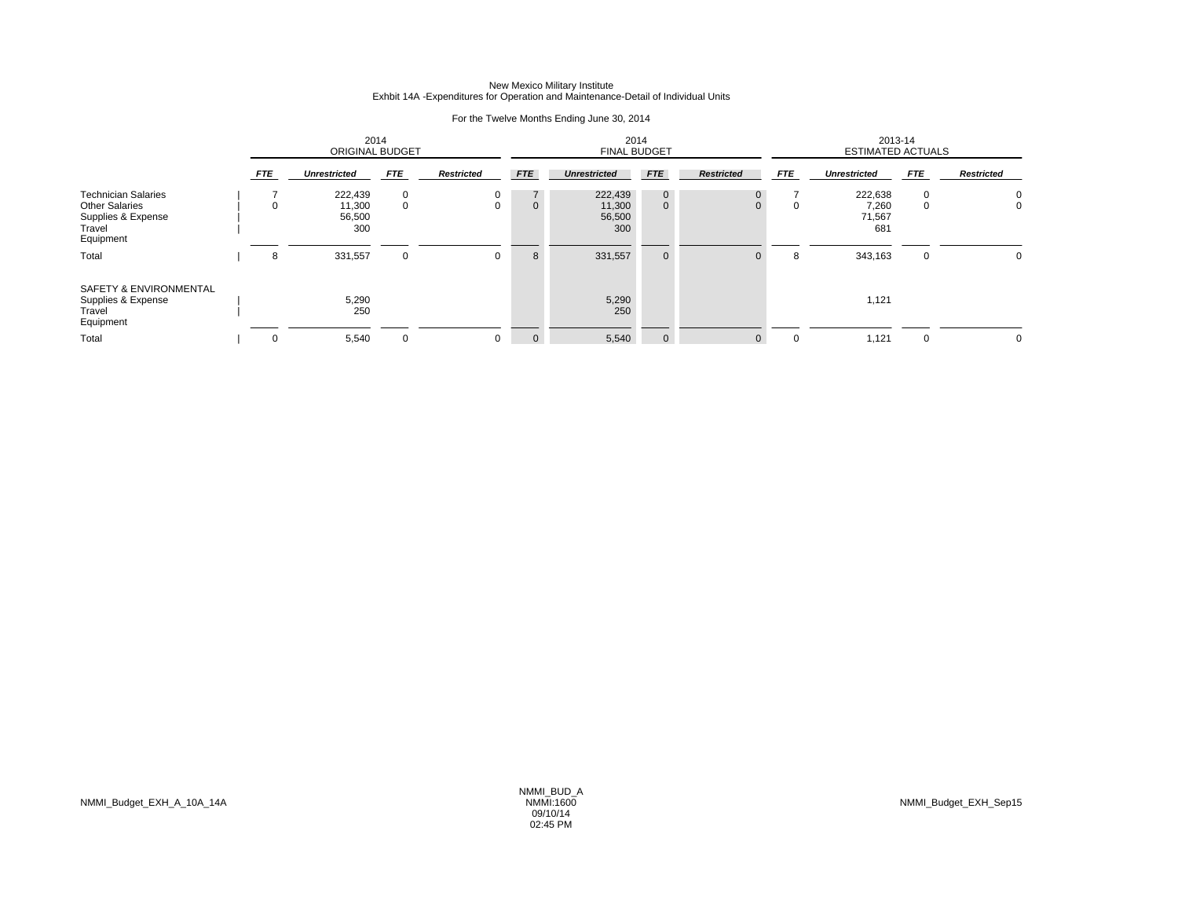New Mexico Military Institute
Exhbit 14A -Expenditures for Operation and Maintenance-Detail of Individual Units

For the Twelve Months Ending June 30, 2014

| | 2014 ORIGINAL BUDGET | | | | 2014 FINAL BUDGET | | | | 2013-14 ESTIMATED ACTUALS | | | |
|---|---|---|---|---|---|---|---|---|---|---|---|---|
| | *FTE* | *Unrestricted* | *FTE* | *Restricted* | *FTE* | *Unrestricted* | *FTE* | *Restricted* | *FTE* | *Unrestricted* | *FTE* | *Restricted* |
| Technician Salaries | 7 | 222,439 | 0 | 0 | 7 | 222,439 | 0 | 0 | 7 | 222,638 | 0 | 0 |
| Other Salaries | 0 | 11,300 | 0 | 0 | 0 | 11,300 | 0 | 0 | 0 | 7,260 | 0 | 0 |
| Supplies & Expense | | 56,500 | | | | 56,500 | | | | 71,567 | | |
| Travel | | 300 | | | | 300 | | | | 681 | | |
| Equipment | | | | | | | | | | | | |
| Total | 8 | 331,557 | 0 | 0 | 8 | 331,557 | 0 | 0 | 8 | 343,163 | 0 | 0 |
| SAFETY & ENVIRONMENTAL | | | | | | | | | | | | |
| Supplies & Expense | | 5,290 | | | | 5,290 | | | | 1,121 | | |
| Travel | | 250 | | | | 250 | | | | | | |
| Equipment | | | | | | | | | | | | |
| Total | 0 | 5,540 | 0 | 0 | 0 | 5,540 | 0 | 0 | 0 | 1,121 | 0 | 0 |

NMMI_Budget_EXH_A_10A_14A

NMMI_BUD_A
NMMI:1600
09/10/14
02:45 PM

NMMI_Budget_EXH_Sep15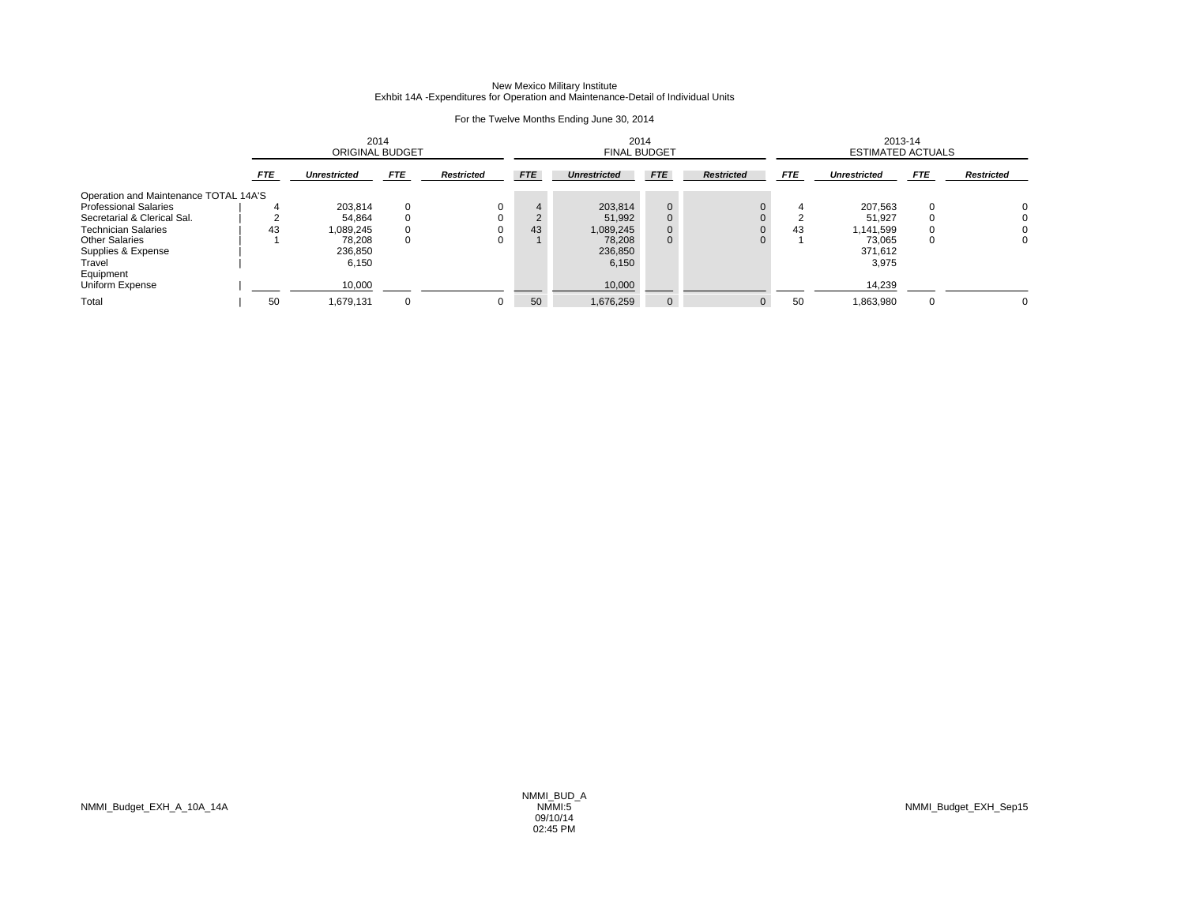New Mexico Military Institute
Exhbit 14A -Expenditures for Operation and Maintenance-Detail of Individual Units

For the Twelve Months Ending June 30, 2014

| | 2014 ORIGINAL BUDGET | | | | 2014 FINAL BUDGET | | | | 2013-14 ESTIMATED ACTUALS | | | |
|---|---|---|---|---|---|---|---|---|---|---|---|---|
| | *FTE* | *Unrestricted* | *FTE* | *Restricted* | *FTE* | *Unrestricted* | *FTE* | *Restricted* | *FTE* | *Unrestricted* | *FTE* | *Restricted* |
| Operation and Maintenance TOTAL 14A'S | | | | | | | | | | | | |
| Professional Salaries | 4 | 203,814 | 0 | 0 | 4 | 203,814 | 0 | 0 | 4 | 207,563 | 0 | 0 |
| Secretarial & Clerical Sal. | 2 | 54,864 | 0 | 0 | 2 | 51,992 | 0 | 0 | 2 | 51,927 | 0 | 0 |
| Technician Salaries | 43 | 1,089,245 | 0 | 0 | 43 | 1,089,245 | 0 | 0 | 43 | 1,141,599 | 0 | 0 |
| Other Salaries | 1 | 78,208 | 0 | 0 | 1 | 78,208 | 0 | 0 | 1 | 73,065 | 0 | 0 |
| Supplies & Expense | | 236,850 | | | | 236,850 | | | | 371,612 | | |
| Travel | | 6,150 | | | | 6,150 | | | | 3,975 | | |
| Equipment | | | | | | | | | | | | |
| Uniform Expense | | 10,000 | | | | 10,000 | | | | 14,239 | | |
| Total | 50 | 1,679,131 | 0 | 0 | 50 | 1,676,259 | 0 | 0 | 50 | 1,863,980 | 0 | 0 |

NMMI_Budget_EXH_A_10A_14A

NMMI_BUD_A
NMMI:5
09/10/14
02:45 PM

NMMI_Budget_EXH_Sep15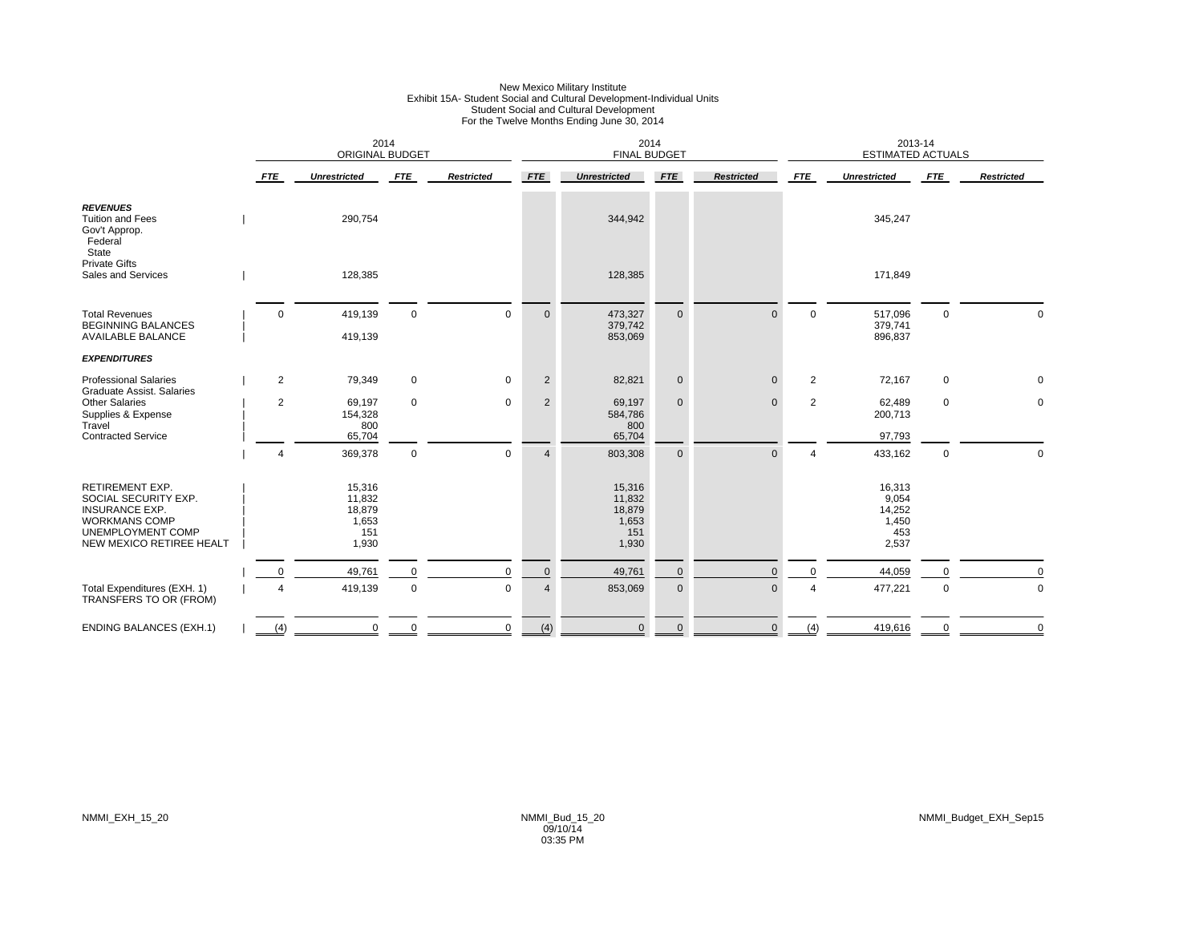New Mexico Military Institute
Exhibit 15A- Student Social and Cultural Development-Individual Units
Student Social and Cultural Development
For the Twelve Months Ending June 30, 2014

| | 2014 ORIGINAL BUDGET | | | | 2014 FINAL BUDGET | | | | 2013-14 ESTIMATED ACTUALS | | | |
|---|---|---|---|---|---|---|---|---|---|---|---|---|
| | *FTE* | *Unrestricted* | *FTE* | *Restricted* | *FTE* | *Unrestricted* | *FTE* | *Restricted* | *FTE* | *Unrestricted* | *FTE* | *Restricted* |
| ***REVENUES*** | | | | | | | | | | | | |
| Tuition and Fees | | 290,754 | | | | 344,942 | | | | 345,247 | | |
| Gov't Approp. | | | | | | | | | | | | |
| Federal | | | | | | | | | | | | |
| State | | | | | | | | | | | | |
| Private Gifts | | | | | | | | | | | | |
| Sales and Services | | 128,385 | | | | 128,385 | | | | 171,849 | | |
| Total Revenues | 0 | 419,139 | 0 | 0 | 0 | 473,327 | 0 | 0 | 0 | 517,096 | 0 | 0 |
| BEGINNING BALANCES | | | | | | 379,742 | | | | 379,741 | | |
| AVAILABLE BALANCE | | 419,139 | | | | 853,069 | | | | 896,837 | | |
| ***EXPENDITURES*** | | | | | | | | | | | | |
| Professional Salaries | 2 | 79,349 | 0 | 0 | 2 | 82,821 | 0 | 0 | 2 | 72,167 | 0 | 0 |
| Graduate Assist. Salaries | | | | | | | | | | | | |
| Other Salaries | 2 | 69,197 | 0 | 0 | 2 | 69,197 | 0 | 0 | 2 | 62,489 | 0 | 0 |
| Supplies & Expense | | 154,328 | | | | 584,786 | | | | 200,713 | | |
| Travel | | 800 | | | | 800 | | | | | | |
| Contracted Service | | 65,704 | | | | 65,704 | | | | 97,793 | | |
| | 4 | 369,378 | 0 | 0 | 4 | 803,308 | 0 | 0 | 4 | 433,162 | 0 | 0 |
| RETIREMENT EXP. | | 15,316 | | | | 15,316 | | | | 16,313 | | |
| SOCIAL SECURITY EXP. | | 11,832 | | | | 11,832 | | | | 9,054 | | |
| INSURANCE EXP. | | 18,879 | | | | 18,879 | | | | 14,252 | | |
| WORKMANS COMP | | 1,653 | | | | 1,653 | | | | 1,450 | | |
| UNEMPLOYMENT COMP | | 151 | | | | 151 | | | | 453 | | |
| NEW MEXICO RETIREE HEALT | | 1,930 | | | | 1,930 | | | | 2,537 | | |
| | 0 | 49,761 | 0 | 0 | 0 | 49,761 | 0 | 0 | 0 | 44,059 | 0 | 0 |
| Total Expenditures (EXH. 1) | 4 | 419,139 | 0 | 0 | 4 | 853,069 | 0 | 0 | 4 | 477,221 | 0 | 0 |
| TRANSFERS TO OR (FROM) | | | | | | | | | | | | |
| ENDING BALANCES (EXH.1) | (4) | 0 | 0 | 0 | (4) | 0 | 0 | 0 | (4) | 419,616 | 0 | 0 |

NMMI_EXH_15_20 NMMI_Bud_15_20 09/10/14 03:35 PM NMMI_Budget_EXH_Sep15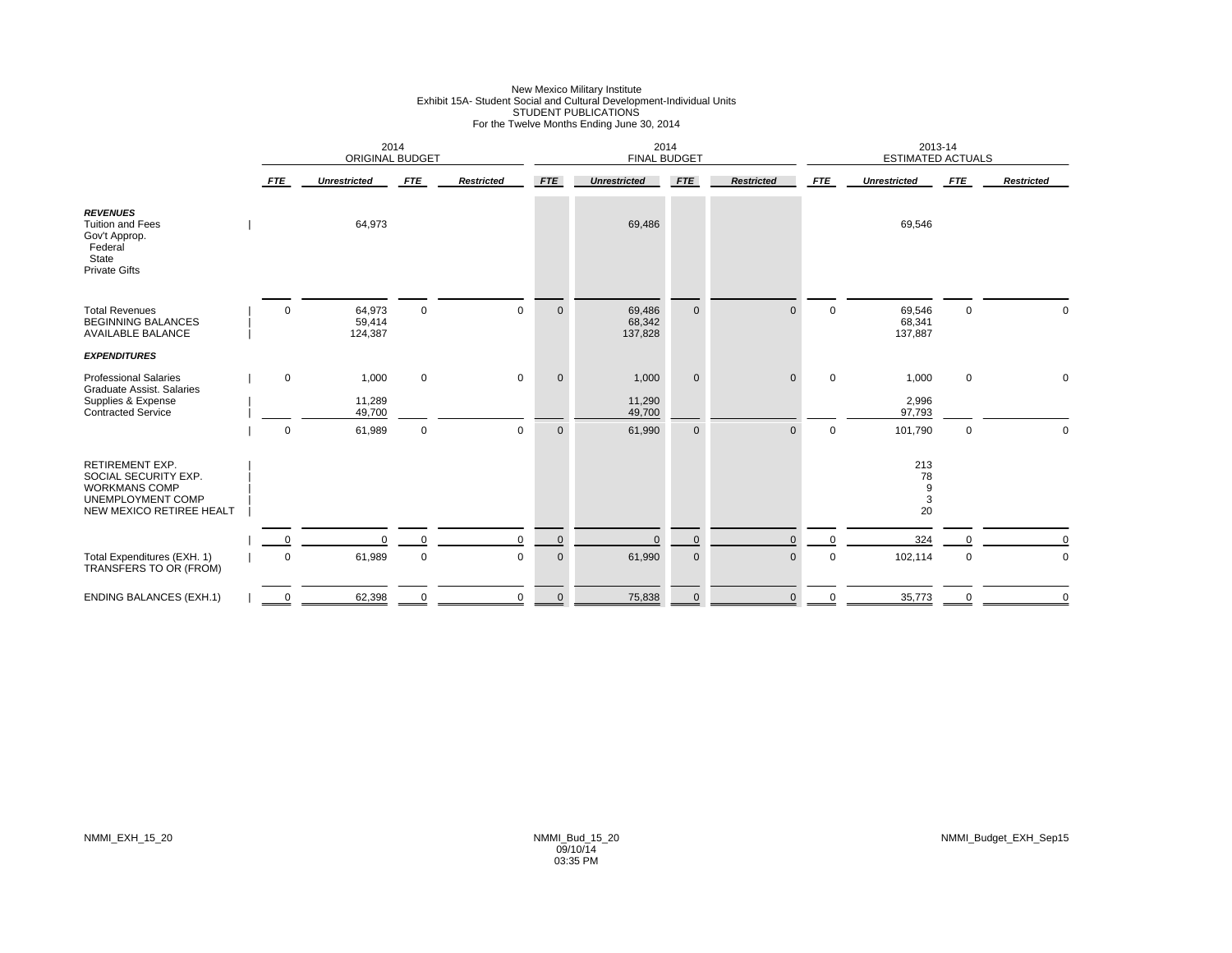New Mexico Military Institute
Exhibit 15A- Student Social and Cultural Development-Individual Units
STUDENT PUBLICATIONS
For the Twelve Months Ending June 30, 2014

| | 2014 ORIGINAL BUDGET | | | | 2014 FINAL BUDGET | | | | 2013-14 ESTIMATED ACTUALS | | | |
|---|---|---|---|---|---|---|---|---|---|---|---|---|
| | *FTE* | *Unrestricted* | *FTE* | *Restricted* | *FTE* | *Unrestricted* | *FTE* | *Restricted* | *FTE* | *Unrestricted* | *FTE* | *Restricted* |
| ***REVENUES*** | | | | | | | | | | | | |
| Tuition and Fees | | 64,973 | | | | 69,486 | | | | 69,546 | | |
| Gov't Approp. | | | | | | | | | | | | |
| Federal | | | | | | | | | | | | |
| State | | | | | | | | | | | | |
| Private Gifts | | | | | | | | | | | | |
| Total Revenues | 0 | 64,973 | 0 | 0 | 0 | 69,486 | 0 | 0 | 0 | 69,546 | 0 | 0 |
| BEGINNING BALANCES | | 59,414 | | | | 68,342 | | | | 68,341 | | |
| AVAILABLE BALANCE | | 124,387 | | | | 137,828 | | | | 137,887 | | |
| ***EXPENDITURES*** | | | | | | | | | | | | |
| Professional Salaries | 0 | 1,000 | 0 | 0 | 0 | 1,000 | 0 | 0 | 0 | 1,000 | 0 | 0 |
| Graduate Assist. Salaries | | | | | | | | | | | | |
| Supplies & Expense | | 11,289 | | | | 11,290 | | | | 2,996 | | |
| Contracted Service | | 49,700 | | | | 49,700 | | | | 97,793 | | |
| | 0 | 61,989 | 0 | 0 | 0 | 61,990 | 0 | 0 | 0 | 101,790 | 0 | 0 |
| RETIREMENT EXP. | | | | | | | | | | 213 | | |
| SOCIAL SECURITY EXP. | | | | | | | | | | 78 | | |
| WORKMANS COMP | | | | | | | | | | 9 | | |
| UNEMPLOYMENT COMP | | | | | | | | | | 3 | | |
| NEW MEXICO RETIREE HEALT | | | | | | | | | | 20 | | |
| | 0 | 0 | 0 | 0 | 0 | 0 | 0 | 0 | 0 | 324 | 0 | 0 |
| Total Expenditures (EXH. 1) | 0 | 61,989 | 0 | 0 | 0 | 61,990 | 0 | 0 | 0 | 102,114 | 0 | 0 |
| TRANSFERS TO OR (FROM) | | | | | | | | | | | | |
| ENDING BALANCES (EXH.1) | 0 | 62,398 | 0 | 0 | 0 | 75,838 | 0 | 0 | 0 | 35,773 | 0 | 0 |

NMMI_EXH_15_20 NMMI_Bud_15_20 09/10/14 03:35 PM NMMI_Budget_EXH_Sep15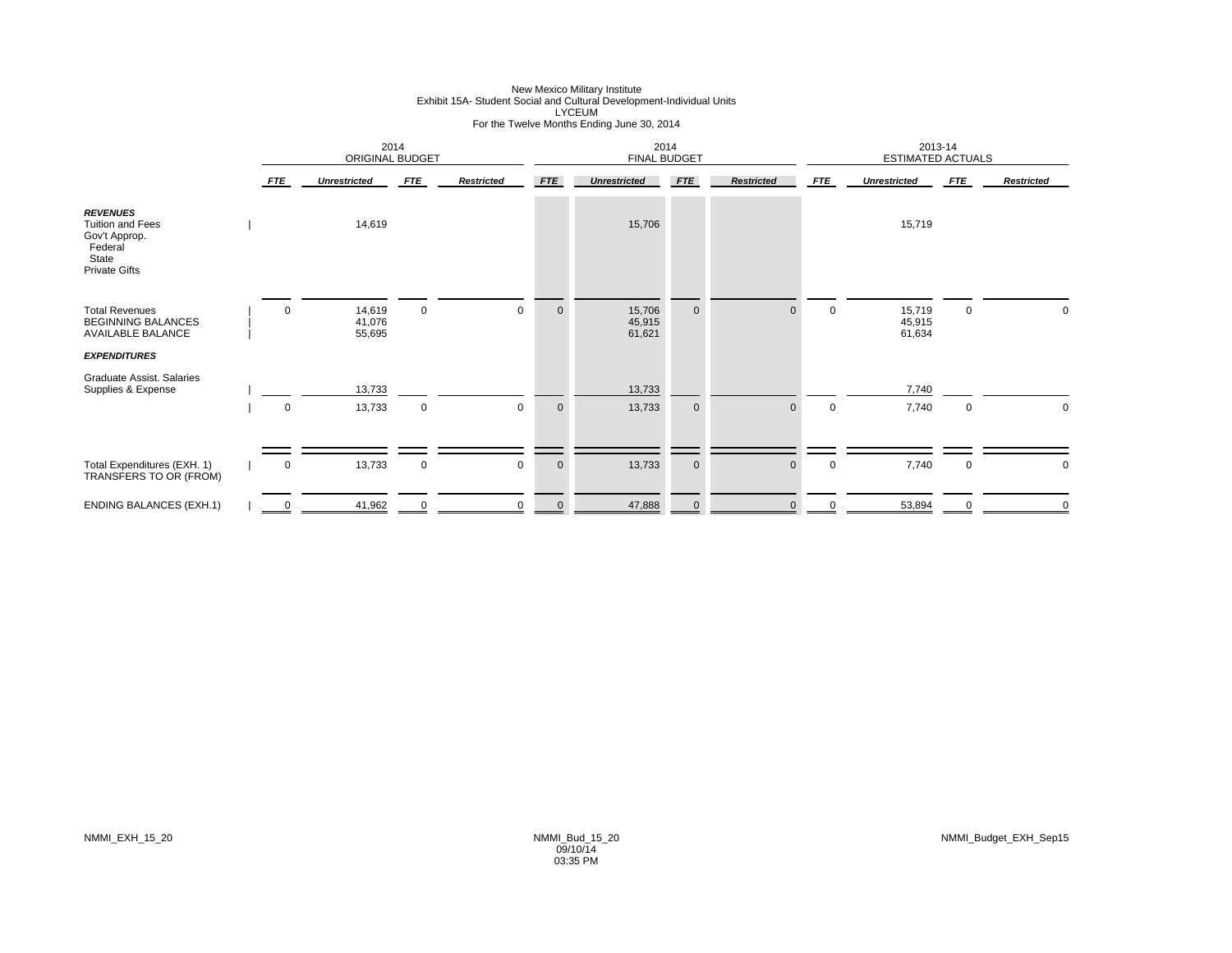New Mexico Military Institute
Exhibit 15A- Student Social and Cultural Development-Individual Units
LYCEUM
For the Twelve Months Ending June 30, 2014

| | 2014 ORIGINAL BUDGET | | | | 2014 FINAL BUDGET | | | | 2013-14 ESTIMATED ACTUALS | | | |
|---|---|---|---|---|---|---|---|---|---|---|---|---|
| | *FTE* | *Unrestricted* | *FTE* | *Restricted* | *FTE* | *Unrestricted* | *FTE* | *Restricted* | *FTE* | *Unrestricted* | *FTE* | *Restricted* |
| ***REVENUES*** | | | | | | | | | | | | |
| Tuition and Fees | | 14,619 | | | | 15,706 | | | | 15,719 | | |
| Gov't Approp. | | | | | | | | | | | | |
| Federal | | | | | | | | | | | | |
| State | | | | | | | | | | | | |
| Private Gifts | | | | | | | | | | | | |
| Total Revenues | 0 | 14,619 | 0 | 0 | 0 | 15,706 | 0 | 0 | 0 | 15,719 | 0 | 0 |
| BEGINNING BALANCES | | 41,076 | | | | 45,915 | | | | 45,915 | | |
| AVAILABLE BALANCE | | 55,695 | | | | 61,621 | | | | 61,634 | | |
| ***EXPENDITURES*** | | | | | | | | | | | | |
| Graduate Assist. Salaries | | | | | | | | | | | | |
| Supplies & Expense | | 13,733 | | | | 13,733 | | | | 7,740 | | |
| | 0 | 13,733 | 0 | 0 | 0 | 13,733 | 0 | 0 | 0 | 7,740 | 0 | 0 |
| Total Expenditures (EXH. 1) | 0 | 13,733 | 0 | 0 | 0 | 13,733 | 0 | 0 | 0 | 7,740 | 0 | 0 |
| TRANSFERS TO OR (FROM) | | | | | | | | | | | | |
| ENDING BALANCES (EXH.1) | 0 | 41,962 | 0 | 0 | 0 | 47,888 | 0 | 0 | 0 | 53,894 | 0 | 0 |

NMMI_EXH_15_20 NMMI_Bud_15_20 09/10/14 03:35 PM NMMI_Budget_EXH_Sep15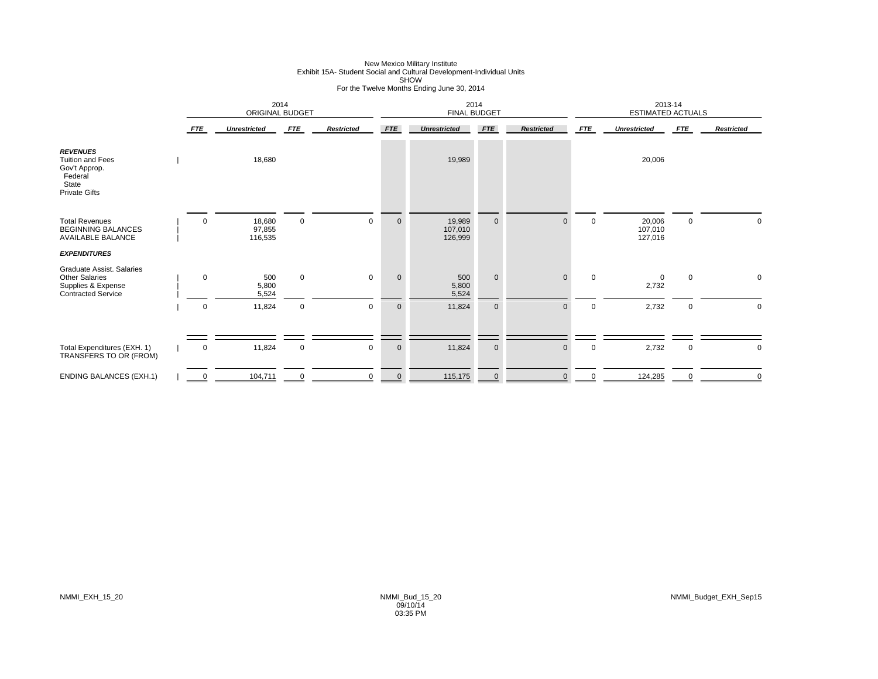New Mexico Military Institute
Exhibit 15A- Student Social and Cultural Development-Individual Units
SHOW
For the Twelve Months Ending June 30, 2014

| | 2014 ORIGINAL BUDGET | | | | 2014 FINAL BUDGET | | | | 2013-14 ESTIMATED ACTUALS | | | |
|---|---|---|---|---|---|---|---|---|---|---|---|---|
| | *FTE* | *Unrestricted* | *FTE* | *Restricted* | *FTE* | *Unrestricted* | *FTE* | *Restricted* | *FTE* | *Unrestricted* | *FTE* | *Restricted* |
| ***REVENUES*** | | | | | | | | | | | | |
| Tuition and Fees | | 18,680 | | | | 19,989 | | | | 20,006 | | |
| Gov't Approp. | | | | | | | | | | | | |
| Federal | | | | | | | | | | | | |
| State | | | | | | | | | | | | |
| Private Gifts | | | | | | | | | | | | |
| Total Revenues | 0 | 18,680 | 0 | 0 | 0 | 19,989 | 0 | 0 | 0 | 20,006 | 0 | 0 |
| BEGINNING BALANCES | | 97,855 | | | | 107,010 | | | | 107,010 | | |
| AVAILABLE BALANCE | | 116,535 | | | | 126,999 | | | | 127,016 | | |
| ***EXPENDITURES*** | | | | | | | | | | | | |
| Graduate Assist. Salaries | | | | | | | | | | | | |
| Other Salaries | 0 | 500 | 0 | 0 | 0 | 500 | 0 | 0 | 0 | 0 | 0 | 0 |
| Supplies & Expense | | 5,800 | | | | 5,800 | | | | 2,732 | | |
| Contracted Service | | 5,524 | | | | 5,524 | | | | | | |
| | 0 | 11,824 | 0 | 0 | 0 | 11,824 | 0 | 0 | 0 | 2,732 | 0 | 0 |
| Total Expenditures (EXH. 1) | 0 | 11,824 | 0 | 0 | 0 | 11,824 | 0 | 0 | 0 | 2,732 | 0 | 0 |
| TRANSFERS TO OR (FROM) | | | | | | | | | | | | |
| ENDING BALANCES (EXH.1) | 0 | 104,711 | 0 | 0 | 0 | 115,175 | 0 | 0 | 0 | 124,285 | 0 | 0 |

NMMI_EXH_15_20

NMMI_Bud_15_20
09/10/14
03:35 PM

NMMI_Budget_EXH_Sep15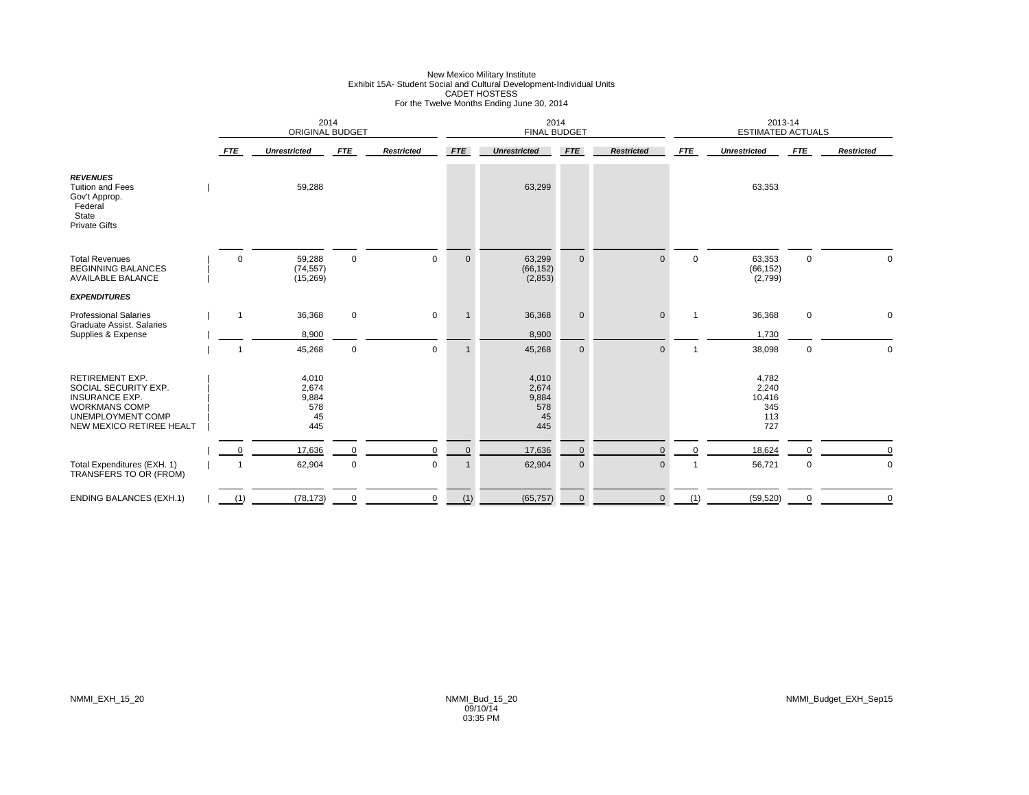New Mexico Military Institute
Exhibit 15A- Student Social and Cultural Development-Individual Units
CADET HOSTESS
For the Twelve Months Ending June 30, 2014

| | 2014 ORIGINAL BUDGET | | | | 2014 FINAL BUDGET | | | | 2013-14 ESTIMATED ACTUALS | | | |
|---|---|---|---|---|---|---|---|---|---|---|---|---|
| | *FTE* | *Unrestricted* | *FTE* | *Restricted* | *FTE* | *Unrestricted* | *FTE* | *Restricted* | *FTE* | *Unrestricted* | *FTE* | *Restricted* |
| ***REVENUES*** | | | | | | | | | | | | |
| Tuition and Fees | | 59,288 | | | | 63,299 | | | | 63,353 | | |
| Gov't Approp. | | | | | | | | | | | | |
| Federal | | | | | | | | | | | | |
| State | | | | | | | | | | | | |
| Private Gifts | | | | | | | | | | | | |
| Total Revenues | 0 | 59,288 | 0 | 0 | 0 | 63,299 | 0 | 0 | 0 | 63,353 | 0 | 0 |
| BEGINNING BALANCES | | (74,557) | | | | (66,152) | | | | (66,152) | | |
| AVAILABLE BALANCE | | (15,269) | | | | (2,853) | | | | (2,799) | | |
| ***EXPENDITURES*** | | | | | | | | | | | | |
| Professional Salaries | 1 | 36,368 | 0 | 0 | 1 | 36,368 | 0 | 0 | 1 | 36,368 | 0 | 0 |
| Graduate Assist. Salaries | | | | | | | | | | | | |
| Supplies & Expense | | 8,900 | | | | 8,900 | | | | 1,730 | | |
| | 1 | 45,268 | 0 | 0 | 1 | 45,268 | 0 | 0 | 1 | 38,098 | 0 | 0 |
| RETIREMENT EXP. | | 4,010 | | | | 4,010 | | | | 4,782 | | |
| SOCIAL SECURITY EXP. | | 2,674 | | | | 2,674 | | | | 2,240 | | |
| INSURANCE EXP. | | 9,884 | | | | 9,884 | | | | 10,416 | | |
| WORKMANS COMP | | 578 | | | | 578 | | | | 345 | | |
| UNEMPLOYMENT COMP | | 45 | | | | 45 | | | | 113 | | |
| NEW MEXICO RETIREE HEALT | | 445 | | | | 445 | | | | 727 | | |
| | 0 | 17,636 | 0 | 0 | 0 | 17,636 | 0 | 0 | 0 | 18,624 | 0 | 0 |
| Total Expenditures (EXH. 1) | 1 | 62,904 | 0 | 0 | 1 | 62,904 | 0 | 0 | 1 | 56,721 | 0 | 0 |
| TRANSFERS TO OR (FROM) | | | | | | | | | | | | |
| ENDING BALANCES (EXH.1) | (1) | (78,173) | 0 | 0 | (1) | (65,757) | 0 | 0 | (1) | (59,520) | 0 | 0 |

NMMI_EXH_15_20

NMMI_Bud_15_20
09/10/14
03:35 PM

NMMI_Budget_EXH_Sep15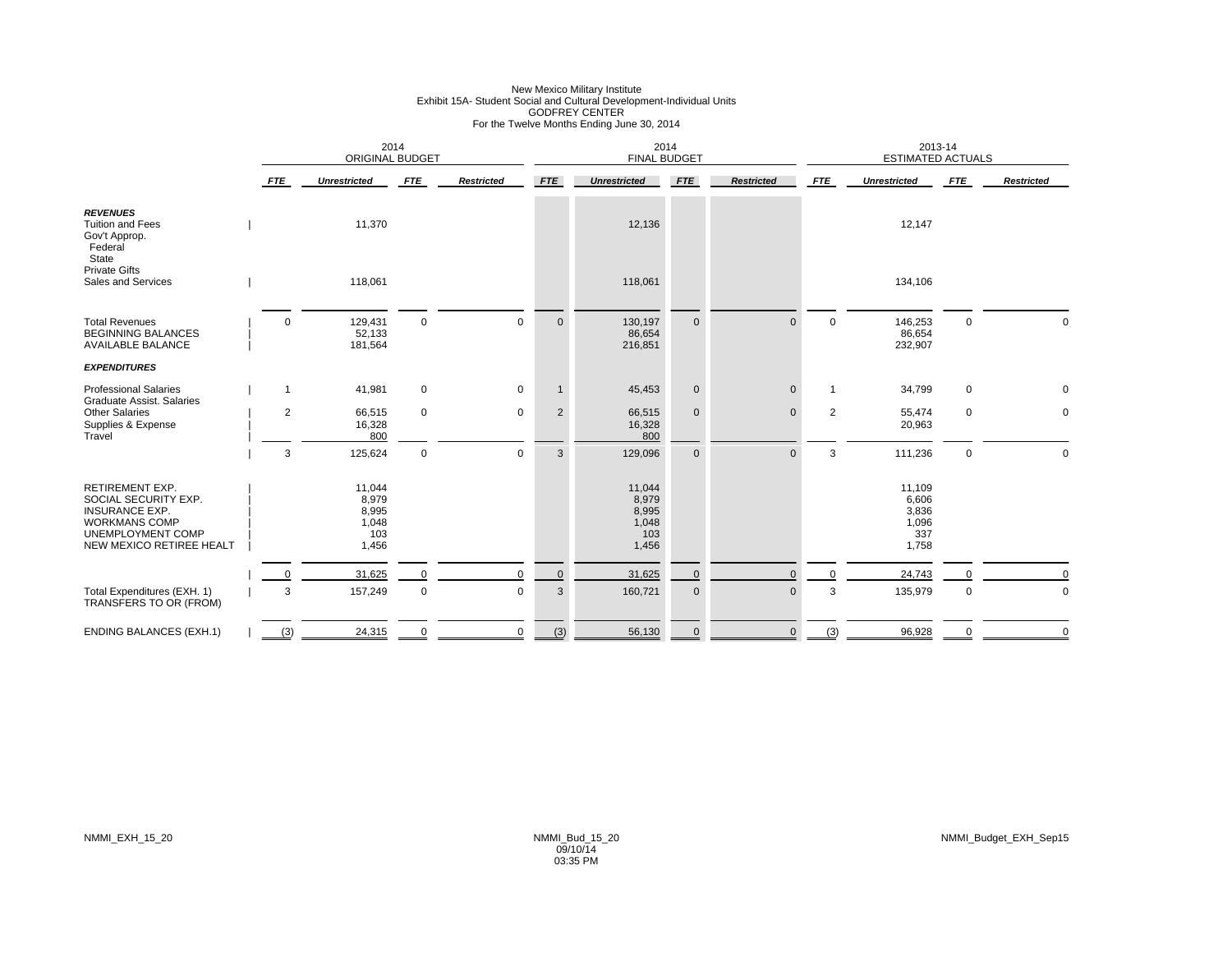New Mexico Military Institute
Exhibit 15A- Student Social and Cultural Development-Individual Units
GODFREY CENTER
For the Twelve Months Ending June 30, 2014

| | 2014 ORIGINAL BUDGET | | | | 2014 FINAL BUDGET | | | | 2013-14 ESTIMATED ACTUALS | | | |
|---|---|---|---|---|---|---|---|---|---|---|---|---|
| | *FTE* | *Unrestricted* | *FTE* | *Restricted* | *FTE* | *Unrestricted* | *FTE* | *Restricted* | *FTE* | *Unrestricted* | *FTE* | *Restricted* |
| ***REVENUES*** | | | | | | | | | | | | |
| Tuition and Fees | | 11,370 | | | | 12,136 | | | | 12,147 | | |
| Gov't Approp. | | | | | | | | | | | | |
| Federal | | | | | | | | | | | | |
| State | | | | | | | | | | | | |
| Private Gifts | | | | | | | | | | | | |
| Sales and Services | | 118,061 | | | | 118,061 | | | | 134,106 | | |
| Total Revenues | 0 | 129,431 | 0 | 0 | 0 | 130,197 | 0 | 0 | 0 | 146,253 | 0 | 0 |
| BEGINNING BALANCES | | 52,133 | | | | 86,654 | | | | 86,654 | | |
| AVAILABLE BALANCE | | 181,564 | | | | 216,851 | | | | 232,907 | | |
| ***EXPENDITURES*** | | | | | | | | | | | | |
| Professional Salaries | 1 | 41,981 | 0 | 0 | 1 | 45,453 | 0 | 0 | 1 | 34,799 | 0 | 0 |
| Graduate Assist. Salaries | | | | | | | | | | | | |
| Other Salaries | 2 | 66,515 | 0 | 0 | 2 | 66,515 | 0 | 0 | 2 | 55,474 | 0 | 0 |
| Supplies & Expense | | 16,328 | | | | 16,328 | | | | 20,963 | | |
| Travel | | 800 | | | | 800 | | | | | | |
| | 3 | 125,624 | 0 | 0 | 3 | 129,096 | 0 | 0 | 3 | 111,236 | 0 | 0 |
| RETIREMENT EXP. | | 11,044 | | | | 11,044 | | | | 11,109 | | |
| SOCIAL SECURITY EXP. | | 8,979 | | | | 8,979 | | | | 6,606 | | |
| INSURANCE EXP. | | 8,995 | | | | 8,995 | | | | 3,836 | | |
| WORKMANS COMP | | 1,048 | | | | 1,048 | | | | 1,096 | | |
| UNEMPLOYMENT COMP | | 103 | | | | 103 | | | | 337 | | |
| NEW MEXICO RETIREE HEALT | | 1,456 | | | | 1,456 | | | | 1,758 | | |
| | 0 | 31,625 | 0 | 0 | 0 | 31,625 | 0 | 0 | 0 | 24,743 | 0 | 0 |
| Total Expenditures (EXH. 1) | 3 | 157,249 | 0 | 0 | 3 | 160,721 | 0 | 0 | 3 | 135,979 | 0 | 0 |
| TRANSFERS TO OR (FROM) | | | | | | | | | | | | |
| ENDING BALANCES (EXH.1) | (3) | 24,315 | 0 | 0 | (3) | 56,130 | 0 | 0 | (3) | 96,928 | 0 | 0 |

NMMI_EXH_15_20

NMMI_Bud_15_20
09/10/14
03:35 PM

NMMI_Budget_EXH_Sep15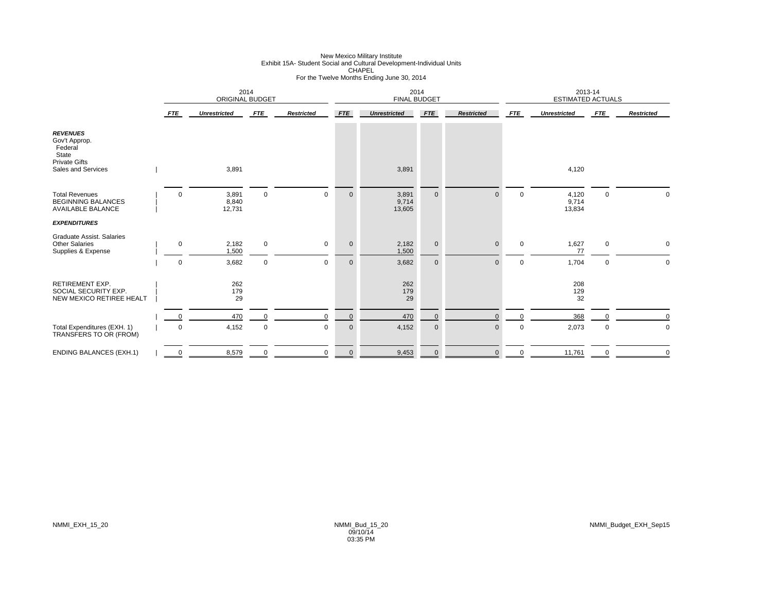New Mexico Military Institute
Exhibit 15A- Student Social and Cultural Development-Individual Units
CHAPEL
For the Twelve Months Ending June 30, 2014

| | 2014 ORIGINAL BUDGET | | | | 2014 FINAL BUDGET | | | | 2013-14 ESTIMATED ACTUALS | | | |
|---|---|---|---|---|---|---|---|---|---|---|---|---|
| | *FTE* | *Unrestricted* | *FTE* | *Restricted* | *FTE* | *Unrestricted* | *FTE* | *Restricted* | *FTE* | *Unrestricted* | *FTE* | *Restricted* |
| ***REVENUES*** | | | | | | | | | | | | |
| Gov't Approp. | | | | | | | | | | | | |
| Federal | | | | | | | | | | | | |
| State | | | | | | | | | | | | |
| Private Gifts | | | | | | | | | | | | |
| Sales and Services | | 3,891 | | | | 3,891 | | | | 4,120 | | |
| Total Revenues | 0 | 3,891 | 0 | 0 | 0 | 3,891 | 0 | 0 | 0 | 4,120 | 0 | 0 |
| BEGINNING BALANCES | | 8,840 | | | | 9,714 | | | | 9,714 | | |
| AVAILABLE BALANCE | | 12,731 | | | | 13,605 | | | | 13,834 | | |
| ***EXPENDITURES*** | | | | | | | | | | | | |
| Graduate Assist. Salaries | | | | | | | | | | | | |
| Other Salaries | 0 | 2,182 | 0 | 0 | 0 | 2,182 | 0 | 0 | 0 | 1,627 | 0 | 0 |
| Supplies & Expense | | 1,500 | | | | 1,500 | | | | 77 | | |
| | 0 | 3,682 | 0 | 0 | 0 | 3,682 | 0 | 0 | 0 | 1,704 | 0 | 0 |
| RETIREMENT EXP. | | 262 | | | | 262 | | | | 208 | | |
| SOCIAL SECURITY EXP. | | 179 | | | | 179 | | | | 129 | | |
| NEW MEXICO RETIREE HEALT | | 29 | | | | 29 | | | | 32 | | |
| | 0 | 470 | 0 | 0 | 0 | 470 | 0 | 0 | 0 | 368 | 0 | 0 |
| Total Expenditures (EXH. 1) | 0 | 4,152 | 0 | 0 | 0 | 4,152 | 0 | 0 | 0 | 2,073 | 0 | 0 |
| TRANSFERS TO OR (FROM) | | | | | | | | | | | | |
| ENDING BALANCES (EXH.1) | 0 | 8,579 | 0 | 0 | 0 | 9,453 | 0 | 0 | 0 | 11,761 | 0 | 0 |

NMMI_EXH_15_20

NMMI_Bud_15_20
09/10/14
03:35 PM

NMMI_Budget_EXH_Sep15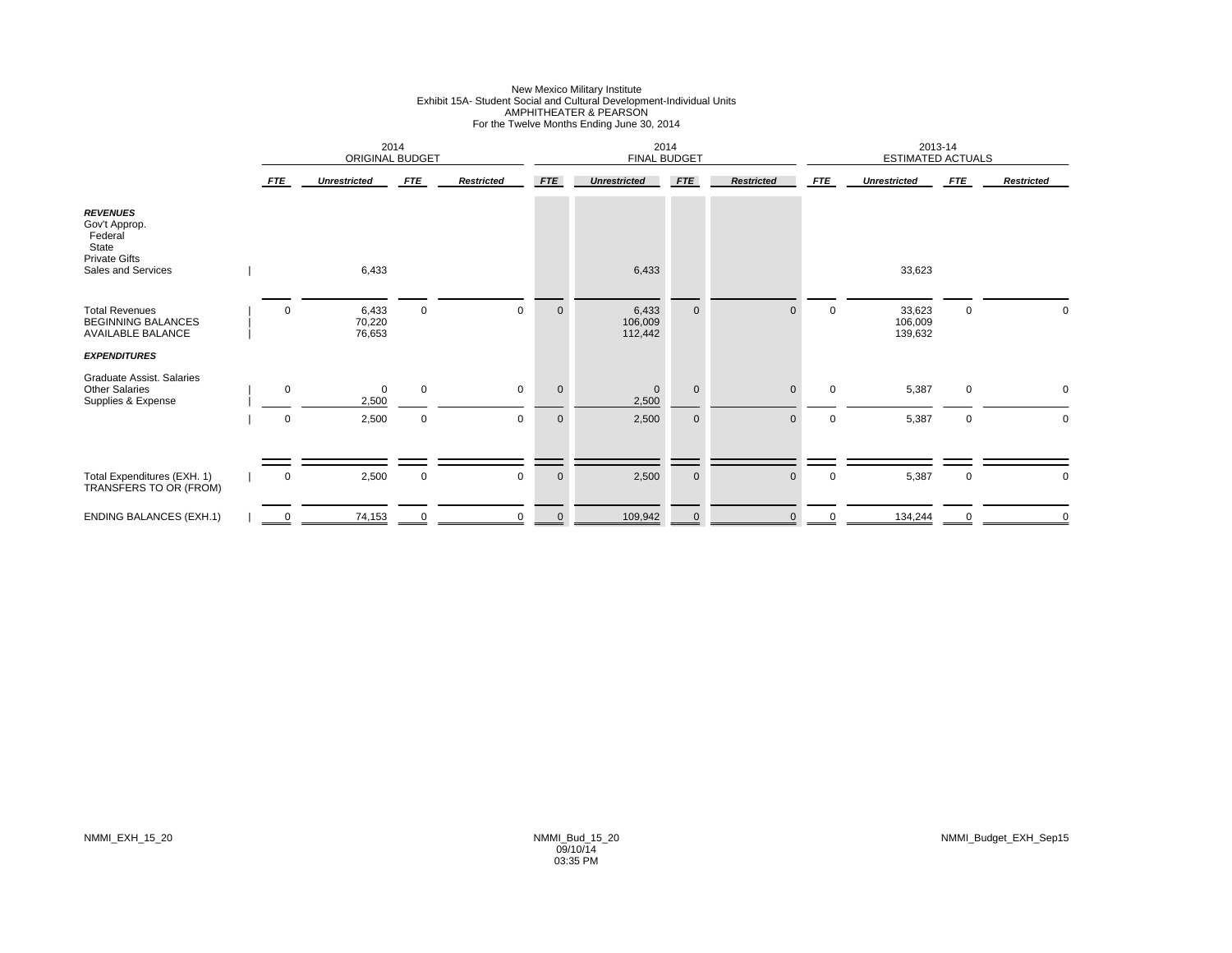# New Mexico Military Institute
## Exhibit 15A- Student Social and Cultural Development-Individual Units
## AMPHITHEATER & PEARSON
### For the Twelve Months Ending June 30, 2014

| | 2014 ORIGINAL BUDGET | | | | 2014 FINAL BUDGET | | | | 2013-14 ESTIMATED ACTUALS | | | |
|---|---|---|---|---|---|---|---|---|---|---|---|---|
| | *FTE* | *Unrestricted* | *FTE* | *Restricted* | *FTE* | *Unrestricted* | *FTE* | *Restricted* | *FTE* | *Unrestricted* | *FTE* | *Restricted* |
| ***REVENUES*** | | | | | | | | | | | | |
| Gov't Approp. | | | | | | | | | | | | |
| Federal | | | | | | | | | | | | |
| State | | | | | | | | | | | | |
| Private Gifts | | | | | | | | | | | | |
| Sales and Services | | 6,433 | | | | 6,433 | | | | 33,623 | | |
| Total Revenues | 0 | 6,433 | 0 | 0 | 0 | 6,433 | 0 | 0 | 0 | 33,623 | 0 | 0 |
| BEGINNING BALANCES | | 70,220 | | | | 106,009 | | | | 106,009 | | |
| AVAILABLE BALANCE | | 76,653 | | | | 112,442 | | | | 139,632 | | |
| ***EXPENDITURES*** | | | | | | | | | | | | |
| Graduate Assist. Salaries | | | | | | | | | | | | |
| Other Salaries | 0 | 0 | 0 | 0 | 0 | 0 | 0 | 0 | 0 | 5,387 | 0 | 0 |
| Supplies & Expense | | 2,500 | | | | 2,500 | | | | | | |
| | 0 | 2,500 | 0 | 0 | 0 | 2,500 | 0 | 0 | 0 | 5,387 | 0 | 0 |
| Total Expenditures (EXH. 1) | 0 | 2,500 | 0 | 0 | 0 | 2,500 | 0 | 0 | 0 | 5,387 | 0 | 0 |
| TRANSFERS TO OR (FROM) | | | | | | | | | | | | |
| ENDING BALANCES (EXH.1) | 0 | 74,153 | 0 | 0 | 0 | 109,942 | 0 | 0 | 0 | 134,244 | 0 | 0 |

NMMI_EXH_15_20 NMMI_Bud_15_20 09/10/14 03:35 PM NMMI_Budget_EXH_Sep15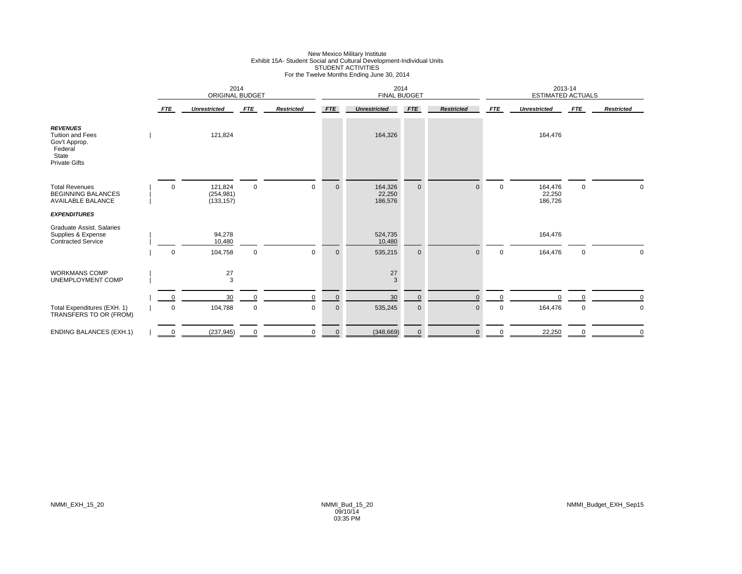New Mexico Military Institute
Exhibit 15A- Student Social and Cultural Development-Individual Units
STUDENT ACTIVITIES
For the Twelve Months Ending June 30, 2014

| | 2014 ORIGINAL BUDGET | | | | 2014 FINAL BUDGET | | | | 2013-14 ESTIMATED ACTUALS | | | |
|---|---|---|---|---|---|---|---|---|---|---|---|---|
| | *FTE* | *Unrestricted* | *FTE* | *Restricted* | *FTE* | *Unrestricted* | *FTE* | *Restricted* | *FTE* | *Unrestricted* | *FTE* | *Restricted* |
| ***REVENUES*** | | | | | | | | | | | | |
| Tuition and Fees | | 121,824 | | | | 164,326 | | | | 164,476 | | |
| Gov't Approp. | | | | | | | | | | | | |
| Federal | | | | | | | | | | | | |
| State | | | | | | | | | | | | |
| Private Gifts | | | | | | | | | | | | |
| Total Revenues | 0 | 121,824 | 0 | 0 | 0 | 164,326 | 0 | 0 | 0 | 164,476 | 0 | 0 |
| BEGINNING BALANCES | | (254,981) | | | | 22,250 | | | | 22,250 | | |
| AVAILABLE BALANCE | | (133,157) | | | | 186,576 | | | | 186,726 | | |
| ***EXPENDITURES*** | | | | | | | | | | | | |
| Graduate Assist. Salaries | | | | | | | | | | | | |
| Supplies & Expense | | 94,278 | | | | 524,735 | | | | 164,476 | | |
| Contracted Service | | 10,480 | | | | 10,480 | | | | | | |
| | 0 | 104,758 | 0 | 0 | 0 | 535,215 | 0 | 0 | 0 | 164,476 | 0 | 0 |
| WORKMANS COMP | | 27 | | | | 27 | | | | | | |
| UNEMPLOYMENT COMP | | 3 | | | | 3 | | | | | | |
| | 0 | 30 | 0 | 0 | 0 | 30 | 0 | 0 | 0 | 0 | 0 | 0 |
| Total Expenditures (EXH. 1) | 0 | 104,788 | 0 | 0 | 0 | 535,245 | 0 | 0 | 0 | 164,476 | 0 | 0 |
| TRANSFERS TO OR (FROM) | | | | | | | | | | | | |
| ENDING BALANCES (EXH.1) | 0 | (237,945) | 0 | 0 | 0 | (348,669) | 0 | 0 | 0 | 22,250 | 0 | 0 |

NMMI_EXH_15_20 NMMI_Bud_15_20 09/10/14 03:35 PM NMMI_Budget_EXH_Sep15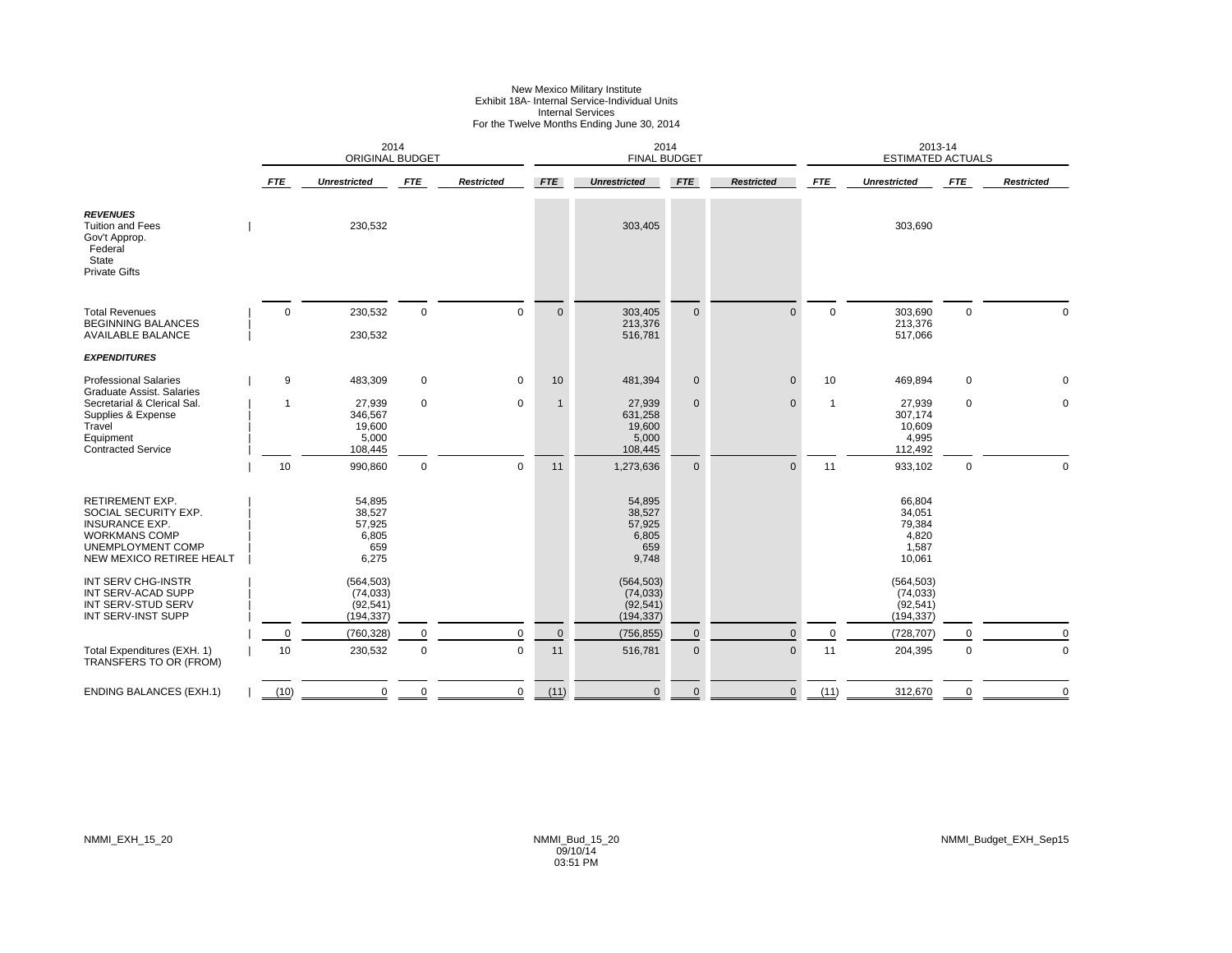# New Mexico Military Institute
## Exhibit 18A- Internal Service-Individual Units
### Internal Services
### For the Twelve Months Ending June 30, 2014

| | 2014 ORIGINAL BUDGET | | | | 2014 FINAL BUDGET | | | | 2013-14 ESTIMATED ACTUALS | | | |
|---|---|---|---|---|---|---|---|---|---|---|---|---|
| | ***FTE*** | ***Unrestricted*** | ***FTE*** | ***Restricted*** | ***FTE*** | ***Unrestricted*** | ***FTE*** | ***Restricted*** | ***FTE*** | ***Unrestricted*** | ***FTE*** | ***Restricted*** |
| ***REVENUES*** | | | | | | | | | | | | |
| Tuition and Fees | | 230,532 | | | | 303,405 | | | | 303,690 | | |
| Gov't Approp. | | | | | | | | | | | | |
| Federal | | | | | | | | | | | | |
| State | | | | | | | | | | | | |
| Private Gifts | | | | | | | | | | | | |
| Total Revenues | 0 | 230,532 | 0 | 0 | 0 | 303,405 | 0 | 0 | 0 | 303,690 | 0 | 0 |
| BEGINNING BALANCES | | | | | | 213,376 | | | | 213,376 | | |
| AVAILABLE BALANCE | | 230,532 | | | | 516,781 | | | | 517,066 | | |
| ***EXPENDITURES*** | | | | | | | | | | | | |
| Professional Salaries | 9 | 483,309 | 0 | 0 | 10 | 481,394 | 0 | 0 | 10 | 469,894 | 0 | 0 |
| Graduate Assist. Salaries | | | | | | | | | | | | |
| Secretarial & Clerical Sal. | 1 | 27,939 | 0 | 0 | 1 | 27,939 | 0 | 0 | 1 | 27,939 | 0 | 0 |
| Supplies & Expense | | 346,567 | | | | 631,258 | | | | 307,174 | | |
| Travel | | 19,600 | | | | 19,600 | | | | 10,609 | | |
| Equipment | | 5,000 | | | | 5,000 | | | | 4,995 | | |
| Contracted Service | | 108,445 | | | | 108,445 | | | | 112,492 | | |
| | 10 | 990,860 | 0 | 0 | 11 | 1,273,636 | 0 | 0 | 11 | 933,102 | 0 | 0 |
| RETIREMENT EXP. | | 54,895 | | | | 54,895 | | | | 66,804 | | |
| SOCIAL SECURITY EXP. | | 38,527 | | | | 38,527 | | | | 34,051 | | |
| INSURANCE EXP. | | 57,925 | | | | 57,925 | | | | 79,384 | | |
| WORKMANS COMP | | 6,805 | | | | 6,805 | | | | 4,820 | | |
| UNEMPLOYMENT COMP | | 659 | | | | 659 | | | | 1,587 | | |
| NEW MEXICO RETIREE HEALT | | 6,275 | | | | 9,748 | | | | 10,061 | | |
| INT SERV CHG-INSTR | | (564,503) | | | | (564,503) | | | | (564,503) | | |
| INT SERV-ACAD SUPP | | (74,033) | | | | (74,033) | | | | (74,033) | | |
| INT SERV-STUD SERV | | (92,541) | | | | (92,541) | | | | (92,541) | | |
| INT SERV-INST SUPP | | (194,337) | | | | (194,337) | | | | (194,337) | | |
| | 0 | (760,328) | 0 | 0 | 0 | (756,855) | 0 | 0 | 0 | (728,707) | 0 | 0 |
| Total Expenditures (EXH. 1) | 10 | 230,532 | 0 | 0 | 11 | 516,781 | 0 | 0 | 11 | 204,395 | 0 | 0 |
| TRANSFERS TO OR (FROM) | | | | | | | | | | | | |
| ENDING BALANCES (EXH.1) | (10) | 0 | 0 | 0 | (11) | 0 | 0 | 0 | (11) | 312,670 | 0 | 0 |

NMMI_EXH_15_20 NMMI_Bud_15_20 09/10/14 03:51 PM NMMI_Budget_EXH_Sep15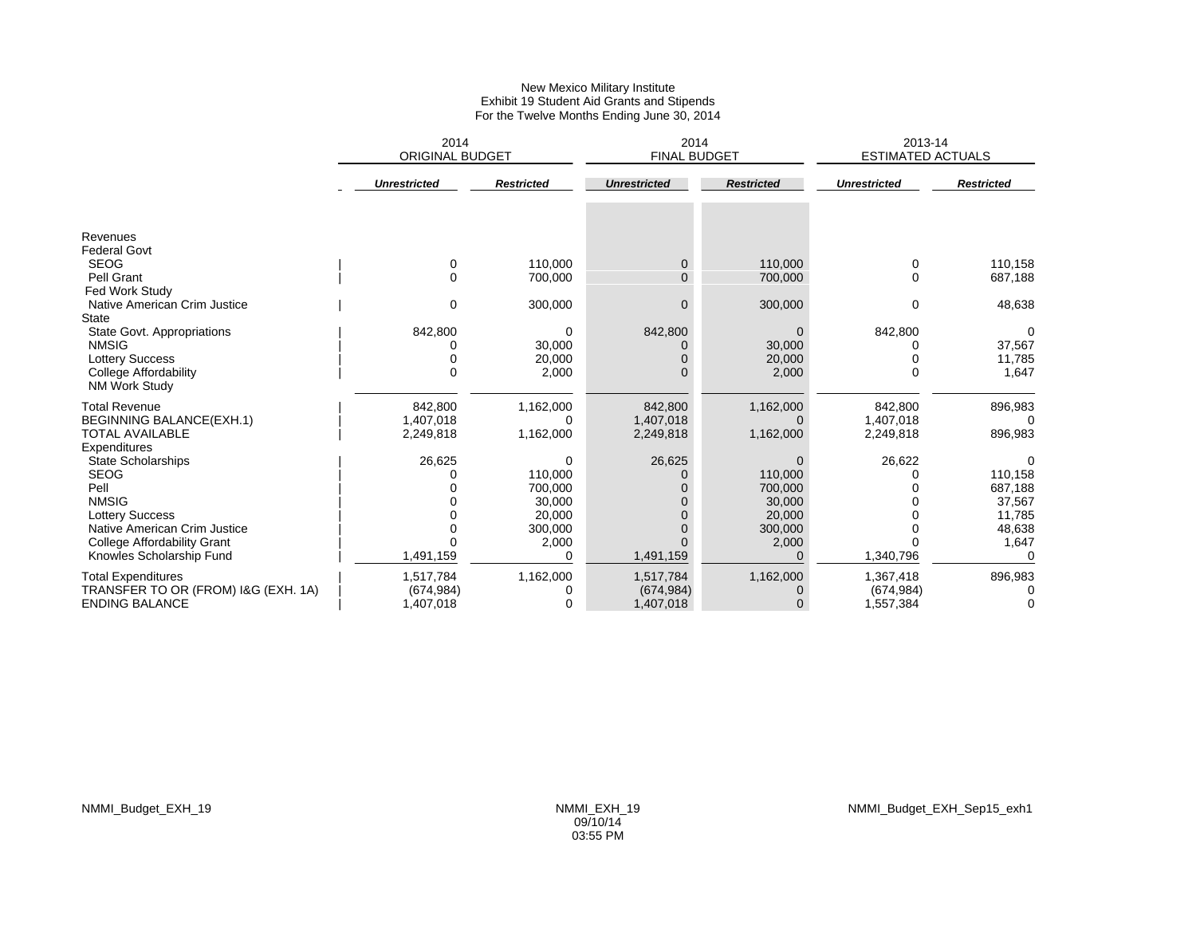New Mexico Military Institute
Exhibit 19 Student Aid Grants and Stipends
For the Twelve Months Ending June 30, 2014

| | 2014 ORIGINAL BUDGET | | 2014 FINAL BUDGET | | 2013-14 ESTIMATED ACTUALS | |
|---|---|---|---|---|---|---|
| | ***Unrestricted*** | ***Restricted*** | ***Unrestricted*** | ***Restricted*** | ***Unrestricted*** | ***Restricted*** |
| Revenues | | | | | | |
| Federal Govt | | | | | | |
| SEOG | 0 | 110,000 | 0 | 110,000 | 0 | 110,158 |
| Pell Grant | 0 | 700,000 | 0 | 700,000 | 0 | 687,188 |
| Fed Work Study | | | | | | |
| Native American Crim Justice | 0 | 300,000 | 0 | 300,000 | 0 | 48,638 |
| State | | | | | | |
| State Govt. Appropriations | 842,800 | 0 | 842,800 | 0 | 842,800 | 0 |
| NMSIG | 0 | 30,000 | 0 | 30,000 | 0 | 37,567 |
| Lottery Success | 0 | 20,000 | 0 | 20,000 | 0 | 11,785 |
| College Affordability | 0 | 2,000 | 0 | 2,000 | 0 | 1,647 |
| NM Work Study | | | | | | |
| Total Revenue | 842,800 | 1,162,000 | 842,800 | 1,162,000 | 842,800 | 896,983 |
| BEGINNING BALANCE(EXH.1) | 1,407,018 | 0 | 1,407,018 | 0 | 1,407,018 | 0 |
| TOTAL AVAILABLE | 2,249,818 | 1,162,000 | 2,249,818 | 1,162,000 | 2,249,818 | 896,983 |
| Expenditures | | | | | | |
| State Scholarships | 26,625 | 0 | 26,625 | 0 | 26,622 | 0 |
| SEOG | 0 | 110,000 | 0 | 110,000 | 0 | 110,158 |
| Pell | 0 | 700,000 | 0 | 700,000 | 0 | 687,188 |
| NMSIG | 0 | 30,000 | 0 | 30,000 | 0 | 37,567 |
| Lottery Success | 0 | 20,000 | 0 | 20,000 | 0 | 11,785 |
| Native American Crim Justice | 0 | 300,000 | 0 | 300,000 | 0 | 48,638 |
| College Affordability Grant | 0 | 2,000 | 0 | 2,000 | 0 | 1,647 |
| Knowles Scholarship Fund | 1,491,159 | 0 | 1,491,159 | 0 | 1,340,796 | 0 |
| Total Expenditures | 1,517,784 | 1,162,000 | 1,517,784 | 1,162,000 | 1,367,418 | 896,983 |
| TRANSFER TO OR (FROM) I&G (EXH. 1A) | (674,984) | 0 | (674,984) | 0 | (674,984) | 0 |
| ENDING BALANCE | 1,407,018 | 0 | 1,407,018 | 0 | 1,557,384 | 0 |

NMMI_Budget_EXH_19 NMMI_EXH_19 09/10/14 03:55 PM NMMI_Budget_EXH_Sep15_exh1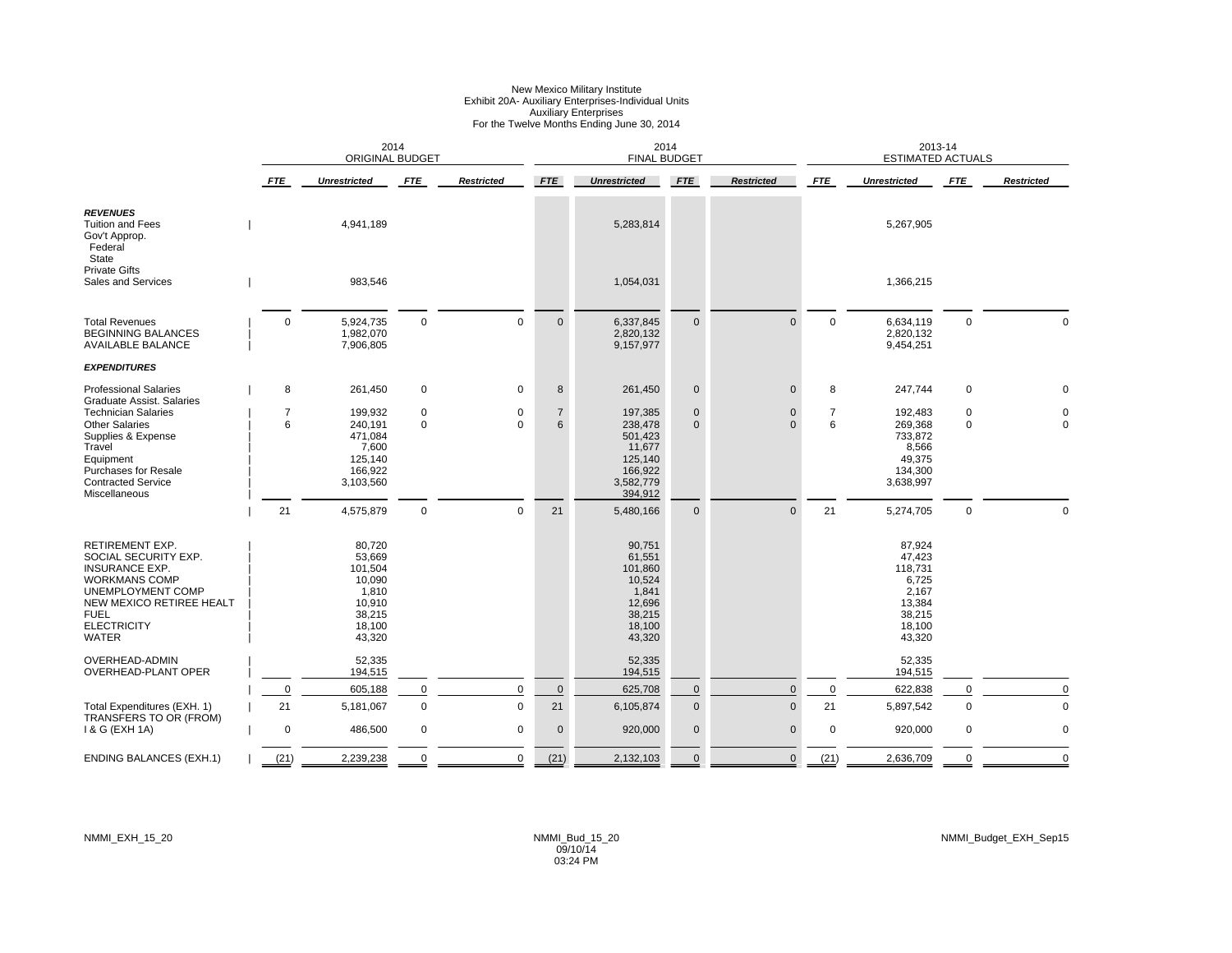New Mexico Military Institute
Exhibit 20A- Auxiliary Enterprises-Individual Units
Auxiliary Enterprises
For the Twelve Months Ending June 30, 2014

| | 2014 ORIGINAL BUDGET | | | | 2014 FINAL BUDGET | | | | 2013-14 ESTIMATED ACTUALS | | | |
|---|---|---|---|---|---|---|---|---|---|---|---|---|
| | *FTE* | *Unrestricted* | *FTE* | *Restricted* | *FTE* | *Unrestricted* | *FTE* | *Restricted* | *FTE* | *Unrestricted* | *FTE* | *Restricted* |
| ***REVENUES*** | | | | | | | | | | | | |
| Tuition and Fees | | 4,941,189 | | | | 5,283,814 | | | | 5,267,905 | | |
| Gov't Approp. | | | | | | | | | | | | |
| Federal | | | | | | | | | | | | |
| State | | | | | | | | | | | | |
| Private Gifts | | | | | | | | | | | | |
| Sales and Services | | 983,546 | | | | 1,054,031 | | | | 1,366,215 | | |
| Total Revenues | 0 | 5,924,735 | 0 | 0 | 0 | 6,337,845 | 0 | 0 | 0 | 6,634,119 | 0 | 0 |
| BEGINNING BALANCES | | 1,982,070 | | | | 2,820,132 | | | | 2,820,132 | | |
| AVAILABLE BALANCE | | 7,906,805 | | | | 9,157,977 | | | | 9,454,251 | | |
| ***EXPENDITURES*** | | | | | | | | | | | | |
| Professional Salaries | 8 | 261,450 | 0 | 0 | 8 | 261,450 | 0 | 0 | 8 | 247,744 | 0 | 0 |
| Graduate Assist. Salaries | | | | | | | | | | | | |
| Technician Salaries | 7 | 199,932 | 0 | 0 | 7 | 197,385 | 0 | 0 | 7 | 192,483 | 0 | 0 |
| Other Salaries | 6 | 240,191 | 0 | 0 | 6 | 238,478 | 0 | 0 | 6 | 269,368 | 0 | 0 |
| Supplies & Expense | | 471,084 | | | | 501,423 | | | | 733,872 | | |
| Travel | | 7,600 | | | | 11,677 | | | | 8,566 | | |
| Equipment | | 125,140 | | | | 125,140 | | | | 49,375 | | |
| Purchases for Resale | | 166,922 | | | | 166,922 | | | | 134,300 | | |
| Contracted Service | | 3,103,560 | | | | 3,582,779 | | | | 3,638,997 | | |
| Miscellaneous | | | | | | 394,912 | | | | | | |
| | 21 | 4,575,879 | 0 | 0 | 21 | 5,480,166 | 0 | 0 | 21 | 5,274,705 | 0 | 0 |
| RETIREMENT EXP. | | 80,720 | | | | 90,751 | | | | 87,924 | | |
| SOCIAL SECURITY EXP. | | 53,669 | | | | 61,551 | | | | 47,423 | | |
| INSURANCE EXP. | | 101,504 | | | | 101,860 | | | | 118,731 | | |
| WORKMANS COMP | | 10,090 | | | | 10,524 | | | | 6,725 | | |
| UNEMPLOYMENT COMP | | 1,810 | | | | 1,841 | | | | 2,167 | | |
| NEW MEXICO RETIREE HEALT | | 10,910 | | | | 12,696 | | | | 13,384 | | |
| FUEL | | 38,215 | | | | 38,215 | | | | 38,215 | | |
| ELECTRICITY | | 18,100 | | | | 18,100 | | | | 18,100 | | |
| WATER | | 43,320 | | | | 43,320 | | | | 43,320 | | |
| OVERHEAD-ADMIN | | 52,335 | | | | 52,335 | | | | 52,335 | | |
| OVERHEAD-PLANT OPER | | 194,515 | | | | 194,515 | | | | 194,515 | | |
| | 0 | 605,188 | 0 | 0 | 0 | 625,708 | 0 | 0 | 0 | 622,838 | 0 | 0 |
| Total Expenditures (EXH. 1) | 21 | 5,181,067 | 0 | 0 | 21 | 6,105,874 | 0 | 0 | 21 | 5,897,542 | 0 | 0 |
| TRANSFERS TO OR (FROM) I & G (EXH 1A) | 0 | 486,500 | 0 | 0 | 0 | 920,000 | 0 | 0 | 0 | 920,000 | 0 | 0 |
| ENDING BALANCES (EXH.1) | (21) | 2,239,238 | 0 | 0 | (21) | 2,132,103 | 0 | 0 | (21) | 2,636,709 | 0 | 0 |

NMMI_EXH_15_20 NMMI_Bud_15_20 09/10/14 03:24 PM NMMI_Budget_EXH_Sep15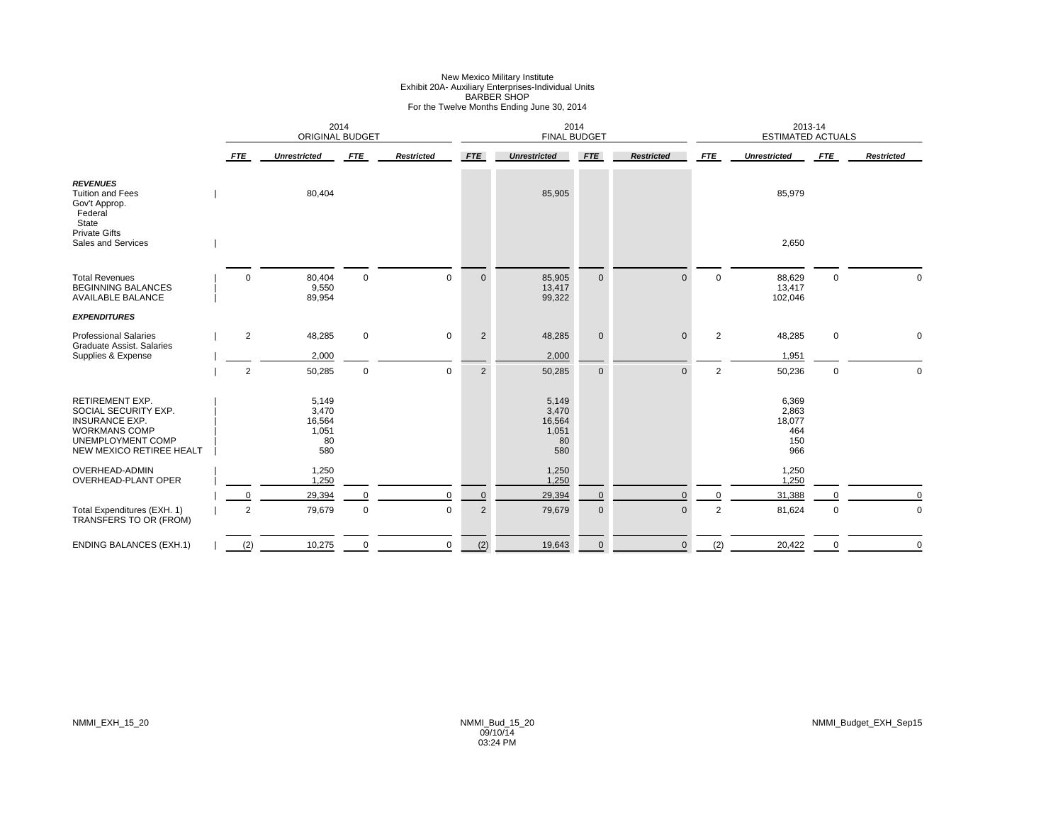New Mexico Military Institute
Exhibit 20A- Auxiliary Enterprises-Individual Units
BARBER SHOP
For the Twelve Months Ending June 30, 2014

| | 2014 ORIGINAL BUDGET | | | | 2014 FINAL BUDGET | | | | 2013-14 ESTIMATED ACTUALS | | | |
|---|---|---|---|---|---|---|---|---|---|---|---|---|
| | *FTE* | *Unrestricted* | *FTE* | *Restricted* | *FTE* | *Unrestricted* | *FTE* | *Restricted* | *FTE* | *Unrestricted* | *FTE* | *Restricted* |
| ***REVENUES*** | | | | | | | | | | | | |
| Tuition and Fees | | 80,404 | | | | 85,905 | | | | 85,979 | | |
| Gov't Approp. | | | | | | | | | | | | |
| Federal | | | | | | | | | | | | |
| State | | | | | | | | | | | | |
| Private Gifts | | | | | | | | | | | | |
| Sales and Services | | | | | | | | | | 2,650 | | |
| Total Revenues | 0 | 80,404 | 0 | 0 | 0 | 85,905 | 0 | 0 | 0 | 88,629 | 0 | 0 |
| BEGINNING BALANCES | | 9,550 | | | | 13,417 | | | | 13,417 | | |
| AVAILABLE BALANCE | | 89,954 | | | | 99,322 | | | | 102,046 | | |
| ***EXPENDITURES*** | | | | | | | | | | | | |
| Professional Salaries | 2 | 48,285 | 0 | 0 | 2 | 48,285 | 0 | 0 | 2 | 48,285 | 0 | 0 |
| Graduate Assist. Salaries | | | | | | | | | | | | |
| Supplies & Expense | | 2,000 | | | | 2,000 | | | | 1,951 | | |
| | 2 | 50,285 | 0 | 0 | 2 | 50,285 | 0 | 0 | 2 | 50,236 | 0 | 0 |
| RETIREMENT EXP. | | 5,149 | | | | 5,149 | | | | 6,369 | | |
| SOCIAL SECURITY EXP. | | 3,470 | | | | 3,470 | | | | 2,863 | | |
| INSURANCE EXP. | | 16,564 | | | | 16,564 | | | | 18,077 | | |
| WORKMANS COMP | | 1,051 | | | | 1,051 | | | | 464 | | |
| UNEMPLOYMENT COMP | | 80 | | | | 80 | | | | 150 | | |
| NEW MEXICO RETIREE HEALT | | 580 | | | | 580 | | | | 966 | | |
| OVERHEAD-ADMIN | | 1,250 | | | | 1,250 | | | | 1,250 | | |
| OVERHEAD-PLANT OPER | | 1,250 | | | | 1,250 | | | | 1,250 | | |
| | 0 | 29,394 | 0 | 0 | 0 | 29,394 | 0 | 0 | 0 | 31,388 | 0 | 0 |
| Total Expenditures (EXH. 1) | 2 | 79,679 | 0 | 0 | 2 | 79,679 | 0 | 0 | 2 | 81,624 | 0 | 0 |
| TRANSFERS TO OR (FROM) | | | | | | | | | | | | |
| ENDING BALANCES (EXH.1) | (2) | 10,275 | 0 | 0 | (2) | 19,643 | 0 | 0 | (2) | 20,422 | 0 | 0 |

NMMI_EXH_15_20 NMMI_Bud_15_20 09/10/14 03:24 PM NMMI_Budget_EXH_Sep15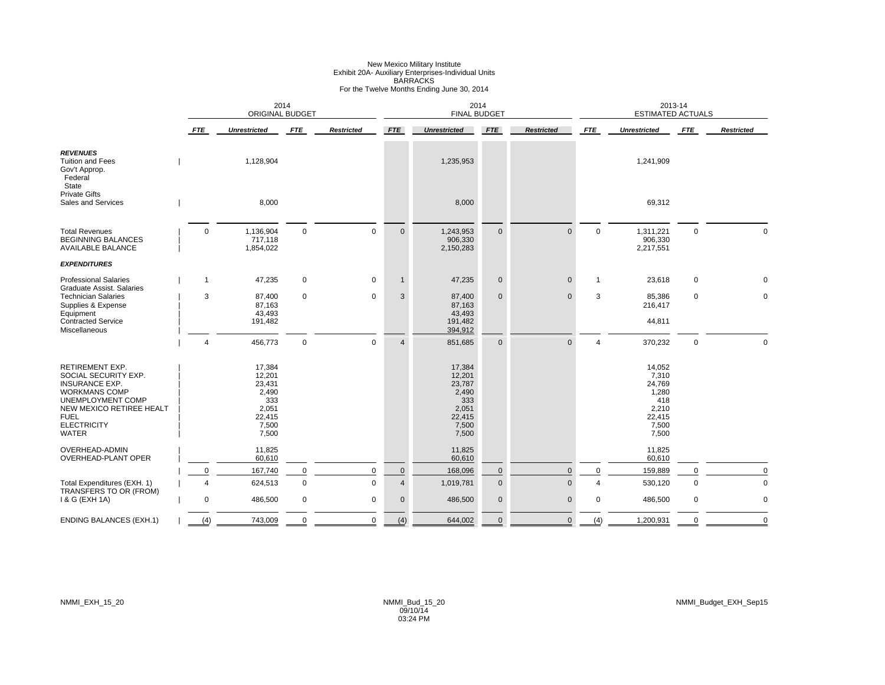# New Mexico Military Institute
## Exhibit 20A- Auxiliary Enterprises-Individual Units
### BARRACKS
### For the Twelve Months Ending June 30, 2014

| | 2014 ORIGINAL BUDGET | | | | 2014 FINAL BUDGET | | | | 2013-14 ESTIMATED ACTUALS | | | |
|---|---|---|---|---|---|---|---|---|---|---|---|---|
| | *FTE* | *Unrestricted* | *FTE* | *Restricted* | *FTE* | *Unrestricted* | *FTE* | *Restricted* | *FTE* | *Unrestricted* | *FTE* | *Restricted* |
| ***REVENUES*** | | | | | | | | | | | | |
| Tuition and Fees | | 1,128,904 | | | | 1,235,953 | | | | 1,241,909 | | |
| Gov't Approp. | | | | | | | | | | | | |
| Federal | | | | | | | | | | | | |
| State | | | | | | | | | | | | |
| Private Gifts | | | | | | | | | | | | |
| Sales and Services | | 8,000 | | | | 8,000 | | | | 69,312 | | |
| Total Revenues | 0 | 1,136,904 | 0 | 0 | 0 | 1,243,953 | 0 | 0 | 0 | 1,311,221 | 0 | 0 |
| BEGINNING BALANCES | | 717,118 | | | | 906,330 | | | | 906,330 | | |
| AVAILABLE BALANCE | | 1,854,022 | | | | 2,150,283 | | | | 2,217,551 | | |
| ***EXPENDITURES*** | | | | | | | | | | | | |
| Professional Salaries | 1 | 47,235 | 0 | 0 | 1 | 47,235 | 0 | 0 | 1 | 23,618 | 0 | 0 |
| Graduate Assist. Salaries | | | | | | | | | | | | |
| Technician Salaries | 3 | 87,400 | 0 | 0 | 3 | 87,400 | 0 | 0 | 3 | 85,386 | 0 | 0 |
| Supplies & Expense | | 87,163 | | | | 87,163 | | | | 216,417 | | |
| Equipment | | 43,493 | | | | 43,493 | | | | | | |
| Contracted Service | | 191,482 | | | | 191,482 | | | | 44,811 | | |
| Miscellaneous | | | | | | 394,912 | | | | | | |
| | 4 | 456,773 | 0 | 0 | 4 | 851,685 | 0 | 0 | 4 | 370,232 | 0 | 0 |
| RETIREMENT EXP. | | 17,384 | | | | 17,384 | | | | 14,052 | | |
| SOCIAL SECURITY EXP. | | 12,201 | | | | 12,201 | | | | 7,310 | | |
| INSURANCE EXP. | | 23,431 | | | | 23,787 | | | | 24,769 | | |
| WORKMANS COMP | | 2,490 | | | | 2,490 | | | | 1,280 | | |
| UNEMPLOYMENT COMP | | 333 | | | | 333 | | | | 418 | | |
| NEW MEXICO RETIREE HEALT | | 2,051 | | | | 2,051 | | | | 2,210 | | |
| FUEL | | 22,415 | | | | 22,415 | | | | 22,415 | | |
| ELECTRICITY | | 7,500 | | | | 7,500 | | | | 7,500 | | |
| WATER | | 7,500 | | | | 7,500 | | | | 7,500 | | |
| OVERHEAD-ADMIN | | 11,825 | | | | 11,825 | | | | 11,825 | | |
| OVERHEAD-PLANT OPER | | 60,610 | | | | 60,610 | | | | 60,610 | | |
| | 0 | 167,740 | 0 | 0 | 0 | 168,096 | 0 | 0 | 0 | 159,889 | 0 | 0 |
| Total Expenditures (EXH. 1) | 4 | 624,513 | 0 | 0 | 4 | 1,019,781 | 0 | 0 | 4 | 530,120 | 0 | 0 |
| TRANSFERS TO OR (FROM) I & G (EXH 1A) | 0 | 486,500 | 0 | 0 | 0 | 486,500 | 0 | 0 | 0 | 486,500 | 0 | 0 |
| ENDING BALANCES (EXH.1) | (4) | 743,009 | 0 | 0 | (4) | 644,002 | 0 | 0 | (4) | 1,200,931 | 0 | 0 |

NMMI_EXH_15_20 NMMI_Bud_15_20 09/10/14 03:24 PM NMMI_Budget_EXH_Sep15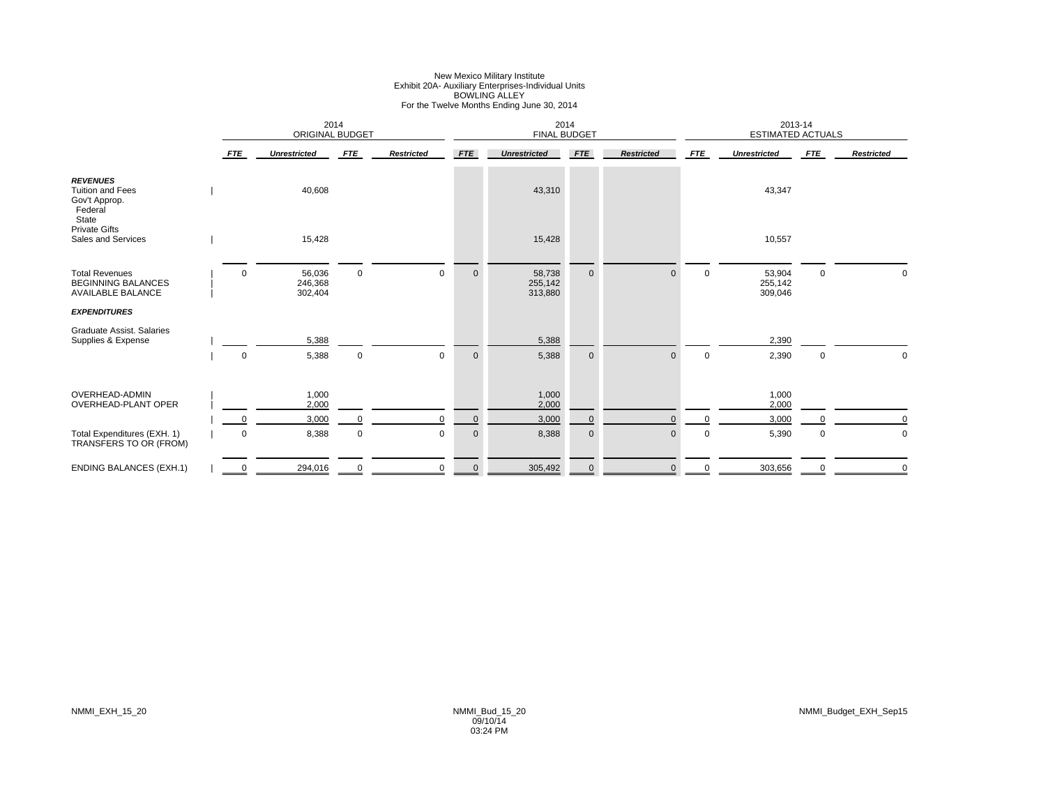New Mexico Military Institute
Exhibit 20A- Auxiliary Enterprises-Individual Units
BOWLING ALLEY
For the Twelve Months Ending June 30, 2014

| | 2014 ORIGINAL BUDGET | | | | 2014 FINAL BUDGET | | | | 2013-14 ESTIMATED ACTUALS | | | |
|---|---|---|---|---|---|---|---|---|---|---|---|---|
| | *FTE* | *Unrestricted* | *FTE* | *Restricted* | *FTE* | *Unrestricted* | *FTE* | *Restricted* | *FTE* | *Unrestricted* | *FTE* | *Restricted* |
| ***REVENUES*** | | | | | | | | | | | | |
| Tuition and Fees | | 40,608 | | | | 43,310 | | | | 43,347 | | |
| Gov't Approp. | | | | | | | | | | | | |
| Federal | | | | | | | | | | | | |
| State | | | | | | | | | | | | |
| Private Gifts | | | | | | | | | | | | |
| Sales and Services | | 15,428 | | | | 15,428 | | | | 10,557 | | |
| Total Revenues | 0 | 56,036 | 0 | 0 | 0 | 58,738 | 0 | 0 | 0 | 53,904 | 0 | 0 |
| BEGINNING BALANCES | | 246,368 | | | | 255,142 | | | | 255,142 | | |
| AVAILABLE BALANCE | | 302,404 | | | | 313,880 | | | | 309,046 | | |
| ***EXPENDITURES*** | | | | | | | | | | | | |
| Graduate Assist. Salaries | | | | | | | | | | | | |
| Supplies & Expense | | 5,388 | | | | 5,388 | | | | 2,390 | | |
| | 0 | 5,388 | 0 | 0 | 0 | 5,388 | 0 | 0 | 0 | 2,390 | 0 | 0 |
| OVERHEAD-ADMIN | | 1,000 | | | | 1,000 | | | | 1,000 | | |
| OVERHEAD-PLANT OPER | | 2,000 | | | | 2,000 | | | | 2,000 | | |
| | 0 | 3,000 | 0 | 0 | 0 | 3,000 | 0 | 0 | 0 | 3,000 | 0 | 0 |
| Total Expenditures (EXH. 1) | 0 | 8,388 | 0 | 0 | 0 | 8,388 | 0 | 0 | 0 | 5,390 | 0 | 0 |
| TRANSFERS TO OR (FROM) | | | | | | | | | | | | |
| ENDING BALANCES (EXH.1) | 0 | 294,016 | 0 | 0 | 0 | 305,492 | 0 | 0 | 0 | 303,656 | 0 | 0 |

NMMI_EXH_15_20 NMMI_Bud_15_20 09/10/14 03:24 PM NMMI_Budget_EXH_Sep15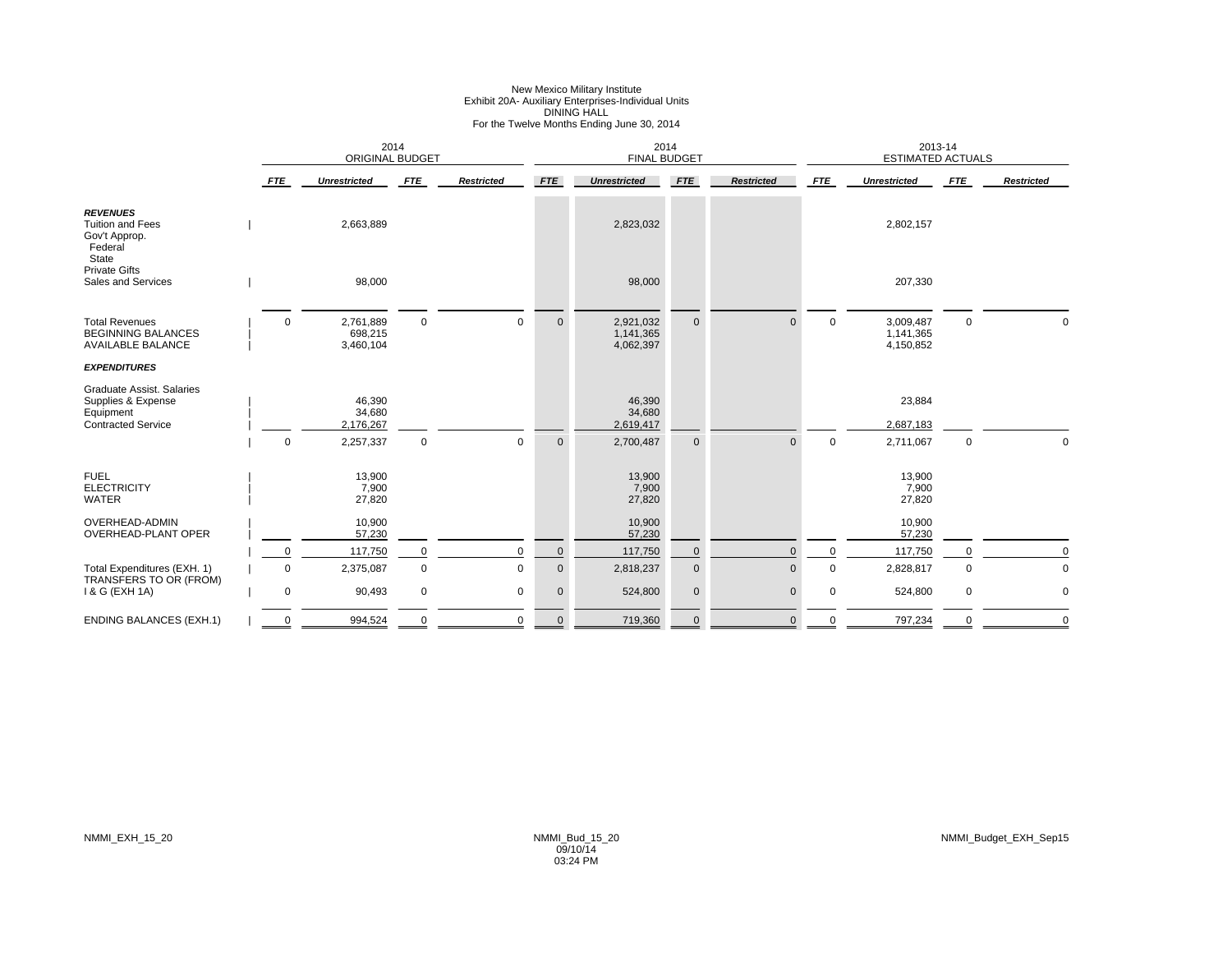New Mexico Military Institute
Exhibit 20A- Auxiliary Enterprises-Individual Units
DINING HALL
For the Twelve Months Ending June 30, 2014

| | 2014 ORIGINAL BUDGET | | | | 2014 FINAL BUDGET | | | | 2013-14 ESTIMATED ACTUALS | | | |
|---|---|---|---|---|---|---|---|---|---|---|---|---|
| | *FTE* | *Unrestricted* | *FTE* | *Restricted* | *FTE* | *Unrestricted* | *FTE* | *Restricted* | *FTE* | *Unrestricted* | *FTE* | *Restricted* |
| ***REVENUES*** | | | | | | | | | | | | |
| Tuition and Fees | | 2,663,889 | | | | 2,823,032 | | | | 2,802,157 | | |
| Gov't Approp. | | | | | | | | | | | | |
| Federal | | | | | | | | | | | | |
| State | | | | | | | | | | | | |
| Private Gifts | | | | | | | | | | | | |
| Sales and Services | | 98,000 | | | | 98,000 | | | | 207,330 | | |
| Total Revenues | 0 | 2,761,889 | 0 | 0 | 0 | 2,921,032 | 0 | 0 | 0 | 3,009,487 | 0 | 0 |
| BEGINNING BALANCES | | 698,215 | | | | 1,141,365 | | | | 1,141,365 | | |
| AVAILABLE BALANCE | | 3,460,104 | | | | 4,062,397 | | | | 4,150,852 | | |
| ***EXPENDITURES*** | | | | | | | | | | | | |
| Graduate Assist. Salaries | | | | | | | | | | | | |
| Supplies & Expense | | 46,390 | | | | 46,390 | | | | 23,884 | | |
| Equipment | | 34,680 | | | | 34,680 | | | | | | |
| Contracted Service | | 2,176,267 | | | | 2,619,417 | | | | 2,687,183 | | |
| | 0 | 2,257,337 | 0 | 0 | 0 | 2,700,487 | 0 | 0 | 0 | 2,711,067 | 0 | 0 |
| FUEL | | 13,900 | | | | 13,900 | | | | 13,900 | | |
| ELECTRICITY | | 7,900 | | | | 7,900 | | | | 7,900 | | |
| WATER | | 27,820 | | | | 27,820 | | | | 27,820 | | |
| OVERHEAD-ADMIN | | 10,900 | | | | 10,900 | | | | 10,900 | | |
| OVERHEAD-PLANT OPER | | 57,230 | | | | 57,230 | | | | 57,230 | | |
| | 0 | 117,750 | 0 | 0 | 0 | 117,750 | 0 | 0 | 0 | 117,750 | 0 | 0 |
| Total Expenditures (EXH. 1) | 0 | 2,375,087 | 0 | 0 | 0 | 2,818,237 | 0 | 0 | 0 | 2,828,817 | 0 | 0 |
| TRANSFERS TO OR (FROM) I & G (EXH 1A) | 0 | 90,493 | 0 | 0 | 0 | 524,800 | 0 | 0 | 0 | 524,800 | 0 | 0 |
| ENDING BALANCES (EXH.1) | 0 | 994,524 | 0 | 0 | 0 | 719,360 | 0 | 0 | 0 | 797,234 | 0 | 0 |

NMMI_EXH_15_20 NMMI_Bud_15_20 09/10/14 03:24 PM NMMI_Budget_EXH_Sep15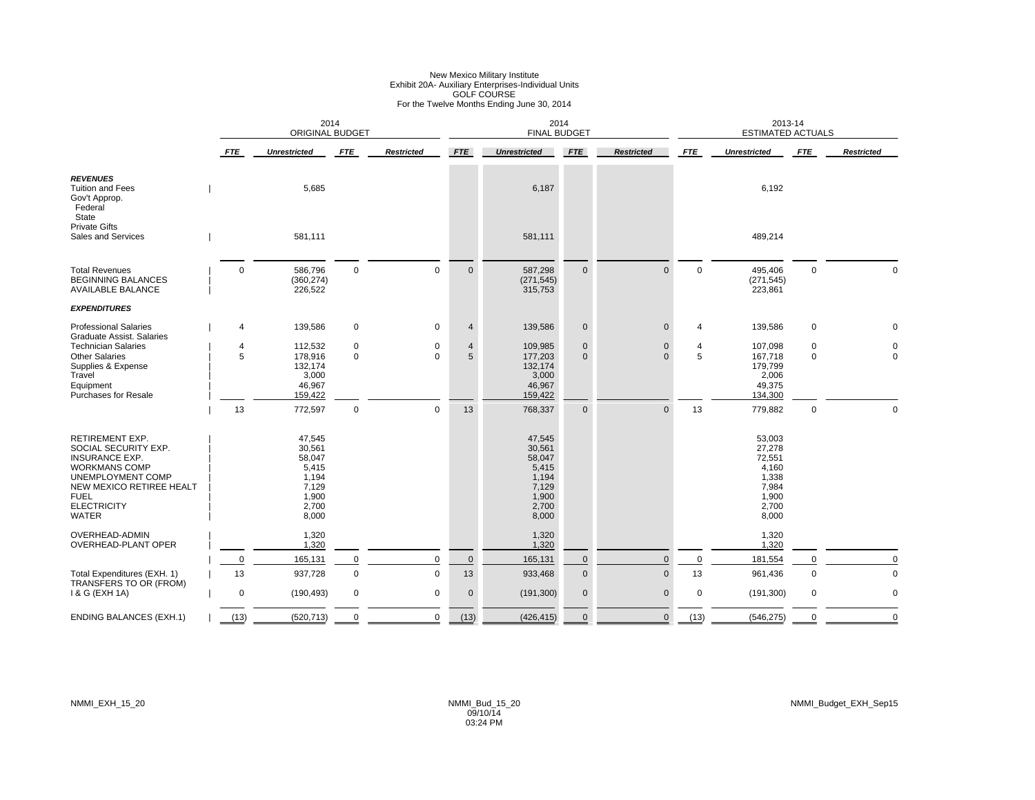New Mexico Military Institute
Exhibit 20A- Auxiliary Enterprises-Individual Units
GOLF COURSE
For the Twelve Months Ending June 30, 2014

| | 2014 ORIGINAL BUDGET | | | | 2014 FINAL BUDGET | | | | 2013-14 ESTIMATED ACTUALS | | | |
|---|---|---|---|---|---|---|---|---|---|---|---|---|
| | ***FTE*** | ***Unrestricted*** | ***FTE*** | ***Restricted*** | ***FTE*** | ***Unrestricted*** | ***FTE*** | ***Restricted*** | ***FTE*** | ***Unrestricted*** | ***FTE*** | ***Restricted*** |
| ***REVENUES*** | | | | | | | | | | | | |
| Tuition and Fees | | 5,685 | | | | 6,187 | | | | 6,192 | | |
| Gov't Approp. | | | | | | | | | | | | |
| Federal | | | | | | | | | | | | |
| State | | | | | | | | | | | | |
| Private Gifts | | | | | | | | | | | | |
| Sales and Services | | 581,111 | | | | 581,111 | | | | 489,214 | | |
| Total Revenues | 0 | 586,796 | 0 | 0 | 0 | 587,298 | 0 | 0 | 0 | 495,406 | 0 | 0 |
| BEGINNING BALANCES | | (360,274) | | | | (271,545) | | | | (271,545) | | |
| AVAILABLE BALANCE | | 226,522 | | | | 315,753 | | | | 223,861 | | |
| ***EXPENDITURES*** | | | | | | | | | | | | |
| Professional Salaries | 4 | 139,586 | 0 | 0 | 4 | 139,586 | 0 | 0 | 4 | 139,586 | 0 | 0 |
| Graduate Assist. Salaries | | | | | | | | | | | | |
| Technician Salaries | 4 | 112,532 | 0 | 0 | 4 | 109,985 | 0 | 0 | 4 | 107,098 | 0 | 0 |
| Other Salaries | 5 | 178,916 | 0 | 0 | 5 | 177,203 | 0 | 0 | 5 | 167,718 | 0 | 0 |
| Supplies & Expense | | 132,174 | | | | 132,174 | | | | 179,799 | | |
| Travel | | 3,000 | | | | 3,000 | | | | 2,006 | | |
| Equipment | | 46,967 | | | | 46,967 | | | | 49,375 | | |
| Purchases for Resale | | 159,422 | | | | 159,422 | | | | 134,300 | | |
| | 13 | 772,597 | 0 | 0 | 13 | 768,337 | 0 | 0 | 13 | 779,882 | 0 | 0 |
| RETIREMENT EXP. | | 47,545 | | | | 47,545 | | | | 53,003 | | |
| SOCIAL SECURITY EXP. | | 30,561 | | | | 30,561 | | | | 27,278 | | |
| INSURANCE EXP. | | 58,047 | | | | 58,047 | | | | 72,551 | | |
| WORKMANS COMP | | 5,415 | | | | 5,415 | | | | 4,160 | | |
| UNEMPLOYMENT COMP | | 1,194 | | | | 1,194 | | | | 1,338 | | |
| NEW MEXICO RETIREE HEALT | | 7,129 | | | | 7,129 | | | | 7,984 | | |
| FUEL | | 1,900 | | | | 1,900 | | | | 1,900 | | |
| ELECTRICITY | | 2,700 | | | | 2,700 | | | | 2,700 | | |
| WATER | | 8,000 | | | | 8,000 | | | | 8,000 | | |
| OVERHEAD-ADMIN | | 1,320 | | | | 1,320 | | | | 1,320 | | |
| OVERHEAD-PLANT OPER | | 1,320 | | | | 1,320 | | | | 1,320 | | |
| | 0 | 165,131 | 0 | 0 | 0 | 165,131 | 0 | 0 | 0 | 181,554 | 0 | 0 |
| Total Expenditures (EXH. 1) | 13 | 937,728 | 0 | 0 | 13 | 933,468 | 0 | 0 | 13 | 961,436 | 0 | 0 |
| TRANSFERS TO OR (FROM) I & G (EXH 1A) | 0 | (190,493) | 0 | 0 | 0 | (191,300) | 0 | 0 | 0 | (191,300) | 0 | 0 |
| ENDING BALANCES (EXH.1) | (13) | (520,713) | 0 | 0 | (13) | (426,415) | 0 | 0 | (13) | (546,275) | 0 | 0 |

NMMI_EXH_15_20 NMMI_Bud_15_20 09/10/14 03:24 PM NMMI_Budget_EXH_Sep15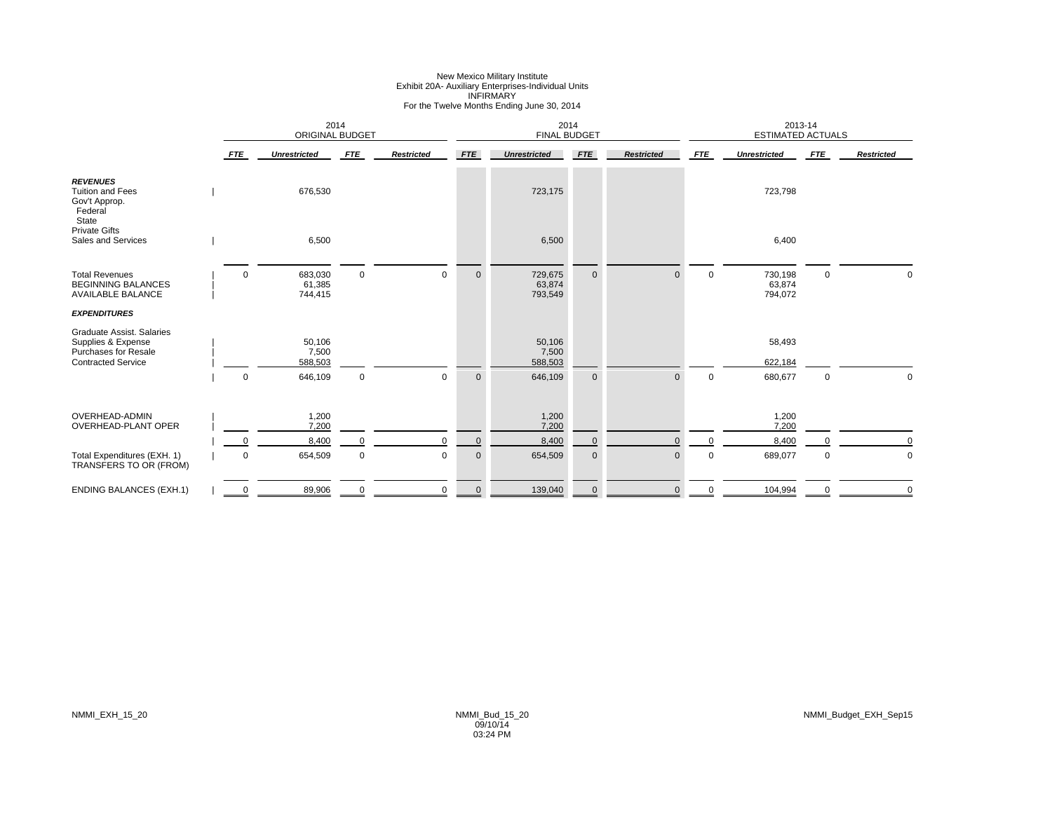# New Mexico Military Institute
## Exhibit 20A- Auxiliary Enterprises-Individual Units
## INFIRMARY
## For the Twelve Months Ending June 30, 2014

| | 2014 ORIGINAL BUDGET | | | | 2014 FINAL BUDGET | | | | 2013-14 ESTIMATED ACTUALS | | | |
|---|---|---|---|---|---|---|---|---|---|---|---|---|
| | *FTE* | *Unrestricted* | *FTE* | *Restricted* | *FTE* | *Unrestricted* | *FTE* | *Restricted* | *FTE* | *Unrestricted* | *FTE* | *Restricted* |
| ***REVENUES*** | | | | | | | | | | | | |
| Tuition and Fees | | 676,530 | | | | 723,175 | | | | 723,798 | | |
| Gov't Approp. | | | | | | | | | | | | |
| Federal | | | | | | | | | | | | |
| State | | | | | | | | | | | | |
| Private Gifts | | | | | | | | | | | | |
| Sales and Services | | 6,500 | | | | 6,500 | | | | 6,400 | | |
| Total Revenues | 0 | 683,030 | 0 | 0 | 0 | 729,675 | 0 | 0 | 0 | 730,198 | 0 | 0 |
| BEGINNING BALANCES | | 61,385 | | | | 63,874 | | | | 63,874 | | |
| AVAILABLE BALANCE | | 744,415 | | | | 793,549 | | | | 794,072 | | |
| ***EXPENDITURES*** | | | | | | | | | | | | |
| Graduate Assist. Salaries | | | | | | | | | | | | |
| Supplies & Expense | | 50,106 | | | | 50,106 | | | | 58,493 | | |
| Purchases for Resale | | 7,500 | | | | 7,500 | | | | | | |
| Contracted Service | | 588,503 | | | | 588,503 | | | | 622,184 | | |
| | 0 | 646,109 | 0 | 0 | 0 | 646,109 | 0 | 0 | 0 | 680,677 | 0 | 0 |
| OVERHEAD-ADMIN | | 1,200 | | | | 1,200 | | | | 1,200 | | |
| OVERHEAD-PLANT OPER | | 7,200 | | | | 7,200 | | | | 7,200 | | |
| | 0 | 8,400 | 0 | 0 | 0 | 8,400 | 0 | 0 | 0 | 8,400 | 0 | 0 |
| Total Expenditures (EXH. 1) | 0 | 654,509 | 0 | 0 | 0 | 654,509 | 0 | 0 | 0 | 689,077 | 0 | 0 |
| TRANSFERS TO OR (FROM) | | | | | | | | | | | | |
| ENDING BALANCES (EXH.1) | 0 | 89,906 | 0 | 0 | 0 | 139,040 | 0 | 0 | 0 | 104,994 | 0 | 0 |

NMMI_EXH_15_20　　NMMI_Bud_15_20 09/10/14 03:24 PM　　NMMI_Budget_EXH_Sep15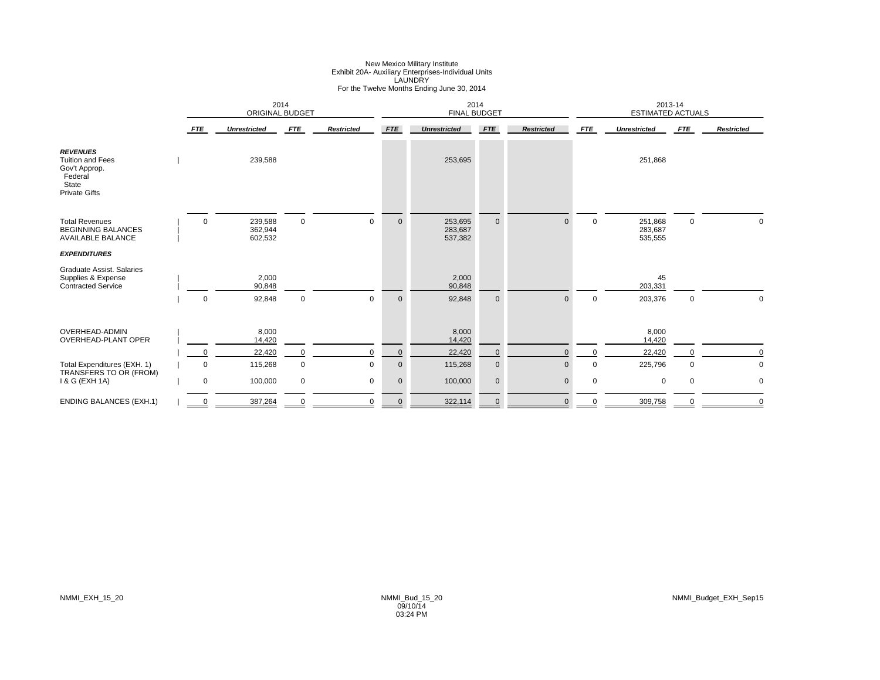New Mexico Military Institute
Exhibit 20A- Auxiliary Enterprises-Individual Units
LAUNDRY
For the Twelve Months Ending June 30, 2014

| | 2014 ORIGINAL BUDGET | | | | 2014 FINAL BUDGET | | | | 2013-14 ESTIMATED ACTUALS | | | |
|---|---|---|---|---|---|---|---|---|---|---|---|---|
| | ***FTE*** | ***Unrestricted*** | ***FTE*** | ***Restricted*** | ***FTE*** | ***Unrestricted*** | ***FTE*** | ***Restricted*** | ***FTE*** | ***Unrestricted*** | ***FTE*** | ***Restricted*** |
| ***REVENUES*** | | | | | | | | | | | | |
| Tuition and Fees | | 239,588 | | | | 253,695 | | | | 251,868 | | |
| Gov't Approp. | | | | | | | | | | | | |
| Federal | | | | | | | | | | | | |
| State | | | | | | | | | | | | |
| Private Gifts | | | | | | | | | | | | |
| Total Revenues | 0 | 239,588 | 0 | 0 | 0 | 253,695 | 0 | 0 | 0 | 251,868 | 0 | 0 |
| BEGINNING BALANCES | | 362,944 | | | | 283,687 | | | | 283,687 | | |
| AVAILABLE BALANCE | | 602,532 | | | | 537,382 | | | | 535,555 | | |
| ***EXPENDITURES*** | | | | | | | | | | | | |
| Graduate Assist. Salaries | | | | | | | | | | | | |
| Supplies & Expense | | 2,000 | | | | 2,000 | | | | 45 | | |
| Contracted Service | | 90,848 | | | | 90,848 | | | | 203,331 | | |
| | 0 | 92,848 | 0 | 0 | 0 | 92,848 | 0 | 0 | 0 | 203,376 | 0 | 0 |
| OVERHEAD-ADMIN | | 8,000 | | | | 8,000 | | | | 8,000 | | |
| OVERHEAD-PLANT OPER | | 14,420 | | | | 14,420 | | | | 14,420 | | |
| | 0 | 22,420 | 0 | 0 | 0 | 22,420 | 0 | 0 | 0 | 22,420 | 0 | 0 |
| Total Expenditures (EXH. 1) | 0 | 115,268 | 0 | 0 | 0 | 115,268 | 0 | 0 | 0 | 225,796 | 0 | 0 |
| TRANSFERS TO OR (FROM) I & G (EXH 1A) | 0 | 100,000 | 0 | 0 | 0 | 100,000 | 0 | 0 | 0 | 0 | 0 | 0 |
| ENDING BALANCES (EXH.1) | 0 | 387,264 | 0 | 0 | 0 | 322,114 | 0 | 0 | 0 | 309,758 | 0 | 0 |

NMMI_EXH_15_20 NMMI_Bud_15_20 09/10/14 03:24 PM NMMI_Budget_EXH_Sep15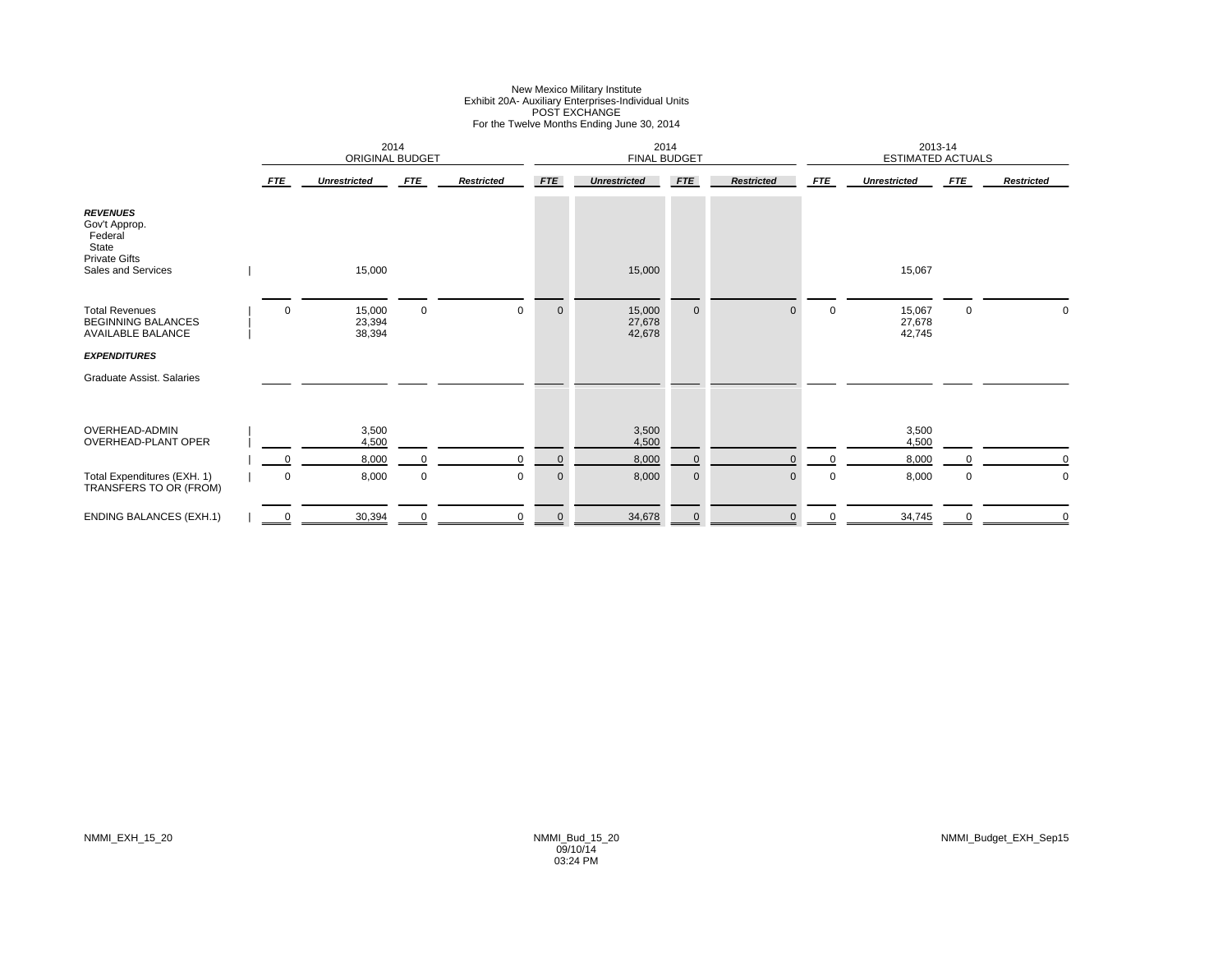New Mexico Military Institute
Exhibit 20A- Auxiliary Enterprises-Individual Units
POST EXCHANGE
For the Twelve Months Ending June 30, 2014

| | 2014 ORIGINAL BUDGET | | | | 2014 FINAL BUDGET | | | | 2013-14 ESTIMATED ACTUALS | | | |
|---|---|---|---|---|---|---|---|---|---|---|---|---|
| | *FTE* | *Unrestricted* | *FTE* | *Restricted* | *FTE* | *Unrestricted* | *FTE* | *Restricted* | *FTE* | *Unrestricted* | *FTE* | *Restricted* |
| ***REVENUES*** | | | | | | | | | | | | |
| Gov't Approp. | | | | | | | | | | | | |
| Federal | | | | | | | | | | | | |
| State | | | | | | | | | | | | |
| Private Gifts | | | | | | | | | | | | |
| Sales and Services | | 15,000 | | | | 15,000 | | | | 15,067 | | |
| Total Revenues | 0 | 15,000 | 0 | 0 | 0 | 15,000 | 0 | 0 | 0 | 15,067 | 0 | 0 |
| BEGINNING BALANCES | | 23,394 | | | | 27,678 | | | | 27,678 | | |
| AVAILABLE BALANCE | | 38,394 | | | | 42,678 | | | | 42,745 | | |
| ***EXPENDITURES*** | | | | | | | | | | | | |
| Graduate Assist. Salaries | | | | | | | | | | | | |
| OVERHEAD-ADMIN | | 3,500 | | | | 3,500 | | | | 3,500 | | |
| OVERHEAD-PLANT OPER | | 4,500 | | | | 4,500 | | | | 4,500 | | |
| | 0 | 8,000 | 0 | 0 | 0 | 8,000 | 0 | 0 | 0 | 8,000 | 0 | 0 |
| Total Expenditures (EXH. 1) | 0 | 8,000 | 0 | 0 | 0 | 8,000 | 0 | 0 | 0 | 8,000 | 0 | 0 |
| TRANSFERS TO OR (FROM) | | | | | | | | | | | | |
| ENDING BALANCES (EXH.1) | 0 | 30,394 | 0 | 0 | 0 | 34,678 | 0 | 0 | 0 | 34,745 | 0 | 0 |

NMMI_EXH_15_20

NMMI_Bud_15_20
09/10/14
03:24 PM

NMMI_Budget_EXH_Sep15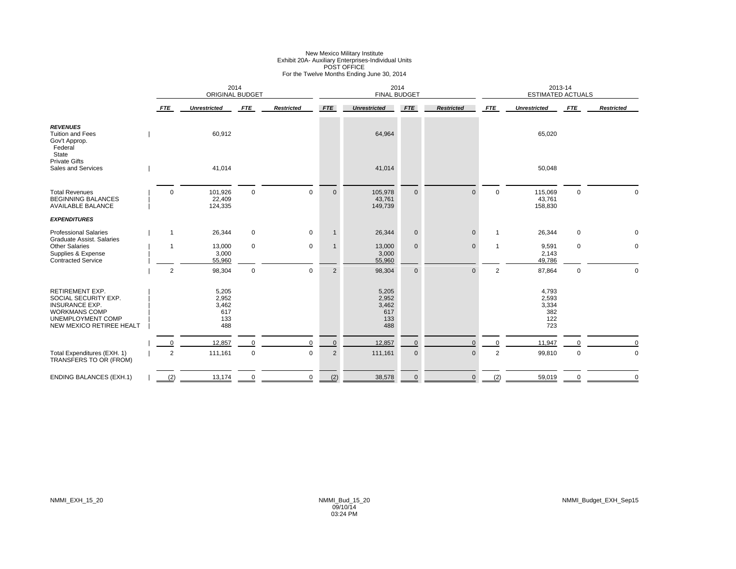New Mexico Military Institute
Exhibit 20A- Auxiliary Enterprises-Individual Units
POST OFFICE
For the Twelve Months Ending June 30, 2014

| | 2014 ORIGINAL BUDGET | | | | 2014 FINAL BUDGET | | | | 2013-14 ESTIMATED ACTUALS | | | |
|---|---|---|---|---|---|---|---|---|---|---|---|---|
| | *FTE* | *Unrestricted* | *FTE* | *Restricted* | *FTE* | *Unrestricted* | *FTE* | *Restricted* | *FTE* | *Unrestricted* | *FTE* | *Restricted* |
| ***REVENUES*** | | | | | | | | | | | | |
| Tuition and Fees | | 60,912 | | | | 64,964 | | | | 65,020 | | |
| Gov't Approp. | | | | | | | | | | | | |
| Federal | | | | | | | | | | | | |
| State | | | | | | | | | | | | |
| Private Gifts | | | | | | | | | | | | |
| Sales and Services | | 41,014 | | | | 41,014 | | | | 50,048 | | |
| Total Revenues | 0 | 101,926 | 0 | 0 | 0 | 105,978 | 0 | 0 | 0 | 115,069 | 0 | 0 |
| BEGINNING BALANCES | | 22,409 | | | | 43,761 | | | | 43,761 | | |
| AVAILABLE BALANCE | | 124,335 | | | | 149,739 | | | | 158,830 | | |
| ***EXPENDITURES*** | | | | | | | | | | | | |
| Professional Salaries | 1 | 26,344 | 0 | 0 | 1 | 26,344 | 0 | 0 | 1 | 26,344 | 0 | 0 |
| Graduate Assist. Salaries | | | | | | | | | | | | |
| Other Salaries | 1 | 13,000 | 0 | 0 | 1 | 13,000 | 0 | 0 | 1 | 9,591 | 0 | 0 |
| Supplies & Expense | | 3,000 | | | | 3,000 | | | | 2,143 | | |
| Contracted Service | | 55,960 | | | | 55,960 | | | | 49,786 | | |
| | 2 | 98,304 | 0 | 0 | 2 | 98,304 | 0 | 0 | 2 | 87,864 | 0 | 0 |
| RETIREMENT EXP. | | 5,205 | | | | 5,205 | | | | 4,793 | | |
| SOCIAL SECURITY EXP. | | 2,952 | | | | 2,952 | | | | 2,593 | | |
| INSURANCE EXP. | | 3,462 | | | | 3,462 | | | | 3,334 | | |
| WORKMANS COMP | | 617 | | | | 617 | | | | 382 | | |
| UNEMPLOYMENT COMP | | 133 | | | | 133 | | | | 122 | | |
| NEW MEXICO RETIREE HEALT | | 488 | | | | 488 | | | | 723 | | |
| | 0 | 12,857 | 0 | 0 | 0 | 12,857 | 0 | 0 | 0 | 11,947 | 0 | 0 |
| Total Expenditures (EXH. 1) | 2 | 111,161 | 0 | 0 | 2 | 111,161 | 0 | 0 | 2 | 99,810 | 0 | 0 |
| TRANSFERS TO OR (FROM) | | | | | | | | | | | | |
| ENDING BALANCES (EXH.1) | (2) | 13,174 | 0 | 0 | (2) | 38,578 | 0 | 0 | (2) | 59,019 | 0 | 0 |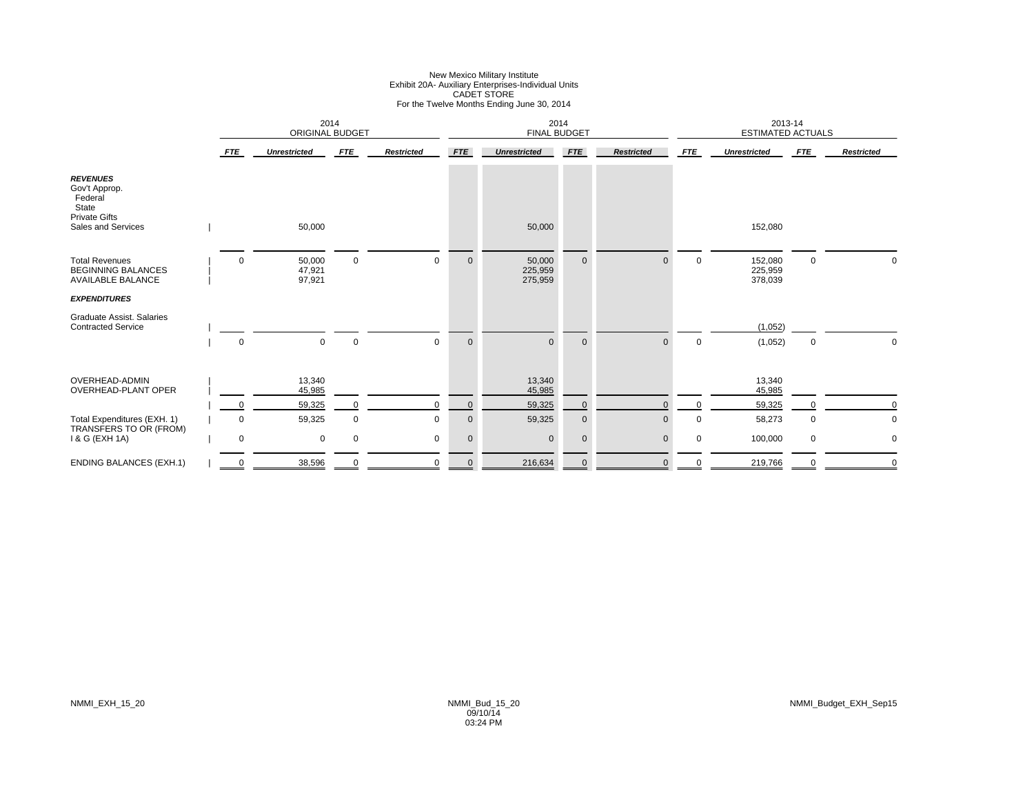# New Mexico Military Institute
## Exhibit 20A- Auxiliary Enterprises-Individual Units
## CADET STORE
### For the Twelve Months Ending June 30, 2014

| | 2014 ORIGINAL BUDGET | | | | 2014 FINAL BUDGET | | | | 2013-14 ESTIMATED ACTUALS | | | |
|---|---|---|---|---|---|---|---|---|---|---|---|---|
| | ***FTE*** | ***Unrestricted*** | ***FTE*** | ***Restricted*** | ***FTE*** | ***Unrestricted*** | ***FTE*** | ***Restricted*** | ***FTE*** | ***Unrestricted*** | ***FTE*** | ***Restricted*** |
| ***REVENUES*** | | | | | | | | | | | | |
| Gov't Approp. | | | | | | | | | | | | |
| Federal | | | | | | | | | | | | |
| State | | | | | | | | | | | | |
| Private Gifts | | | | | | | | | | | | |
| Sales and Services | | 50,000 | | | | 50,000 | | | | 152,080 | | |
| Total Revenues | 0 | 50,000 | 0 | 0 | 0 | 50,000 | 0 | 0 | 0 | 152,080 | 0 | 0 |
| BEGINNING BALANCES | | 47,921 | | | | 225,959 | | | | 225,959 | | |
| AVAILABLE BALANCE | | 97,921 | | | | 275,959 | | | | 378,039 | | |
| ***EXPENDITURES*** | | | | | | | | | | | | |
| Graduate Assist. Salaries | | | | | | | | | | | | |
| Contracted Service | | | | | | | | | | (1,052) | | |
| | 0 | 0 | 0 | 0 | 0 | 0 | 0 | 0 | 0 | (1,052) | 0 | 0 |
| OVERHEAD-ADMIN | | 13,340 | | | | 13,340 | | | | 13,340 | | |
| OVERHEAD-PLANT OPER | | 45,985 | | | | 45,985 | | | | 45,985 | | |
| | 0 | 59,325 | 0 | 0 | 0 | 59,325 | 0 | 0 | 0 | 59,325 | 0 | 0 |
| Total Expenditures (EXH. 1) | 0 | 59,325 | 0 | 0 | 0 | 59,325 | 0 | 0 | 0 | 58,273 | 0 | 0 |
| TRANSFERS TO OR (FROM) I & G (EXH 1A) | 0 | 0 | 0 | 0 | 0 | 0 | 0 | 0 | 0 | 100,000 | 0 | 0 |
| ENDING BALANCES (EXH.1) | 0 | 38,596 | 0 | 0 | 0 | 216,634 | 0 | 0 | 0 | 219,766 | 0 | 0 |

NMMI_EXH_15_20 NMMI_Bud_15_20 09/10/14 03:24 PM NMMI_Budget_EXH_Sep15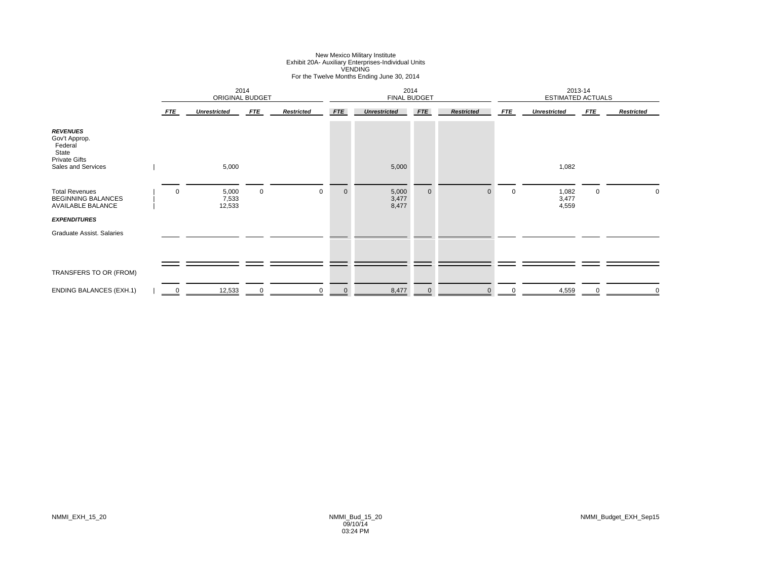# New Mexico Military Institute
## Exhibit 20A- Auxiliary Enterprises-Individual Units
## VENDING
## For the Twelve Months Ending June 30, 2014

| | 2014 ORIGINAL BUDGET | | | | 2014 FINAL BUDGET | | | | 2013-14 ESTIMATED ACTUALS | | | |
|---|---|---|---|---|---|---|---|---|---|---|---|---|
| | *FTE* | *Unrestricted* | *FTE* | *Restricted* | *FTE* | *Unrestricted* | *FTE* | *Restricted* | *FTE* | *Unrestricted* | *FTE* | *Restricted* |
| ***REVENUES*** | | | | | | | | | | | | |
| Gov't Approp. | | | | | | | | | | | | |
| Federal | | | | | | | | | | | | |
| State | | | | | | | | | | | | |
| Private Gifts | | | | | | | | | | | | |
| Sales and Services | | 5,000 | | | | 5,000 | | | | 1,082 | | |
| Total Revenues | 0 | 5,000 | 0 | 0 | 0 | 5,000 | 0 | 0 | 0 | 1,082 | 0 | 0 |
| BEGINNING BALANCES | | 7,533 | | | | 3,477 | | | | 3,477 | | |
| AVAILABLE BALANCE | | 12,533 | | | | 8,477 | | | | 4,559 | | |
| ***EXPENDITURES*** | | | | | | | | | | | | |
| Graduate Assist. Salaries | | | | | | | | | | | | |
| TRANSFERS TO OR (FROM) | | | | | | | | | | | | |
| ENDING BALANCES (EXH.1) | 0 | 12,533 | 0 | 0 | 0 | 8,477 | 0 | 0 | 0 | 4,559 | 0 | 0 |

NMMI_EXH_15_20　　NMMI_Bud_15_20 09/10/14 03:24 PM　　NMMI_Budget_EXH_Sep15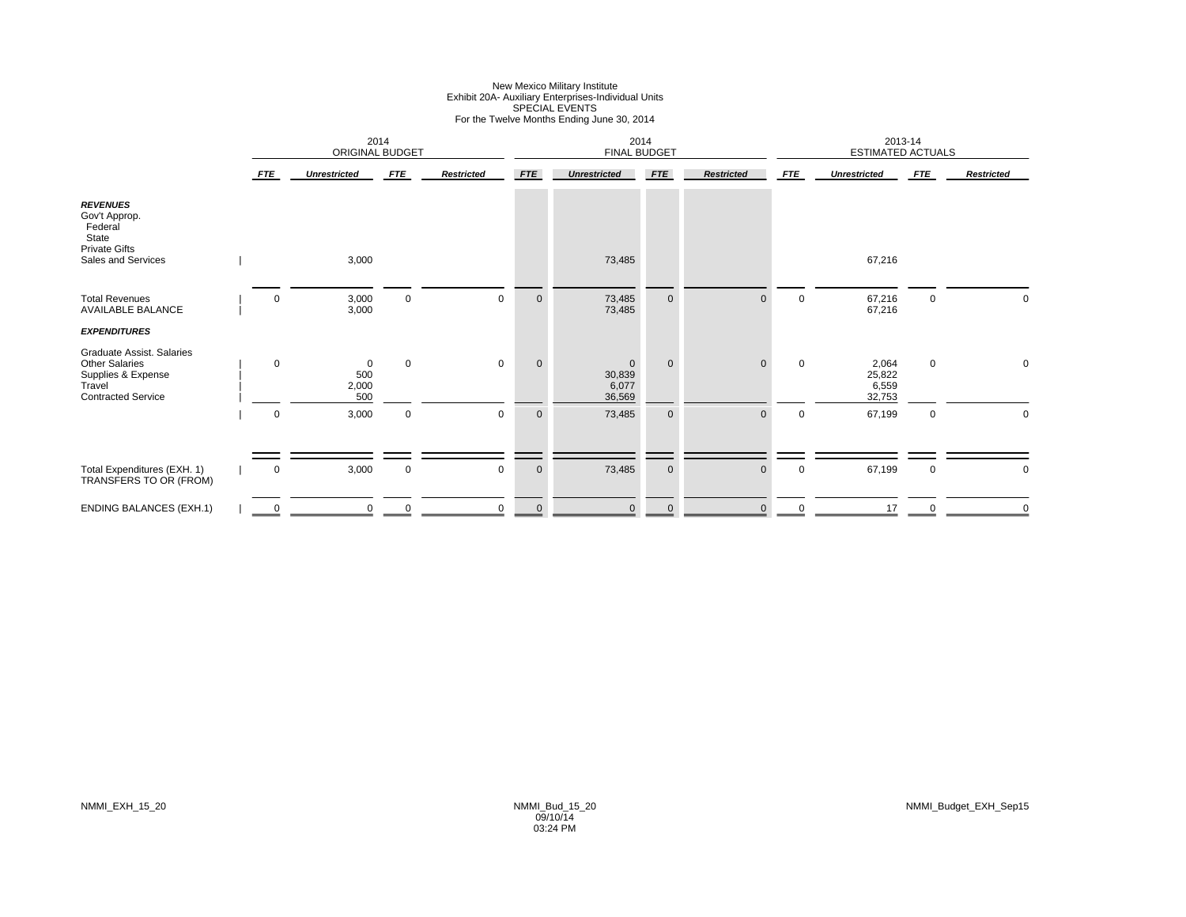# New Mexico Military Institute
## Exhibit 20A- Auxiliary Enterprises-Individual Units
## SPECIAL EVENTS
### For the Twelve Months Ending June 30, 2014

| | 2014 ORIGINAL BUDGET | | | | 2014 FINAL BUDGET | | | | 2013-14 ESTIMATED ACTUALS | | | |
|---|---|---|---|---|---|---|---|---|---|---|---|---|
| | *FTE* | *Unrestricted* | *FTE* | *Restricted* | *FTE* | *Unrestricted* | *FTE* | *Restricted* | *FTE* | *Unrestricted* | *FTE* | *Restricted* |
| ***REVENUES*** | | | | | | | | | | | | |
| Gov't Approp. | | | | | | | | | | | | |
| Federal | | | | | | | | | | | | |
| State | | | | | | | | | | | | |
| Private Gifts | | | | | | | | | | | | |
| Sales and Services | | 3,000 | | | | 73,485 | | | | 67,216 | | |
| Total Revenues | 0 | 3,000 | 0 | 0 | 0 | 73,485 | 0 | 0 | 0 | 67,216 | 0 | 0 |
| AVAILABLE BALANCE | | 3,000 | | | | 73,485 | | | | 67,216 | | |
| ***EXPENDITURES*** | | | | | | | | | | | | |
| Graduate Assist. Salaries | | | | | | | | | | | | |
| Other Salaries | 0 | 0 | 0 | 0 | 0 | 0 | 0 | 0 | 0 | 2,064 | 0 | 0 |
| Supplies & Expense | | 500 | | | | 30,839 | | | | 25,822 | | |
| Travel | | 2,000 | | | | 6,077 | | | | 6,559 | | |
| Contracted Service | | 500 | | | | 36,569 | | | | 32,753 | | |
| | 0 | 3,000 | 0 | 0 | 0 | 73,485 | 0 | 0 | 0 | 67,199 | 0 | 0 |
| Total Expenditures (EXH. 1) | 0 | 3,000 | 0 | 0 | 0 | 73,485 | 0 | 0 | 0 | 67,199 | 0 | 0 |
| TRANSFERS TO OR (FROM) | | | | | | | | | | | | |
| ENDING BALANCES (EXH.1) | 0 | 0 | 0 | 0 | 0 | 0 | 0 | 0 | 0 | 17 | 0 | 0 |

NMMI_EXH_15_20

NMMI_Bud_15_20
09/10/14
03:24 PM

NMMI_Budget_EXH_Sep15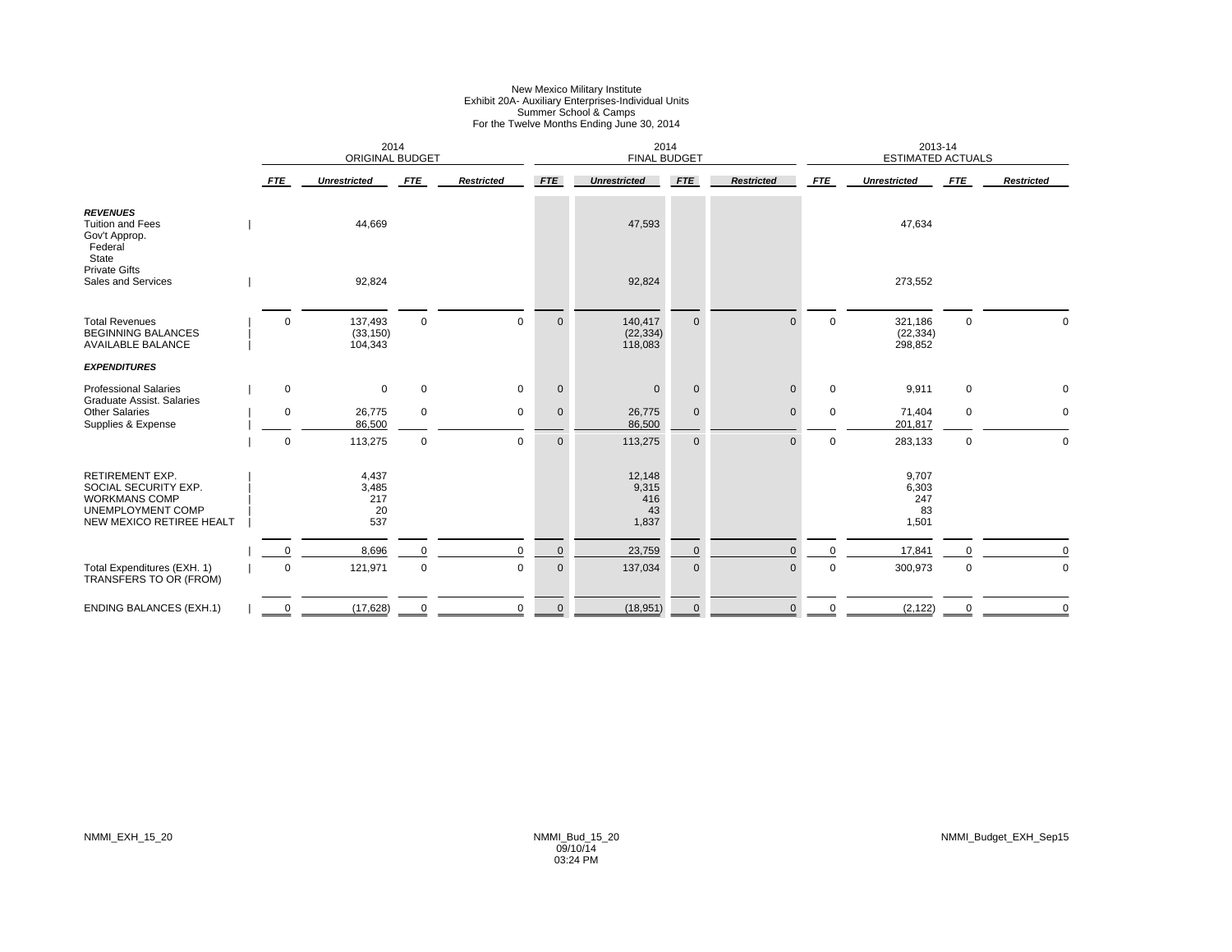New Mexico Military Institute
Exhibit 20A- Auxiliary Enterprises-Individual Units
Summer School & Camps
For the Twelve Months Ending June 30, 2014

| | 2014 ORIGINAL BUDGET | | | | 2014 FINAL BUDGET | | | | 2013-14 ESTIMATED ACTUALS | | | |
|---|---|---|---|---|---|---|---|---|---|---|---|---|
| | *FTE* | *Unrestricted* | *FTE* | *Restricted* | *FTE* | *Unrestricted* | *FTE* | *Restricted* | *FTE* | *Unrestricted* | *FTE* | *Restricted* |
| ***REVENUES*** | | | | | | | | | | | | |
| Tuition and Fees | | 44,669 | | | | 47,593 | | | | 47,634 | | |
| Gov't Approp. | | | | | | | | | | | | |
| Federal | | | | | | | | | | | | |
| State | | | | | | | | | | | | |
| Private Gifts | | | | | | | | | | | | |
| Sales and Services | | 92,824 | | | | 92,824 | | | | 273,552 | | |
| Total Revenues | 0 | 137,493 | 0 | 0 | 0 | 140,417 | 0 | 0 | 0 | 321,186 | 0 | 0 |
| BEGINNING BALANCES | | (33,150) | | | | (22,334) | | | | (22,334) | | |
| AVAILABLE BALANCE | | 104,343 | | | | 118,083 | | | | 298,852 | | |
| ***EXPENDITURES*** | | | | | | | | | | | | |
| Professional Salaries | 0 | 0 | 0 | 0 | 0 | 0 | 0 | 0 | 0 | 9,911 | 0 | 0 |
| Graduate Assist. Salaries | | | | | | | | | | | | |
| Other Salaries | 0 | 26,775 | 0 | 0 | 0 | 26,775 | 0 | 0 | 0 | 71,404 | 0 | 0 |
| Supplies & Expense | | 86,500 | | | | 86,500 | | | | 201,817 | | |
| | 0 | 113,275 | 0 | 0 | 0 | 113,275 | 0 | 0 | 0 | 283,133 | 0 | 0 |
| RETIREMENT EXP. | | 4,437 | | | | 12,148 | | | | 9,707 | | |
| SOCIAL SECURITY EXP. | | 3,485 | | | | 9,315 | | | | 6,303 | | |
| WORKMANS COMP | | 217 | | | | 416 | | | | 247 | | |
| UNEMPLOYMENT COMP | | 20 | | | | 43 | | | | 83 | | |
| NEW MEXICO RETIREE HEALT | | 537 | | | | 1,837 | | | | 1,501 | | |
| | 0 | 8,696 | 0 | 0 | 0 | 23,759 | 0 | 0 | 0 | 17,841 | 0 | 0 |
| Total Expenditures (EXH. 1) | 0 | 121,971 | 0 | 0 | 0 | 137,034 | 0 | 0 | 0 | 300,973 | 0 | 0 |
| TRANSFERS TO OR (FROM) | | | | | | | | | | | | |
| ENDING BALANCES (EXH.1) | 0 | (17,628) | 0 | 0 | 0 | (18,951) | 0 | 0 | 0 | (2,122) | 0 | 0 |

NMMI_EXH_15_20 NMMI_Bud_15_20 09/10/14 03:24 PM NMMI_Budget_EXH_Sep15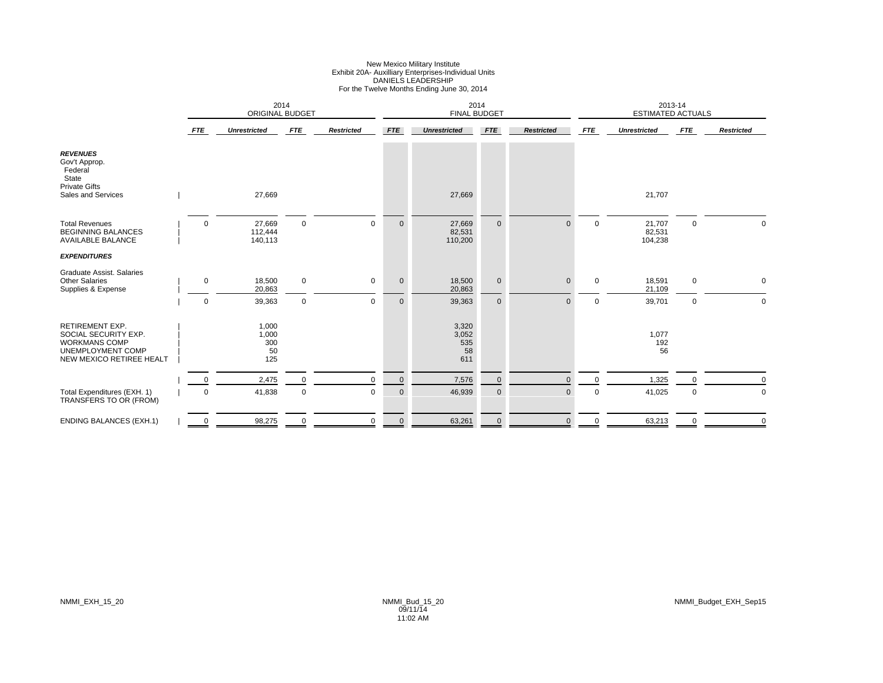New Mexico Military Institute
Exhibit 20A- Auxilliary Enterprises-Individual Units
DANIELS LEADERSHIP
For the Twelve Months Ending June 30, 2014

| | 2014 ORIGINAL BUDGET | | | | 2014 FINAL BUDGET | | | | 2013-14 ESTIMATED ACTUALS | | | |
|---|---|---|---|---|---|---|---|---|---|---|---|---|
| | ***FTE*** | ***Unrestricted*** | ***FTE*** | ***Restricted*** | ***FTE*** | ***Unrestricted*** | ***FTE*** | ***Restricted*** | ***FTE*** | ***Unrestricted*** | ***FTE*** | ***Restricted*** |
| ***REVENUES*** | | | | | | | | | | | | |
| Gov't Approp. | | | | | | | | | | | | |
| Federal | | | | | | | | | | | | |
| State | | | | | | | | | | | | |
| Private Gifts | | | | | | | | | | | | |
| Sales and Services | | 27,669 | | | | 27,669 | | | | 21,707 | | |
| Total Revenues | 0 | 27,669 | 0 | 0 | 0 | 27,669 | 0 | 0 | 0 | 21,707 | 0 | 0 |
| BEGINNING BALANCES | | 112,444 | | | | 82,531 | | | | 82,531 | | |
| AVAILABLE BALANCE | | 140,113 | | | | 110,200 | | | | 104,238 | | |
| ***EXPENDITURES*** | | | | | | | | | | | | |
| Graduate Assist. Salaries | | | | | | | | | | | | |
| Other Salaries | 0 | 18,500 | 0 | 0 | 0 | 18,500 | 0 | 0 | 0 | 18,591 | 0 | 0 |
| Supplies & Expense | | 20,863 | | | | 20,863 | | | | 21,109 | | |
| | 0 | 39,363 | 0 | 0 | 0 | 39,363 | 0 | 0 | 0 | 39,701 | 0 | 0 |
| RETIREMENT EXP. | | 1,000 | | | | 3,320 | | | | | | |
| SOCIAL SECURITY EXP. | | 1,000 | | | | 3,052 | | | | 1,077 | | |
| WORKMANS COMP | | 300 | | | | 535 | | | | 192 | | |
| UNEMPLOYMENT COMP | | 50 | | | | 58 | | | | 56 | | |
| NEW MEXICO RETIREE HEALT | | 125 | | | | 611 | | | | | | |
| | 0 | 2,475 | 0 | 0 | 0 | 7,576 | 0 | 0 | 0 | 1,325 | 0 | 0 |
| Total Expenditures (EXH. 1) | 0 | 41,838 | 0 | 0 | 0 | 46,939 | 0 | 0 | 0 | 41,025 | 0 | 0 |
| TRANSFERS TO OR (FROM) | | | | | | | | | | | | |
| ENDING BALANCES (EXH.1) | 0 | 98,275 | 0 | 0 | 0 | 63,261 | 0 | 0 | 0 | 63,213 | 0 | 0 |

NMMI_EXH_15_20 NMMI_Bud_15_20 09/11/14 11:02 AM NMMI_Budget_EXH_Sep15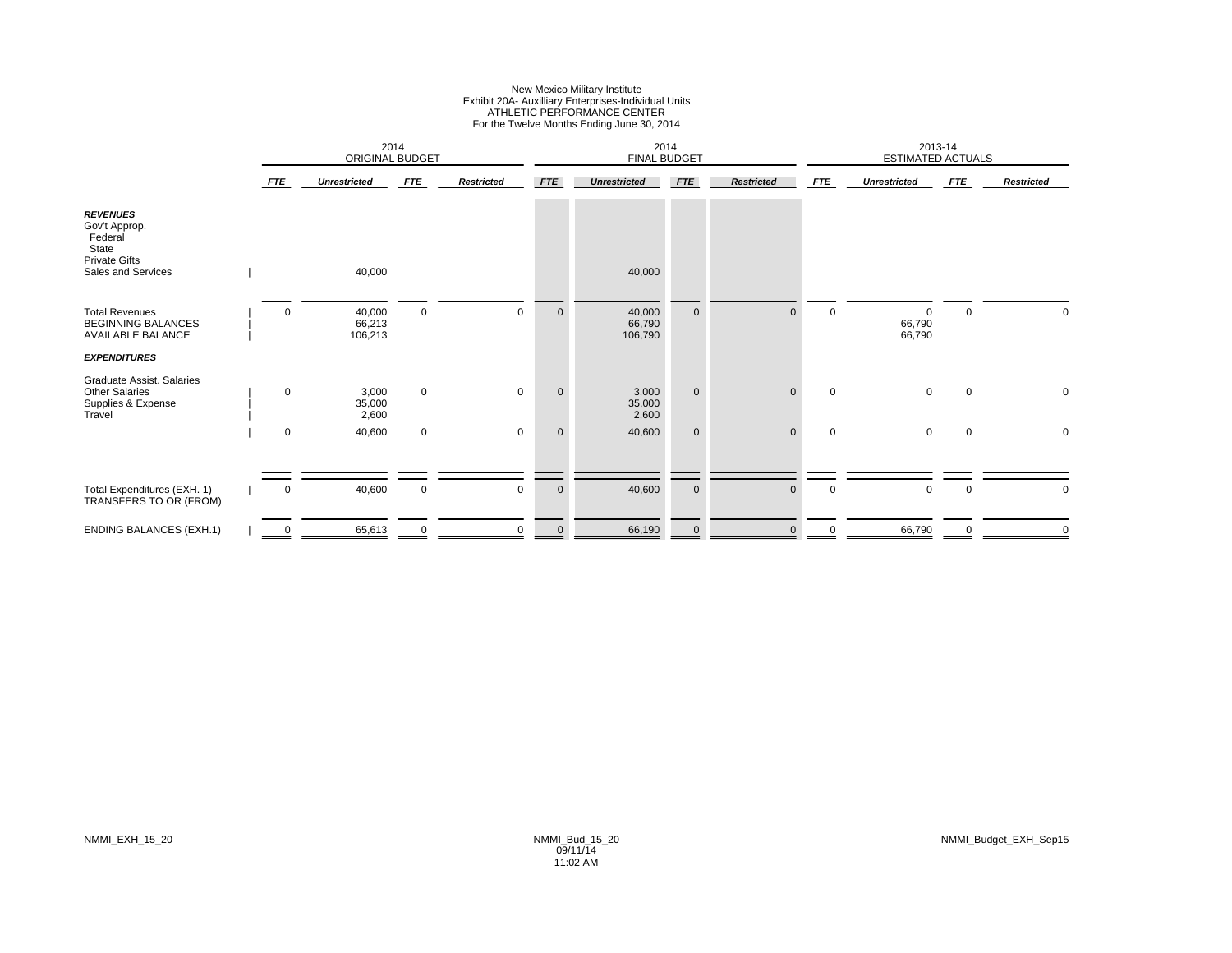New Mexico Military Institute
Exhibit 20A- Auxilliary Enterprises-Individual Units
ATHLETIC PERFORMANCE CENTER
For the Twelve Months Ending June 30, 2014

| | 2014 ORIGINAL BUDGET | | | | 2014 FINAL BUDGET | | | | 2013-14 ESTIMATED ACTUALS | | | |
|---|---|---|---|---|---|---|---|---|---|---|---|---|
| | ***FTE*** | ***Unrestricted*** | ***FTE*** | ***Restricted*** | ***FTE*** | ***Unrestricted*** | ***FTE*** | ***Restricted*** | ***FTE*** | ***Unrestricted*** | ***FTE*** | ***Restricted*** |
| ***REVENUES*** | | | | | | | | | | | | |
| Gov't Approp. | | | | | | | | | | | | |
| Federal | | | | | | | | | | | | |
| State | | | | | | | | | | | | |
| Private Gifts | | | | | | | | | | | | |
| Sales and Services | | 40,000 | | | | 40,000 | | | | | | |
| Total Revenues | 0 | 40,000 | 0 | 0 | 0 | 40,000 | 0 | 0 | 0 | 0 | 0 | 0 |
| BEGINNING BALANCES | | 66,213 | | | | 66,790 | | | | 66,790 | | |
| AVAILABLE BALANCE | | 106,213 | | | | 106,790 | | | | 66,790 | | |
| ***EXPENDITURES*** | | | | | | | | | | | | |
| Graduate Assist. Salaries | | | | | | | | | | | | |
| Other Salaries | 0 | 3,000 | 0 | 0 | 0 | 3,000 | 0 | 0 | 0 | 0 | 0 | 0 |
| Supplies & Expense | | 35,000 | | | | 35,000 | | | | | | |
| Travel | | 2,600 | | | | 2,600 | | | | | | |
| | 0 | 40,600 | 0 | 0 | 0 | 40,600 | 0 | 0 | 0 | 0 | 0 | 0 |
| Total Expenditures (EXH. 1) | 0 | 40,600 | 0 | 0 | 0 | 40,600 | 0 | 0 | 0 | 0 | 0 | 0 |
| TRANSFERS TO OR (FROM) | | | | | | | | | | | | |
| ENDING BALANCES (EXH.1) | 0 | 65,613 | 0 | 0 | 0 | 66,190 | 0 | 0 | 0 | 66,790 | 0 | 0 |

NMMI_EXH_15_20 NMMI_Bud_15_20 09/11/14 11:02 AM NMMI_Budget_EXH_Sep15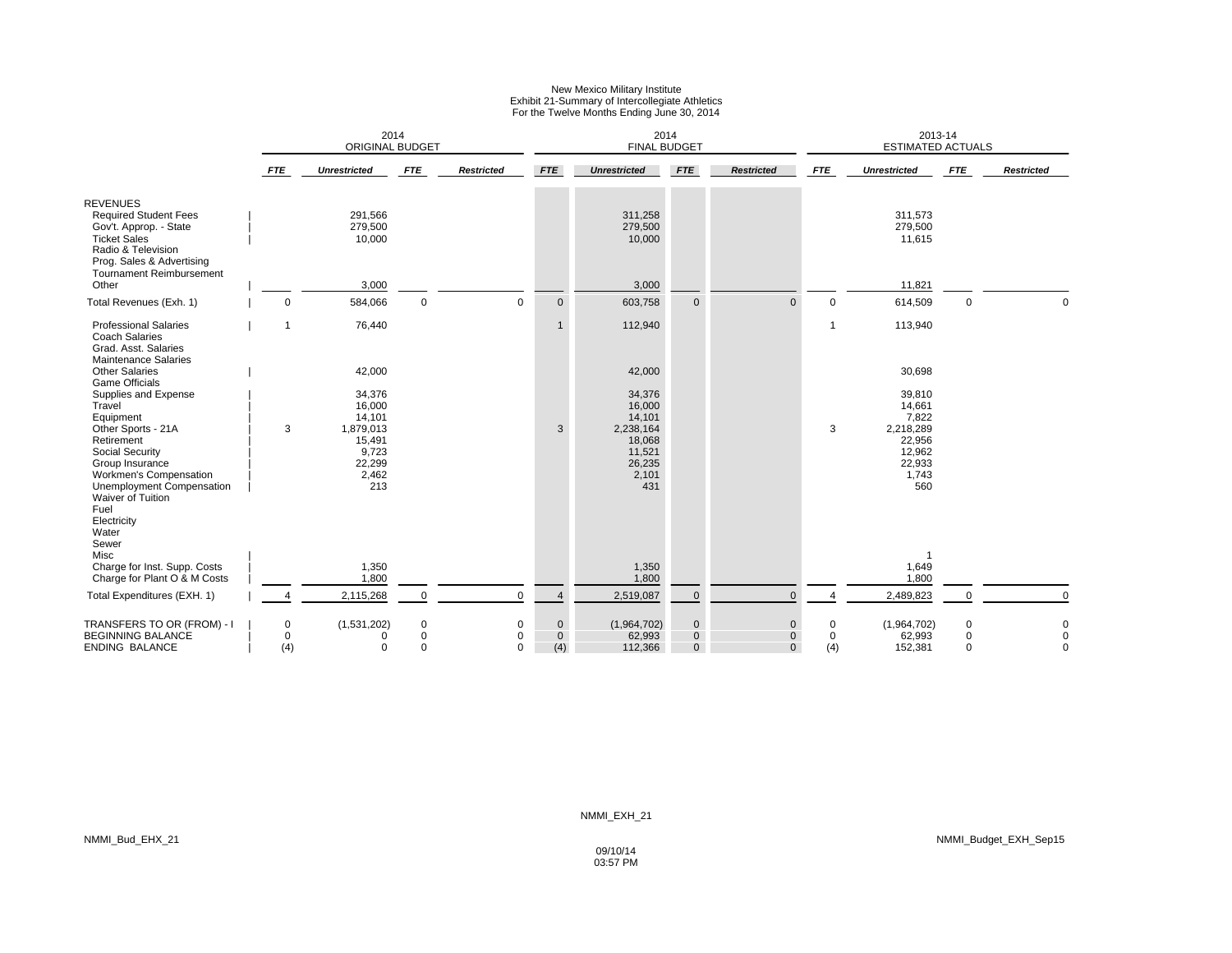# New Mexico Military Institute
## Exhibit 21-Summary of Intercollegiate Athletics
## For the Twelve Months Ending June 30, 2014

| | 2014 ORIGINAL BUDGET | | | | 2014 FINAL BUDGET | | | | 2013-14 ESTIMATED ACTUALS | | | |
|---|---|---|---|---|---|---|---|---|---|---|---|---|
| | FTE | Unrestricted | FTE | Restricted | FTE | Unrestricted | FTE | Restricted | FTE | Unrestricted | FTE | Restricted |
| REVENUES | | | | | | | | | | | | |
| Required Student Fees | | 291,566 | | | | 311,258 | | | | 311,573 | | |
| Gov't. Approp. - State | | 279,500 | | | | 279,500 | | | | 279,500 | | |
| Ticket Sales | | 10,000 | | | | 10,000 | | | | 11,615 | | |
| Radio & Television | | | | | | | | | | | | |
| Prog. Sales & Advertising | | | | | | | | | | | | |
| Tournament Reimbursement | | | | | | | | | | | | |
| Other | | 3,000 | | | | 3,000 | | | | 11,821 | | |
| Total Revenues (Exh. 1) | 0 | 584,066 | 0 | 0 | 0 | 603,758 | 0 | 0 | 0 | 614,509 | 0 | 0 |
| Professional Salaries | 1 | 76,440 | | | 1 | 112,940 | | | 1 | 113,940 | | |
| Coach Salaries | | | | | | | | | | | | |
| Grad. Asst. Salaries | | | | | | | | | | | | |
| Maintenance Salaries | | | | | | | | | | | | |
| Other Salaries | | 42,000 | | | | 42,000 | | | | 30,698 | | |
| Game Officials | | | | | | | | | | | | |
| Supplies and Expense | | 34,376 | | | | 34,376 | | | | 39,810 | | |
| Travel | | 16,000 | | | | 16,000 | | | | 14,661 | | |
| Equipment | | 14,101 | | | | 14,101 | | | | 7,822 | | |
| Other Sports - 21A | 3 | 1,879,013 | | | 3 | 2,238,164 | | | 3 | 2,218,289 | | |
| Retirement | | 15,491 | | | | 18,068 | | | | 22,956 | | |
| Social Security | | 9,723 | | | | 11,521 | | | | 12,962 | | |
| Group Insurance | | 22,299 | | | | 26,235 | | | | 22,933 | | |
| Workmen's Compensation | | 2,462 | | | | 2,101 | | | | 1,743 | | |
| Unemployment Compensation | | 213 | | | | 431 | | | | 560 | | |
| Waiver of Tuition | | | | | | | | | | | | |
| Fuel | | | | | | | | | | | | |
| Electricity | | | | | | | | | | | | |
| Water | | | | | | | | | | | | |
| Sewer | | | | | | | | | | | | |
| Misc | | | | | | | | | | 1 | | |
| Charge for Inst. Supp. Costs | | 1,350 | | | | 1,350 | | | | 1,649 | | |
| Charge for Plant O & M Costs | | 1,800 | | | | 1,800 | | | | 1,800 | | |
| Total Expenditures (EXH. 1) | 4 | 2,115,268 | 0 | 0 | 4 | 2,519,087 | 0 | 0 | 4 | 2,489,823 | 0 | 0 |
| TRANSFERS TO OR (FROM) - I | 0 | (1,531,202) | 0 | 0 | 0 | (1,964,702) | 0 | 0 | 0 | (1,964,702) | 0 | 0 |
| BEGINNING BALANCE | 0 | 0 | 0 | 0 | 0 | 62,993 | 0 | 0 | 0 | 62,993 | 0 | 0 |
| ENDING BALANCE | (4) | 0 | 0 | 0 | (4) | 112,366 | 0 | 0 | (4) | 152,381 | 0 | 0 |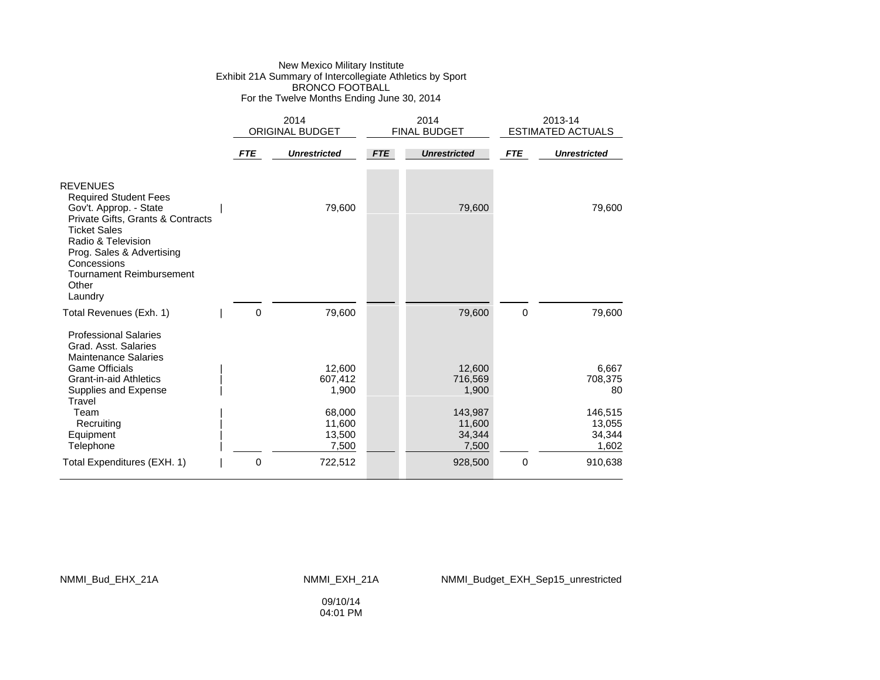New Mexico Military Institute
Exhibit 21A Summary of Intercollegiate Athletics by Sport
BRONCO FOOTBALL
For the Twelve Months Ending June 30, 2014

| | 2014 ORIGINAL BUDGET | | 2014 FINAL BUDGET | | 2013-14 ESTIMATED ACTUALS | |
|---|---|---|---|---|---|---|
| | ***FTE*** | ***Unrestricted*** | ***FTE*** | ***Unrestricted*** | ***FTE*** | ***Unrestricted*** |
| REVENUES | | | | | | |
| Required Student Fees | | | | | | |
| Gov't. Approp. - State | | 79,600 | | 79,600 | | 79,600 |
| Private Gifts, Grants & Contracts | | | | | | |
| Ticket Sales | | | | | | |
| Radio & Television | | | | | | |
| Prog. Sales & Advertising | | | | | | |
| Concessions | | | | | | |
| Tournament Reimbursement | | | | | | |
| Other | | | | | | |
| Laundry | | | | | | |
| Total Revenues (Exh. 1) | 0 | 79,600 | | 79,600 | 0 | 79,600 |
| Professional Salaries | | | | | | |
| Grad. Asst. Salaries | | | | | | |
| Maintenance Salaries | | | | | | |
| Game Officials | | 12,600 | | 12,600 | | 6,667 |
| Grant-in-aid Athletics | | 607,412 | | 716,569 | | 708,375 |
| Supplies and Expense | | 1,900 | | 1,900 | | 80 |
| Travel | | | | | | |
| Team | | 68,000 | | 143,987 | | 146,515 |
| Recruiting | | 11,600 | | 11,600 | | 13,055 |
| Equipment | | 13,500 | | 34,344 | | 34,344 |
| Telephone | | 7,500 | | 7,500 | | 1,602 |
| Total Expenditures (EXH. 1) | 0 | 722,512 | | 928,500 | 0 | 910,638 |

NMMI_Bud_EHX_21A NMMI_EXH_21A NMMI_Budget_EXH_Sep15_unrestricted

09/10/14
04:01 PM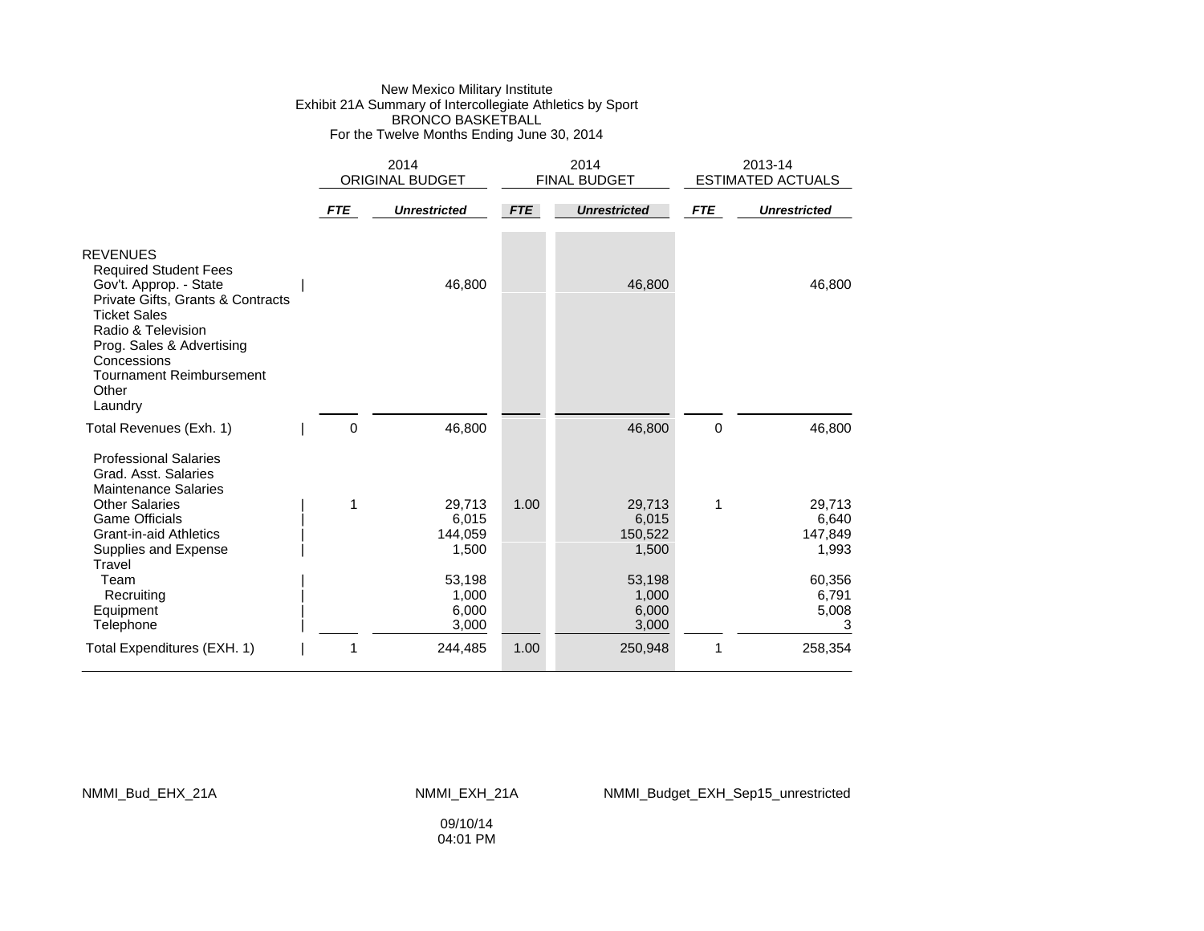New Mexico Military Institute
Exhibit 21A Summary of Intercollegiate Athletics by Sport
BRONCO BASKETBALL
For the Twelve Months Ending June 30, 2014

| | 2014 ORIGINAL BUDGET | | 2014 FINAL BUDGET | | 2013-14 ESTIMATED ACTUALS | |
|---|---|---|---|---|---|---|
| | ***FTE*** | ***Unrestricted*** | ***FTE*** | ***Unrestricted*** | ***FTE*** | ***Unrestricted*** |
| REVENUES | | | | | | |
| Required Student Fees | | | | | | |
| Gov't. Approp. - State | | 46,800 | | 46,800 | | 46,800 |
| Private Gifts, Grants & Contracts | | | | | | |
| Ticket Sales | | | | | | |
| Radio & Television | | | | | | |
| Prog. Sales & Advertising | | | | | | |
| Concessions | | | | | | |
| Tournament Reimbursement | | | | | | |
| Other | | | | | | |
| Laundry | | | | | | |
| Total Revenues (Exh. 1) | 0 | 46,800 | | 46,800 | 0 | 46,800 |
| Professional Salaries | | | | | | |
| Grad. Asst. Salaries | | | | | | |
| Maintenance Salaries | | | | | | |
| Other Salaries | 1 | 29,713 | 1.00 | 29,713 | 1 | 29,713 |
| Game Officials | | 6,015 | | 6,015 | | 6,640 |
| Grant-in-aid Athletics | | 144,059 | | 150,522 | | 147,849 |
| Supplies and Expense | | 1,500 | | 1,500 | | 1,993 |
| Travel | | | | | | |
| Team | | 53,198 | | 53,198 | | 60,356 |
| Recruiting | | 1,000 | | 1,000 | | 6,791 |
| Equipment | | 6,000 | | 6,000 | | 5,008 |
| Telephone | | 3,000 | | 3,000 | | 3 |
| Total Expenditures (EXH. 1) | 1 | 244,485 | 1.00 | 250,948 | 1 | 258,354 |

NMMI_Bud_EHX_21A NMMI_EXH_21A NMMI_Budget_EXH_Sep15_unrestricted

09/10/14
04:01 PM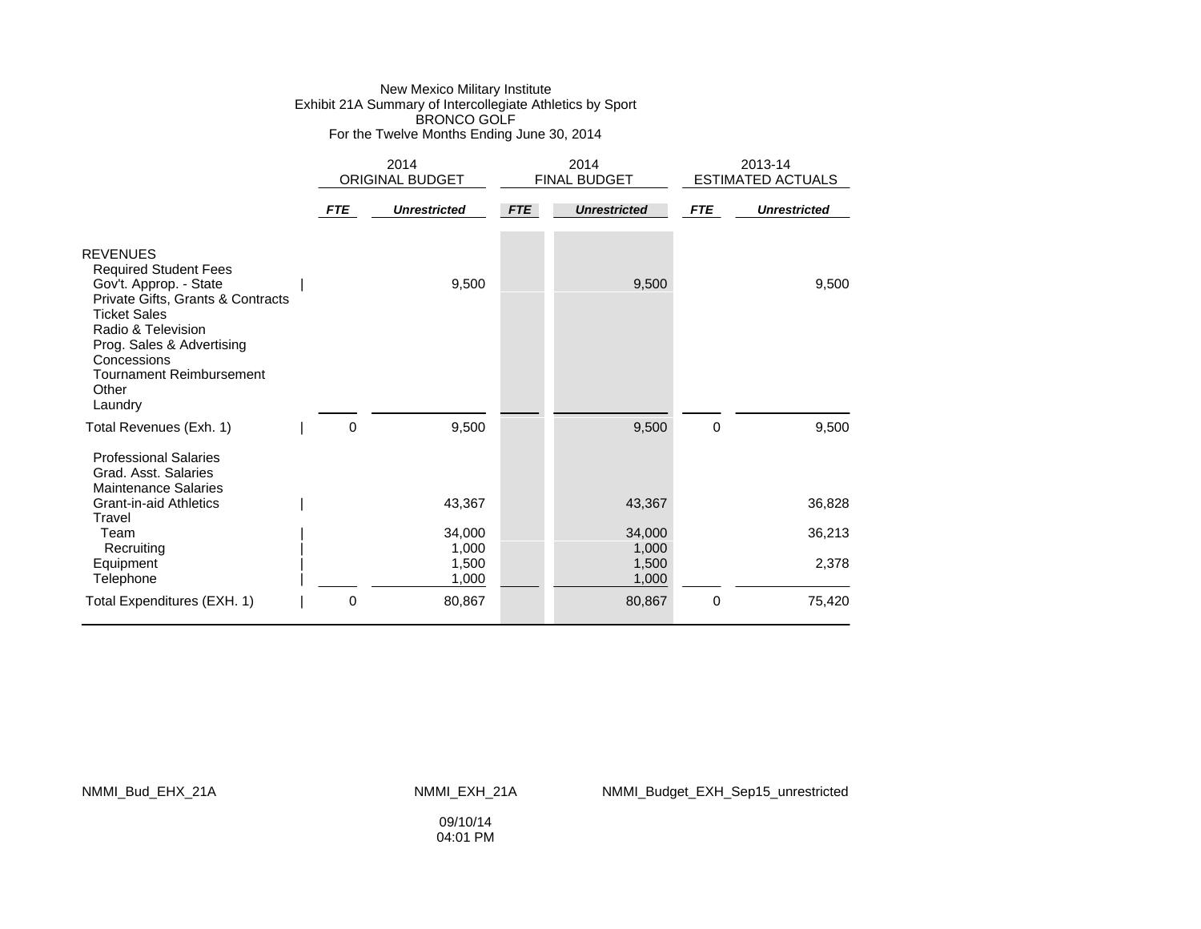New Mexico Military Institute
Exhibit 21A Summary of Intercollegiate Athletics by Sport
BRONCO GOLF
For the Twelve Months Ending June 30, 2014

| | 2014 ORIGINAL BUDGET | | 2014 FINAL BUDGET | | 2013-14 ESTIMATED ACTUALS | |
|---|---|---|---|---|---|---|
| | ***FTE*** | ***Unrestricted*** | ***FTE*** | ***Unrestricted*** | ***FTE*** | ***Unrestricted*** |
| REVENUES | | | | | | |
| Required Student Fees | | | | | | |
| Gov't. Approp. - State | | 9,500 | | 9,500 | | 9,500 |
| Private Gifts, Grants & Contracts | | | | | | |
| Ticket Sales | | | | | | |
| Radio & Television | | | | | | |
| Prog. Sales & Advertising | | | | | | |
| Concessions | | | | | | |
| Tournament Reimbursement | | | | | | |
| Other | | | | | | |
| Laundry | | | | | | |
| Total Revenues (Exh. 1) | 0 | 9,500 | | 9,500 | 0 | 9,500 |
| Professional Salaries | | | | | | |
| Grad. Asst. Salaries | | | | | | |
| Maintenance Salaries | | | | | | |
| Grant-in-aid Athletics | | 43,367 | | 43,367 | | 36,828 |
| Travel | | | | | | |
| Team | | 34,000 | | 34,000 | | 36,213 |
| Recruiting | | 1,000 | | 1,000 | | |
| Equipment | | 1,500 | | 1,500 | | 2,378 |
| Telephone | | 1,000 | | 1,000 | | |
| Total Expenditures (EXH. 1) | 0 | 80,867 | | 80,867 | 0 | 75,420 |

NMMI_Bud_EHX_21A NMMI_EXH_21A NMMI_Budget_EXH_Sep15_unrestricted

09/10/14
04:01 PM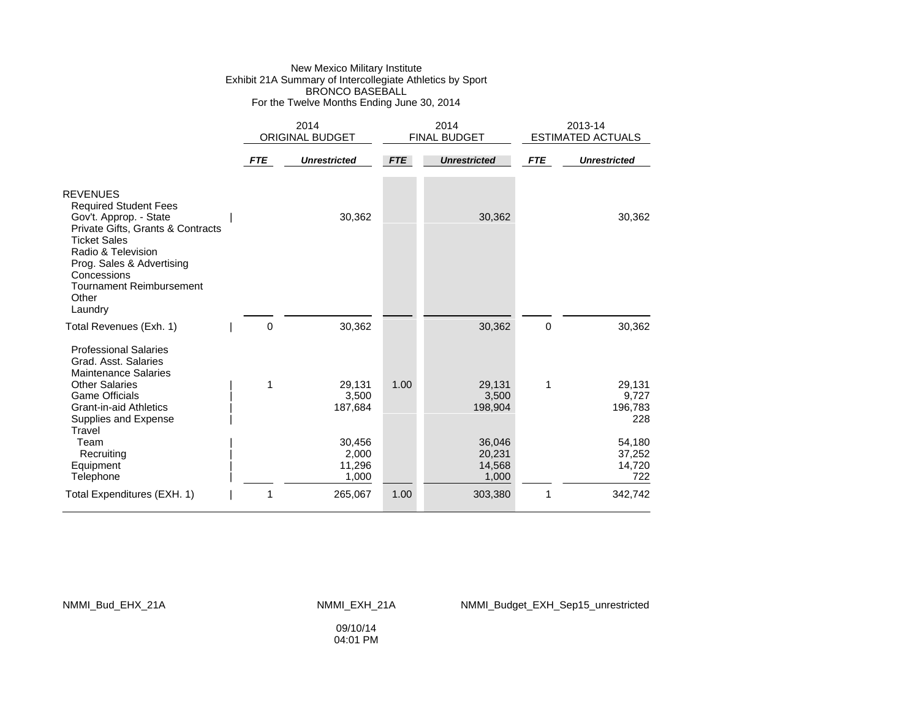New Mexico Military Institute
Exhibit 21A Summary of Intercollegiate Athletics by Sport
BRONCO BASEBALL
For the Twelve Months Ending June 30, 2014

| | 2014 ORIGINAL BUDGET | | 2014 FINAL BUDGET | | 2013-14 ESTIMATED ACTUALS | |
|---|---|---|---|---|---|---|
| | *FTE* | *Unrestricted* | *FTE* | *Unrestricted* | *FTE* | *Unrestricted* |
| REVENUES | | | | | | |
| Required Student Fees | | | | | | |
| Gov't. Approp. - State | | 30,362 | | 30,362 | | 30,362 |
| Private Gifts, Grants & Contracts | | | | | | |
| Ticket Sales | | | | | | |
| Radio & Television | | | | | | |
| Prog. Sales & Advertising | | | | | | |
| Concessions | | | | | | |
| Tournament Reimbursement | | | | | | |
| Other | | | | | | |
| Laundry | | | | | | |
| Total Revenues (Exh. 1) | 0 | 30,362 | | 30,362 | 0 | 30,362 |
| Professional Salaries | | | | | | |
| Grad. Asst. Salaries | | | | | | |
| Maintenance Salaries | | | | | | |
| Other Salaries | 1 | 29,131 | 1.00 | 29,131 | 1 | 29,131 |
| Game Officials | | 3,500 | | 3,500 | | 9,727 |
| Grant-in-aid Athletics | | 187,684 | | 198,904 | | 196,783 |
| Supplies and Expense | | | | | | 228 |
| Travel | | | | | | |
| Team | | 30,456 | | 36,046 | | 54,180 |
| Recruiting | | 2,000 | | 20,231 | | 37,252 |
| Equipment | | 11,296 | | 14,568 | | 14,720 |
| Telephone | | 1,000 | | 1,000 | | 722 |
| Total Expenditures (EXH. 1) | 1 | 265,067 | 1.00 | 303,380 | 1 | 342,742 |

NMMI_Bud_EHX_21A NMMI_EXH_21A NMMI_Budget_EXH_Sep15_unrestricted

09/10/14
04:01 PM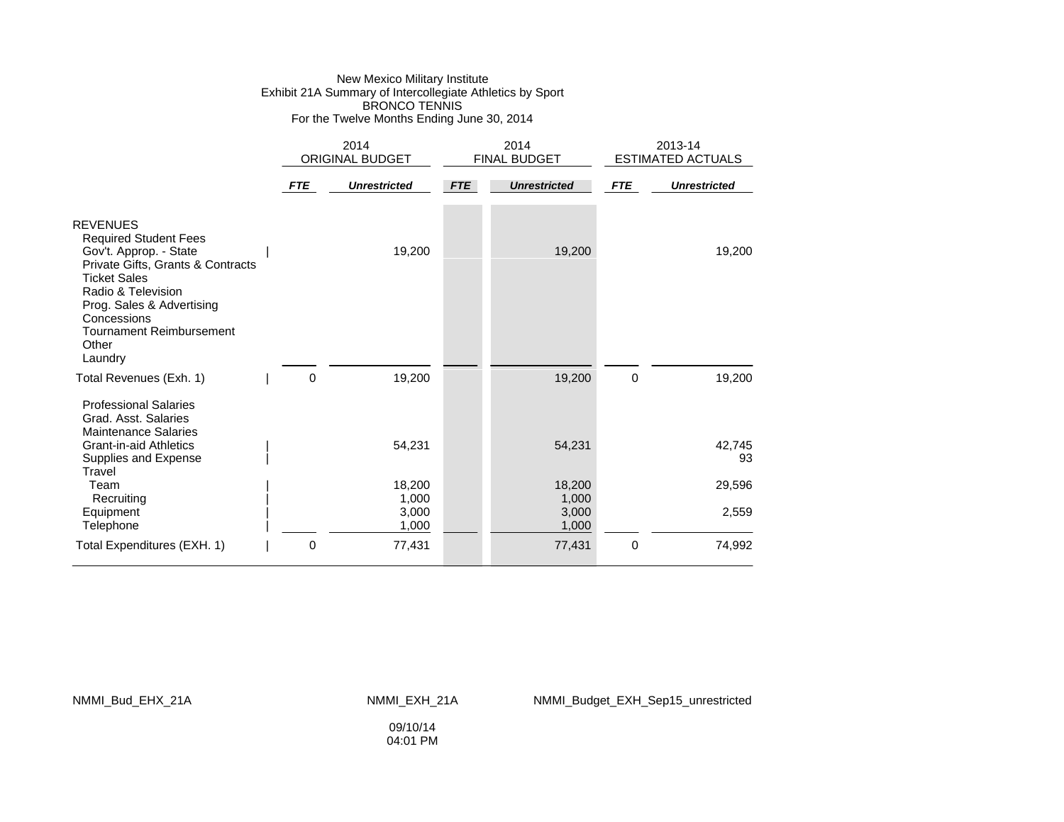New Mexico Military Institute
Exhibit 21A Summary of Intercollegiate Athletics by Sport
BRONCO TENNIS
For the Twelve Months Ending June 30, 2014

| | 2014 ORIGINAL BUDGET | | 2014 FINAL BUDGET | | 2013-14 ESTIMATED ACTUALS | |
|---|---|---|---|---|---|---|
| | ***FTE*** | ***Unrestricted*** | ***FTE*** | ***Unrestricted*** | ***FTE*** | ***Unrestricted*** |
| REVENUES | | | | | | |
| Required Student Fees | | | | | | |
| Gov't. Approp. - State | | 19,200 | | 19,200 | | 19,200 |
| Private Gifts, Grants & Contracts | | | | | | |
| Ticket Sales | | | | | | |
| Radio & Television | | | | | | |
| Prog. Sales & Advertising | | | | | | |
| Concessions | | | | | | |
| Tournament Reimbursement | | | | | | |
| Other | | | | | | |
| Laundry | | | | | | |
| Total Revenues (Exh. 1) | 0 | 19,200 | | 19,200 | 0 | 19,200 |
| Professional Salaries | | | | | | |
| Grad. Asst. Salaries | | | | | | |
| Maintenance Salaries | | | | | | |
| Grant-in-aid Athletics | | 54,231 | | 54,231 | | 42,745 |
| Supplies and Expense | | | | | | 93 |
| Travel | | | | | | |
| Team | | 18,200 | | 18,200 | | 29,596 |
| Recruiting | | 1,000 | | 1,000 | | |
| Equipment | | 3,000 | | 3,000 | | 2,559 |
| Telephone | | 1,000 | | 1,000 | | |
| Total Expenditures (EXH. 1) | 0 | 77,431 | | 77,431 | 0 | 74,992 |

NMMI_Bud_EHX_21A NMMI_EXH_21A NMMI_Budget_EXH_Sep15_unrestricted

09/10/14
04:01 PM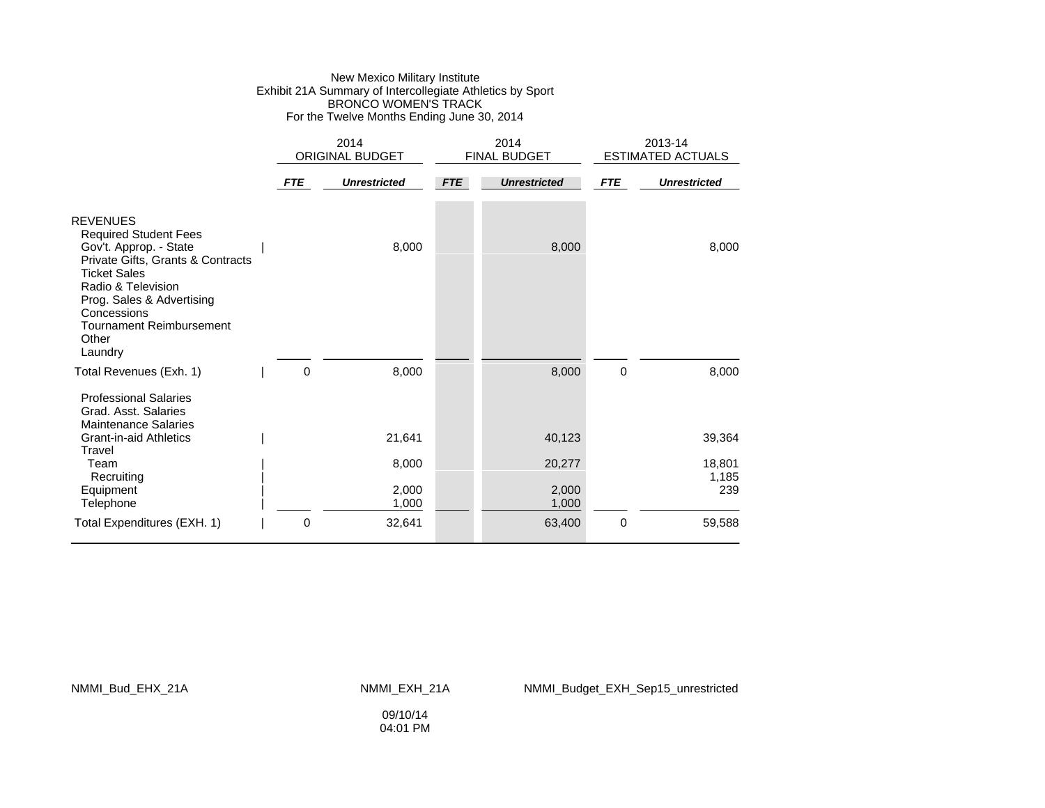New Mexico Military Institute
Exhibit 21A Summary of Intercollegiate Athletics by Sport
BRONCO WOMEN'S TRACK
For the Twelve Months Ending June 30, 2014

| | 2014 ORIGINAL BUDGET | | 2014 FINAL BUDGET | | 2013-14 ESTIMATED ACTUALS | |
|---|---|---|---|---|---|---|
| | ***FTE*** | ***Unrestricted*** | ***FTE*** | ***Unrestricted*** | ***FTE*** | ***Unrestricted*** |
| REVENUES | | | | | | |
| Required Student Fees | | | | | | |
| Gov't. Approp. - State | | 8,000 | | 8,000 | | 8,000 |
| Private Gifts, Grants & Contracts | | | | | | |
| Ticket Sales | | | | | | |
| Radio & Television | | | | | | |
| Prog. Sales & Advertising | | | | | | |
| Concessions | | | | | | |
| Tournament Reimbursement | | | | | | |
| Other | | | | | | |
| Laundry | | | | | | |
| Total Revenues (Exh. 1) | 0 | 8,000 | | 8,000 | 0 | 8,000 |
| Professional Salaries | | | | | | |
| Grad. Asst. Salaries | | | | | | |
| Maintenance Salaries | | | | | | |
| Grant-in-aid Athletics | | 21,641 | | 40,123 | | 39,364 |
| Travel | | | | | | |
| Team | | 8,000 | | 20,277 | | 18,801 |
| Recruiting | | | | | | 1,185 |
| Equipment | | 2,000 | | 2,000 | | 239 |
| Telephone | | 1,000 | | 1,000 | | |
| Total Expenditures (EXH. 1) | 0 | 32,641 | | 63,400 | 0 | 59,588 |

NMMI_Bud_EHX_21A NMMI_EXH_21A NMMI_Budget_EXH_Sep15_unrestricted

09/10/14
04:01 PM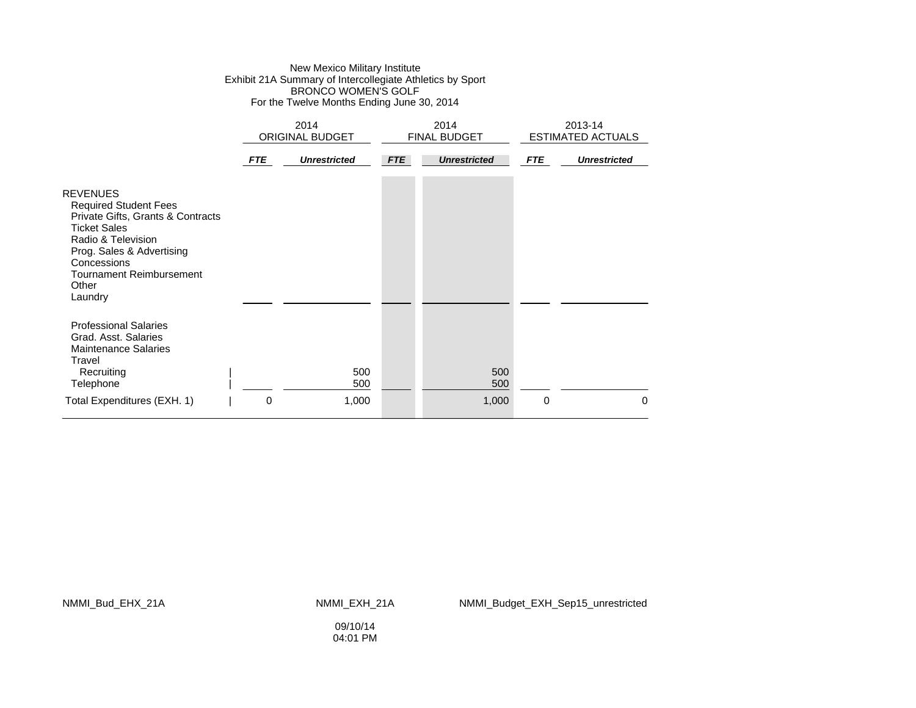New Mexico Military Institute
Exhibit 21A Summary of Intercollegiate Athletics by Sport
BRONCO WOMEN'S GOLF
For the Twelve Months Ending June 30, 2014

| | 2014 ORIGINAL BUDGET | | 2014 FINAL BUDGET | | 2013-14 ESTIMATED ACTUALS | |
|---|---|---|---|---|---|---|
| | ***FTE*** | ***Unrestricted*** | ***FTE*** | ***Unrestricted*** | ***FTE*** | ***Unrestricted*** |
| REVENUES | | | | | | |
| Required Student Fees | | | | | | |
| Private Gifts, Grants & Contracts | | | | | | |
| Ticket Sales | | | | | | |
| Radio & Television | | | | | | |
| Prog. Sales & Advertising | | | | | | |
| Concessions | | | | | | |
| Tournament Reimbursement | | | | | | |
| Other | | | | | | |
| Laundry | | | | | | |
| Professional Salaries | | | | | | |
| Grad. Asst. Salaries | | | | | | |
| Maintenance Salaries | | | | | | |
| Travel | | | | | | |
| Recruiting | | 500 | | 500 | | |
| Telephone | | 500 | | 500 | | |
| Total Expenditures (EXH. 1) | 0 | 1,000 | | 1,000 | 0 | 0 |

NMMI_Bud_EHX_21A NMMI_EXH_21A NMMI_Budget_EXH_Sep15_unrestricted

09/10/14
04:01 PM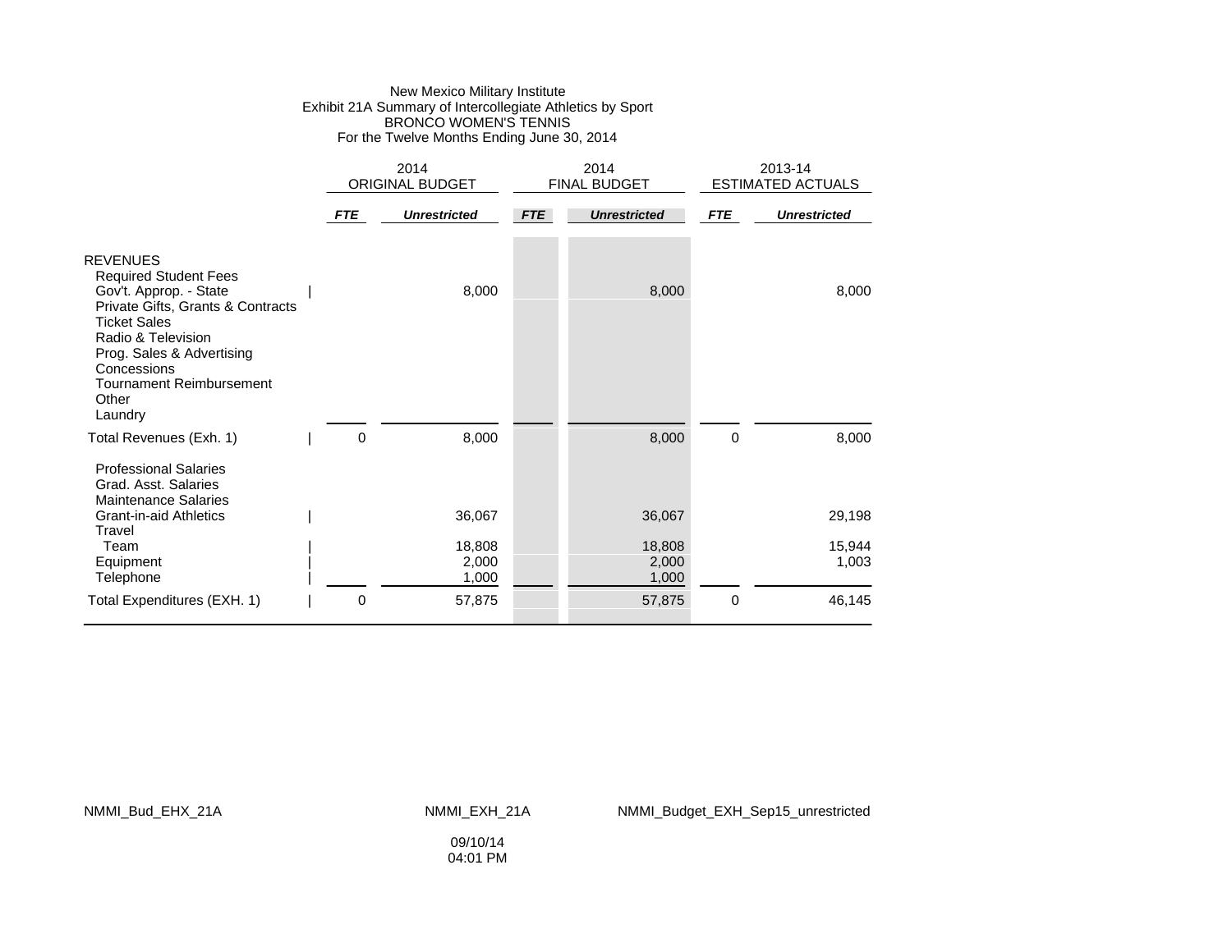New Mexico Military Institute
Exhibit 21A Summary of Intercollegiate Athletics by Sport
BRONCO WOMEN'S TENNIS
For the Twelve Months Ending June 30, 2014

| | 2014 ORIGINAL BUDGET | | 2014 FINAL BUDGET | | 2013-14 ESTIMATED ACTUALS | |
|---|---|---|---|---|---|---|
| | ***FTE*** | ***Unrestricted*** | ***FTE*** | ***Unrestricted*** | ***FTE*** | ***Unrestricted*** |
| REVENUES | | | | | | |
| Required Student Fees | | | | | | |
| Gov't. Approp. - State | | 8,000 | | 8,000 | | 8,000 |
| Private Gifts, Grants & Contracts | | | | | | |
| Ticket Sales | | | | | | |
| Radio & Television | | | | | | |
| Prog. Sales & Advertising | | | | | | |
| Concessions | | | | | | |
| Tournament Reimbursement | | | | | | |
| Other | | | | | | |
| Laundry | | | | | | |
| Total Revenues (Exh. 1) | 0 | 8,000 | | 8,000 | 0 | 8,000 |
| Professional Salaries | | | | | | |
| Grad. Asst. Salaries | | | | | | |
| Maintenance Salaries | | | | | | |
| Grant-in-aid Athletics | | 36,067 | | 36,067 | | 29,198 |
| Travel | | | | | | |
| Team | | 18,808 | | 18,808 | | 15,944 |
| Equipment | | 2,000 | | 2,000 | | 1,003 |
| Telephone | | 1,000 | | 1,000 | | |
| Total Expenditures (EXH. 1) | 0 | 57,875 | | 57,875 | 0 | 46,145 |

NMMI_Bud_EHX_21A NMMI_EXH_21A NMMI_Budget_EXH_Sep15_unrestricted

09/10/14
04:01 PM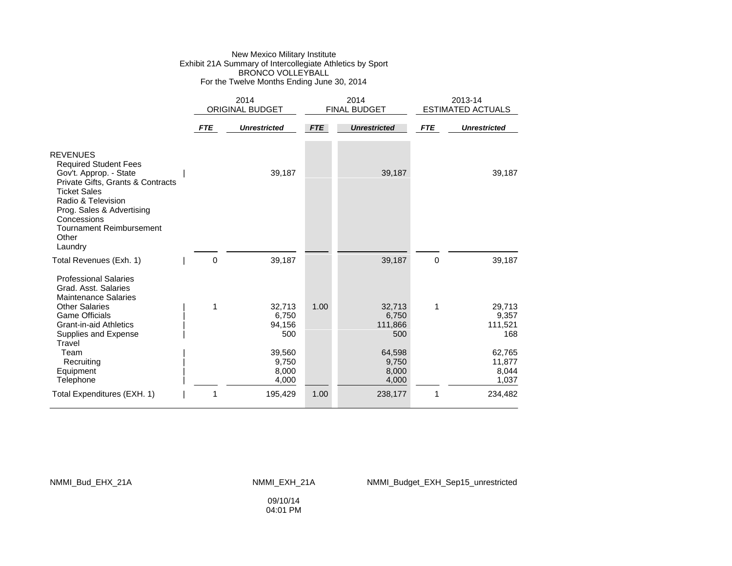New Mexico Military Institute
Exhibit 21A Summary of Intercollegiate Athletics by Sport
BRONCO VOLLEYBALL
For the Twelve Months Ending June 30, 2014

| | 2014 ORIGINAL BUDGET | | 2014 FINAL BUDGET | | 2013-14 ESTIMATED ACTUALS | |
|---|---|---|---|---|---|---|
| | ***FTE*** | ***Unrestricted*** | ***FTE*** | ***Unrestricted*** | ***FTE*** | ***Unrestricted*** |
| REVENUES | | | | | | |
| Required Student Fees | | | | | | |
| Gov't. Approp. - State | | 39,187 | | 39,187 | | 39,187 |
| Private Gifts, Grants & Contracts | | | | | | |
| Ticket Sales | | | | | | |
| Radio & Television | | | | | | |
| Prog. Sales & Advertising | | | | | | |
| Concessions | | | | | | |
| Tournament Reimbursement | | | | | | |
| Other | | | | | | |
| Laundry | | | | | | |
| Total Revenues (Exh. 1) | 0 | 39,187 | | 39,187 | 0 | 39,187 |
| Professional Salaries | | | | | | |
| Grad. Asst. Salaries | | | | | | |
| Maintenance Salaries | | | | | | |
| Other Salaries | 1 | 32,713 | 1.00 | 32,713 | 1 | 29,713 |
| Game Officials | | 6,750 | | 6,750 | | 9,357 |
| Grant-in-aid Athletics | | 94,156 | | 111,866 | | 111,521 |
| Supplies and Expense | | 500 | | 500 | | 168 |
| Travel | | | | | | |
| Team | | 39,560 | | 64,598 | | 62,765 |
| Recruiting | | 9,750 | | 9,750 | | 11,877 |
| Equipment | | 8,000 | | 8,000 | | 8,044 |
| Telephone | | 4,000 | | 4,000 | | 1,037 |
| Total Expenditures (EXH. 1) | 1 | 195,429 | 1.00 | 238,177 | 1 | 234,482 |

NMMI_Bud_EHX_21A NMMI_EXH_21A NMMI_Budget_EXH_Sep15_unrestricted

09/10/14
04:01 PM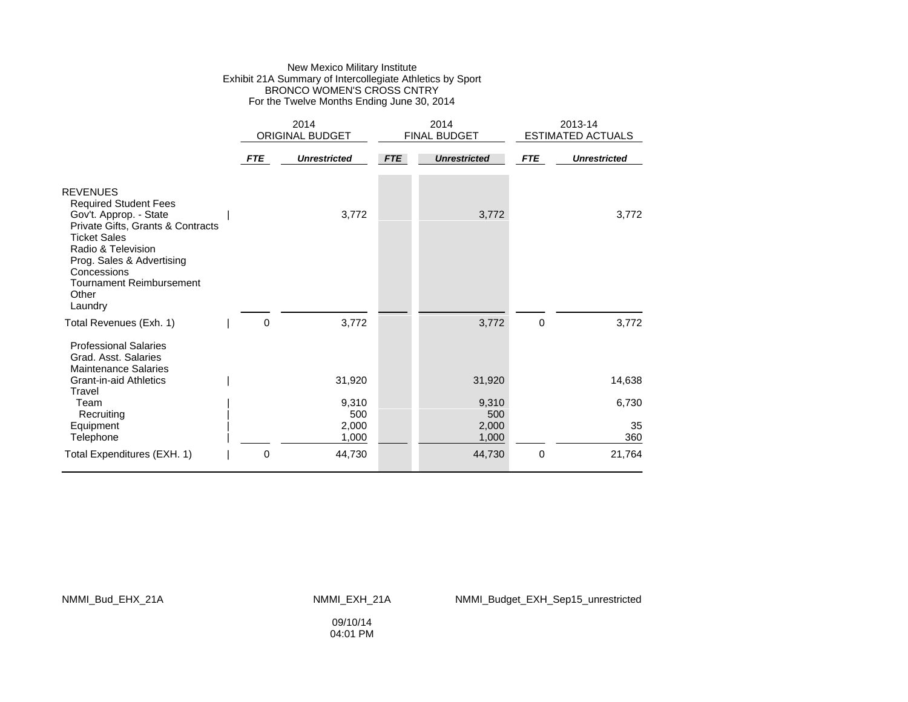New Mexico Military Institute
Exhibit 21A Summary of Intercollegiate Athletics by Sport
BRONCO WOMEN'S CROSS CNTRY
For the Twelve Months Ending June 30, 2014

| | 2014 ORIGINAL BUDGET | | 2014 FINAL BUDGET | | 2013-14 ESTIMATED ACTUALS | |
|---|---|---|---|---|---|---|
| | ***FTE*** | ***Unrestricted*** | ***FTE*** | ***Unrestricted*** | ***FTE*** | ***Unrestricted*** |
| REVENUES | | | | | | |
| Required Student Fees | | | | | | |
| Gov't. Approp. - State | | 3,772 | | 3,772 | | 3,772 |
| Private Gifts, Grants & Contracts | | | | | | |
| Ticket Sales | | | | | | |
| Radio & Television | | | | | | |
| Prog. Sales & Advertising | | | | | | |
| Concessions | | | | | | |
| Tournament Reimbursement | | | | | | |
| Other | | | | | | |
| Laundry | | | | | | |
| Total Revenues (Exh. 1) | 0 | 3,772 | | 3,772 | 0 | 3,772 |
| Professional Salaries | | | | | | |
| Grad. Asst. Salaries | | | | | | |
| Maintenance Salaries | | | | | | |
| Grant-in-aid Athletics | | 31,920 | | 31,920 | | 14,638 |
| Travel | | | | | | |
| Team | | 9,310 | | 9,310 | | 6,730 |
| Recruiting | | 500 | | 500 | | |
| Equipment | | 2,000 | | 2,000 | | 35 |
| Telephone | | 1,000 | | 1,000 | | 360 |
| Total Expenditures (EXH. 1) | 0 | 44,730 | | 44,730 | 0 | 21,764 |

NMMI_Bud_EHX_21A NMMI_EXH_21A NMMI_Budget_EXH_Sep15_unrestricted

09/10/14
04:01 PM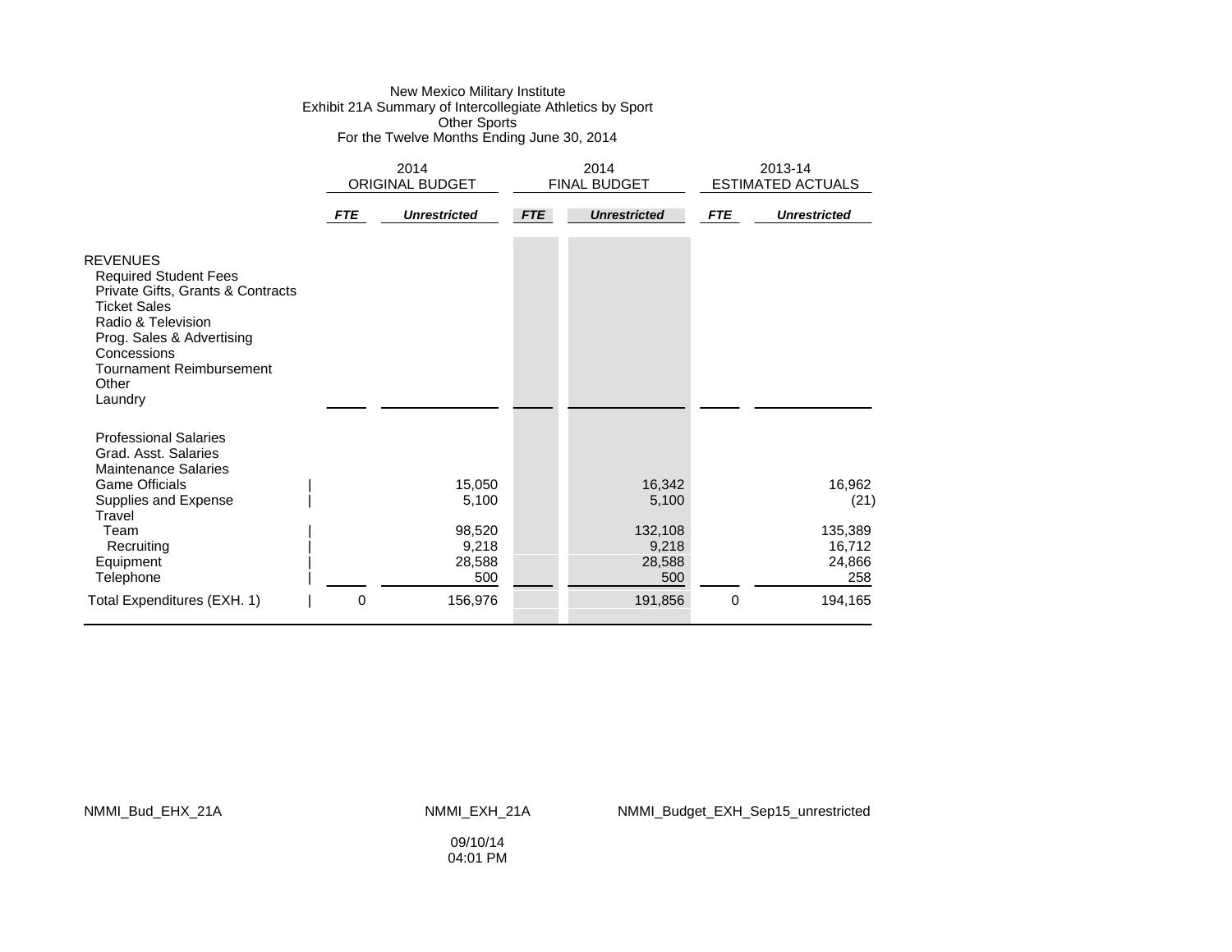New Mexico Military Institute
Exhibit 21A Summary of Intercollegiate Athletics by Sport
Other Sports
For the Twelve Months Ending June 30, 2014

| | 2014 ORIGINAL BUDGET | | 2014 FINAL BUDGET | | 2013-14 ESTIMATED ACTUALS | |
|---|---|---|---|---|---|---|
| | ***FTE*** | ***Unrestricted*** | ***FTE*** | ***Unrestricted*** | ***FTE*** | ***Unrestricted*** |
| REVENUES | | | | | | |
| Required Student Fees | | | | | | |
| Private Gifts, Grants & Contracts | | | | | | |
| Ticket Sales | | | | | | |
| Radio & Television | | | | | | |
| Prog. Sales & Advertising | | | | | | |
| Concessions | | | | | | |
| Tournament Reimbursement | | | | | | |
| Other | | | | | | |
| Laundry | | | | | | |
| Professional Salaries | | | | | | |
| Grad. Asst. Salaries | | | | | | |
| Maintenance Salaries | | | | | | |
| Game Officials | | 15,050 | | 16,342 | | 16,962 |
| Supplies and Expense | | 5,100 | | 5,100 | | (21) |
| Travel | | | | | | |
| Team | | 98,520 | | 132,108 | | 135,389 |
| Recruiting | | 9,218 | | 9,218 | | 16,712 |
| Equipment | | 28,588 | | 28,588 | | 24,866 |
| Telephone | | 500 | | 500 | | 258 |
| Total Expenditures (EXH. 1) | 0 | 156,976 | | 191,856 | 0 | 194,165 |

NMMI_Bud_EHX_21A NMMI_EXH_21A NMMI_Budget_EXH_Sep15_unrestricted

09/10/14
04:01 PM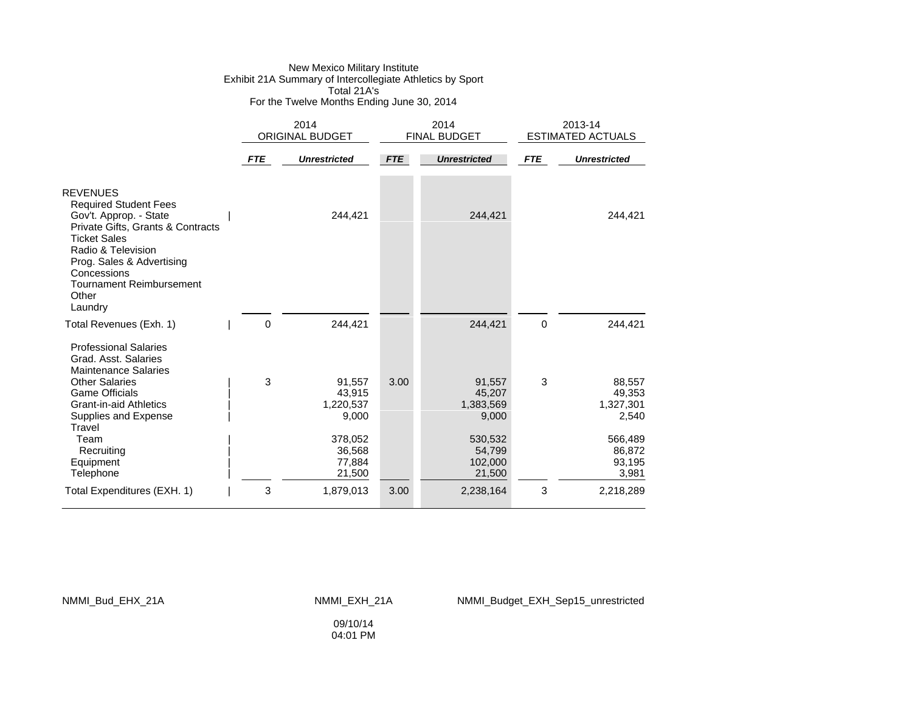New Mexico Military Institute
Exhibit 21A Summary of Intercollegiate Athletics by Sport
Total 21A's
For the Twelve Months Ending June 30, 2014

| | 2014 ORIGINAL BUDGET | | 2014 FINAL BUDGET | | 2013-14 ESTIMATED ACTUALS | |
|---|---|---|---|---|---|---|
| | ***FTE*** | ***Unrestricted*** | ***FTE*** | ***Unrestricted*** | ***FTE*** | ***Unrestricted*** |
| REVENUES | | | | | | |
| Required Student Fees | | | | | | |
| Gov't. Approp. - State | | 244,421 | | 244,421 | | 244,421 |
| Private Gifts, Grants & Contracts | | | | | | |
| Ticket Sales | | | | | | |
| Radio & Television | | | | | | |
| Prog. Sales & Advertising | | | | | | |
| Concessions | | | | | | |
| Tournament Reimbursement | | | | | | |
| Other | | | | | | |
| Laundry | | | | | | |
| Total Revenues (Exh. 1) | 0 | 244,421 | | 244,421 | 0 | 244,421 |
| Professional Salaries | | | | | | |
| Grad. Asst. Salaries | | | | | | |
| Maintenance Salaries | | | | | | |
| Other Salaries | 3 | 91,557 | 3.00 | 91,557 | 3 | 88,557 |
| Game Officials | | 43,915 | | 45,207 | | 49,353 |
| Grant-in-aid Athletics | | 1,220,537 | | 1,383,569 | | 1,327,301 |
| Supplies and Expense | | 9,000 | | 9,000 | | 2,540 |
| Travel | | | | | | |
| Team | | 378,052 | | 530,532 | | 566,489 |
| Recruiting | | 36,568 | | 54,799 | | 86,872 |
| Equipment | | 77,884 | | 102,000 | | 93,195 |
| Telephone | | 21,500 | | 21,500 | | 3,981 |
| Total Expenditures (EXH. 1) | 3 | 1,879,013 | 3.00 | 2,238,164 | 3 | 2,218,289 |

NMMI_Bud_EHX_21A NMMI_EXH_21A NMMI_Budget_EXH_Sep15_unrestricted

09/10/14
04:01 PM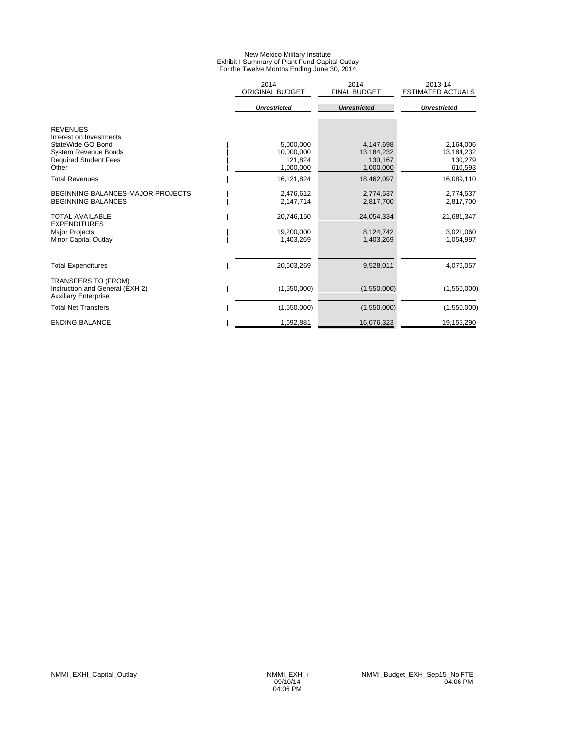# New Mexico Military Institute
## Exhibit I Summary of Plant Fund Capital Outlay
### For the Twelve Months Ending June 30, 2014

| | 2014 ORIGINAL BUDGET | 2014 FINAL BUDGET | 2013-14 ESTIMATED ACTUALS |
|---|---|---|---|
| | ***Unrestricted*** | ***Unrestricted*** | ***Unrestricted*** |
| **REVENUES** | | | |
| Interest on Investments | | | |
| StateWide GO Bond | 5,000,000 | 4,147,698 | 2,164,006 |
| System Revenue Bonds | 10,000,000 | 13,184,232 | 13,184,232 |
| Required Student Fees | 121,824 | 130,167 | 130,279 |
| Other | 1,000,000 | 1,000,000 | 610,593 |
| Total Revenues | 16,121,824 | 18,462,097 | 16,089,110 |
| BEGINNING BALANCES-MAJOR PROJECTS | 2,476,612 | 2,774,537 | 2,774,537 |
| BEGINNING BALANCES | 2,147,714 | 2,817,700 | 2,817,700 |
| TOTAL AVAILABLE | 20,746,150 | 24,054,334 | 21,681,347 |
| **EXPENDITURES** | | | |
| Major Projects | 19,200,000 | 8,124,742 | 3,021,060 |
| Minor Capital Outlay | 1,403,269 | 1,403,269 | 1,054,997 |
| Total Expenditures | 20,603,269 | 9,528,011 | 4,076,057 |
| **TRANSFERS TO (FROM)** | | | |
| Instruction and General (EXH 2) | (1,550,000) | (1,550,000) | (1,550,000) |
| Auxiliary Enterprise | | | |
| Total Net Transfers | (1,550,000) | (1,550,000) | (1,550,000) |
| ENDING BALANCE | 1,692,881 | 16,076,323 | 19,155,290 |

NMMI_EXHI_Capital_Outlay NMMI_EXH_i 09/10/14 04:06 PM NMMI_Budget_EXH_Sep15_No FTE 04:06 PM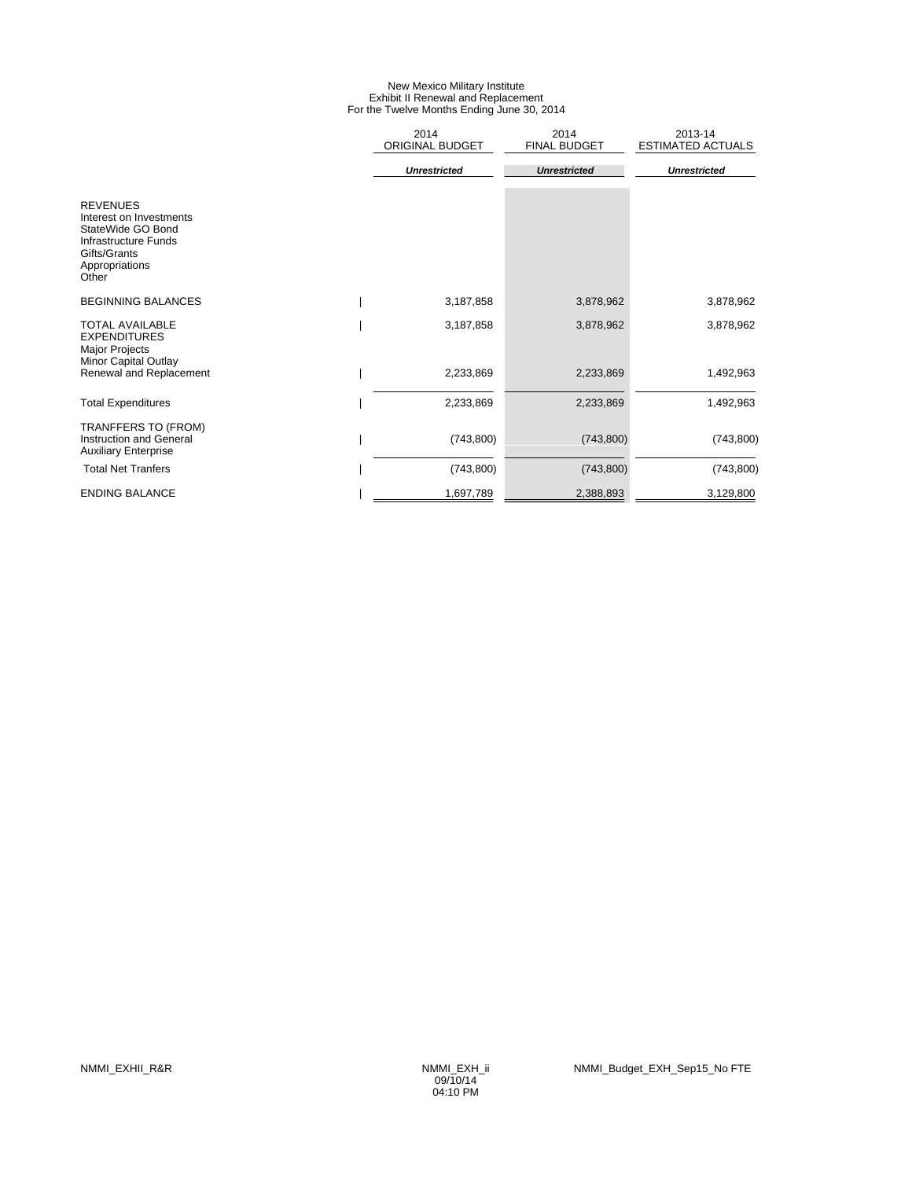New Mexico Military Institute
Exhibit II Renewal and Replacement
For the Twelve Months Ending June 30, 2014

| | 2014 ORIGINAL BUDGET | 2014 FINAL BUDGET | 2013-14 ESTIMATED ACTUALS |
|---|---|---|---|
| | ***Unrestricted*** | ***Unrestricted*** | ***Unrestricted*** |
| REVENUES | | | |
| Interest on Investments | | | |
| StateWide GO Bond | | | |
| Infrastructure Funds | | | |
| Gifts/Grants | | | |
| Appropriations | | | |
| Other | | | |
| BEGINNING BALANCES | 3,187,858 | 3,878,962 | 3,878,962 |
| TOTAL AVAILABLE | 3,187,858 | 3,878,962 | 3,878,962 |
| EXPENDITURES | | | |
| Major Projects | | | |
| Minor Capital Outlay | | | |
| Renewal and Replacement | 2,233,869 | 2,233,869 | 1,492,963 |
| Total Expenditures | 2,233,869 | 2,233,869 | 1,492,963 |
| TRANFFERS TO (FROM) | | | |
| Instruction and General | (743,800) | (743,800) | (743,800) |
| Auxiliary Enterprise | | | |
| Total Net Tranfers | (743,800) | (743,800) | (743,800) |
| ENDING BALANCE | 1,697,789 | 2,388,893 | 3,129,800 |

NMMI_EXHII_R&R NMMI_EXH_ii 09/10/14 04:10 PM NMMI_Budget_EXH_Sep15_No FTE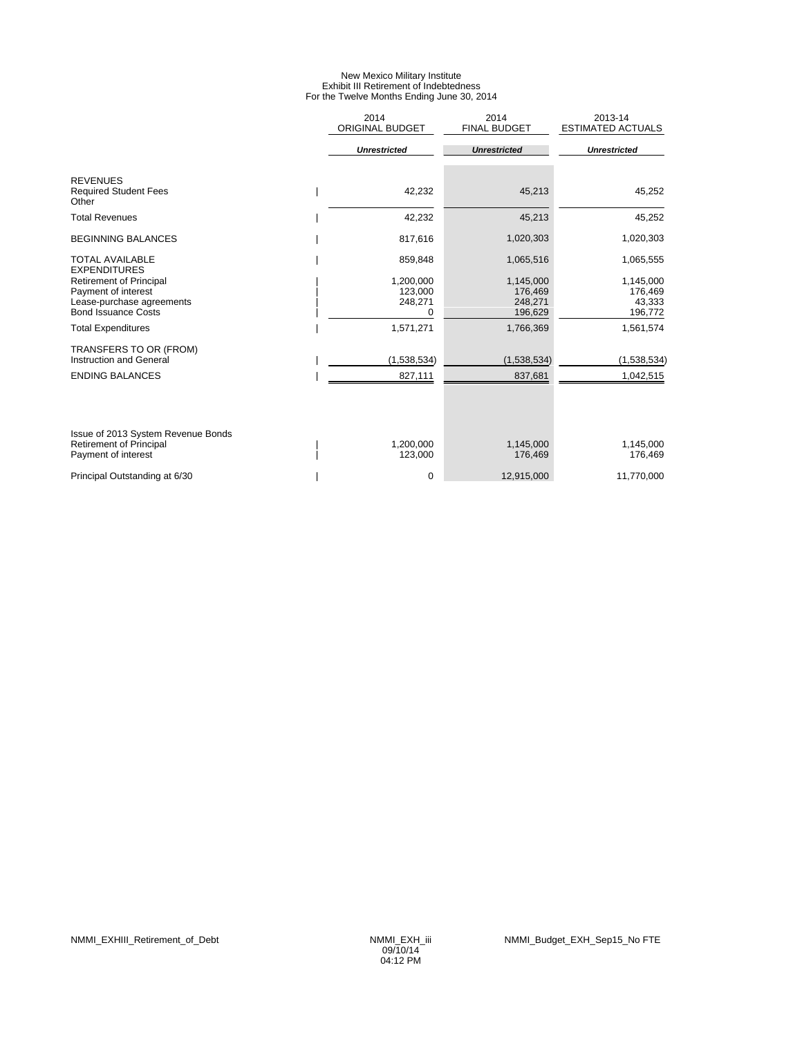# New Mexico Military Institute
## Exhibit III Retirement of Indebtedness
### For the Twelve Months Ending June 30, 2014

| | 2014 ORIGINAL BUDGET | 2014 FINAL BUDGET | 2013-14 ESTIMATED ACTUALS |
|---|---|---|---|
| | ***Unrestricted*** | ***Unrestricted*** | ***Unrestricted*** |
| **REVENUES** | | | |
| Required Student Fees | 42,232 | 45,213 | 45,252 |
| Other | | | |
| Total Revenues | 42,232 | 45,213 | 45,252 |
| BEGINNING BALANCES | 817,616 | 1,020,303 | 1,020,303 |
| TOTAL AVAILABLE | 859,848 | 1,065,516 | 1,065,555 |
| **EXPENDITURES** | | | |
| Retirement of Principal | 1,200,000 | 1,145,000 | 1,145,000 |
| Payment of interest | 123,000 | 176,469 | 176,469 |
| Lease-purchase agreements | 248,271 | 248,271 | 43,333 |
| Bond Issuance Costs | 0 | 196,629 | 196,772 |
| Total Expenditures | 1,571,271 | 1,766,369 | 1,561,574 |
| TRANSFERS TO OR (FROM) | | | |
| Instruction and General | (1,538,534) | (1,538,534) | (1,538,534) |
| ENDING BALANCES | 827,111 | 837,681 | 1,042,515 |
| | | | |
| Issue of 2013 System Revenue Bonds | | | |
| Retirement of Principal | 1,200,000 | 1,145,000 | 1,145,000 |
| Payment of interest | 123,000 | 176,469 | 176,469 |
| Principal Outstanding at 6/30 | 0 | 12,915,000 | 11,770,000 |

NMMI_EXHIII_Retirement_of_Debt NMMI_EXH_iii 09/10/14 04:12 PM NMMI_Budget_EXH_Sep15_No FTE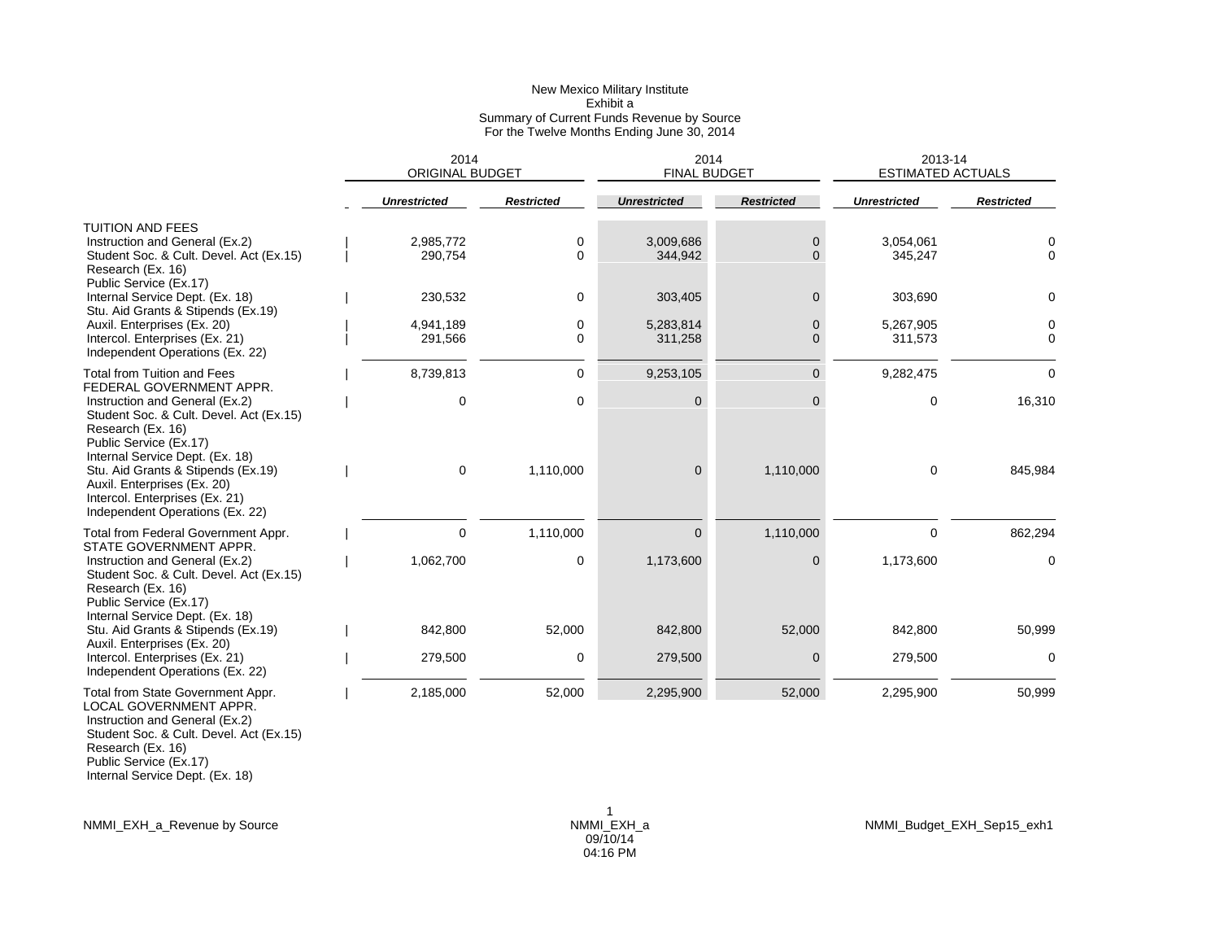New Mexico Military Institute
Exhibit a
Summary of Current Funds Revenue by Source
For the Twelve Months Ending June 30, 2014

| | 2014 ORIGINAL BUDGET | | 2014 FINAL BUDGET | | 2013-14 ESTIMATED ACTUALS | |
|---|---|---|---|---|---|---|
| | ***Unrestricted*** | ***Restricted*** | ***Unrestricted*** | ***Restricted*** | ***Unrestricted*** | ***Restricted*** |
| TUITION AND FEES | | | | | | |
| Instruction and General (Ex.2) | 2,985,772 | 0 | 3,009,686 | 0 | 3,054,061 | 0 |
| Student Soc. & Cult. Devel. Act (Ex.15) | 290,754 | 0 | 344,942 | 0 | 345,247 | 0 |
| Research (Ex. 16) | | | | | | |
| Public Service (Ex.17) | | | | | | |
| Internal Service Dept. (Ex. 18) | 230,532 | 0 | 303,405 | 0 | 303,690 | 0 |
| Stu. Aid Grants & Stipends (Ex.19) | | | | | | |
| Auxil. Enterprises (Ex. 20) | 4,941,189 | 0 | 5,283,814 | 0 | 5,267,905 | 0 |
| Intercol. Enterprises (Ex. 21) | 291,566 | 0 | 311,258 | 0 | 311,573 | 0 |
| Independent Operations (Ex. 22) | | | | | | |
| Total from Tuition and Fees | 8,739,813 | 0 | 9,253,105 | 0 | 9,282,475 | 0 |
| FEDERAL GOVERNMENT APPR. | | | | | | |
| Instruction and General (Ex.2) | 0 | 0 | 0 | 0 | 0 | 16,310 |
| Student Soc. & Cult. Devel. Act (Ex.15) | | | | | | |
| Research (Ex. 16) | | | | | | |
| Public Service (Ex.17) | | | | | | |
| Internal Service Dept. (Ex. 18) | | | | | | |
| Stu. Aid Grants & Stipends (Ex.19) | 0 | 1,110,000 | 0 | 1,110,000 | 0 | 845,984 |
| Auxil. Enterprises (Ex. 20) | | | | | | |
| Intercol. Enterprises (Ex. 21) | | | | | | |
| Independent Operations (Ex. 22) | | | | | | |
| Total from Federal Government Appr. | 0 | 1,110,000 | 0 | 1,110,000 | 0 | 862,294 |
| STATE GOVERNMENT APPR. | | | | | | |
| Instruction and General (Ex.2) | 1,062,700 | 0 | 1,173,600 | 0 | 1,173,600 | 0 |
| Student Soc. & Cult. Devel. Act (Ex.15) | | | | | | |
| Research (Ex. 16) | | | | | | |
| Public Service (Ex.17) | | | | | | |
| Internal Service Dept. (Ex. 18) | | | | | | |
| Stu. Aid Grants & Stipends (Ex.19) | 842,800 | 52,000 | 842,800 | 52,000 | 842,800 | 50,999 |
| Auxil. Enterprises (Ex. 20) | | | | | | |
| Intercol. Enterprises (Ex. 21) | 279,500 | 0 | 279,500 | 0 | 279,500 | 0 |
| Independent Operations (Ex. 22) | | | | | | |
| Total from State Government Appr. | 2,185,000 | 52,000 | 2,295,900 | 52,000 | 2,295,900 | 50,999 |
| LOCAL GOVERNMENT APPR. | | | | | | |
| Instruction and General (Ex.2) | | | | | | |
| Student Soc. & Cult. Devel. Act (Ex.15) | | | | | | |
| Research (Ex. 16) | | | | | | |
| Public Service (Ex.17) | | | | | | |
| Internal Service Dept. (Ex. 18) | | | | | | |

NMMI_EXH_a_Revenue by Source | NMMI_EXH_a 09/10/14 04:16 PM | NMMI_Budget_EXH_Sep15_exh1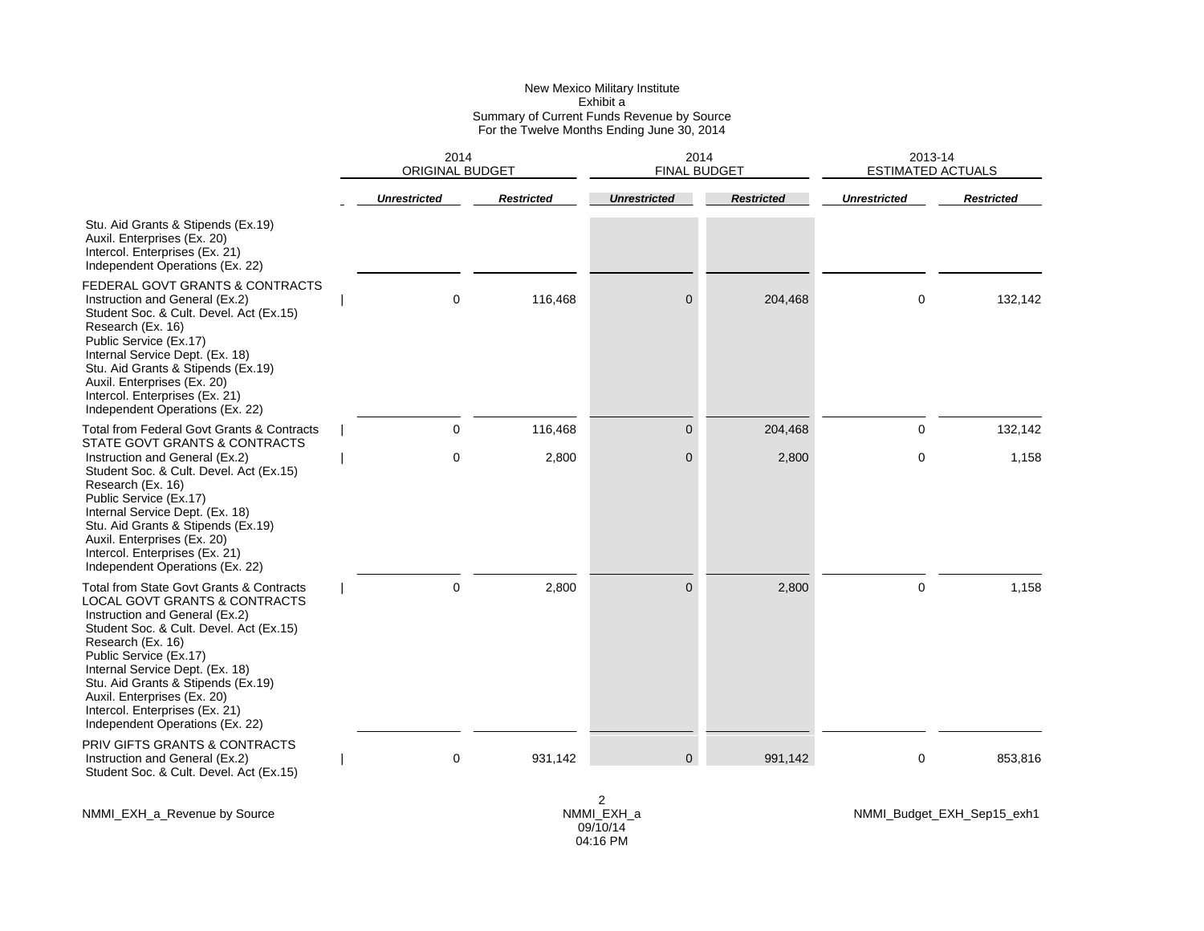New Mexico Military Institute
Exhibit a
Summary of Current Funds Revenue by Source
For the Twelve Months Ending June 30, 2014

| | 2014 ORIGINAL BUDGET | | 2014 FINAL BUDGET | | 2013-14 ESTIMATED ACTUALS | |
|---|---|---|---|---|---|---|
| | *Unrestricted* | *Restricted* | *Unrestricted* | *Restricted* | *Unrestricted* | *Restricted* |
| Stu. Aid Grants & Stipends (Ex.19) | | | | | | |
| Auxil. Enterprises (Ex. 20) | | | | | | |
| Intercol. Enterprises (Ex. 21) | | | | | | |
| Independent Operations (Ex. 22) | | | | | | |
| FEDERAL GOVT GRANTS & CONTRACTS | | | | | | |
| Instruction and General (Ex.2) | 0 | 116,468 | 0 | 204,468 | 0 | 132,142 |
| Student Soc. & Cult. Devel. Act (Ex.15) | | | | | | |
| Research (Ex. 16) | | | | | | |
| Public Service (Ex.17) | | | | | | |
| Internal Service Dept. (Ex. 18) | | | | | | |
| Stu. Aid Grants & Stipends (Ex.19) | | | | | | |
| Auxil. Enterprises (Ex. 20) | | | | | | |
| Intercol. Enterprises (Ex. 21) | | | | | | |
| Independent Operations (Ex. 22) | | | | | | |
| Total from Federal Govt Grants & Contracts | 0 | 116,468 | 0 | 204,468 | 0 | 132,142 |
| STATE GOVT GRANTS & CONTRACTS | | | | | | |
| Instruction and General (Ex.2) | 0 | 2,800 | 0 | 2,800 | 0 | 1,158 |
| Student Soc. & Cult. Devel. Act (Ex.15) | | | | | | |
| Research (Ex. 16) | | | | | | |
| Public Service (Ex.17) | | | | | | |
| Internal Service Dept. (Ex. 18) | | | | | | |
| Stu. Aid Grants & Stipends (Ex.19) | | | | | | |
| Auxil. Enterprises (Ex. 20) | | | | | | |
| Intercol. Enterprises (Ex. 21) | | | | | | |
| Independent Operations (Ex. 22) | | | | | | |
| Total from State Govt Grants & Contracts | 0 | 2,800 | 0 | 2,800 | 0 | 1,158 |
| LOCAL GOVT GRANTS & CONTRACTS | | | | | | |
| Instruction and General (Ex.2) | | | | | | |
| Student Soc. & Cult. Devel. Act (Ex.15) | | | | | | |
| Research (Ex. 16) | | | | | | |
| Public Service (Ex.17) | | | | | | |
| Internal Service Dept. (Ex. 18) | | | | | | |
| Stu. Aid Grants & Stipends (Ex.19) | | | | | | |
| Auxil. Enterprises (Ex. 20) | | | | | | |
| Intercol. Enterprises (Ex. 21) | | | | | | |
| Independent Operations (Ex. 22) | | | | | | |
| PRIV GIFTS GRANTS & CONTRACTS | | | | | | |
| Instruction and General (Ex.2) | 0 | 931,142 | 0 | 991,142 | 0 | 853,816 |
| Student Soc. & Cult. Devel. Act (Ex.15) | | | | | | |

NMMI_EXH_a_Revenue by Source

NMMI_EXH_a
09/10/14
04:16 PM

NMMI_Budget_EXH_Sep15_exh1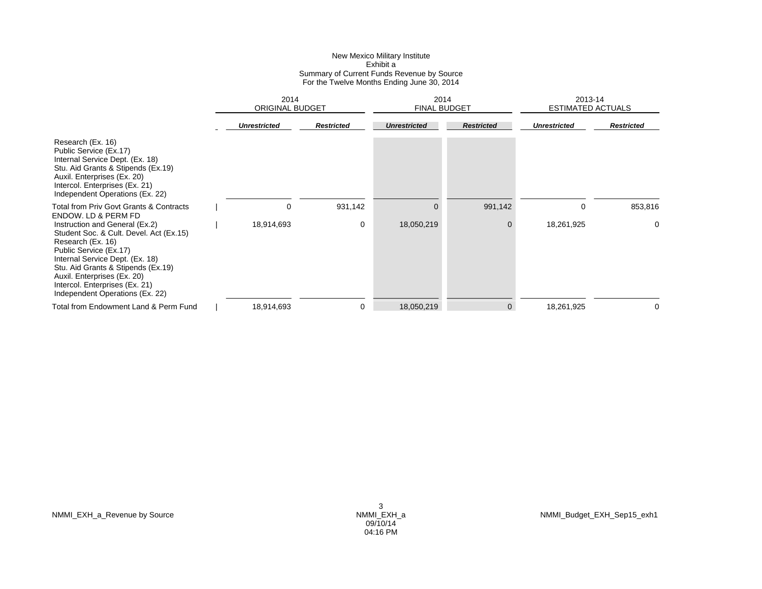New Mexico Military Institute
Exhibit a
Summary of Current Funds Revenue by Source
For the Twelve Months Ending June 30, 2014

| | 2014 ORIGINAL BUDGET | | 2014 FINAL BUDGET | | 2013-14 ESTIMATED ACTUALS | |
|---|---|---|---|---|---|---|
| | ***Unrestricted*** | ***Restricted*** | ***Unrestricted*** | ***Restricted*** | ***Unrestricted*** | ***Restricted*** |
| Research (Ex. 16) | | | | | | |
| Public Service (Ex.17) | | | | | | |
| Internal Service Dept. (Ex. 18) | | | | | | |
| Stu. Aid Grants & Stipends (Ex.19) | | | | | | |
| Auxil. Enterprises (Ex. 20) | | | | | | |
| Intercol. Enterprises (Ex. 21) | | | | | | |
| Independent Operations (Ex. 22) | | | | | | |
| Total from Priv Govt Grants & Contracts | 0 | 931,142 | 0 | 991,142 | 0 | 853,816 |
| ENDOW. LD & PERM FD | | | | | | |
| Instruction and General (Ex.2) | 18,914,693 | 0 | 18,050,219 | 0 | 18,261,925 | 0 |
| Student Soc. & Cult. Devel. Act (Ex.15) | | | | | | |
| Research (Ex. 16) | | | | | | |
| Public Service (Ex.17) | | | | | | |
| Internal Service Dept. (Ex. 18) | | | | | | |
| Stu. Aid Grants & Stipends (Ex.19) | | | | | | |
| Auxil. Enterprises (Ex. 20) | | | | | | |
| Intercol. Enterprises (Ex. 21) | | | | | | |
| Independent Operations (Ex. 22) | | | | | | |
| Total from Endowment Land & Perm Fund | 18,914,693 | 0 | 18,050,219 | 0 | 18,261,925 | 0 |

NMMI_EXH_a_Revenue by Source

NMMI_EXH_a
09/10/14
04:16 PM

NMMI_Budget_EXH_Sep15_exh1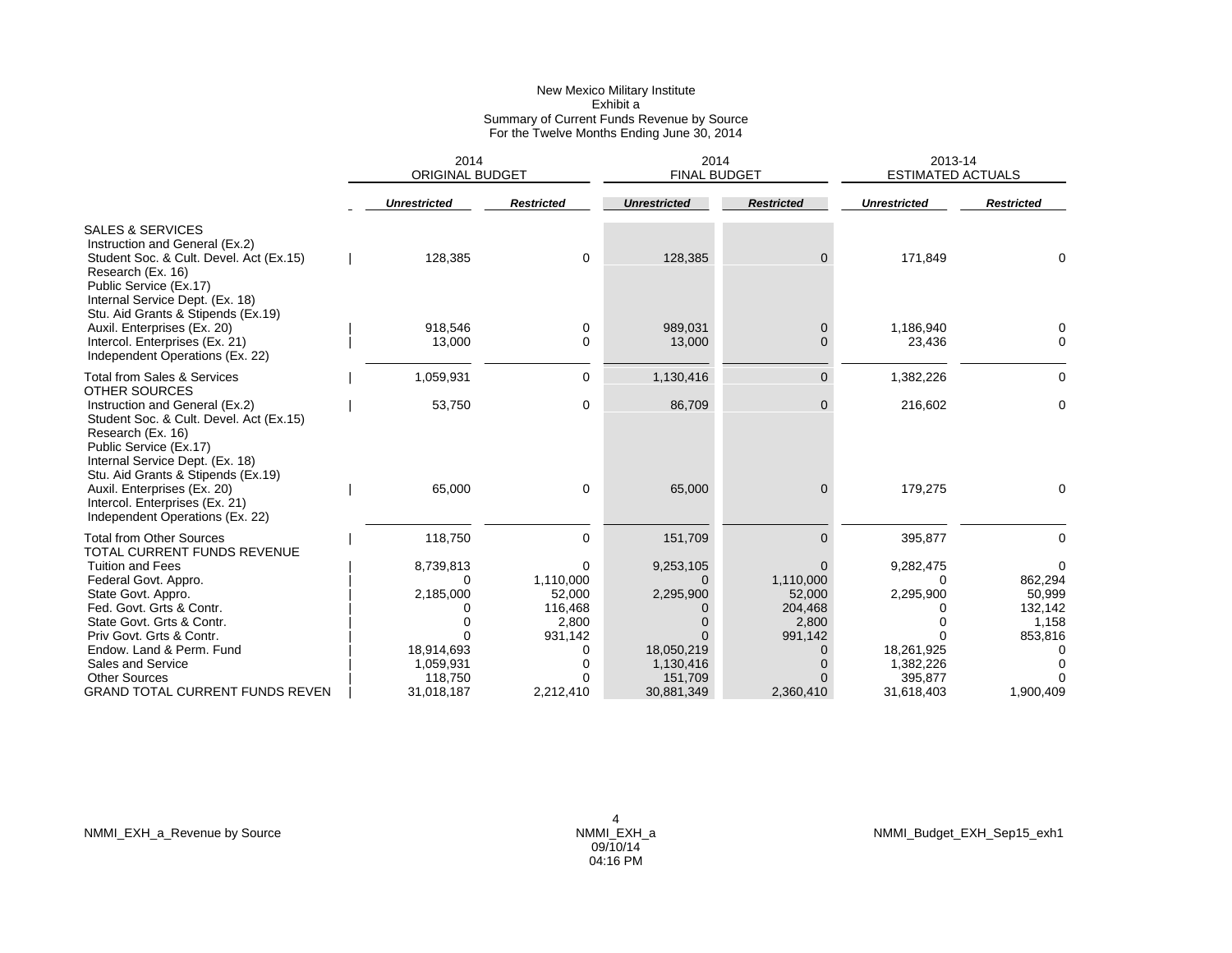New Mexico Military Institute
Exhibit a
Summary of Current Funds Revenue by Source
For the Twelve Months Ending June 30, 2014

| | 2014 ORIGINAL BUDGET | | 2014 FINAL BUDGET | | 2013-14 ESTIMATED ACTUALS | |
|---|---|---|---|---|---|---|
| | ***Unrestricted*** | ***Restricted*** | ***Unrestricted*** | ***Restricted*** | ***Unrestricted*** | ***Restricted*** |
| SALES & SERVICES | | | | | | |
| Instruction and General (Ex.2) | | | | | | |
| Student Soc. & Cult. Devel. Act (Ex.15) | 128,385 | 0 | 128,385 | 0 | 171,849 | 0 |
| Research (Ex. 16) | | | | | | |
| Public Service (Ex.17) | | | | | | |
| Internal Service Dept. (Ex. 18) | | | | | | |
| Stu. Aid Grants & Stipends (Ex.19) | | | | | | |
| Auxil. Enterprises (Ex. 20) | 918,546 | 0 | 989,031 | 0 | 1,186,940 | 0 |
| Intercol. Enterprises (Ex. 21) | 13,000 | 0 | 13,000 | 0 | 23,436 | 0 |
| Independent Operations (Ex. 22) | | | | | | |
| Total from Sales & Services | 1,059,931 | 0 | 1,130,416 | 0 | 1,382,226 | 0 |
| OTHER SOURCES | | | | | | |
| Instruction and General (Ex.2) | 53,750 | 0 | 86,709 | 0 | 216,602 | 0 |
| Student Soc. & Cult. Devel. Act (Ex.15) | | | | | | |
| Research (Ex. 16) | | | | | | |
| Public Service (Ex.17) | | | | | | |
| Internal Service Dept. (Ex. 18) | | | | | | |
| Stu. Aid Grants & Stipends (Ex.19) | | | | | | |
| Auxil. Enterprises (Ex. 20) | 65,000 | 0 | 65,000 | 0 | 179,275 | 0 |
| Intercol. Enterprises (Ex. 21) | | | | | | |
| Independent Operations (Ex. 22) | | | | | | |
| Total from Other Sources | 118,750 | 0 | 151,709 | 0 | 395,877 | 0 |
| TOTAL CURRENT FUNDS REVENUE | | | | | | |
| Tuition and Fees | 8,739,813 | 0 | 9,253,105 | 0 | 9,282,475 | 0 |
| Federal Govt. Appro. | 0 | 1,110,000 | 0 | 1,110,000 | 0 | 862,294 |
| State Govt. Appro. | 2,185,000 | 52,000 | 2,295,900 | 52,000 | 2,295,900 | 50,999 |
| Fed. Govt. Grts & Contr. | 0 | 116,468 | 0 | 204,468 | 0 | 132,142 |
| State Govt. Grts & Contr. | 0 | 2,800 | 0 | 2,800 | 0 | 1,158 |
| Priv Govt. Grts & Contr. | 0 | 931,142 | 0 | 991,142 | 0 | 853,816 |
| Endow. Land & Perm. Fund | 18,914,693 | 0 | 18,050,219 | 0 | 18,261,925 | 0 |
| Sales and Service | 1,059,931 | 0 | 1,130,416 | 0 | 1,382,226 | 0 |
| Other Sources | 118,750 | 0 | 151,709 | 0 | 395,877 | 0 |
| GRAND TOTAL CURRENT FUNDS REVEN | 31,018,187 | 2,212,410 | 30,881,349 | 2,360,410 | 31,618,403 | 1,900,409 |

NMMI_EXH_a_Revenue by Source

NMMI_EXH_a
09/10/14
04:16 PM

NMMI_Budget_EXH_Sep15_exh1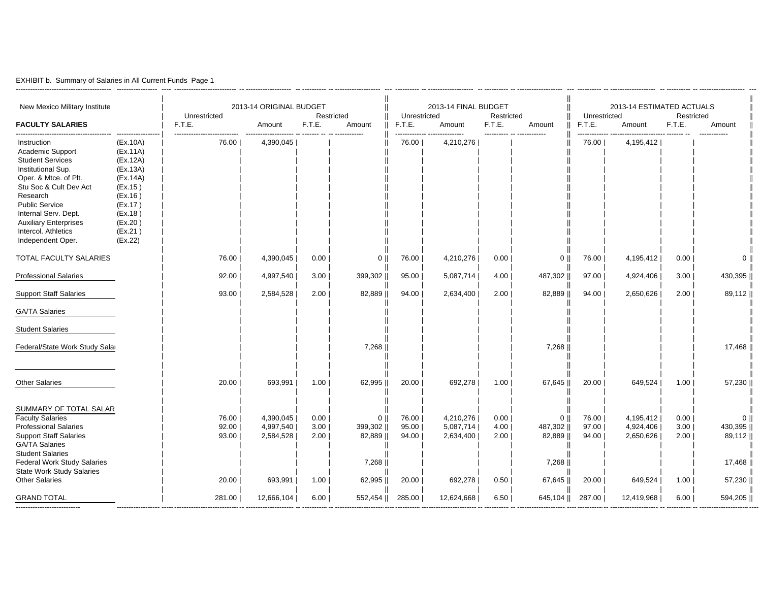EXHIBIT b. Summary of Salaries in All Current Funds Page 1

| New Mexico Military Institute | | 2013-14 ORIGINAL BUDGET | | | | 2013-14 FINAL BUDGET | | | | 2013-14 ESTIMATED ACTUALS | | | |
|---|---|---|---|---|---|---|---|---|---|---|---|---|---|
| | | Unrestricted | | Restricted | | Unrestricted | | Restricted | | Unrestricted | | Restricted | |
| **FACULTY SALARIES** | | F.T.E. | Amount | F.T.E. | Amount | F.T.E. | Amount | F.T.E. | Amount | F.T.E. | Amount | F.T.E. | Amount |
| Instruction | (Ex.10A) | 76.00 | 4,390,045 | | | 76.00 | 4,210,276 | | | 76.00 | 4,195,412 | | |
| Academic Support | (Ex.11A) | | | | | | | | | | | | |
| Student Services | (Ex.12A) | | | | | | | | | | | | |
| Institutional Sup. | (Ex.13A) | | | | | | | | | | | | |
| Oper. & Mtce. of Plt. | (Ex.14A) | | | | | | | | | | | | |
| Stu Soc & Cult Dev Act | (Ex.15 ) | | | | | | | | | | | | |
| Research | (Ex.16 ) | | | | | | | | | | | | |
| Public Service | (Ex.17 ) | | | | | | | | | | | | |
| Internal Serv. Dept. | (Ex.18 ) | | | | | | | | | | | | |
| Auxiliary Enterprises | (Ex.20 ) | | | | | | | | | | | | |
| Intercol. Athletics | (Ex.21 ) | | | | | | | | | | | | |
| Independent Oper. | (Ex.22) | | | | | | | | | | | | |
| TOTAL FACULTY SALARIES | | 76.00 | 4,390,045 | 0.00 | 0 | 76.00 | 4,210,276 | 0.00 | 0 | 76.00 | 4,195,412 | 0.00 | 0 |
| Professional Salaries | | 92.00 | 4,997,540 | 3.00 | 399,302 | 95.00 | 5,087,714 | 4.00 | 487,302 | 97.00 | 4,924,406 | 3.00 | 430,395 |
| Support Staff Salaries | | 93.00 | 2,584,528 | 2.00 | 82,889 | 94.00 | 2,634,400 | 2.00 | 82,889 | 94.00 | 2,650,626 | 2.00 | 89,112 |
| GA/TA Salaries | | | | | | | | | | | | | |
| Student Salaries | | | | | | | | | | | | | |
| Federal/State Work Study Salai | | | | | 7,268 | | | | 7,268 | | | | 17,468 |
| Other Salaries | | 20.00 | 693,991 | 1.00 | 62,995 | 20.00 | 692,278 | 1.00 | 67,645 | 20.00 | 649,524 | 1.00 | 57,230 |
| SUMMARY OF TOTAL SALAR | | | | | | | | | | | | | |
| Faculty Salaries | | 76.00 | 4,390,045 | 0.00 | 0 | 76.00 | 4,210,276 | 0.00 | 0 | 76.00 | 4,195,412 | 0.00 | 0 |
| Professional Salaries | | 92.00 | 4,997,540 | 3.00 | 399,302 | 95.00 | 5,087,714 | 4.00 | 487,302 | 97.00 | 4,924,406 | 3.00 | 430,395 |
| Support Staff Salaries | | 93.00 | 2,584,528 | 2.00 | 82,889 | 94.00 | 2,634,400 | 2.00 | 82,889 | 94.00 | 2,650,626 | 2.00 | 89,112 |
| GA/TA Salaries | | | | | | | | | | | | | |
| Student Salaries | | | | | | | | | | | | | |
| Federal Work Study Salaries | | | | | 7,268 | | | | 7,268 | | | | 17,468 |
| State Work Study Salaries | | | | | | | | | | | | | |
| Other Salaries | | 20.00 | 693,991 | 1.00 | 62,995 | 20.00 | 692,278 | 0.50 | 67,645 | 20.00 | 649,524 | 1.00 | 57,230 |
| GRAND TOTAL | | 281.00 | 12,666,104 | 6.00 | 552,454 | 285.00 | 12,624,668 | 6.50 | 645,104 | 287.00 | 12,419,968 | 6.00 | 594,205 |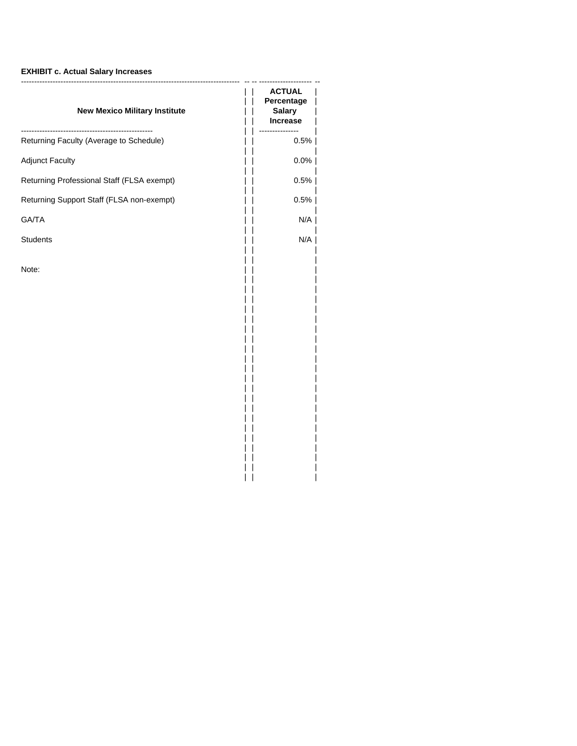**EXHIBIT c. Actual Salary Increases**

| New Mexico Military Institute | ACTUAL Percentage Salary Increase |
|---|---|
| Returning Faculty (Average to Schedule) | 0.5% |
| Adjunct Faculty | 0.0% |
| Returning Professional Staff (FLSA exempt) | 0.5% |
| Returning Support Staff (FLSA non-exempt) | 0.5% |
| GA/TA | N/A |
| Students | N/A |

Note: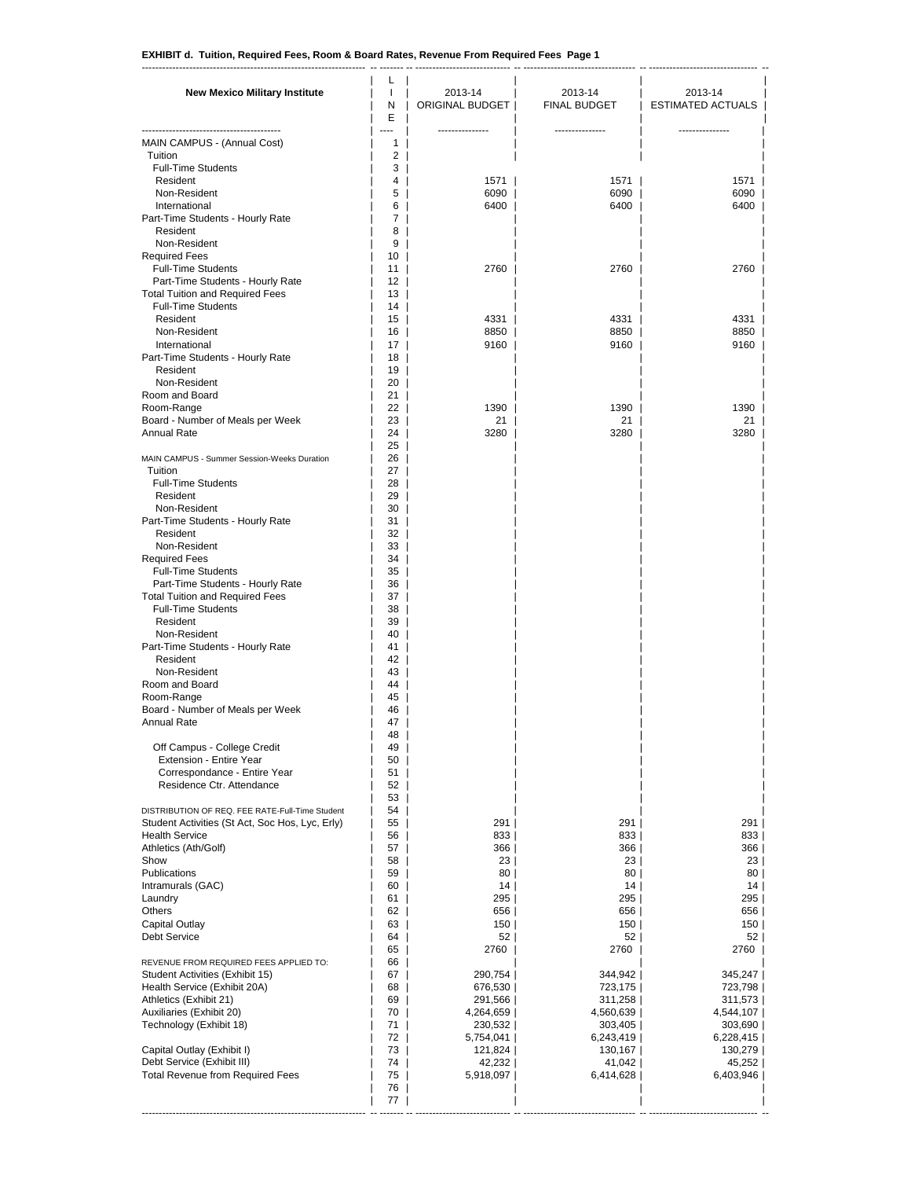**EXHIBIT d. Tuition, Required Fees, Room & Board Rates, Revenue From Required Fees Page 1**

| New Mexico Military Institute | LINE | 2013-14 ORIGINAL BUDGET | 2013-14 FINAL BUDGET | 2013-14 ESTIMATED ACTUALS |
|---|---|---|---|---|
| MAIN CAMPUS - (Annual Cost) | 1 | | | |
| Tuition | 2 | | | |
| Full-Time Students | 3 | | | |
| Resident | 4 | 1571 | 1571 | 1571 |
| Non-Resident | 5 | 6090 | 6090 | 6090 |
| International | 6 | 6400 | 6400 | 6400 |
| Part-Time Students - Hourly Rate | 7 | | | |
| Resident | 8 | | | |
| Non-Resident | 9 | | | |
| Required Fees | 10 | | | |
| Full-Time Students | 11 | 2760 | 2760 | 2760 |
| Part-Time Students - Hourly Rate | 12 | | | |
| Total Tuition and Required Fees | 13 | | | |
| Full-Time Students | 14 | | | |
| Resident | 15 | 4331 | 4331 | 4331 |
| Non-Resident | 16 | 8850 | 8850 | 8850 |
| International | 17 | 9160 | 9160 | 9160 |
| Part-Time Students - Hourly Rate | 18 | | | |
| Resident | 19 | | | |
| Non-Resident | 20 | | | |
| Room and Board | 21 | | | |
| Room-Range | 22 | 1390 | 1390 | 1390 |
| Board - Number of Meals per Week | 23 | 21 | 21 | 21 |
| Annual Rate | 24 | 3280 | 3280 | 3280 |
| | 25 | | | |
| MAIN CAMPUS - Summer Session-Weeks Duration | 26 | | | |
| Tuition | 27 | | | |
| Full-Time Students | 28 | | | |
| Resident | 29 | | | |
| Non-Resident | 30 | | | |
| Part-Time Students - Hourly Rate | 31 | | | |
| Resident | 32 | | | |
| Non-Resident | 33 | | | |
| Required Fees | 34 | | | |
| Full-Time Students | 35 | | | |
| Part-Time Students - Hourly Rate | 36 | | | |
| Total Tuition and Required Fees | 37 | | | |
| Full-Time Students | 38 | | | |
| Resident | 39 | | | |
| Non-Resident | 40 | | | |
| Part-Time Students - Hourly Rate | 41 | | | |
| Resident | 42 | | | |
| Non-Resident | 43 | | | |
| Room and Board | 44 | | | |
| Room-Range | 45 | | | |
| Board - Number of Meals per Week | 46 | | | |
| Annual Rate | 47 | | | |
| | 48 | | | |
| Off Campus - College Credit | 49 | | | |
| Extension - Entire Year | 50 | | | |
| Correspondance - Entire Year | 51 | | | |
| Residence Ctr. Attendance | 52 | | | |
| | 53 | | | |
| DISTRIBUTION OF REQ. FEE RATE-Full-Time Student | 54 | | | |
| Student Activities (St Act, Soc Hos, Lyc, Erly) | 55 | 291 | 291 | 291 |
| Health Service | 56 | 833 | 833 | 833 |
| Athletics (Ath/Golf) | 57 | 366 | 366 | 366 |
| Show | 58 | 23 | 23 | 23 |
| Publications | 59 | 80 | 80 | 80 |
| Intramurals (GAC) | 60 | 14 | 14 | 14 |
| Laundry | 61 | 295 | 295 | 295 |
| Others | 62 | 656 | 656 | 656 |
| Capital Outlay | 63 | 150 | 150 | 150 |
| Debt Service | 64 | 52 | 52 | 52 |
| | 65 | 2760 | 2760 | 2760 |
| REVENUE FROM REQUIRED FEES APPLIED TO: | 66 | | | |
| Student Activities (Exhibit 15) | 67 | 290,754 | 344,942 | 345,247 |
| Health Service (Exhibit 20A) | 68 | 676,530 | 723,175 | 723,798 |
| Athletics (Exhibit 21) | 69 | 291,566 | 311,258 | 311,573 |
| Auxiliaries (Exhibit 20) | 70 | 4,264,659 | 4,560,639 | 4,544,107 |
| Technology (Exhibit 18) | 71 | 230,532 | 303,405 | 303,690 |
| | 72 | 5,754,041 | 6,243,419 | 6,228,415 |
| Capital Outlay (Exhibit I) | 73 | 121,824 | 130,167 | 130,279 |
| Debt Service (Exhibit III) | 74 | 42,232 | 41,042 | 45,252 |
| Total Revenue from Required Fees | 75 | 5,918,097 | 6,414,628 | 6,403,946 |
| | 76 | | | |
| | 77 | | | |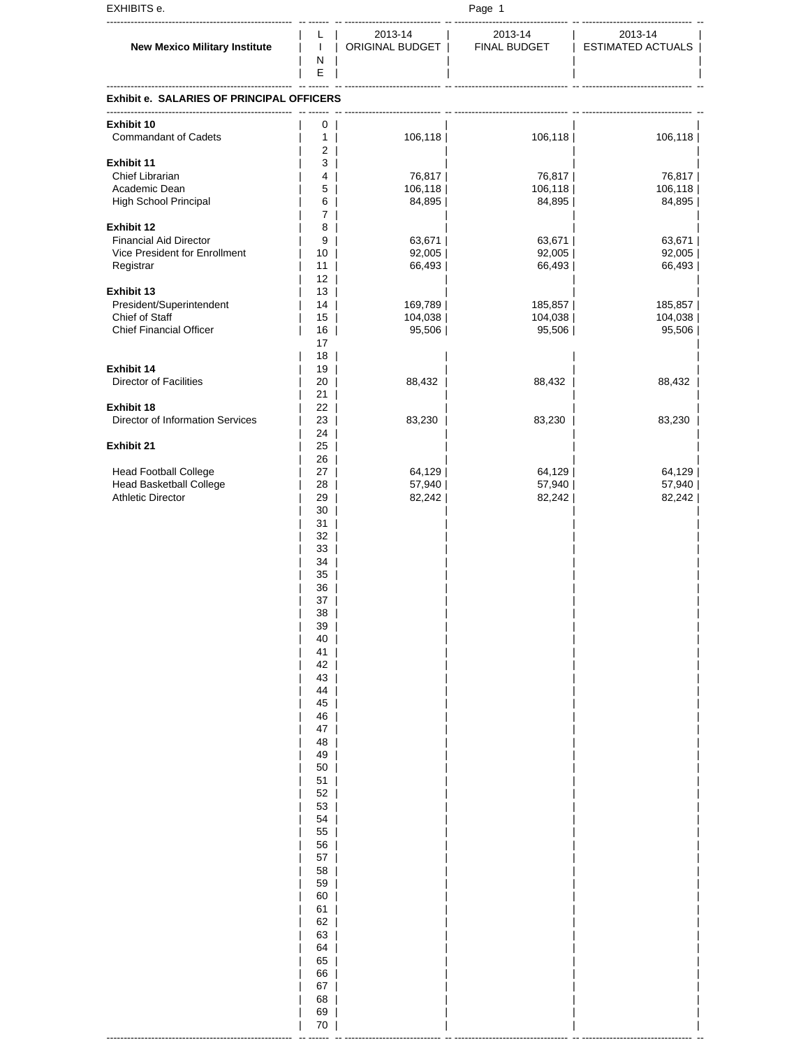| New Mexico Military Institute | LINE | 2013-14 ORIGINAL BUDGET | 2013-14 FINAL BUDGET | 2013-14 ESTIMATED ACTUALS |
|---|---|---|---|---|
| **Exhibit e. SALARIES OF PRINCIPAL OFFICERS** | | | | |
| **Exhibit 10** | 0 | | | |
| Commandant of Cadets | 1 | 106,118 | 106,118 | 106,118 |
| | 2 | | | |
| **Exhibit 11** | 3 | | | |
| Chief Librarian | 4 | 76,817 | 76,817 | 76,817 |
| Academic Dean | 5 | 106,118 | 106,118 | 106,118 |
| High School Principal | 6 | 84,895 | 84,895 | 84,895 |
| | 7 | | | |
| **Exhibit 12** | 8 | | | |
| Financial Aid Director | 9 | 63,671 | 63,671 | 63,671 |
| Vice President for Enrollment | 10 | 92,005 | 92,005 | 92,005 |
| Registrar | 11 | 66,493 | 66,493 | 66,493 |
| | 12 | | | |
| **Exhibit 13** | 13 | | | |
| President/Superintendent | 14 | 169,789 | 185,857 | 185,857 |
| Chief of Staff | 15 | 104,038 | 104,038 | 104,038 |
| Chief Financial Officer | 16 | 95,506 | 95,506 | 95,506 |
| | 17 | | | |
| | 18 | | | |
| **Exhibit 14** | 19 | | | |
| Director of Facilities | 20 | 88,432 | 88,432 | 88,432 |
| | 21 | | | |
| **Exhibit 18** | 22 | | | |
| Director of Information Services | 23 | 83,230 | 83,230 | 83,230 |
| | 24 | | | |
| **Exhibit 21** | 25 | | | |
| | 26 | | | |
| Head Football College | 27 | 64,129 | 64,129 | 64,129 |
| Head Basketball College | 28 | 57,940 | 57,940 | 57,940 |
| Athletic Director | 29 | 82,242 | 82,242 | 82,242 |
| | 30 | | | |
| | 31 | | | |
| | 32 | | | |
| | 33 | | | |
| | 34 | | | |
| | 35 | | | |
| | 36 | | | |
| | 37 | | | |
| | 38 | | | |
| | 39 | | | |
| | 40 | | | |
| | 41 | | | |
| | 42 | | | |
| | 43 | | | |
| | 44 | | | |
| | 45 | | | |
| | 46 | | | |
| | 47 | | | |
| | 48 | | | |
| | 49 | | | |
| | 50 | | | |
| | 51 | | | |
| | 52 | | | |
| | 53 | | | |
| | 54 | | | |
| | 55 | | | |
| | 56 | | | |
| | 57 | | | |
| | 58 | | | |
| | 59 | | | |
| | 60 | | | |
| | 61 | | | |
| | 62 | | | |
| | 63 | | | |
| | 64 | | | |
| | 65 | | | |
| | 66 | | | |
| | 67 | | | |
| | 68 | | | |
| | 69 | | | |
| | 70 | | | |